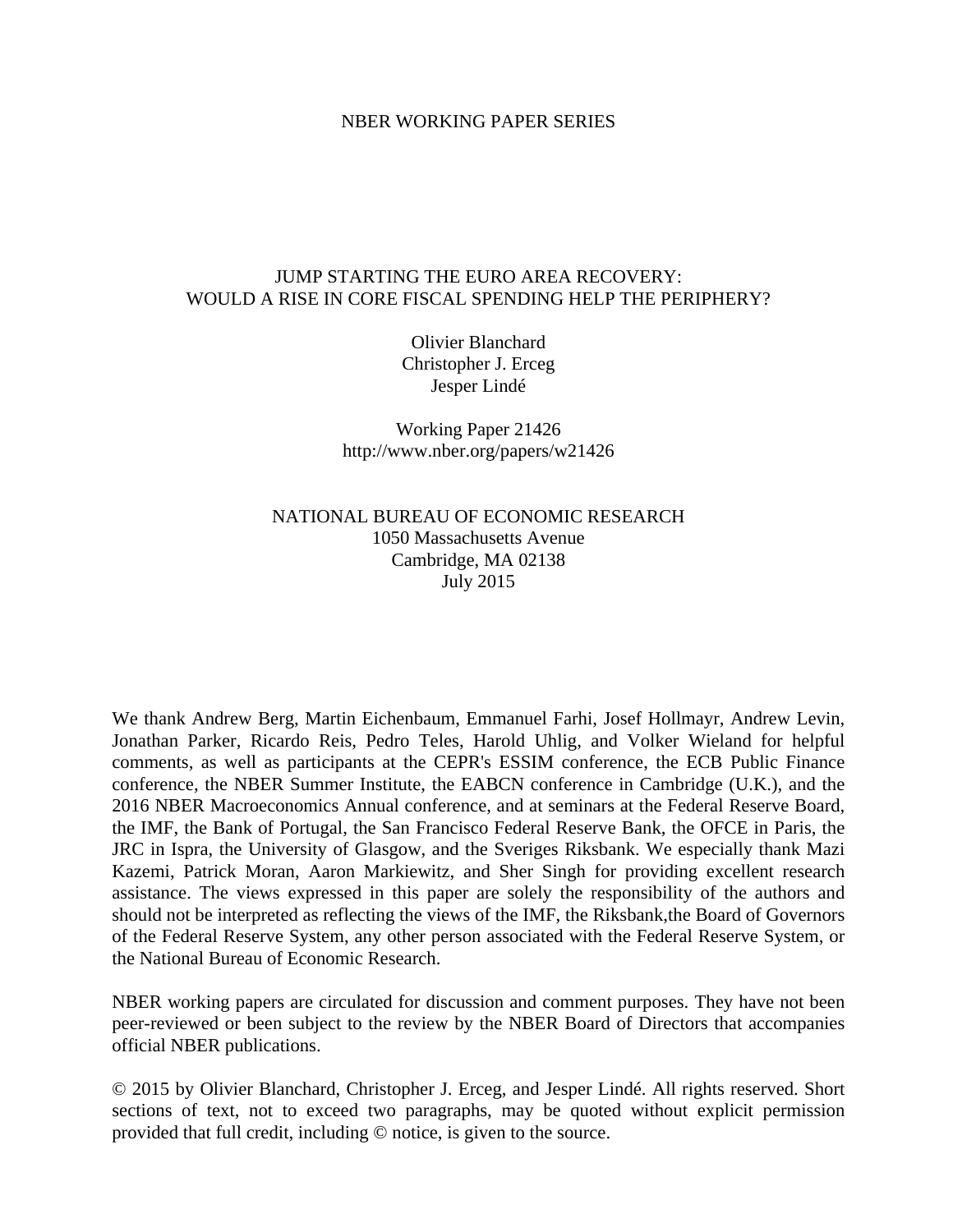NBER WORKING PAPER SERIES

# JUMP STARTING THE EURO AREA RECOVERY: WOULD A RISE IN CORE FISCAL SPENDING HELP THE PERIPHERY?

Olivier Blanchard
Christopher J. Erceg
Jesper Lindé

Working Paper 21426
http://www.nber.org/papers/w21426

NATIONAL BUREAU OF ECONOMIC RESEARCH
1050 Massachusetts Avenue
Cambridge, MA 02138
July 2015

We thank Andrew Berg, Martin Eichenbaum, Emmanuel Farhi, Josef Hollmayr, Andrew Levin, Jonathan Parker, Ricardo Reis, Pedro Teles, Harold Uhlig, and Volker Wieland for helpful comments, as well as participants at the CEPR's ESSIM conference, the ECB Public Finance conference, the NBER Summer Institute, the EABCN conference in Cambridge (U.K.), and the 2016 NBER Macroeconomics Annual conference, and at seminars at the Federal Reserve Board, the IMF, the Bank of Portugal, the San Francisco Federal Reserve Bank, the OFCE in Paris, the JRC in Ispra, the University of Glasgow, and the Sveriges Riksbank. We especially thank Mazi Kazemi, Patrick Moran, Aaron Markiewitz, and Sher Singh for providing excellent research assistance. The views expressed in this paper are solely the responsibility of the authors and should not be interpreted as reflecting the views of the IMF, the Riksbank,the Board of Governors of the Federal Reserve System, any other person associated with the Federal Reserve System, or the National Bureau of Economic Research.

NBER working papers are circulated for discussion and comment purposes. They have not been peer-reviewed or been subject to the review by the NBER Board of Directors that accompanies official NBER publications.

© 2015 by Olivier Blanchard, Christopher J. Erceg, and Jesper Lindé. All rights reserved. Short sections of text, not to exceed two paragraphs, may be quoted without explicit permission provided that full credit, including © notice, is given to the source.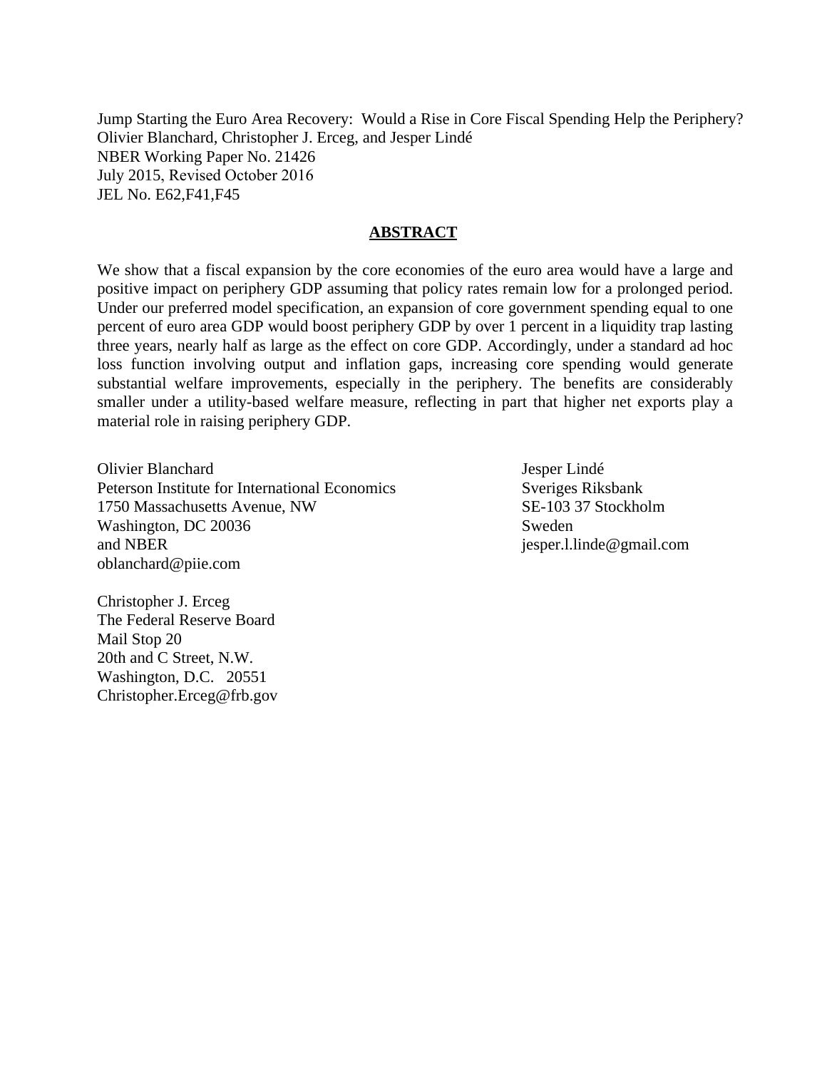Jump Starting the Euro Area Recovery: Would a Rise in Core Fiscal Spending Help the Periphery?
Olivier Blanchard, Christopher J. Erceg, and Jesper Lindé
NBER Working Paper No. 21426
July 2015, Revised October 2016
JEL No. E62,F41,F45

## ABSTRACT

We show that a fiscal expansion by the core economies of the euro area would have a large and positive impact on periphery GDP assuming that policy rates remain low for a prolonged period. Under our preferred model specification, an expansion of core government spending equal to one percent of euro area GDP would boost periphery GDP by over 1 percent in a liquidity trap lasting three years, nearly half as large as the effect on core GDP. Accordingly, under a standard ad hoc loss function involving output and inflation gaps, increasing core spending would generate substantial welfare improvements, especially in the periphery. The benefits are considerably smaller under a utility-based welfare measure, reflecting in part that higher net exports play a material role in raising periphery GDP.

Olivier Blanchard
Peterson Institute for International Economics
1750 Massachusetts Avenue, NW
Washington, DC 20036
and NBER
oblanchard@piie.com

Christopher J. Erceg
The Federal Reserve Board
Mail Stop 20
20th and C Street, N.W.
Washington, D.C. 20551
Christopher.Erceg@frb.gov

Jesper Lindé
Sveriges Riksbank
SE-103 37 Stockholm
Sweden
jesper.l.linde@gmail.com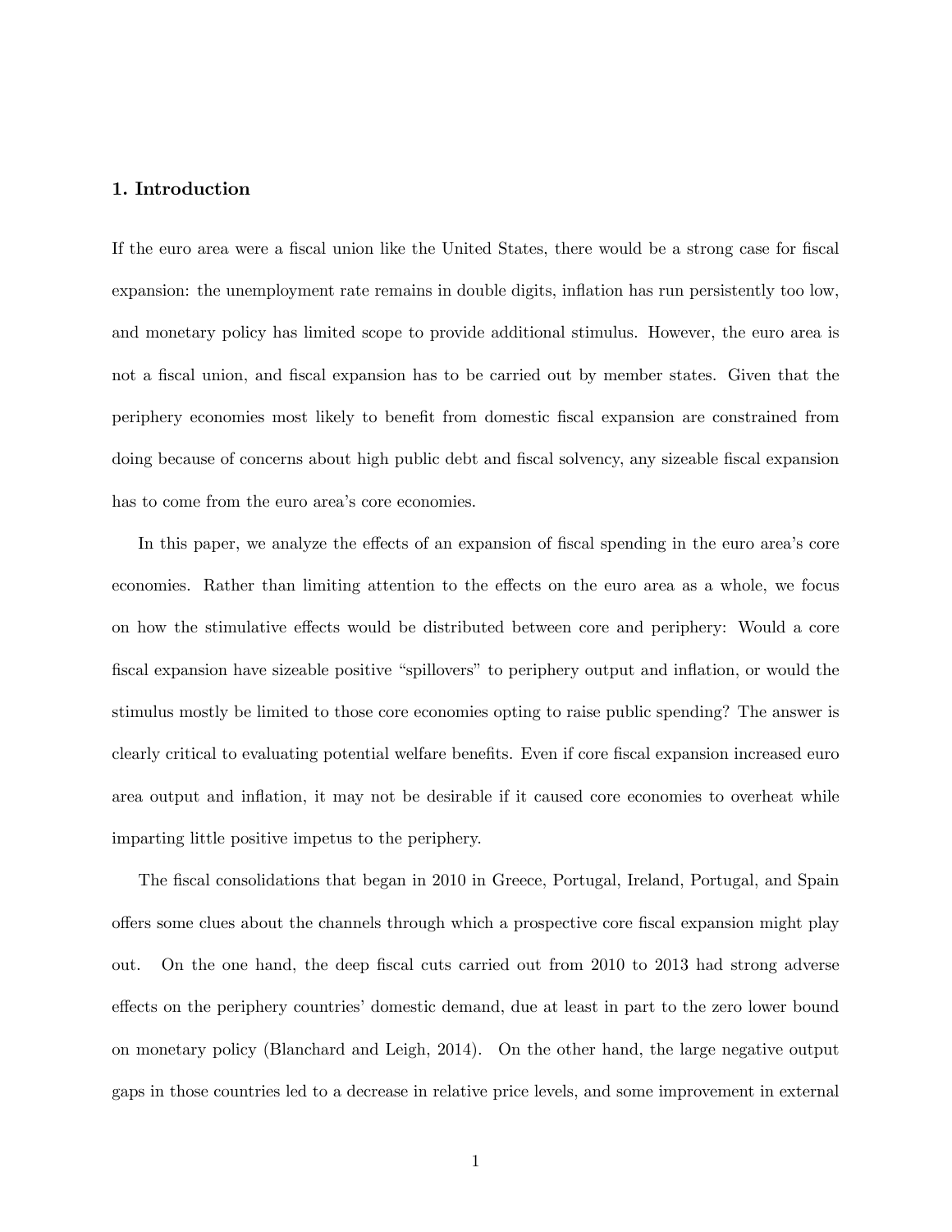## 1. Introduction

If the euro area were a fiscal union like the United States, there would be a strong case for fiscal expansion: the unemployment rate remains in double digits, inflation has run persistently too low, and monetary policy has limited scope to provide additional stimulus. However, the euro area is not a fiscal union, and fiscal expansion has to be carried out by member states. Given that the periphery economies most likely to benefit from domestic fiscal expansion are constrained from doing because of concerns about high public debt and fiscal solvency, any sizeable fiscal expansion has to come from the euro area's core economies.

In this paper, we analyze the effects of an expansion of fiscal spending in the euro area's core economies. Rather than limiting attention to the effects on the euro area as a whole, we focus on how the stimulative effects would be distributed between core and periphery: Would a core fiscal expansion have sizeable positive "spillovers" to periphery output and inflation, or would the stimulus mostly be limited to those core economies opting to raise public spending? The answer is clearly critical to evaluating potential welfare benefits. Even if core fiscal expansion increased euro area output and inflation, it may not be desirable if it caused core economies to overheat while imparting little positive impetus to the periphery.

The fiscal consolidations that began in 2010 in Greece, Portugal, Ireland, Portugal, and Spain offers some clues about the channels through which a prospective core fiscal expansion might play out. On the one hand, the deep fiscal cuts carried out from 2010 to 2013 had strong adverse effects on the periphery countries' domestic demand, due at least in part to the zero lower bound on monetary policy (Blanchard and Leigh, 2014). On the other hand, the large negative output gaps in those countries led to a decrease in relative price levels, and some improvement in external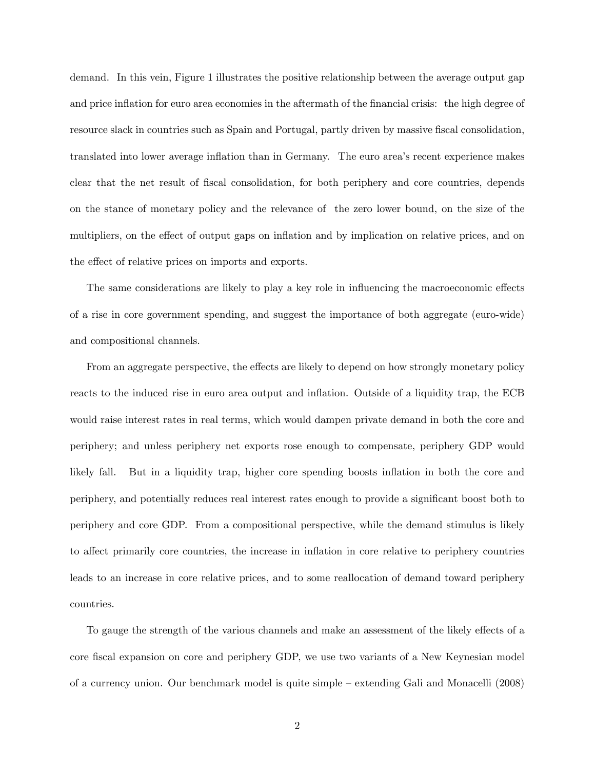demand. In this vein, Figure 1 illustrates the positive relationship between the average output gap and price inflation for euro area economies in the aftermath of the financial crisis: the high degree of resource slack in countries such as Spain and Portugal, partly driven by massive fiscal consolidation, translated into lower average inflation than in Germany. The euro area's recent experience makes clear that the net result of fiscal consolidation, for both periphery and core countries, depends on the stance of monetary policy and the relevance of the zero lower bound, on the size of the multipliers, on the effect of output gaps on inflation and by implication on relative prices, and on the effect of relative prices on imports and exports.

The same considerations are likely to play a key role in influencing the macroeconomic effects of a rise in core government spending, and suggest the importance of both aggregate (euro-wide) and compositional channels.

From an aggregate perspective, the effects are likely to depend on how strongly monetary policy reacts to the induced rise in euro area output and inflation. Outside of a liquidity trap, the ECB would raise interest rates in real terms, which would dampen private demand in both the core and periphery; and unless periphery net exports rose enough to compensate, periphery GDP would likely fall. But in a liquidity trap, higher core spending boosts inflation in both the core and periphery, and potentially reduces real interest rates enough to provide a significant boost both to periphery and core GDP. From a compositional perspective, while the demand stimulus is likely to affect primarily core countries, the increase in inflation in core relative to periphery countries leads to an increase in core relative prices, and to some reallocation of demand toward periphery countries.

To gauge the strength of the various channels and make an assessment of the likely effects of a core fiscal expansion on core and periphery GDP, we use two variants of a New Keynesian model of a currency union. Our benchmark model is quite simple – extending Gali and Monacelli (2008)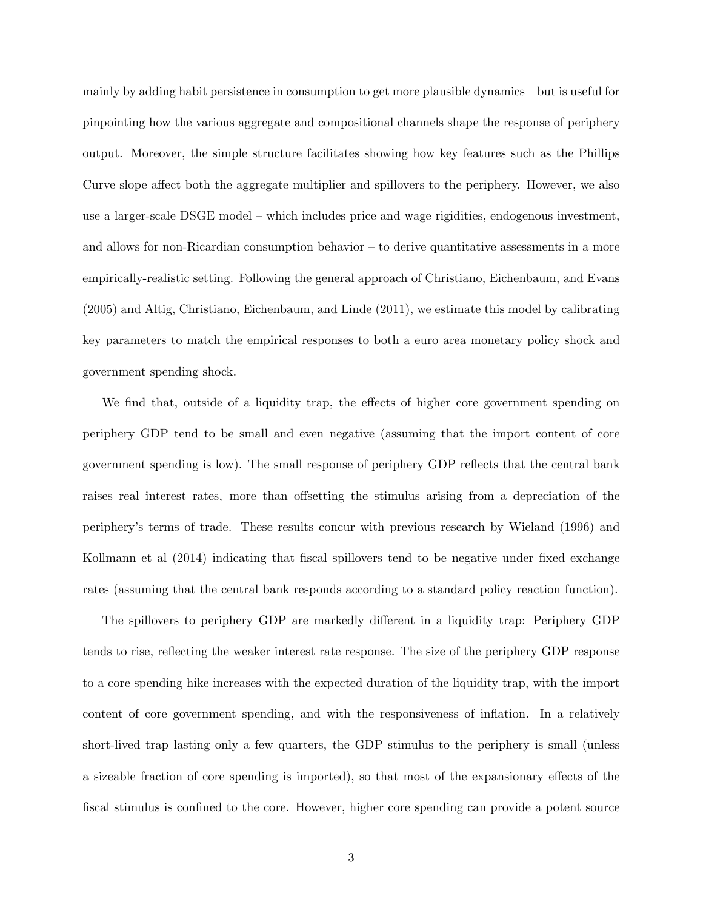mainly by adding habit persistence in consumption to get more plausible dynamics – but is useful for pinpointing how the various aggregate and compositional channels shape the response of periphery output. Moreover, the simple structure facilitates showing how key features such as the Phillips Curve slope affect both the aggregate multiplier and spillovers to the periphery. However, we also use a larger-scale DSGE model – which includes price and wage rigidities, endogenous investment, and allows for non-Ricardian consumption behavior – to derive quantitative assessments in a more empirically-realistic setting. Following the general approach of Christiano, Eichenbaum, and Evans (2005) and Altig, Christiano, Eichenbaum, and Linde (2011), we estimate this model by calibrating key parameters to match the empirical responses to both a euro area monetary policy shock and government spending shock.

We find that, outside of a liquidity trap, the effects of higher core government spending on periphery GDP tend to be small and even negative (assuming that the import content of core government spending is low). The small response of periphery GDP reflects that the central bank raises real interest rates, more than offsetting the stimulus arising from a depreciation of the periphery's terms of trade. These results concur with previous research by Wieland (1996) and Kollmann et al (2014) indicating that fiscal spillovers tend to be negative under fixed exchange rates (assuming that the central bank responds according to a standard policy reaction function).

The spillovers to periphery GDP are markedly different in a liquidity trap: Periphery GDP tends to rise, reflecting the weaker interest rate response. The size of the periphery GDP response to a core spending hike increases with the expected duration of the liquidity trap, with the import content of core government spending, and with the responsiveness of inflation. In a relatively short-lived trap lasting only a few quarters, the GDP stimulus to the periphery is small (unless a sizeable fraction of core spending is imported), so that most of the expansionary effects of the fiscal stimulus is confined to the core. However, higher core spending can provide a potent source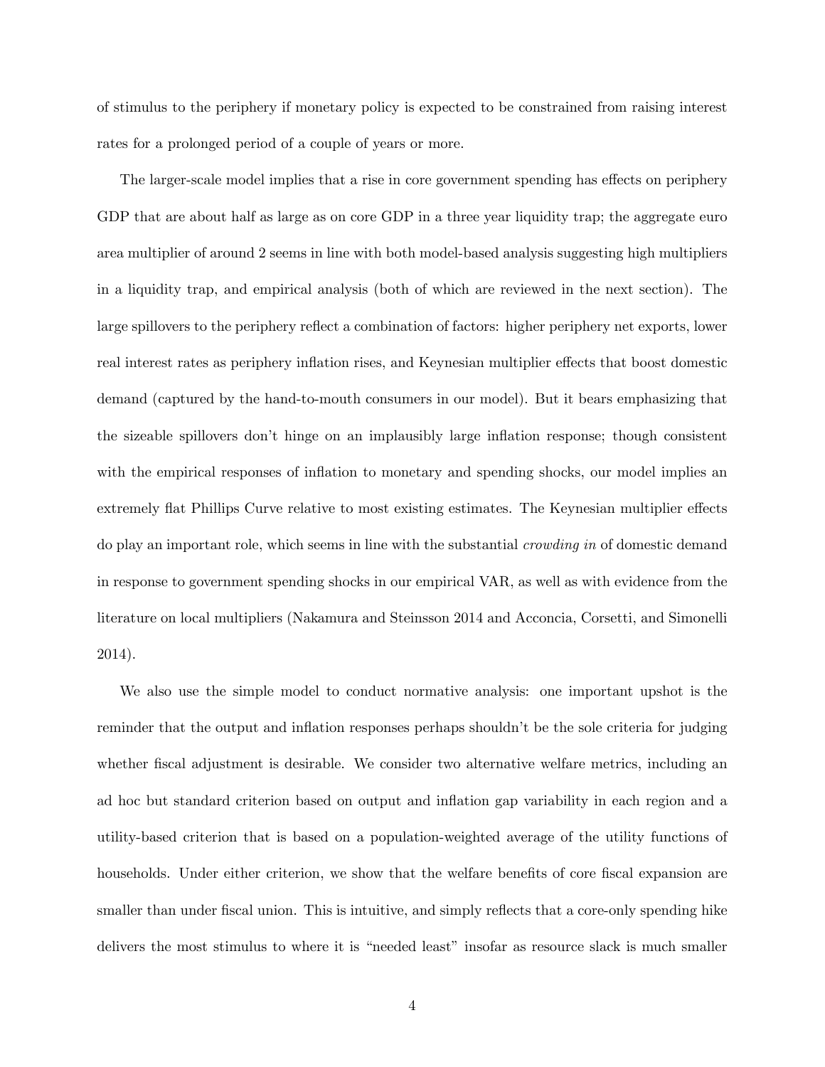of stimulus to the periphery if monetary policy is expected to be constrained from raising interest rates for a prolonged period of a couple of years or more.

The larger-scale model implies that a rise in core government spending has effects on periphery GDP that are about half as large as on core GDP in a three year liquidity trap; the aggregate euro area multiplier of around 2 seems in line with both model-based analysis suggesting high multipliers in a liquidity trap, and empirical analysis (both of which are reviewed in the next section). The large spillovers to the periphery reflect a combination of factors: higher periphery net exports, lower real interest rates as periphery inflation rises, and Keynesian multiplier effects that boost domestic demand (captured by the hand-to-mouth consumers in our model). But it bears emphasizing that the sizeable spillovers don't hinge on an implausibly large inflation response; though consistent with the empirical responses of inflation to monetary and spending shocks, our model implies an extremely flat Phillips Curve relative to most existing estimates. The Keynesian multiplier effects do play an important role, which seems in line with the substantial *crowding in* of domestic demand in response to government spending shocks in our empirical VAR, as well as with evidence from the literature on local multipliers (Nakamura and Steinsson 2014 and Acconcia, Corsetti, and Simonelli 2014).

We also use the simple model to conduct normative analysis: one important upshot is the reminder that the output and inflation responses perhaps shouldn't be the sole criteria for judging whether fiscal adjustment is desirable. We consider two alternative welfare metrics, including an ad hoc but standard criterion based on output and inflation gap variability in each region and a utility-based criterion that is based on a population-weighted average of the utility functions of households. Under either criterion, we show that the welfare benefits of core fiscal expansion are smaller than under fiscal union. This is intuitive, and simply reflects that a core-only spending hike delivers the most stimulus to where it is "needed least" insofar as resource slack is much smaller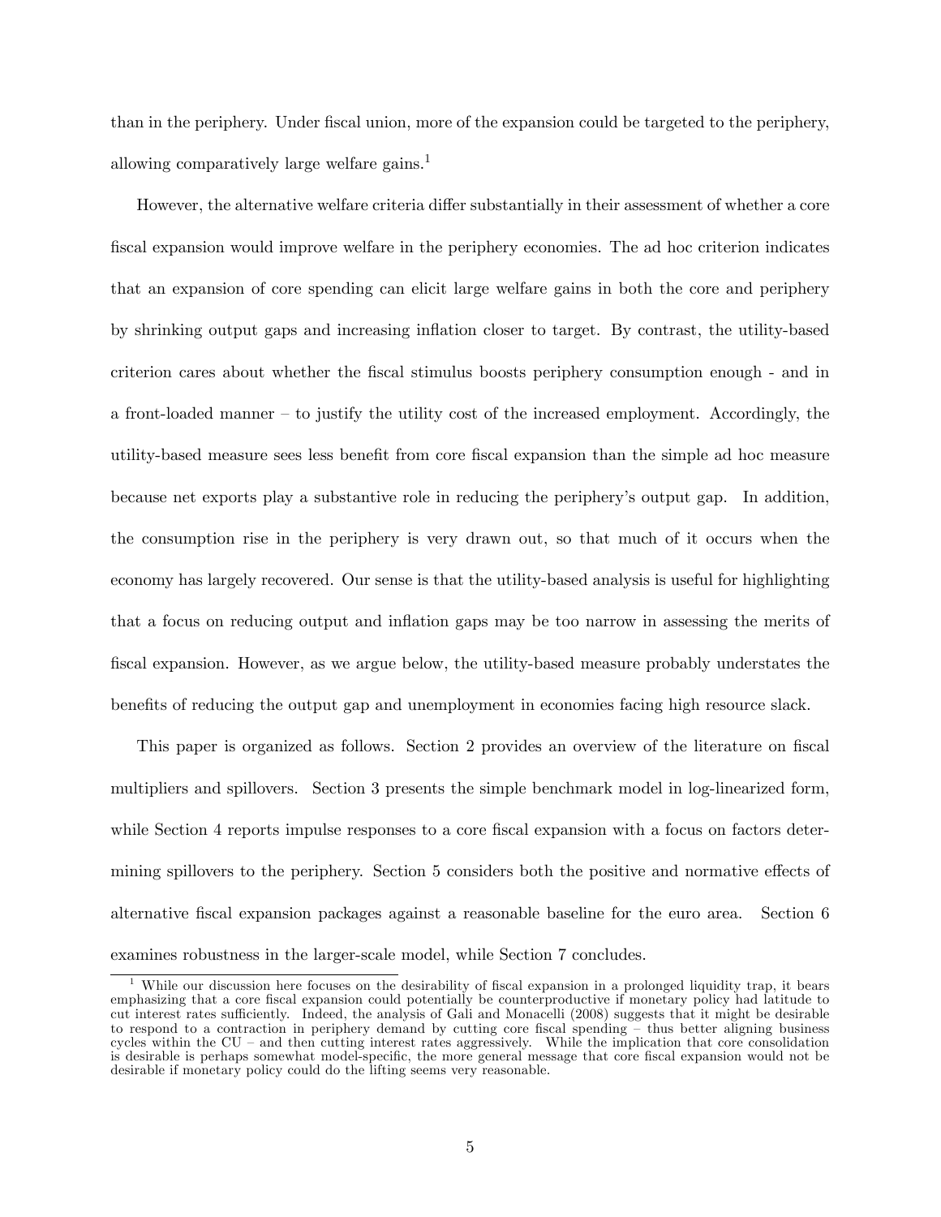than in the periphery. Under fiscal union, more of the expansion could be targeted to the periphery, allowing comparatively large welfare gains.[1]

However, the alternative welfare criteria differ substantially in their assessment of whether a core fiscal expansion would improve welfare in the periphery economies. The ad hoc criterion indicates that an expansion of core spending can elicit large welfare gains in both the core and periphery by shrinking output gaps and increasing inflation closer to target. By contrast, the utility-based criterion cares about whether the fiscal stimulus boosts periphery consumption enough - and in a front-loaded manner – to justify the utility cost of the increased employment. Accordingly, the utility-based measure sees less benefit from core fiscal expansion than the simple ad hoc measure because net exports play a substantive role in reducing the periphery's output gap. In addition, the consumption rise in the periphery is very drawn out, so that much of it occurs when the economy has largely recovered. Our sense is that the utility-based analysis is useful for highlighting that a focus on reducing output and inflation gaps may be too narrow in assessing the merits of fiscal expansion. However, as we argue below, the utility-based measure probably understates the benefits of reducing the output gap and unemployment in economies facing high resource slack.

This paper is organized as follows. Section 2 provides an overview of the literature on fiscal multipliers and spillovers. Section 3 presents the simple benchmark model in log-linearized form, while Section 4 reports impulse responses to a core fiscal expansion with a focus on factors determining spillovers to the periphery. Section 5 considers both the positive and normative effects of alternative fiscal expansion packages against a reasonable baseline for the euro area. Section 6 examines robustness in the larger-scale model, while Section 7 concludes.

[1] While our discussion here focuses on the desirability of fiscal expansion in a prolonged liquidity trap, it bears emphasizing that a core fiscal expansion could potentially be counterproductive if monetary policy had latitude to cut interest rates sufficiently. Indeed, the analysis of Gali and Monacelli (2008) suggests that it might be desirable to respond to a contraction in periphery demand by cutting core fiscal spending – thus better aligning business cycles within the CU – and then cutting interest rates aggressively. While the implication that core consolidation is desirable is perhaps somewhat model-specific, the more general message that core fiscal expansion would not be desirable if monetary policy could do the lifting seems very reasonable.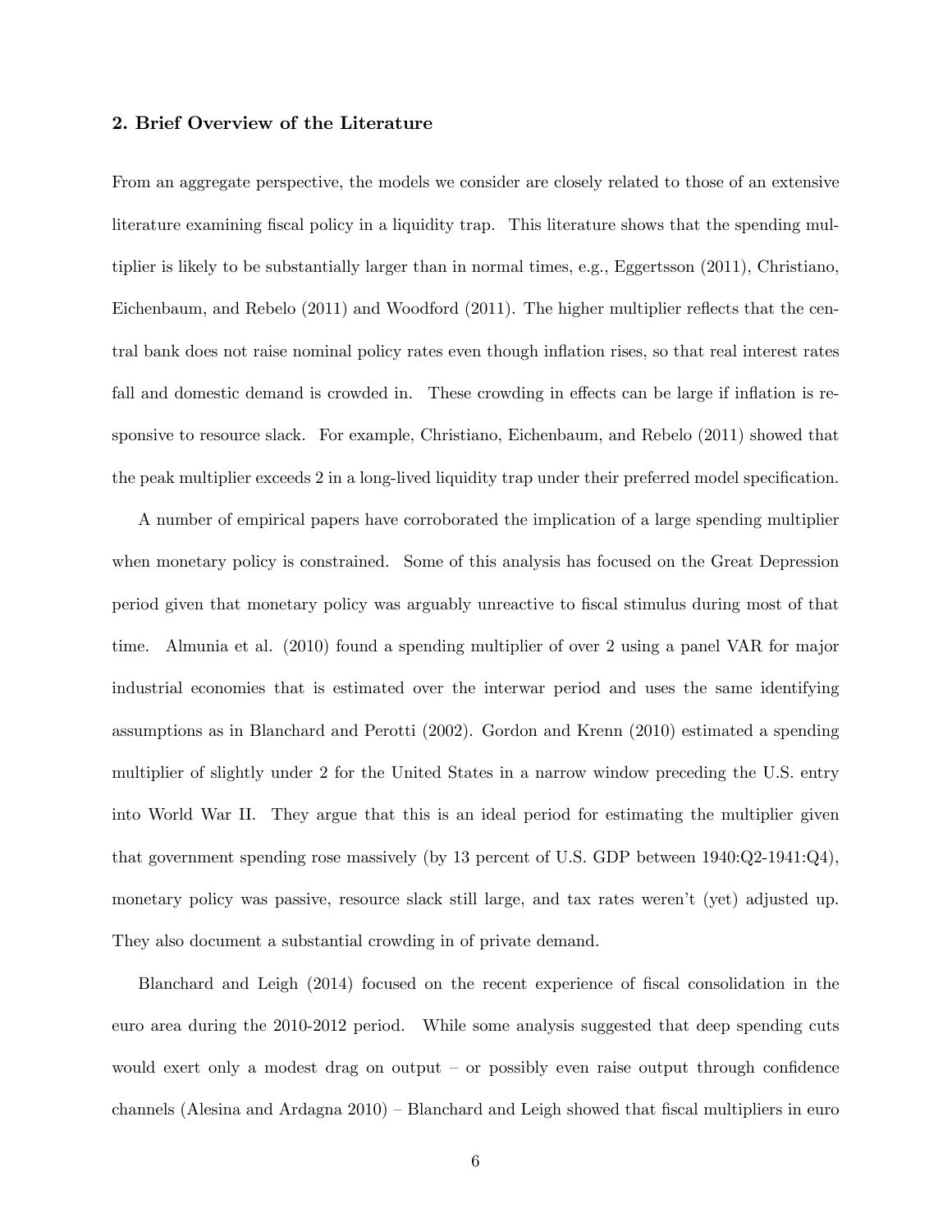## 2. Brief Overview of the Literature

From an aggregate perspective, the models we consider are closely related to those of an extensive literature examining fiscal policy in a liquidity trap. This literature shows that the spending multiplier is likely to be substantially larger than in normal times, e.g., Eggertsson (2011), Christiano, Eichenbaum, and Rebelo (2011) and Woodford (2011). The higher multiplier reflects that the central bank does not raise nominal policy rates even though inflation rises, so that real interest rates fall and domestic demand is crowded in. These crowding in effects can be large if inflation is responsive to resource slack. For example, Christiano, Eichenbaum, and Rebelo (2011) showed that the peak multiplier exceeds 2 in a long-lived liquidity trap under their preferred model specification.

A number of empirical papers have corroborated the implication of a large spending multiplier when monetary policy is constrained. Some of this analysis has focused on the Great Depression period given that monetary policy was arguably unreactive to fiscal stimulus during most of that time. Almunia et al. (2010) found a spending multiplier of over 2 using a panel VAR for major industrial economies that is estimated over the interwar period and uses the same identifying assumptions as in Blanchard and Perotti (2002). Gordon and Krenn (2010) estimated a spending multiplier of slightly under 2 for the United States in a narrow window preceding the U.S. entry into World War II. They argue that this is an ideal period for estimating the multiplier given that government spending rose massively (by 13 percent of U.S. GDP between 1940:Q2-1941:Q4), monetary policy was passive, resource slack still large, and tax rates weren't (yet) adjusted up. They also document a substantial crowding in of private demand.

Blanchard and Leigh (2014) focused on the recent experience of fiscal consolidation in the euro area during the 2010-2012 period. While some analysis suggested that deep spending cuts would exert only a modest drag on output – or possibly even raise output through confidence channels (Alesina and Ardagna 2010) – Blanchard and Leigh showed that fiscal multipliers in euro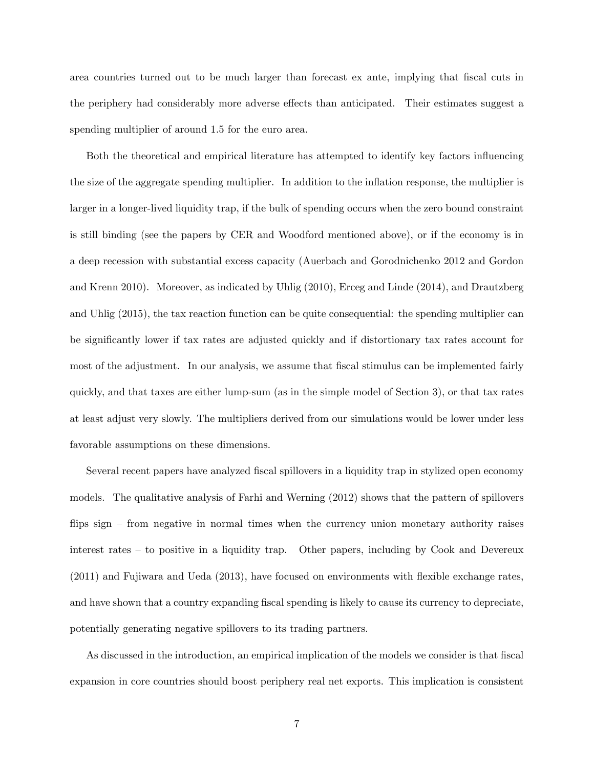area countries turned out to be much larger than forecast ex ante, implying that fiscal cuts in the periphery had considerably more adverse effects than anticipated. Their estimates suggest a spending multiplier of around 1.5 for the euro area.

Both the theoretical and empirical literature has attempted to identify key factors influencing the size of the aggregate spending multiplier. In addition to the inflation response, the multiplier is larger in a longer-lived liquidity trap, if the bulk of spending occurs when the zero bound constraint is still binding (see the papers by CER and Woodford mentioned above), or if the economy is in a deep recession with substantial excess capacity (Auerbach and Gorodnichenko 2012 and Gordon and Krenn 2010). Moreover, as indicated by Uhlig (2010), Erceg and Linde (2014), and Drautzberg and Uhlig (2015), the tax reaction function can be quite consequential: the spending multiplier can be significantly lower if tax rates are adjusted quickly and if distortionary tax rates account for most of the adjustment. In our analysis, we assume that fiscal stimulus can be implemented fairly quickly, and that taxes are either lump-sum (as in the simple model of Section 3), or that tax rates at least adjust very slowly. The multipliers derived from our simulations would be lower under less favorable assumptions on these dimensions.

Several recent papers have analyzed fiscal spillovers in a liquidity trap in stylized open economy models. The qualitative analysis of Farhi and Werning (2012) shows that the pattern of spillovers flips sign – from negative in normal times when the currency union monetary authority raises interest rates – to positive in a liquidity trap. Other papers, including by Cook and Devereux (2011) and Fujiwara and Ueda (2013), have focused on environments with flexible exchange rates, and have shown that a country expanding fiscal spending is likely to cause its currency to depreciate, potentially generating negative spillovers to its trading partners.

As discussed in the introduction, an empirical implication of the models we consider is that fiscal expansion in core countries should boost periphery real net exports. This implication is consistent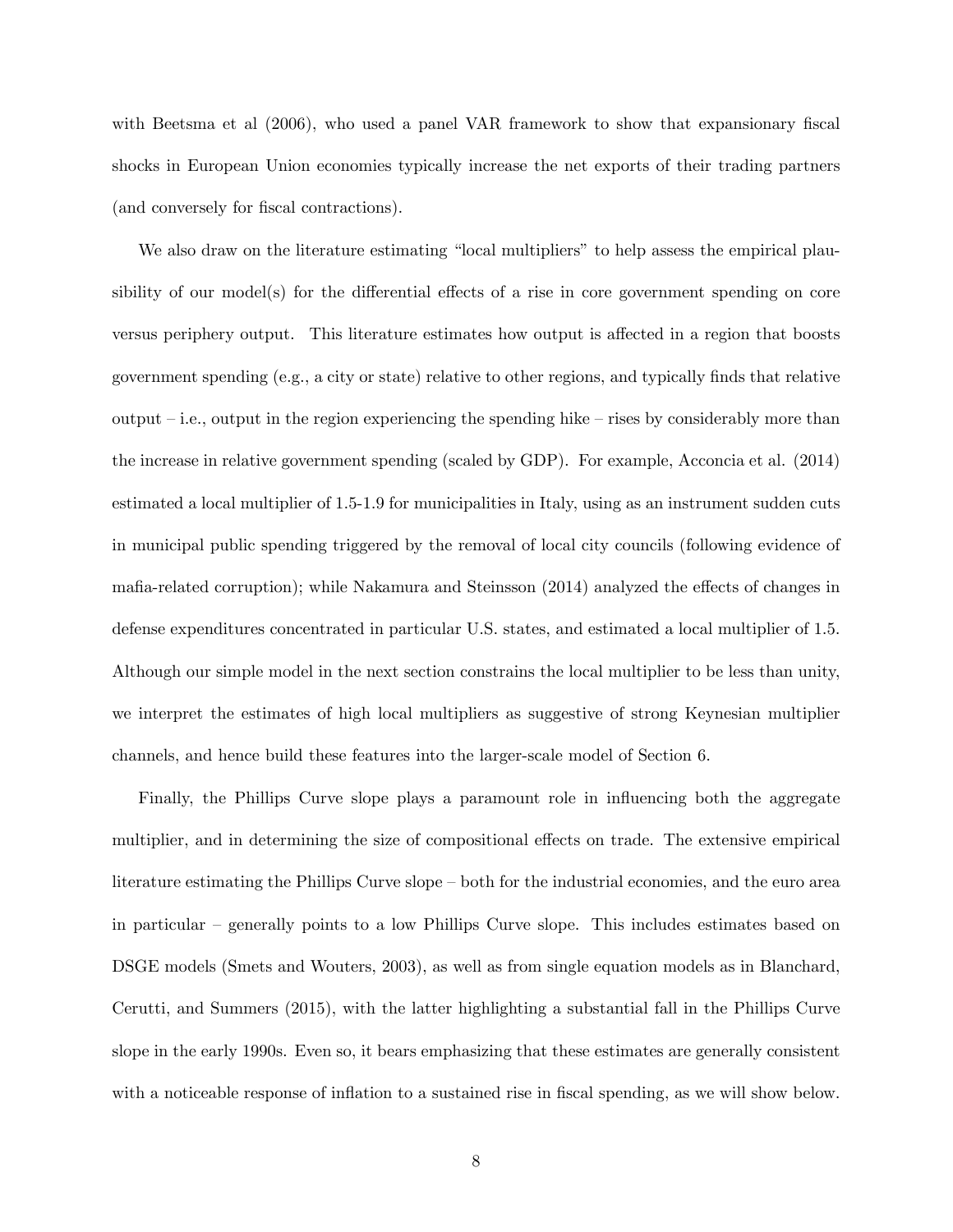with Beetsma et al (2006), who used a panel VAR framework to show that expansionary fiscal shocks in European Union economies typically increase the net exports of their trading partners (and conversely for fiscal contractions).

We also draw on the literature estimating "local multipliers" to help assess the empirical plausibility of our model(s) for the differential effects of a rise in core government spending on core versus periphery output. This literature estimates how output is affected in a region that boosts government spending (e.g., a city or state) relative to other regions, and typically finds that relative output – i.e., output in the region experiencing the spending hike – rises by considerably more than the increase in relative government spending (scaled by GDP). For example, Acconcia et al. (2014) estimated a local multiplier of 1.5-1.9 for municipalities in Italy, using as an instrument sudden cuts in municipal public spending triggered by the removal of local city councils (following evidence of mafia-related corruption); while Nakamura and Steinsson (2014) analyzed the effects of changes in defense expenditures concentrated in particular U.S. states, and estimated a local multiplier of 1.5. Although our simple model in the next section constrains the local multiplier to be less than unity, we interpret the estimates of high local multipliers as suggestive of strong Keynesian multiplier channels, and hence build these features into the larger-scale model of Section 6.

Finally, the Phillips Curve slope plays a paramount role in influencing both the aggregate multiplier, and in determining the size of compositional effects on trade. The extensive empirical literature estimating the Phillips Curve slope – both for the industrial economies, and the euro area in particular – generally points to a low Phillips Curve slope. This includes estimates based on DSGE models (Smets and Wouters, 2003), as well as from single equation models as in Blanchard, Cerutti, and Summers (2015), with the latter highlighting a substantial fall in the Phillips Curve slope in the early 1990s. Even so, it bears emphasizing that these estimates are generally consistent with a noticeable response of inflation to a sustained rise in fiscal spending, as we will show below.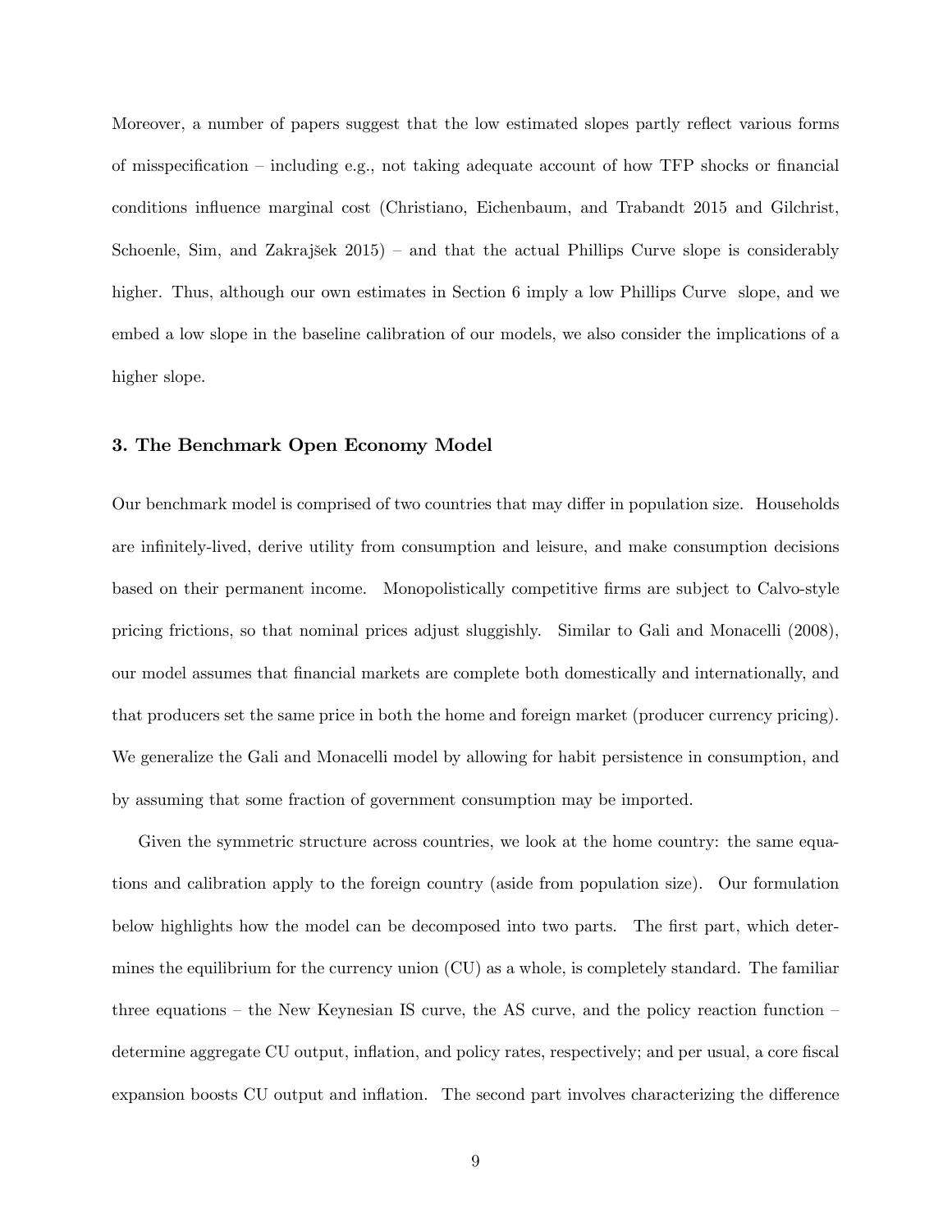Moreover, a number of papers suggest that the low estimated slopes partly reflect various forms of misspecification – including e.g., not taking adequate account of how TFP shocks or financial conditions influence marginal cost (Christiano, Eichenbaum, and Trabandt 2015 and Gilchrist, Schoenle, Sim, and Zakrajšek 2015) – and that the actual Phillips Curve slope is considerably higher. Thus, although our own estimates in Section 6 imply a low Phillips Curve slope, and we embed a low slope in the baseline calibration of our models, we also consider the implications of a higher slope.

### 3. The Benchmark Open Economy Model

Our benchmark model is comprised of two countries that may differ in population size. Households are infinitely-lived, derive utility from consumption and leisure, and make consumption decisions based on their permanent income. Monopolistically competitive firms are subject to Calvo-style pricing frictions, so that nominal prices adjust sluggishly. Similar to Gali and Monacelli (2008), our model assumes that financial markets are complete both domestically and internationally, and that producers set the same price in both the home and foreign market (producer currency pricing). We generalize the Gali and Monacelli model by allowing for habit persistence in consumption, and by assuming that some fraction of government consumption may be imported.

Given the symmetric structure across countries, we look at the home country: the same equations and calibration apply to the foreign country (aside from population size). Our formulation below highlights how the model can be decomposed into two parts. The first part, which determines the equilibrium for the currency union (CU) as a whole, is completely standard. The familiar three equations – the New Keynesian IS curve, the AS curve, and the policy reaction function – determine aggregate CU output, inflation, and policy rates, respectively; and per usual, a core fiscal expansion boosts CU output and inflation. The second part involves characterizing the difference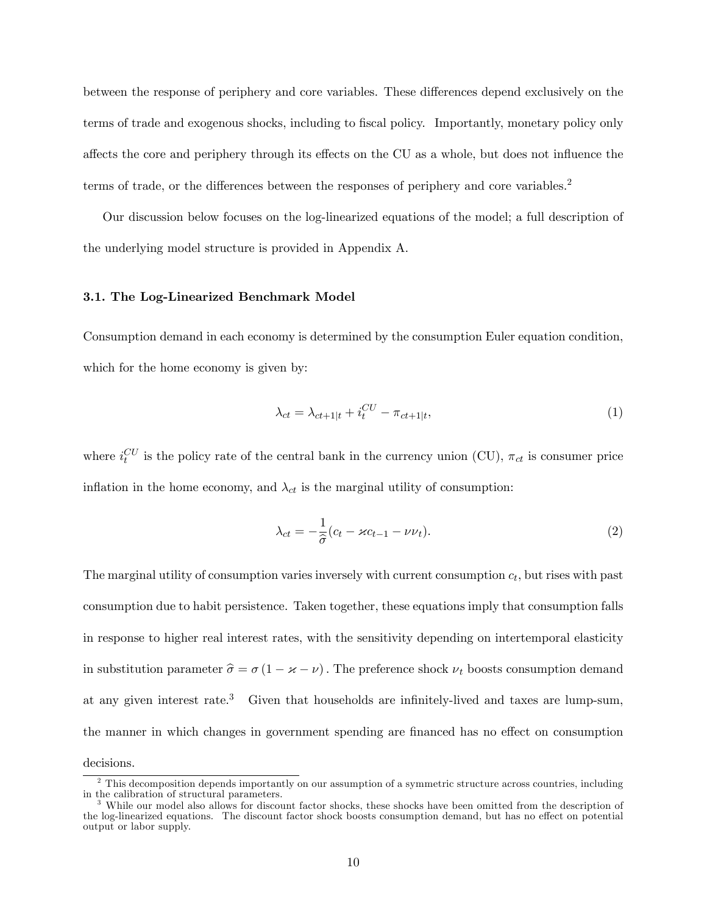between the response of periphery and core variables. These differences depend exclusively on the terms of trade and exogenous shocks, including to fiscal policy. Importantly, monetary policy only affects the core and periphery through its effects on the CU as a whole, but does not influence the terms of trade, or the differences between the responses of periphery and core variables.[2]

Our discussion below focuses on the log-linearized equations of the model; a full description of the underlying model structure is provided in Appendix A.

### 3.1. The Log-Linearized Benchmark Model

Consumption demand in each economy is determined by the consumption Euler equation condition, which for the home economy is given by:

$$\lambda_{ct} = \lambda_{ct+1|t} + i_t^{CU} - \pi_{ct+1|t}, \tag{1}$$

where $i_t^{CU}$ is the policy rate of the central bank in the currency union (CU), $\pi_{ct}$ is consumer price inflation in the home economy, and $\lambda_{ct}$ is the marginal utility of consumption:

$$\lambda_{ct} = -\frac{1}{\widehat{\sigma}}(c_t - \varkappa c_{t-1} - \nu \nu_t). \tag{2}$$

The marginal utility of consumption varies inversely with current consumption $c_t$, but rises with past consumption due to habit persistence. Taken together, these equations imply that consumption falls in response to higher real interest rates, with the sensitivity depending on intertemporal elasticity in substitution parameter $\widehat{\sigma} = \sigma(1 - \varkappa - \nu)$. The preference shock $\nu_t$ boosts consumption demand at any given interest rate.[3] Given that households are infinitely-lived and taxes are lump-sum, the manner in which changes in government spending are financed has no effect on consumption decisions.

[2] This decomposition depends importantly on our assumption of a symmetric structure across countries, including in the calibration of structural parameters.

[3] While our model also allows for discount factor shocks, these shocks have been omitted from the description of the log-linearized equations. The discount factor shock boosts consumption demand, but has no effect on potential output or labor supply.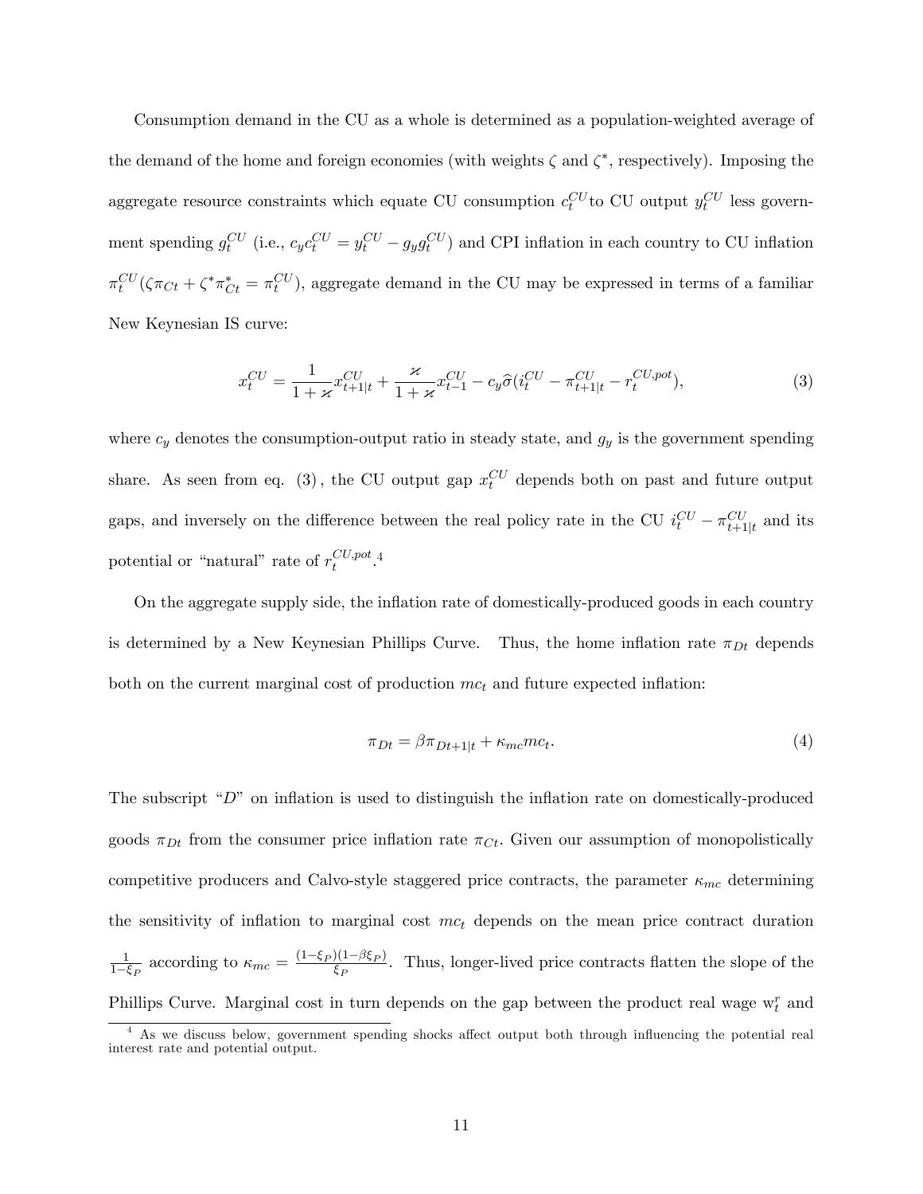Consumption demand in the CU as a whole is determined as a population-weighted average of the demand of the home and foreign economies (with weights $\zeta$ and $\zeta^*$, respectively). Imposing the aggregate resource constraints which equate CU consumption $c_t^{CU}$ to CU output $y_t^{CU}$ less government spending $g_t^{CU}$ (i.e., $c_y c_t^{CU} = y_t^{CU} - g_y g_t^{CU}$) and CPI inflation in each country to CU inflation $\pi_t^{CU}(\zeta \pi_{Ct} + \zeta^* \pi_{Ct}^* = \pi_t^{CU})$, aggregate demand in the CU may be expressed in terms of a familiar New Keynesian IS curve:

$$x_t^{CU} = \frac{1}{1+\varkappa} x_{t+1|t}^{CU} + \frac{\varkappa}{1+\varkappa} x_{t-1}^{CU} - c_y \widehat{\sigma}(i_t^{CU} - \pi_{t+1|t}^{CU} - r_t^{CU,pot}), \tag{3}$$

where $c_y$ denotes the consumption-output ratio in steady state, and $g_y$ is the government spending share. As seen from eq. (3), the CU output gap $x_t^{CU}$ depends both on past and future output gaps, and inversely on the difference between the real policy rate in the CU $i_t^{CU} - \pi_{t+1|t}^{CU}$ and its potential or "natural" rate of $r_t^{CU,pot}$.[4]

On the aggregate supply side, the inflation rate of domestically-produced goods in each country is determined by a New Keynesian Phillips Curve. Thus, the home inflation rate $\pi_{Dt}$ depends both on the current marginal cost of production $mc_t$ and future expected inflation:

$$\pi_{Dt} = \beta \pi_{Dt+1|t} + \kappa_{mc} mc_t. \tag{4}$$

The subscript "$D$" on inflation is used to distinguish the inflation rate on domestically-produced goods $\pi_{Dt}$ from the consumer price inflation rate $\pi_{Ct}$. Given our assumption of monopolistically competitive producers and Calvo-style staggered price contracts, the parameter $\kappa_{mc}$ determining the sensitivity of inflation to marginal cost $mc_t$ depends on the mean price contract duration $\frac{1}{1-\xi_P}$ according to $\kappa_{mc} = \frac{(1-\xi_P)(1-\beta\xi_P)}{\xi_P}$. Thus, longer-lived price contracts flatten the slope of the Phillips Curve. Marginal cost in turn depends on the gap between the product real wage $\mathrm{w}_t^r$ and

[4] As we discuss below, government spending shocks affect output both through influencing the potential real interest rate and potential output.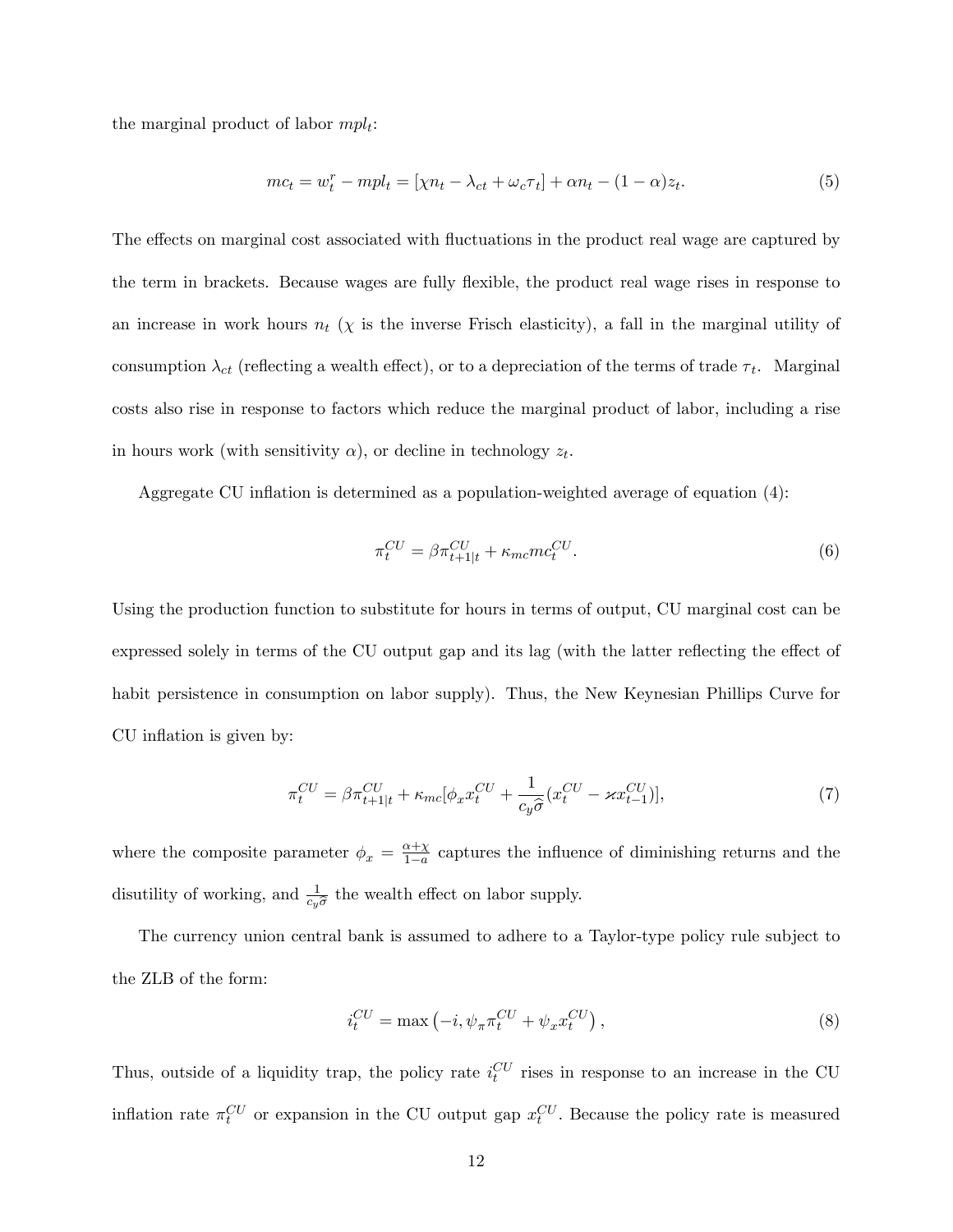the marginal product of labor $mpl_t$:

$$mc_t = w_t^r - mpl_t = [\chi n_t - \lambda_{ct} + \omega_c \tau_t] + \alpha n_t - (1-\alpha) z_t. \tag{5}$$

The effects on marginal cost associated with fluctuations in the product real wage are captured by the term in brackets. Because wages are fully flexible, the product real wage rises in response to an increase in work hours $n_t$ ($\chi$ is the inverse Frisch elasticity), a fall in the marginal utility of consumption $\lambda_{ct}$ (reflecting a wealth effect), or to a depreciation of the terms of trade $\tau_t$. Marginal costs also rise in response to factors which reduce the marginal product of labor, including a rise in hours work (with sensitivity $\alpha$), or decline in technology $z_t$.

Aggregate CU inflation is determined as a population-weighted average of equation (4):

$$\pi_t^{CU} = \beta \pi_{t+1|t}^{CU} + \kappa_{mc} mc_t^{CU}. \tag{6}$$

Using the production function to substitute for hours in terms of output, CU marginal cost can be expressed solely in terms of the CU output gap and its lag (with the latter reflecting the effect of habit persistence in consumption on labor supply). Thus, the New Keynesian Phillips Curve for CU inflation is given by:

$$\pi_t^{CU} = \beta \pi_{t+1|t}^{CU} + \kappa_{mc}[\phi_x x_t^{CU} + \frac{1}{c_y \widehat{\sigma}}(x_t^{CU} - \varkappa x_{t-1}^{CU})], \tag{7}$$

where the composite parameter $\phi_x = \frac{\alpha+\chi}{1-a}$ captures the influence of diminishing returns and the disutility of working, and $\frac{1}{c_y \widehat{\sigma}}$ the wealth effect on labor supply.

The currency union central bank is assumed to adhere to a Taylor-type policy rule subject to the ZLB of the form:

$$i_t^{CU} = \max\left(-i, \psi_\pi \pi_t^{CU} + \psi_x x_t^{CU}\right), \tag{8}$$

Thus, outside of a liquidity trap, the policy rate $i_t^{CU}$ rises in response to an increase in the CU inflation rate $\pi_t^{CU}$ or expansion in the CU output gap $x_t^{CU}$. Because the policy rate is measured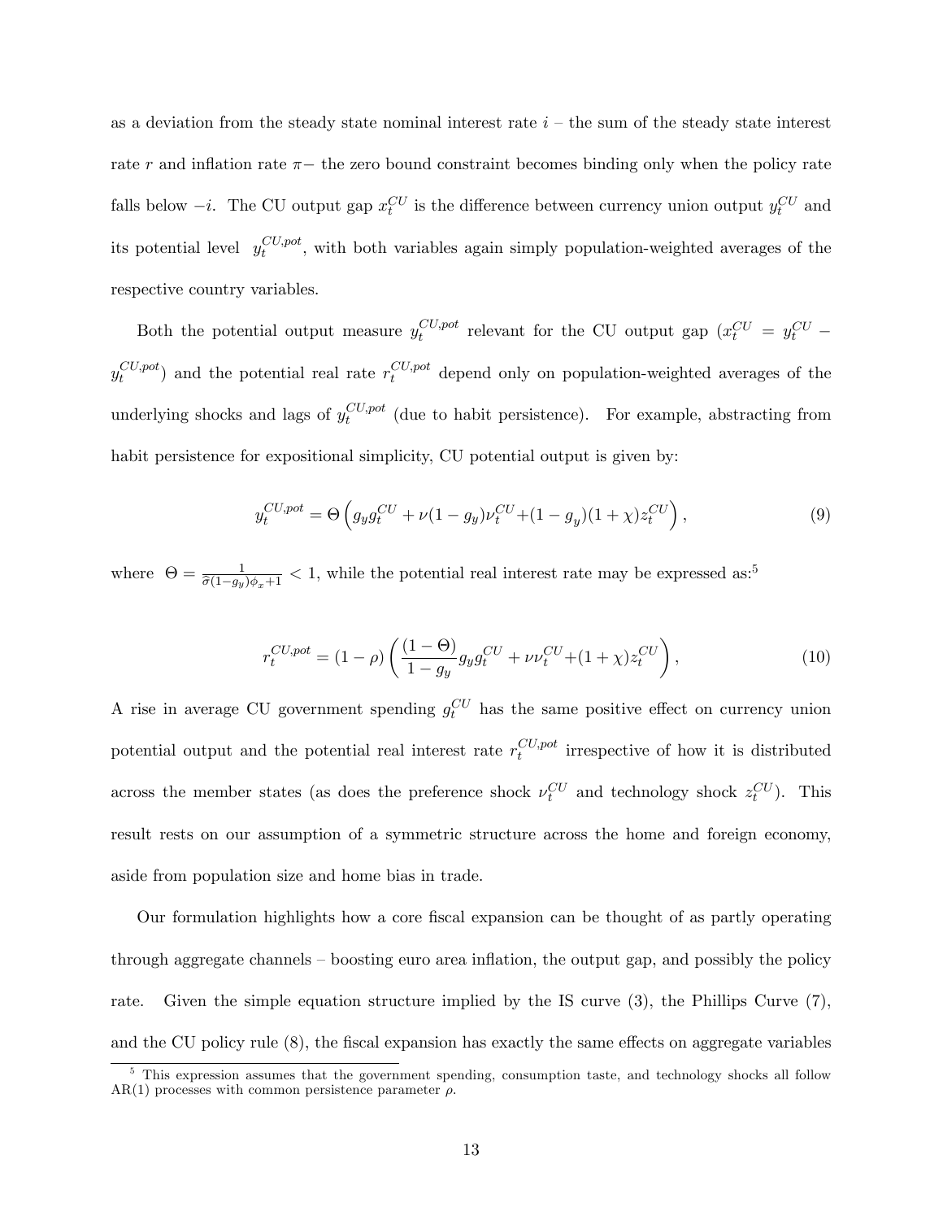as a deviation from the steady state nominal interest rate $i$ – the sum of the steady state interest rate $r$ and inflation rate $\pi-$ the zero bound constraint becomes binding only when the policy rate falls below $-i$. The CU output gap $x_t^{CU}$ is the difference between currency union output $y_t^{CU}$ and its potential level $y_t^{CU,pot}$, with both variables again simply population-weighted averages of the respective country variables.

Both the potential output measure $y_t^{CU,pot}$ relevant for the CU output gap ($x_t^{CU} = y_t^{CU} - y_t^{CU,pot}$) and the potential real rate $r_t^{CU,pot}$ depend only on population-weighted averages of the underlying shocks and lags of $y_t^{CU,pot}$ (due to habit persistence). For example, abstracting from habit persistence for expositional simplicity, CU potential output is given by:

$$y_t^{CU,pot} = \Theta\left(g_y g_t^{CU} + \nu(1-g_y)\nu_t^{CU} + (1-g_y)(1+\chi)z_t^{CU}\right), \tag{9}$$

where $\Theta = \frac{1}{\widehat{\sigma}(1-g_y)\phi_x+1} < 1$, while the potential real interest rate may be expressed as:[5]

$$r_t^{CU,pot} = (1-\rho)\left(\frac{(1-\Theta)}{1-g_y} g_y g_t^{CU} + \nu\nu_t^{CU} + (1+\chi)z_t^{CU}\right), \tag{10}$$

A rise in average CU government spending $g_t^{CU}$ has the same positive effect on currency union potential output and the potential real interest rate $r_t^{CU,pot}$ irrespective of how it is distributed across the member states (as does the preference shock $\nu_t^{CU}$ and technology shock $z_t^{CU}$). This result rests on our assumption of a symmetric structure across the home and foreign economy, aside from population size and home bias in trade.

Our formulation highlights how a core fiscal expansion can be thought of as partly operating through aggregate channels – boosting euro area inflation, the output gap, and possibly the policy rate. Given the simple equation structure implied by the IS curve (3), the Phillips Curve (7), and the CU policy rule (8), the fiscal expansion has exactly the same effects on aggregate variables

[5] This expression assumes that the government spending, consumption taste, and technology shocks all follow AR(1) processes with common persistence parameter $\rho$.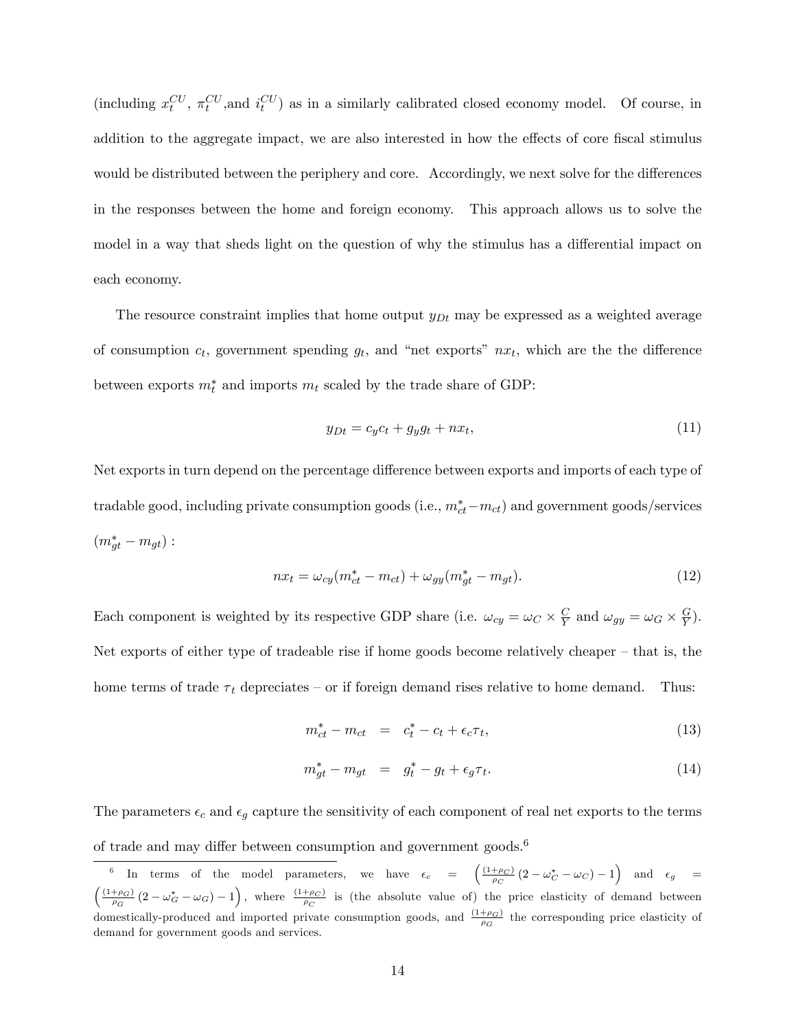(including $x_t^{CU}$, $\pi_t^{CU}$,and $i_t^{CU}$) as in a similarly calibrated closed economy model. Of course, in addition to the aggregate impact, we are also interested in how the effects of core fiscal stimulus would be distributed between the periphery and core. Accordingly, we next solve for the differences in the responses between the home and foreign economy. This approach allows us to solve the model in a way that sheds light on the question of why the stimulus has a differential impact on each economy.

The resource constraint implies that home output $y_{Dt}$ may be expressed as a weighted average of consumption $c_t$, government spending $g_t$, and "net exports" $nx_t$, which are the the difference between exports $m_t^*$ and imports $m_t$ scaled by the trade share of GDP:

$$y_{Dt} = c_y c_t + g_y g_t + nx_t, \tag{11}$$

Net exports in turn depend on the percentage difference between exports and imports of each type of tradable good, including private consumption goods (i.e., $m_{ct}^* - m_{ct}$) and government goods/services $(m_{gt}^* - m_{gt})$ :

$$nx_t = \omega_{cy}(m_{ct}^* - m_{ct}) + \omega_{gy}(m_{gt}^* - m_{gt}). \tag{12}$$

Each component is weighted by its respective GDP share (i.e. $\omega_{cy} = \omega_C \times \frac{C}{Y}$ and $\omega_{gy} = \omega_G \times \frac{G}{Y}$). Net exports of either type of tradeable rise if home goods become relatively cheaper – that is, the home terms of trade $\tau_t$ depreciates – or if foreign demand rises relative to home demand. Thus:

$$m_{ct}^* - m_{ct} = c_t^* - c_t + \epsilon_c \tau_t, \tag{13}$$

$$m_{gt}^* - m_{gt} = g_t^* - g_t + \epsilon_g \tau_t. \tag{14}$$

The parameters $\epsilon_c$ and $\epsilon_g$ capture the sensitivity of each component of real net exports to the terms of trade and may differ between consumption and government goods.[6]

[6] In terms of the model parameters, we have $\epsilon_c = \left(\frac{(1+\rho_C)}{\rho_C}(2 - \omega_C^* - \omega_C) - 1\right)$ and $\epsilon_g = \left(\frac{(1+\rho_G)}{\rho_G}(2 - \omega_G^* - \omega_G) - 1\right)$, where $\frac{(1+\rho_C)}{\rho_C}$ is (the absolute value of) the price elasticity of demand between domestically-produced and imported private consumption goods, and $\frac{(1+\rho_G)}{\rho_G}$ the corresponding price elasticity of demand for government goods and services.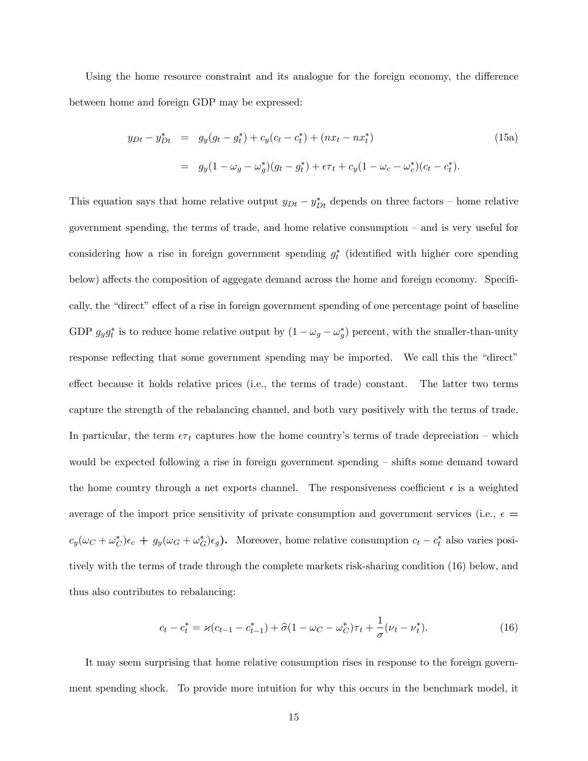Using the home resource constraint and its analogue for the foreign economy, the difference between home and foreign GDP may be expressed:

$$
\begin{aligned}
y_{Dt} - y_{Dt}^* &= g_y(g_t - g_t^*) + c_y(c_t - c_t^*) + (nx_t - nx_t^*) \\
&= g_y(1 - \omega_g - \omega_g^*)(g_t - g_t^*) + \epsilon\tau_t + c_y(1 - \omega_c - \omega_c^*)(c_t - c_t^*).
\end{aligned}
\tag{15a}
$$

This equation says that home relative output $y_{Dt} - y_{Dt}^*$ depends on three factors – home relative government spending, the terms of trade, and home relative consumption – and is very useful for considering how a rise in foreign government spending $g_t^*$ (identified with higher core spending below) affects the composition of aggegate demand across the home and foreign economy. Specifically, the "direct" effect of a rise in foreign government spending of one percentage point of baseline GDP $g_y g_t^*$ is to reduce home relative output by $(1 - \omega_g - \omega_g^*)$ percent, with the smaller-than-unity response reflecting that some government spending may be imported. We call this the "direct" effect because it holds relative prices (i.e., the terms of trade) constant. The latter two terms capture the strength of the rebalancing channel, and both vary positively with the terms of trade. In particular, the term $\epsilon\tau_t$ captures how the home country's terms of trade depreciation – which would be expected following a rise in foreign government spending – shifts some demand toward the home country through a net exports channel. The responsiveness coefficient $\epsilon$ is a weighted average of the import price sensitivity of private consumption and government services (i.e., $\epsilon = c_y(\omega_C + \omega_C^*)\epsilon_c + g_y(\omega_G + \omega_G^*)\epsilon_g$). Moreover, home relative consumption $c_t - c_t^*$ also varies positively with the terms of trade through the complete markets risk-sharing condition (16) below, and thus also contributes to rebalancing:

$$
c_t - c_t^* = \varkappa(c_{t-1} - c_{t-1}^*) + \widehat{\sigma}(1 - \omega_C - \omega_C^*)\tau_t + \frac{1}{\sigma}(\nu_t - \nu_t^*). \tag{16}
$$

It may seem surprising that home relative consumption rises in response to the foreign government spending shock. To provide more intuition for why this occurs in the benchmark model, it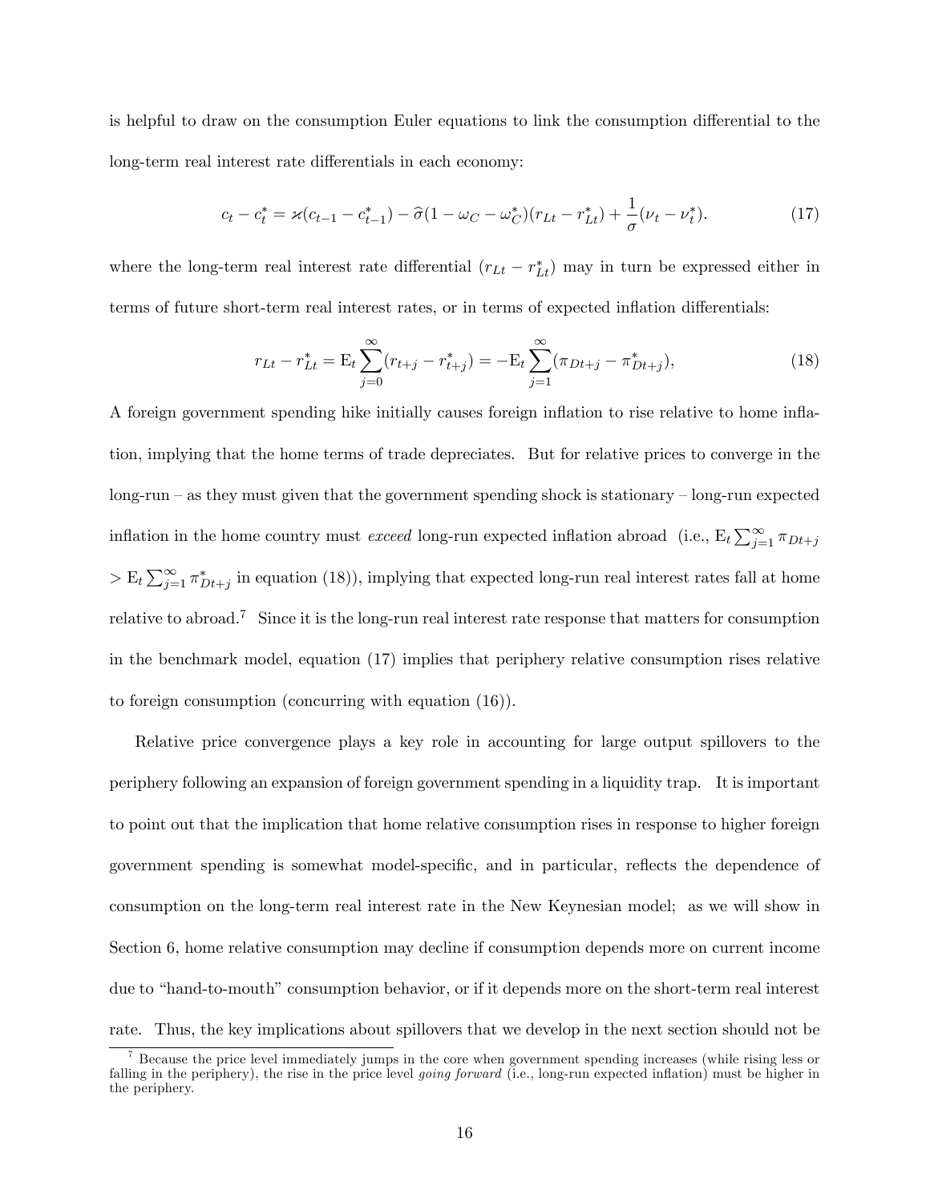is helpful to draw on the consumption Euler equations to link the consumption differential to the long-term real interest rate differentials in each economy:

$$c_t - c_t^* = \varkappa(c_{t-1} - c_{t-1}^*) - \widehat{\sigma}(1 - \omega_C - \omega_C^*)(r_{Lt} - r_{Lt}^*) + \frac{1}{\sigma}(\nu_t - \nu_t^*). \tag{17}$$

where the long-term real interest rate differential $(r_{Lt} - r_{Lt}^*)$ may in turn be expressed either in terms of future short-term real interest rates, or in terms of expected inflation differentials:

$$r_{Lt} - r_{Lt}^* = \mathrm{E}_t \sum_{j=0}^{\infty}(r_{t+j} - r_{t+j}^*) = -\mathrm{E}_t \sum_{j=1}^{\infty}(\pi_{Dt+j} - \pi_{Dt+j}^*), \tag{18}$$

A foreign government spending hike initially causes foreign inflation to rise relative to home inflation, implying that the home terms of trade depreciates. But for relative prices to converge in the long-run – as they must given that the government spending shock is stationary – long-run expected inflation in the home country must *exceed* long-run expected inflation abroad (i.e., $\mathrm{E}_t \sum_{j=1}^{\infty} \pi_{Dt+j}$ $> \mathrm{E}_t \sum_{j=1}^{\infty} \pi_{Dt+j}^*$ in equation (18)), implying that expected long-run real interest rates fall at home relative to abroad.[7] Since it is the long-run real interest rate response that matters for consumption in the benchmark model, equation (17) implies that periphery relative consumption rises relative to foreign consumption (concurring with equation (16)).

Relative price convergence plays a key role in accounting for large output spillovers to the periphery following an expansion of foreign government spending in a liquidity trap. It is important to point out that the implication that home relative consumption rises in response to higher foreign government spending is somewhat model-specific, and in particular, reflects the dependence of consumption on the long-term real interest rate in the New Keynesian model; as we will show in Section 6, home relative consumption may decline if consumption depends more on current income due to "hand-to-mouth" consumption behavior, or if it depends more on the short-term real interest rate. Thus, the key implications about spillovers that we develop in the next section should not be

[7] Because the price level immediately jumps in the core when government spending increases (while rising less or falling in the periphery), the rise in the price level *going forward* (i.e., long-run expected inflation) must be higher in the periphery.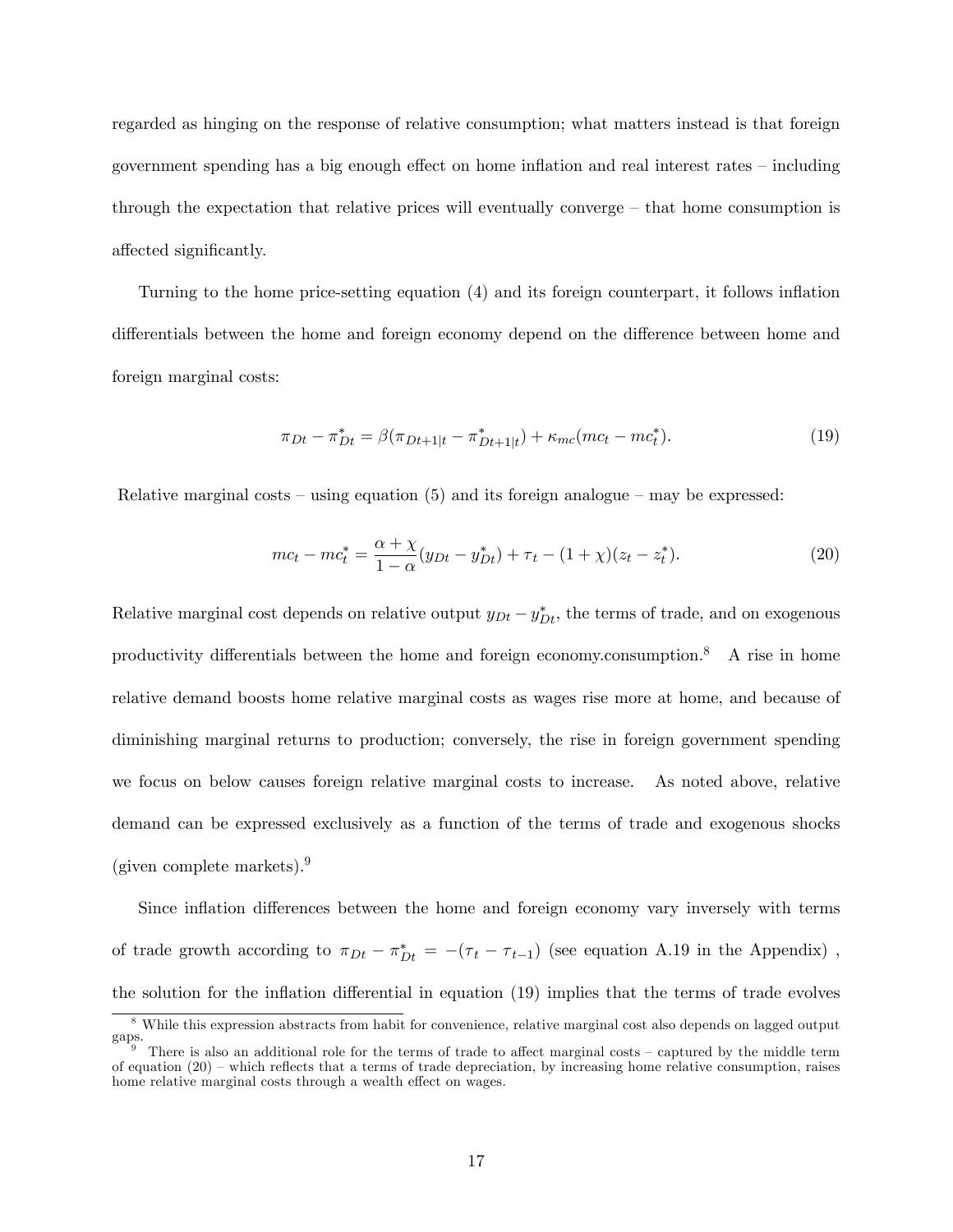regarded as hinging on the response of relative consumption; what matters instead is that foreign government spending has a big enough effect on home inflation and real interest rates – including through the expectation that relative prices will eventually converge – that home consumption is affected significantly.

Turning to the home price-setting equation (4) and its foreign counterpart, it follows inflation differentials between the home and foreign economy depend on the difference between home and foreign marginal costs:

$$\pi_{Dt} - \pi^*_{Dt} = \beta(\pi_{Dt+1|t} - \pi^*_{Dt+1|t}) + \kappa_{mc}(mc_t - mc^*_t). \tag{19}$$

Relative marginal costs – using equation (5) and its foreign analogue – may be expressed:

$$mc_t - mc^*_t = \frac{\alpha + \chi}{1 - \alpha}(y_{Dt} - y^*_{Dt}) + \tau_t - (1 + \chi)(z_t - z^*_t). \tag{20}$$

Relative marginal cost depends on relative output $y_{Dt} - y^*_{Dt}$, the terms of trade, and on exogenous productivity differentials between the home and foreign economy.consumption.[8] A rise in home relative demand boosts home relative marginal costs as wages rise more at home, and because of diminishing marginal returns to production; conversely, the rise in foreign government spending we focus on below causes foreign relative marginal costs to increase. As noted above, relative demand can be expressed exclusively as a function of the terms of trade and exogenous shocks (given complete markets).[9]

Since inflation differences between the home and foreign economy vary inversely with terms of trade growth according to $\pi_{Dt} - \pi^*_{Dt} = -(\tau_t - \tau_{t-1})$ (see equation A.19 in the Appendix) , the solution for the inflation differential in equation (19) implies that the terms of trade evolves

[8] While this expression abstracts from habit for convenience, relative marginal cost also depends on lagged output gaps.

[9] There is also an additional role for the terms of trade to affect marginal costs – captured by the middle term of equation (20) – which reflects that a terms of trade depreciation, by increasing home relative consumption, raises home relative marginal costs through a wealth effect on wages.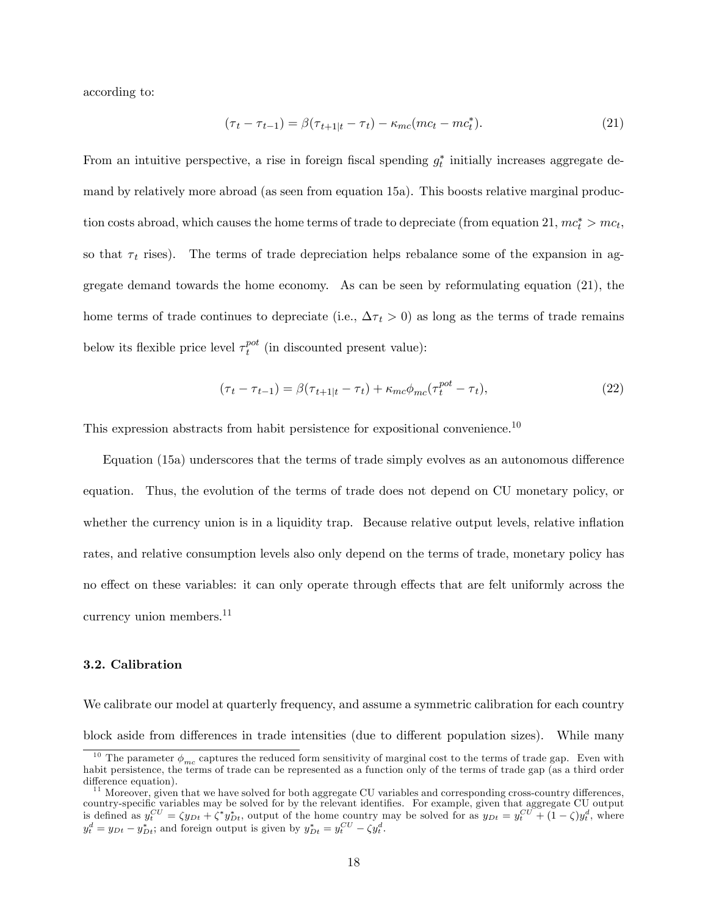according to:

$$(\tau_t - \tau_{t-1}) = \beta(\tau_{t+1|t} - \tau_t) - \kappa_{mc}(mc_t - mc_t^*). \tag{21}$$

From an intuitive perspective, a rise in foreign fiscal spending $g_t^*$ initially increases aggregate demand by relatively more abroad (as seen from equation 15a). This boosts relative marginal production costs abroad, which causes the home terms of trade to depreciate (from equation 21, $mc_t^* > mc_t$, so that $\tau_t$ rises). The terms of trade depreciation helps rebalance some of the expansion in aggregate demand towards the home economy. As can be seen by reformulating equation (21), the home terms of trade continues to depreciate (i.e., $\Delta\tau_t > 0$) as long as the terms of trade remains below its flexible price level $\tau_t^{pot}$ (in discounted present value):

$$(\tau_t - \tau_{t-1}) = \beta(\tau_{t+1|t} - \tau_t) + \kappa_{mc}\phi_{mc}(\tau_t^{pot} - \tau_t), \tag{22}$$

This expression abstracts from habit persistence for expositional convenience.[10]

Equation (15a) underscores that the terms of trade simply evolves as an autonomous difference equation. Thus, the evolution of the terms of trade does not depend on CU monetary policy, or whether the currency union is in a liquidity trap. Because relative output levels, relative inflation rates, and relative consumption levels also only depend on the terms of trade, monetary policy has no effect on these variables: it can only operate through effects that are felt uniformly across the currency union members.[11]

### 3.2. Calibration

We calibrate our model at quarterly frequency, and assume a symmetric calibration for each country block aside from differences in trade intensities (due to different population sizes). While many

[10] The parameter $\phi_{mc}$ captures the reduced form sensitivity of marginal cost to the terms of trade gap. Even with habit persistence, the terms of trade can be represented as a function only of the terms of trade gap (as a third order difference equation).

[11] Moreover, given that we have solved for both aggregate CU variables and corresponding cross-country differences, country-specific variables may be solved for by the relevant identifies. For example, given that aggregate CU output is defined as $y_t^{CU} = \zeta y_{Dt} + \zeta^* y_{Dt}^*$, output of the home country may be solved for as $y_{Dt} = y_t^{CU} + (1-\zeta)y_t^d$, where $y_t^d = y_{Dt} - y_{Dt}^*$; and foreign output is given by $y_{Dt}^* = y_t^{CU} - \zeta y_t^d$.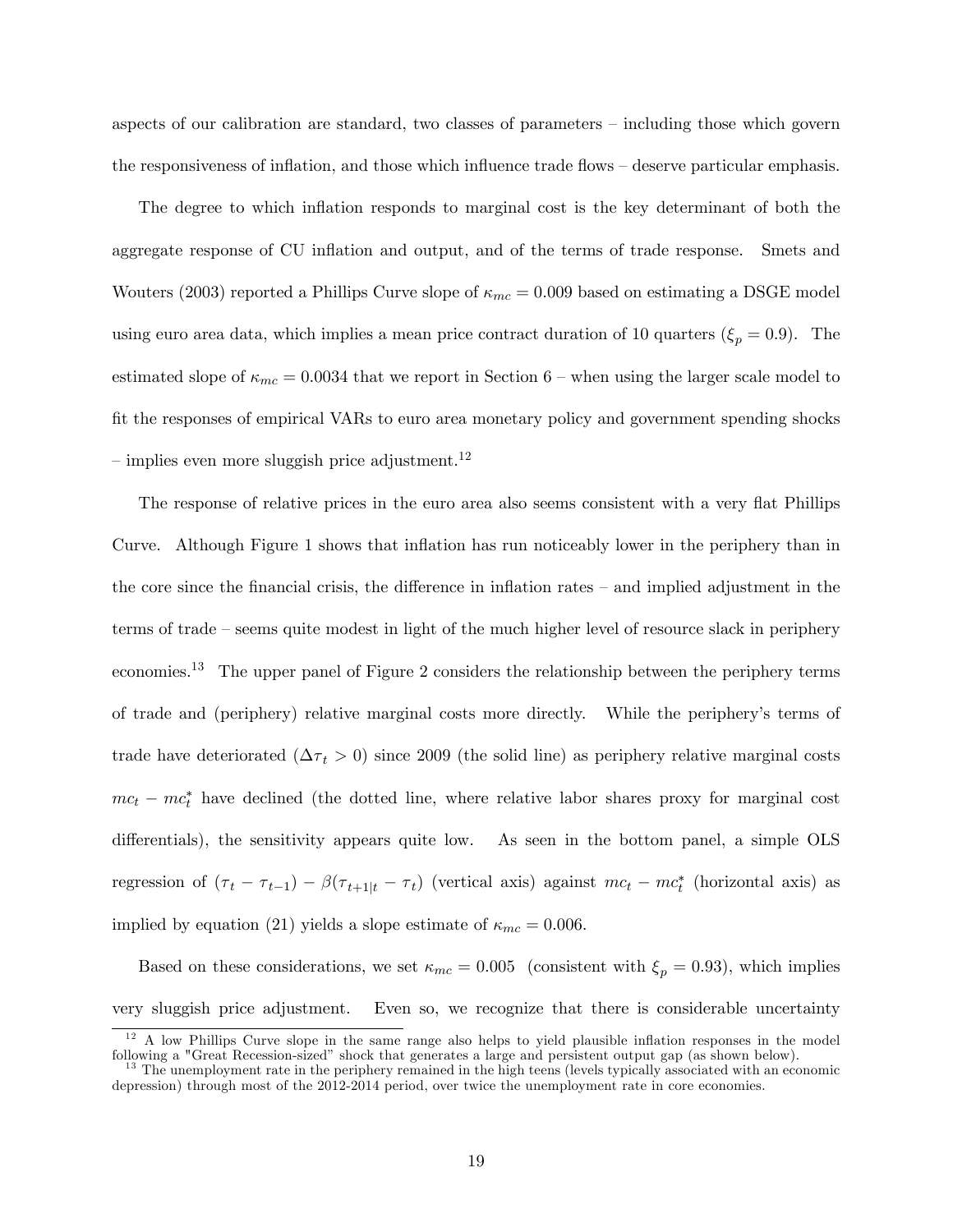aspects of our calibration are standard, two classes of parameters – including those which govern the responsiveness of inflation, and those which influence trade flows – deserve particular emphasis.

The degree to which inflation responds to marginal cost is the key determinant of both the aggregate response of CU inflation and output, and of the terms of trade response. Smets and Wouters (2003) reported a Phillips Curve slope of $\kappa_{mc} = 0.009$ based on estimating a DSGE model using euro area data, which implies a mean price contract duration of 10 quarters ($\xi_p = 0.9$). The estimated slope of $\kappa_{mc} = 0.0034$ that we report in Section 6 – when using the larger scale model to fit the responses of empirical VARs to euro area monetary policy and government spending shocks – implies even more sluggish price adjustment.[12]

The response of relative prices in the euro area also seems consistent with a very flat Phillips Curve. Although Figure 1 shows that inflation has run noticeably lower in the periphery than in the core since the financial crisis, the difference in inflation rates – and implied adjustment in the terms of trade – seems quite modest in light of the much higher level of resource slack in periphery economies.[13] The upper panel of Figure 2 considers the relationship between the periphery terms of trade and (periphery) relative marginal costs more directly. While the periphery's terms of trade have deteriorated ($\Delta\tau_t > 0$) since 2009 (the solid line) as periphery relative marginal costs $mc_t - mc_t^*$ have declined (the dotted line, where relative labor shares proxy for marginal cost differentials), the sensitivity appears quite low. As seen in the bottom panel, a simple OLS regression of $(\tau_t - \tau_{t-1}) - \beta(\tau_{t+1|t} - \tau_t)$ (vertical axis) against $mc_t - mc_t^*$ (horizontal axis) as implied by equation (21) yields a slope estimate of $\kappa_{mc} = 0.006$.

Based on these considerations, we set $\kappa_{mc} = 0.005$ (consistent with $\xi_p = 0.93$), which implies very sluggish price adjustment. Even so, we recognize that there is considerable uncertainty

[12] A low Phillips Curve slope in the same range also helps to yield plausible inflation responses in the model following a "Great Recession-sized" shock that generates a large and persistent output gap (as shown below).

[13] The unemployment rate in the periphery remained in the high teens (levels typically associated with an economic depression) through most of the 2012-2014 period, over twice the unemployment rate in core economies.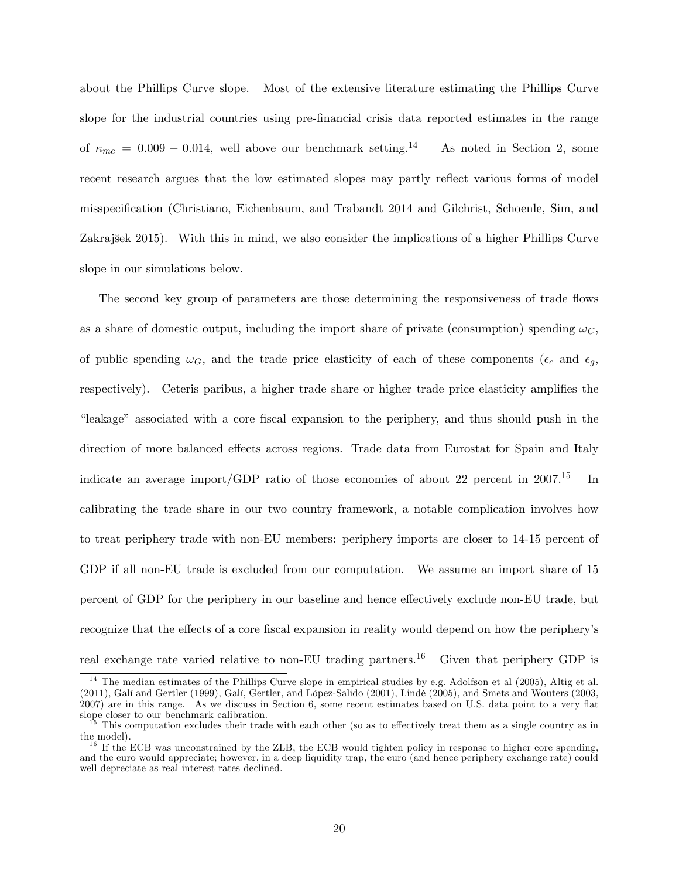about the Phillips Curve slope. Most of the extensive literature estimating the Phillips Curve slope for the industrial countries using pre-financial crisis data reported estimates in the range of $\kappa_{mc} = 0.009 - 0.014$, well above our benchmark setting.[14] As noted in Section 2, some recent research argues that the low estimated slopes may partly reflect various forms of model misspecification (Christiano, Eichenbaum, and Trabandt 2014 and Gilchrist, Schoenle, Sim, and Zakrajšek 2015). With this in mind, we also consider the implications of a higher Phillips Curve slope in our simulations below.

The second key group of parameters are those determining the responsiveness of trade flows as a share of domestic output, including the import share of private (consumption) spending $\omega_C$, of public spending $\omega_G$, and the trade price elasticity of each of these components ($\epsilon_c$ and $\epsilon_g$, respectively). Ceteris paribus, a higher trade share or higher trade price elasticity amplifies the "leakage" associated with a core fiscal expansion to the periphery, and thus should push in the direction of more balanced effects across regions. Trade data from Eurostat for Spain and Italy indicate an average import/GDP ratio of those economies of about 22 percent in 2007.[15] In calibrating the trade share in our two country framework, a notable complication involves how to treat periphery trade with non-EU members: periphery imports are closer to 14-15 percent of GDP if all non-EU trade is excluded from our computation. We assume an import share of 15 percent of GDP for the periphery in our baseline and hence effectively exclude non-EU trade, but recognize that the effects of a core fiscal expansion in reality would depend on how the periphery's real exchange rate varied relative to non-EU trading partners.[16] Given that periphery GDP is

[14] The median estimates of the Phillips Curve slope in empirical studies by e.g. Adolfson et al (2005), Altig et al. (2011), Galí and Gertler (1999), Galí, Gertler, and López-Salido (2001), Lindé (2005), and Smets and Wouters (2003, 2007) are in this range. As we discuss in Section 6, some recent estimates based on U.S. data point to a very flat slope closer to our benchmark calibration.

[15] This computation excludes their trade with each other (so as to effectively treat them as a single country as in the model).

[16] If the ECB was unconstrained by the ZLB, the ECB would tighten policy in response to higher core spending, and the euro would appreciate; however, in a deep liquidity trap, the euro (and hence periphery exchange rate) could well depreciate as real interest rates declined.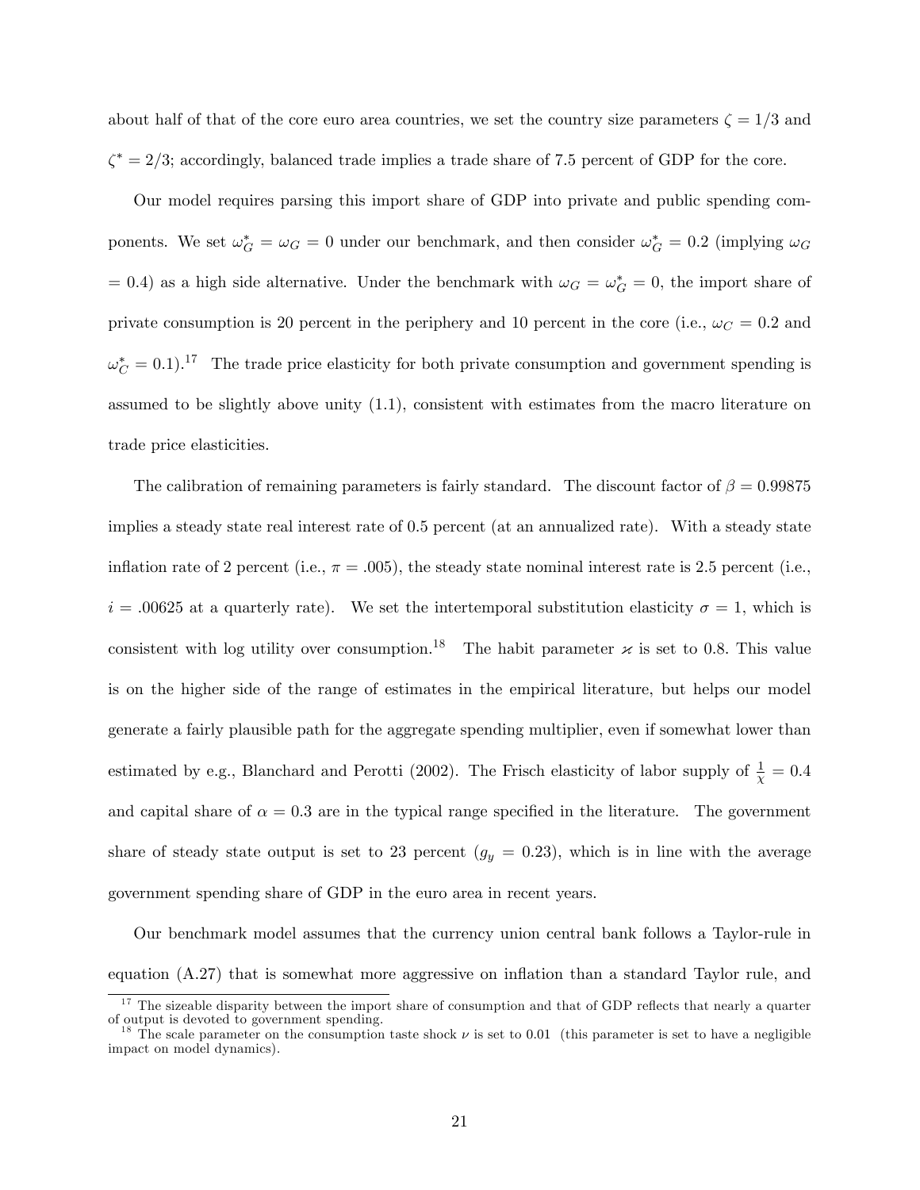about half of that of the core euro area countries, we set the country size parameters $\zeta = 1/3$ and $\zeta^* = 2/3$; accordingly, balanced trade implies a trade share of 7.5 percent of GDP for the core.

Our model requires parsing this import share of GDP into private and public spending components. We set $\omega_G^* = \omega_G = 0$ under our benchmark, and then consider $\omega_G^* = 0.2$ (implying $\omega_G = 0.4$) as a high side alternative. Under the benchmark with $\omega_G = \omega_G^* = 0$, the import share of private consumption is 20 percent in the periphery and 10 percent in the core (i.e., $\omega_C = 0.2$ and $\omega_C^* = 0.1$).[17] The trade price elasticity for both private consumption and government spending is assumed to be slightly above unity (1.1), consistent with estimates from the macro literature on trade price elasticities.

The calibration of remaining parameters is fairly standard. The discount factor of $\beta = 0.99875$ implies a steady state real interest rate of 0.5 percent (at an annualized rate). With a steady state inflation rate of 2 percent (i.e., $\pi = .005$), the steady state nominal interest rate is 2.5 percent (i.e., $i = .00625$ at a quarterly rate). We set the intertemporal substitution elasticity $\sigma = 1$, which is consistent with log utility over consumption.[18] The habit parameter $\varkappa$ is set to 0.8. This value is on the higher side of the range of estimates in the empirical literature, but helps our model generate a fairly plausible path for the aggregate spending multiplier, even if somewhat lower than estimated by e.g., Blanchard and Perotti (2002). The Frisch elasticity of labor supply of $\frac{1}{\chi} = 0.4$ and capital share of $\alpha = 0.3$ are in the typical range specified in the literature. The government share of steady state output is set to 23 percent ($g_y = 0.23$), which is in line with the average government spending share of GDP in the euro area in recent years.

Our benchmark model assumes that the currency union central bank follows a Taylor-rule in equation (A.27) that is somewhat more aggressive on inflation than a standard Taylor rule, and

[17] The sizeable disparity between the import share of consumption and that of GDP reflects that nearly a quarter of output is devoted to government spending.

[18] The scale parameter on the consumption taste shock $\nu$ is set to 0.01 (this parameter is set to have a negligible impact on model dynamics).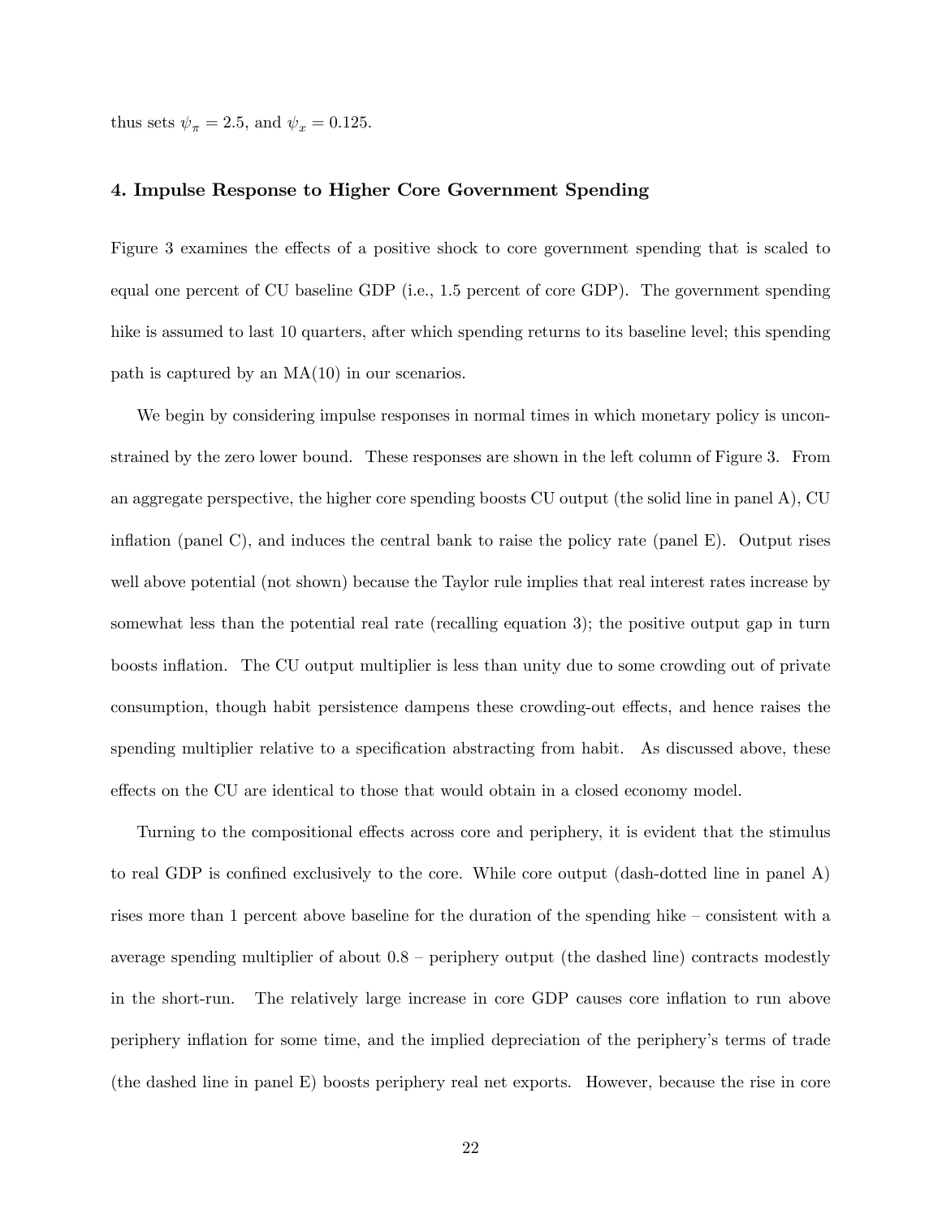thus sets $\psi_\pi = 2.5$, and $\psi_x = 0.125$.

### 4. Impulse Response to Higher Core Government Spending

Figure 3 examines the effects of a positive shock to core government spending that is scaled to equal one percent of CU baseline GDP (i.e., 1.5 percent of core GDP). The government spending hike is assumed to last 10 quarters, after which spending returns to its baseline level; this spending path is captured by an MA(10) in our scenarios.

We begin by considering impulse responses in normal times in which monetary policy is unconstrained by the zero lower bound. These responses are shown in the left column of Figure 3. From an aggregate perspective, the higher core spending boosts CU output (the solid line in panel A), CU inflation (panel C), and induces the central bank to raise the policy rate (panel E). Output rises well above potential (not shown) because the Taylor rule implies that real interest rates increase by somewhat less than the potential real rate (recalling equation 3); the positive output gap in turn boosts inflation. The CU output multiplier is less than unity due to some crowding out of private consumption, though habit persistence dampens these crowding-out effects, and hence raises the spending multiplier relative to a specification abstracting from habit. As discussed above, these effects on the CU are identical to those that would obtain in a closed economy model.

Turning to the compositional effects across core and periphery, it is evident that the stimulus to real GDP is confined exclusively to the core. While core output (dash-dotted line in panel A) rises more than 1 percent above baseline for the duration of the spending hike – consistent with a average spending multiplier of about 0.8 – periphery output (the dashed line) contracts modestly in the short-run. The relatively large increase in core GDP causes core inflation to run above periphery inflation for some time, and the implied depreciation of the periphery's terms of trade (the dashed line in panel E) boosts periphery real net exports. However, because the rise in core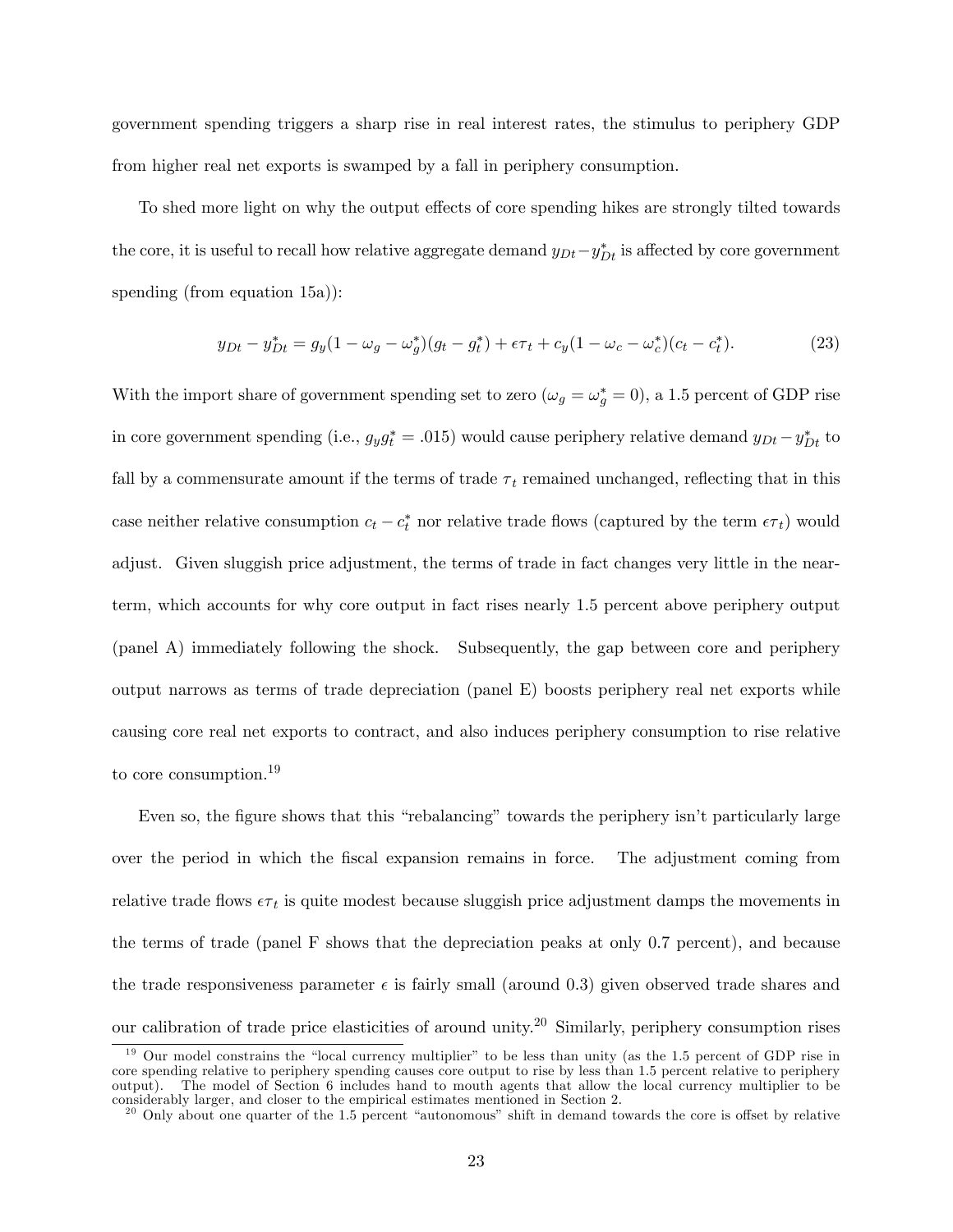government spending triggers a sharp rise in real interest rates, the stimulus to periphery GDP from higher real net exports is swamped by a fall in periphery consumption.

To shed more light on why the output effects of core spending hikes are strongly tilted towards the core, it is useful to recall how relative aggregate demand $y_{Dt} - y^*_{Dt}$ is affected by core government spending (from equation 15a)):

$$y_{Dt} - y^*_{Dt} = g_y(1 - \omega_g - \omega^*_g)(g_t - g^*_t) + \epsilon\tau_t + c_y(1 - \omega_c - \omega^*_c)(c_t - c^*_t). \tag{23}$$

With the import share of government spending set to zero ($\omega_g = \omega^*_g = 0$), a 1.5 percent of GDP rise in core government spending (i.e., $g_y g^*_t = .015$) would cause periphery relative demand $y_{Dt} - y^*_{Dt}$ to fall by a commensurate amount if the terms of trade $\tau_t$ remained unchanged, reflecting that in this case neither relative consumption $c_t - c^*_t$ nor relative trade flows (captured by the term $\epsilon\tau_t$) would adjust. Given sluggish price adjustment, the terms of trade in fact changes very little in the near-term, which accounts for why core output in fact rises nearly 1.5 percent above periphery output (panel A) immediately following the shock. Subsequently, the gap between core and periphery output narrows as terms of trade depreciation (panel E) boosts periphery real net exports while causing core real net exports to contract, and also induces periphery consumption to rise relative to core consumption.[19]

Even so, the figure shows that this "rebalancing" towards the periphery isn't particularly large over the period in which the fiscal expansion remains in force. The adjustment coming from relative trade flows $\epsilon\tau_t$ is quite modest because sluggish price adjustment damps the movements in the terms of trade (panel F shows that the depreciation peaks at only 0.7 percent), and because the trade responsiveness parameter $\epsilon$ is fairly small (around 0.3) given observed trade shares and our calibration of trade price elasticities of around unity.[20] Similarly, periphery consumption rises

[19] Our model constrains the "local currency multiplier" to be less than unity (as the 1.5 percent of GDP rise in core spending relative to periphery spending causes core output to rise by less than 1.5 percent relative to periphery output). The model of Section 6 includes hand to mouth agents that allow the local currency multiplier to be considerably larger, and closer to the empirical estimates mentioned in Section 2.

[20] Only about one quarter of the 1.5 percent "autonomous" shift in demand towards the core is offset by relative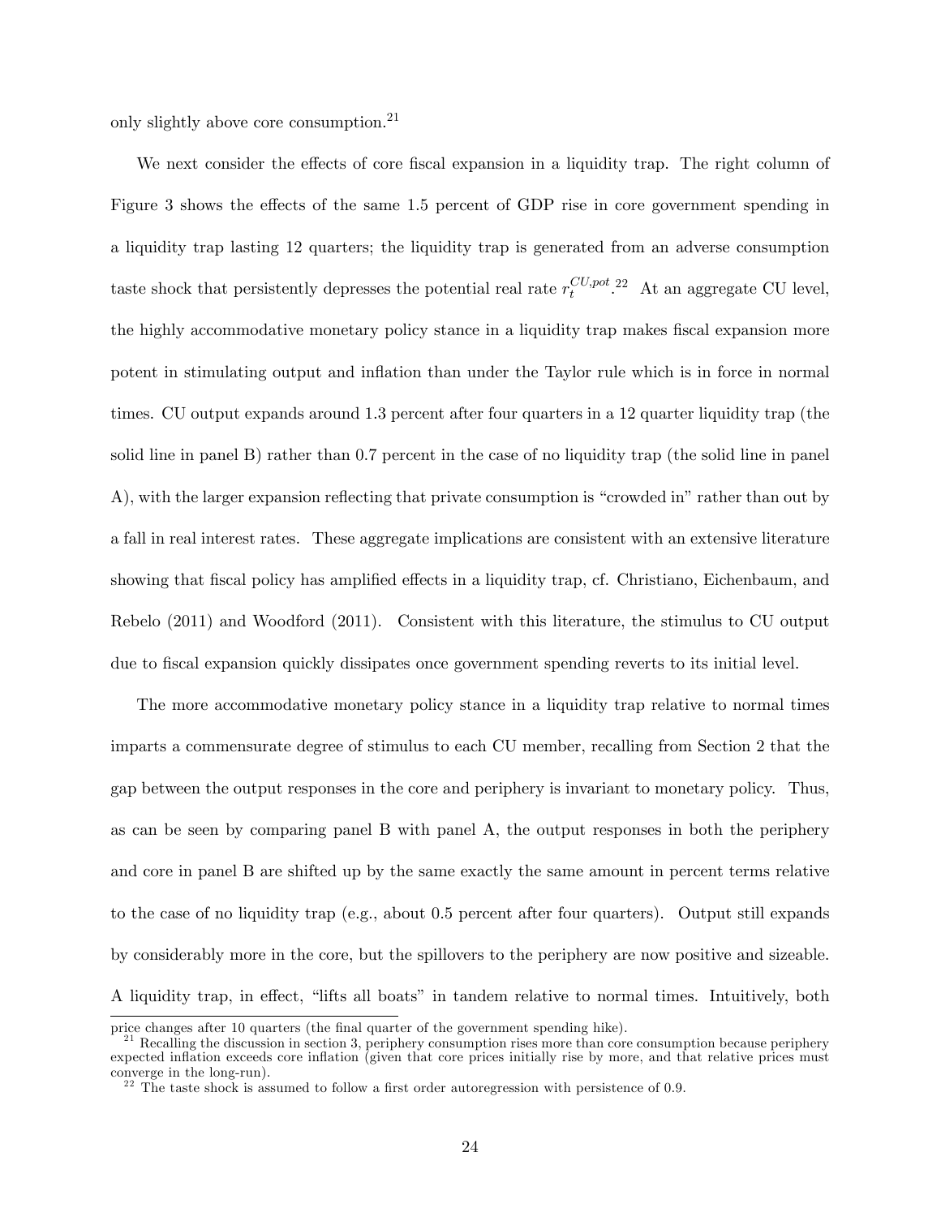only slightly above core consumption.[21]

We next consider the effects of core fiscal expansion in a liquidity trap. The right column of Figure 3 shows the effects of the same 1.5 percent of GDP rise in core government spending in a liquidity trap lasting 12 quarters; the liquidity trap is generated from an adverse consumption taste shock that persistently depresses the potential real rate $r_t^{CU,pot}$.[22] At an aggregate CU level, the highly accommodative monetary policy stance in a liquidity trap makes fiscal expansion more potent in stimulating output and inflation than under the Taylor rule which is in force in normal times. CU output expands around 1.3 percent after four quarters in a 12 quarter liquidity trap (the solid line in panel B) rather than 0.7 percent in the case of no liquidity trap (the solid line in panel A), with the larger expansion reflecting that private consumption is "crowded in" rather than out by a fall in real interest rates. These aggregate implications are consistent with an extensive literature showing that fiscal policy has amplified effects in a liquidity trap, cf. Christiano, Eichenbaum, and Rebelo (2011) and Woodford (2011). Consistent with this literature, the stimulus to CU output due to fiscal expansion quickly dissipates once government spending reverts to its initial level.

The more accommodative monetary policy stance in a liquidity trap relative to normal times imparts a commensurate degree of stimulus to each CU member, recalling from Section 2 that the gap between the output responses in the core and periphery is invariant to monetary policy. Thus, as can be seen by comparing panel B with panel A, the output responses in both the periphery and core in panel B are shifted up by the same exactly the same amount in percent terms relative to the case of no liquidity trap (e.g., about 0.5 percent after four quarters). Output still expands by considerably more in the core, but the spillovers to the periphery are now positive and sizeable. A liquidity trap, in effect, "lifts all boats" in tandem relative to normal times. Intuitively, both

price changes after 10 quarters (the final quarter of the government spending hike).

[21] Recalling the discussion in section 3, periphery consumption rises more than core consumption because periphery expected inflation exceeds core inflation (given that core prices initially rise by more, and that relative prices must converge in the long-run).

[22] The taste shock is assumed to follow a first order autoregression with persistence of 0.9.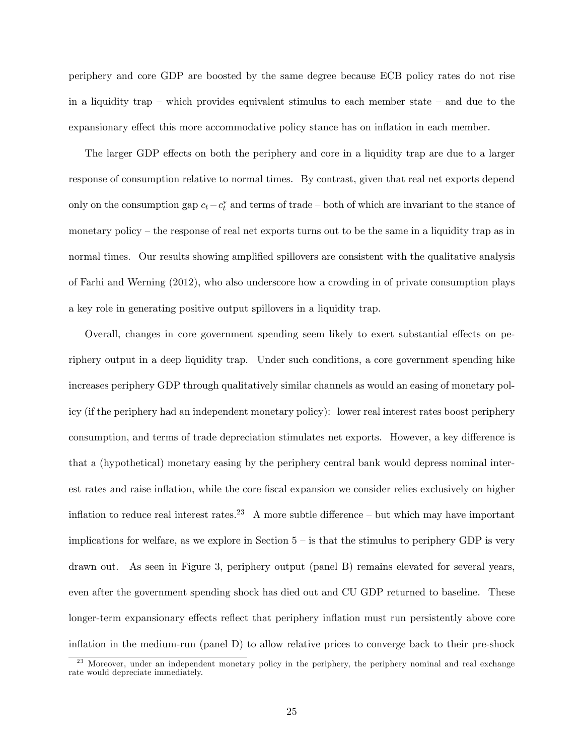periphery and core GDP are boosted by the same degree because ECB policy rates do not rise in a liquidity trap – which provides equivalent stimulus to each member state – and due to the expansionary effect this more accommodative policy stance has on inflation in each member.

The larger GDP effects on both the periphery and core in a liquidity trap are due to a larger response of consumption relative to normal times. By contrast, given that real net exports depend only on the consumption gap $c_t - c_t^*$ and terms of trade – both of which are invariant to the stance of monetary policy – the response of real net exports turns out to be the same in a liquidity trap as in normal times. Our results showing amplified spillovers are consistent with the qualitative analysis of Farhi and Werning (2012), who also underscore how a crowding in of private consumption plays a key role in generating positive output spillovers in a liquidity trap.

Overall, changes in core government spending seem likely to exert substantial effects on periphery output in a deep liquidity trap. Under such conditions, a core government spending hike increases periphery GDP through qualitatively similar channels as would an easing of monetary policy (if the periphery had an independent monetary policy): lower real interest rates boost periphery consumption, and terms of trade depreciation stimulates net exports. However, a key difference is that a (hypothetical) monetary easing by the periphery central bank would depress nominal interest rates and raise inflation, while the core fiscal expansion we consider relies exclusively on higher inflation to reduce real interest rates.[23] A more subtle difference – but which may have important implications for welfare, as we explore in Section 5 – is that the stimulus to periphery GDP is very drawn out. As seen in Figure 3, periphery output (panel B) remains elevated for several years, even after the government spending shock has died out and CU GDP returned to baseline. These longer-term expansionary effects reflect that periphery inflation must run persistently above core inflation in the medium-run (panel D) to allow relative prices to converge back to their pre-shock

[23] Moreover, under an independent monetary policy in the periphery, the periphery nominal and real exchange rate would depreciate immediately.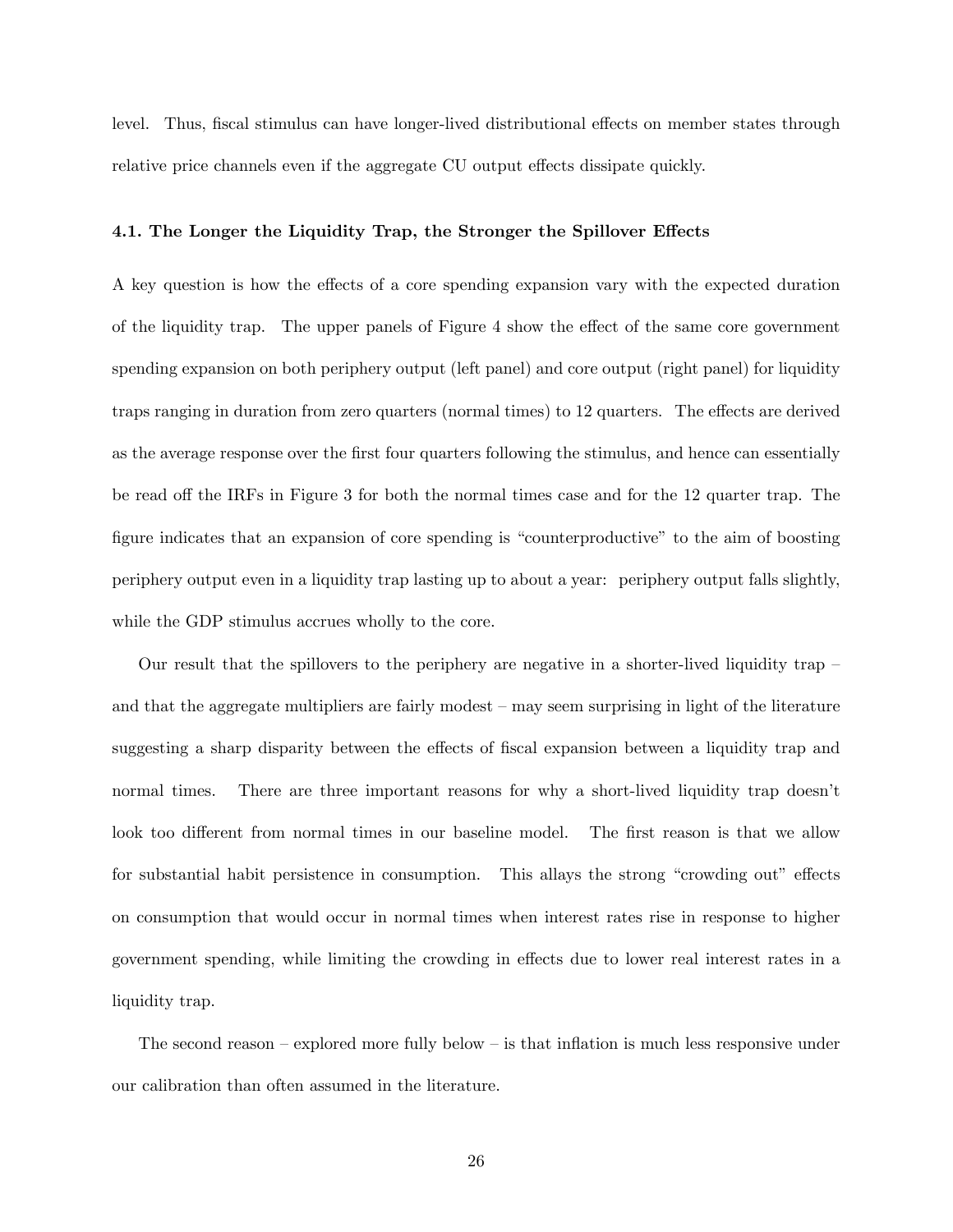level. Thus, fiscal stimulus can have longer-lived distributional effects on member states through relative price channels even if the aggregate CU output effects dissipate quickly.

### 4.1. The Longer the Liquidity Trap, the Stronger the Spillover Effects

A key question is how the effects of a core spending expansion vary with the expected duration of the liquidity trap. The upper panels of Figure 4 show the effect of the same core government spending expansion on both periphery output (left panel) and core output (right panel) for liquidity traps ranging in duration from zero quarters (normal times) to 12 quarters. The effects are derived as the average response over the first four quarters following the stimulus, and hence can essentially be read off the IRFs in Figure 3 for both the normal times case and for the 12 quarter trap. The figure indicates that an expansion of core spending is "counterproductive" to the aim of boosting periphery output even in a liquidity trap lasting up to about a year: periphery output falls slightly, while the GDP stimulus accrues wholly to the core.

Our result that the spillovers to the periphery are negative in a shorter-lived liquidity trap – and that the aggregate multipliers are fairly modest – may seem surprising in light of the literature suggesting a sharp disparity between the effects of fiscal expansion between a liquidity trap and normal times. There are three important reasons for why a short-lived liquidity trap doesn't look too different from normal times in our baseline model. The first reason is that we allow for substantial habit persistence in consumption. This allays the strong "crowding out" effects on consumption that would occur in normal times when interest rates rise in response to higher government spending, while limiting the crowding in effects due to lower real interest rates in a liquidity trap.

The second reason – explored more fully below – is that inflation is much less responsive under our calibration than often assumed in the literature.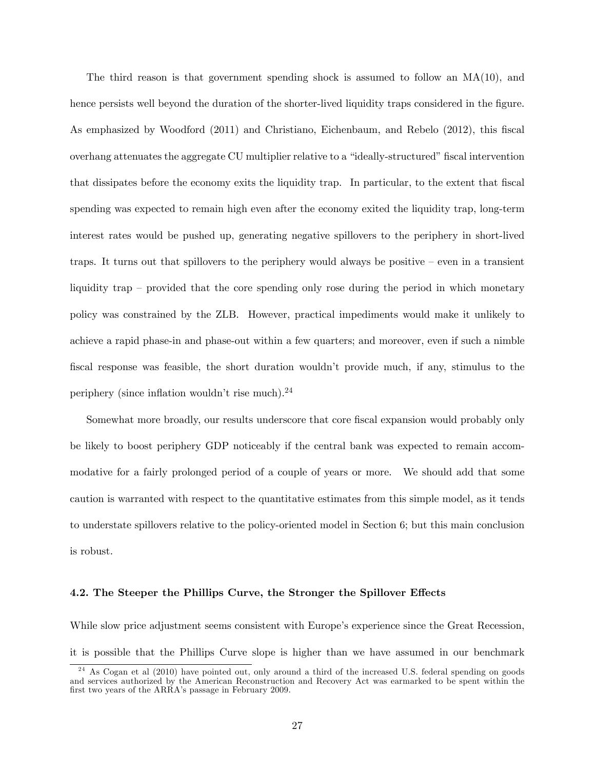The third reason is that government spending shock is assumed to follow an MA(10), and hence persists well beyond the duration of the shorter-lived liquidity traps considered in the figure. As emphasized by Woodford (2011) and Christiano, Eichenbaum, and Rebelo (2012), this fiscal overhang attenuates the aggregate CU multiplier relative to a "ideally-structured" fiscal intervention that dissipates before the economy exits the liquidity trap. In particular, to the extent that fiscal spending was expected to remain high even after the economy exited the liquidity trap, long-term interest rates would be pushed up, generating negative spillovers to the periphery in short-lived traps. It turns out that spillovers to the periphery would always be positive – even in a transient liquidity trap – provided that the core spending only rose during the period in which monetary policy was constrained by the ZLB. However, practical impediments would make it unlikely to achieve a rapid phase-in and phase-out within a few quarters; and moreover, even if such a nimble fiscal response was feasible, the short duration wouldn't provide much, if any, stimulus to the periphery (since inflation wouldn't rise much).[24]

Somewhat more broadly, our results underscore that core fiscal expansion would probably only be likely to boost periphery GDP noticeably if the central bank was expected to remain accommodative for a fairly prolonged period of a couple of years or more. We should add that some caution is warranted with respect to the quantitative estimates from this simple model, as it tends to understate spillovers relative to the policy-oriented model in Section 6; but this main conclusion is robust.

#### 4.2. The Steeper the Phillips Curve, the Stronger the Spillover Effects

While slow price adjustment seems consistent with Europe's experience since the Great Recession, it is possible that the Phillips Curve slope is higher than we have assumed in our benchmark

[24] As Cogan et al (2010) have pointed out, only around a third of the increased U.S. federal spending on goods and services authorized by the American Reconstruction and Recovery Act was earmarked to be spent within the first two years of the ARRA's passage in February 2009.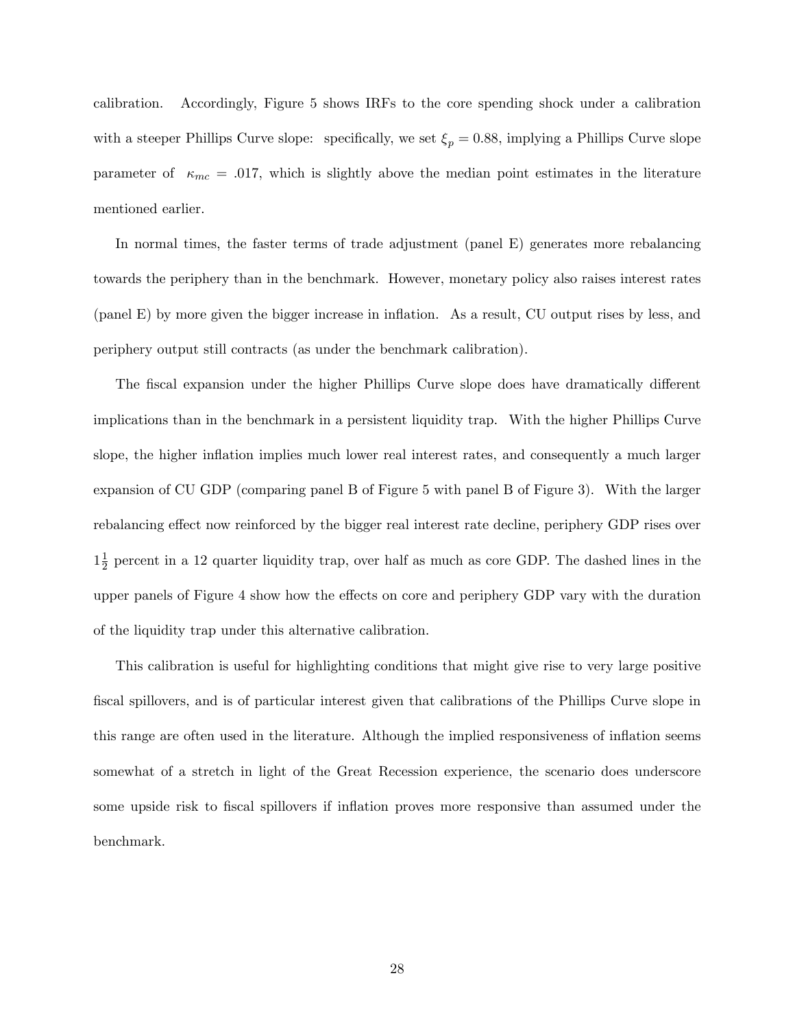calibration. Accordingly, Figure 5 shows IRFs to the core spending shock under a calibration with a steeper Phillips Curve slope: specifically, we set $\xi_p = 0.88$, implying a Phillips Curve slope parameter of $\kappa_{mc} = .017$, which is slightly above the median point estimates in the literature mentioned earlier.

In normal times, the faster terms of trade adjustment (panel E) generates more rebalancing towards the periphery than in the benchmark. However, monetary policy also raises interest rates (panel E) by more given the bigger increase in inflation. As a result, CU output rises by less, and periphery output still contracts (as under the benchmark calibration).

The fiscal expansion under the higher Phillips Curve slope does have dramatically different implications than in the benchmark in a persistent liquidity trap. With the higher Phillips Curve slope, the higher inflation implies much lower real interest rates, and consequently a much larger expansion of CU GDP (comparing panel B of Figure 5 with panel B of Figure 3). With the larger rebalancing effect now reinforced by the bigger real interest rate decline, periphery GDP rises over $1\frac{1}{2}$ percent in a 12 quarter liquidity trap, over half as much as core GDP. The dashed lines in the upper panels of Figure 4 show how the effects on core and periphery GDP vary with the duration of the liquidity trap under this alternative calibration.

This calibration is useful for highlighting conditions that might give rise to very large positive fiscal spillovers, and is of particular interest given that calibrations of the Phillips Curve slope in this range are often used in the literature. Although the implied responsiveness of inflation seems somewhat of a stretch in light of the Great Recession experience, the scenario does underscore some upside risk to fiscal spillovers if inflation proves more responsive than assumed under the benchmark.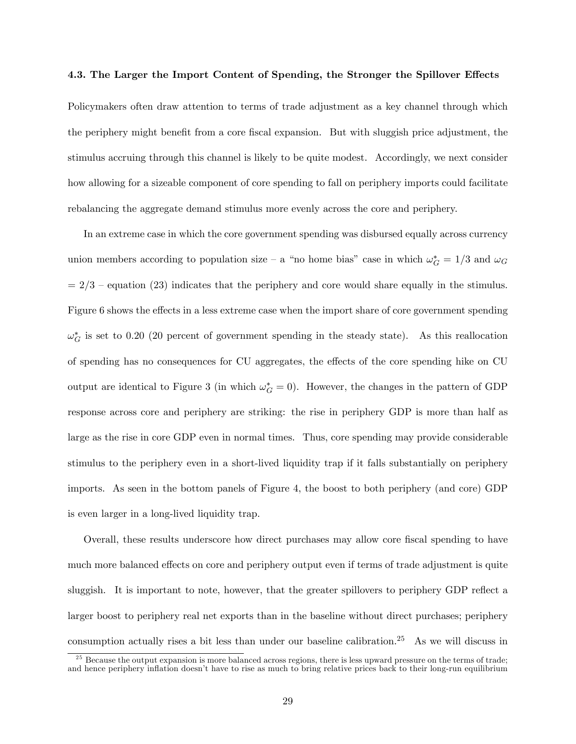### 4.3. The Larger the Import Content of Spending, the Stronger the Spillover Effects

Policymakers often draw attention to terms of trade adjustment as a key channel through which the periphery might benefit from a core fiscal expansion. But with sluggish price adjustment, the stimulus accruing through this channel is likely to be quite modest. Accordingly, we next consider how allowing for a sizeable component of core spending to fall on periphery imports could facilitate rebalancing the aggregate demand stimulus more evenly across the core and periphery.

In an extreme case in which the core government spending was disbursed equally across currency union members according to population size – a "no home bias" case in which $\omega_G^* = 1/3$ and $\omega_G = 2/3$ – equation (23) indicates that the periphery and core would share equally in the stimulus. Figure 6 shows the effects in a less extreme case when the import share of core government spending $\omega_G^*$ is set to 0.20 (20 percent of government spending in the steady state). As this reallocation of spending has no consequences for CU aggregates, the effects of the core spending hike on CU output are identical to Figure 3 (in which $\omega_G^* = 0$). However, the changes in the pattern of GDP response across core and periphery are striking: the rise in periphery GDP is more than half as large as the rise in core GDP even in normal times. Thus, core spending may provide considerable stimulus to the periphery even in a short-lived liquidity trap if it falls substantially on periphery imports. As seen in the bottom panels of Figure 4, the boost to both periphery (and core) GDP is even larger in a long-lived liquidity trap.

Overall, these results underscore how direct purchases may allow core fiscal spending to have much more balanced effects on core and periphery output even if terms of trade adjustment is quite sluggish. It is important to note, however, that the greater spillovers to periphery GDP reflect a larger boost to periphery real net exports than in the baseline without direct purchases; periphery consumption actually rises a bit less than under our baseline calibration.[25] As we will discuss in

[25] Because the output expansion is more balanced across regions, there is less upward pressure on the terms of trade; and hence periphery inflation doesn't have to rise as much to bring relative prices back to their long-run equilibrium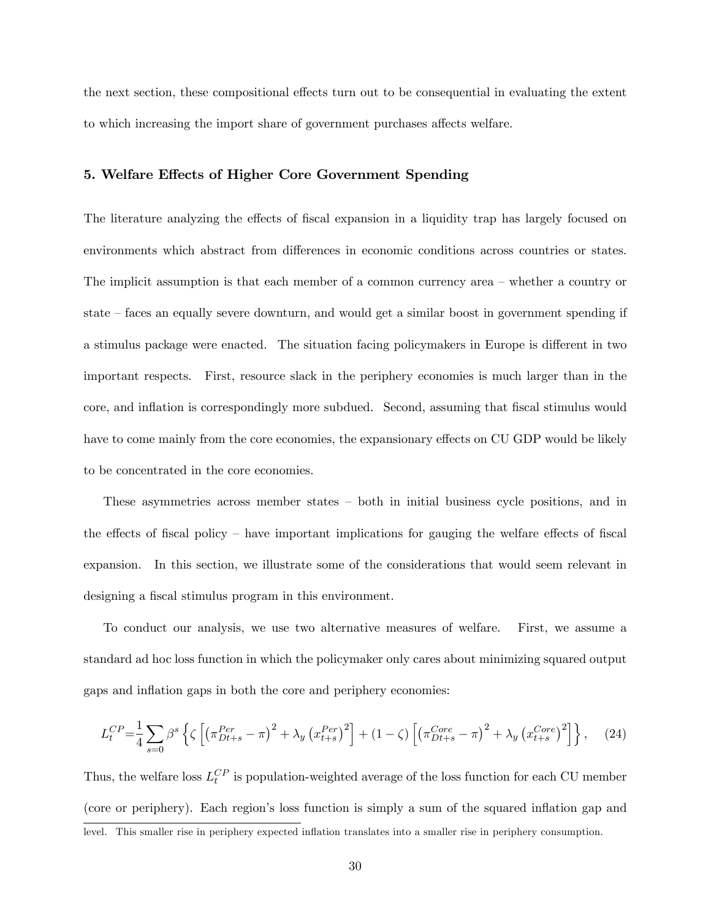the next section, these compositional effects turn out to be consequential in evaluating the extent to which increasing the import share of government purchases affects welfare.

## 5. Welfare Effects of Higher Core Government Spending

The literature analyzing the effects of fiscal expansion in a liquidity trap has largely focused on environments which abstract from differences in economic conditions across countries or states. The implicit assumption is that each member of a common currency area – whether a country or state – faces an equally severe downturn, and would get a similar boost in government spending if a stimulus package were enacted. The situation facing policymakers in Europe is different in two important respects. First, resource slack in the periphery economies is much larger than in the core, and inflation is correspondingly more subdued. Second, assuming that fiscal stimulus would have to come mainly from the core economies, the expansionary effects on CU GDP would be likely to be concentrated in the core economies.

These asymmetries across member states – both in initial business cycle positions, and in the effects of fiscal policy – have important implications for gauging the welfare effects of fiscal expansion. In this section, we illustrate some of the considerations that would seem relevant in designing a fiscal stimulus program in this environment.

To conduct our analysis, we use two alternative measures of welfare. First, we assume a standard ad hoc loss function in which the policymaker only cares about minimizing squared output gaps and inflation gaps in both the core and periphery economies:

$$L_t^{CP} = \frac{1}{4}\sum_{s=0}\beta^s\left\{\zeta\left[\left(\pi_{Dt+s}^{Per}-\pi\right)^2+\lambda_y\left(x_{t+s}^{Per}\right)^2\right]+(1-\zeta)\left[\left(\pi_{Dt+s}^{Core}-\pi\right)^2+\lambda_y\left(x_{t+s}^{Core}\right)^2\right]\right\}, \quad (24)$$

Thus, the welfare loss $L_t^{CP}$ is population-weighted average of the loss function for each CU member (core or periphery). Each region's loss function is simply a sum of the squared inflation gap and

level. This smaller rise in periphery expected inflation translates into a smaller rise in periphery consumption.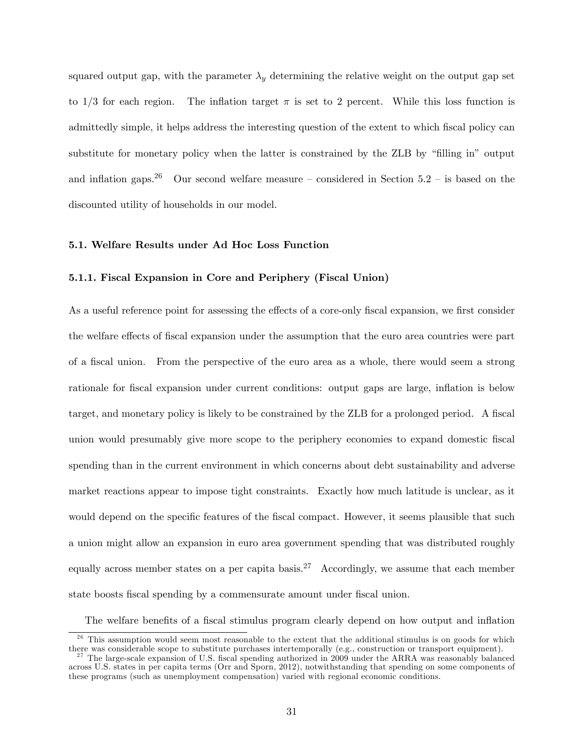squared output gap, with the parameter $\lambda_y$ determining the relative weight on the output gap set to 1/3 for each region. The inflation target $\pi$ is set to 2 percent. While this loss function is admittedly simple, it helps address the interesting question of the extent to which fiscal policy can substitute for monetary policy when the latter is constrained by the ZLB by "filling in" output and inflation gaps.[26] Our second welfare measure – considered in Section 5.2 – is based on the discounted utility of households in our model.

### 5.1. Welfare Results under Ad Hoc Loss Function

#### 5.1.1. Fiscal Expansion in Core and Periphery (Fiscal Union)

As a useful reference point for assessing the effects of a core-only fiscal expansion, we first consider the welfare effects of fiscal expansion under the assumption that the euro area countries were part of a fiscal union. From the perspective of the euro area as a whole, there would seem a strong rationale for fiscal expansion under current conditions: output gaps are large, inflation is below target, and monetary policy is likely to be constrained by the ZLB for a prolonged period. A fiscal union would presumably give more scope to the periphery economies to expand domestic fiscal spending than in the current environment in which concerns about debt sustainability and adverse market reactions appear to impose tight constraints. Exactly how much latitude is unclear, as it would depend on the specific features of the fiscal compact. However, it seems plausible that such a union might allow an expansion in euro area government spending that was distributed roughly equally across member states on a per capita basis.[27] Accordingly, we assume that each member state boosts fiscal spending by a commensurate amount under fiscal union.

The welfare benefits of a fiscal stimulus program clearly depend on how output and inflation

[26] This assumption would seem most reasonable to the extent that the additional stimulus is on goods for which there was considerable scope to substitute purchases intertemporally (e.g., construction or transport equipment).

[27] The large-scale expansion of U.S. fiscal spending authorized in 2009 under the ARRA was reasonably balanced across U.S. states in per capita terms (Orr and Sporn, 2012), notwithstanding that spending on some components of these programs (such as unemployment compensation) varied with regional economic conditions.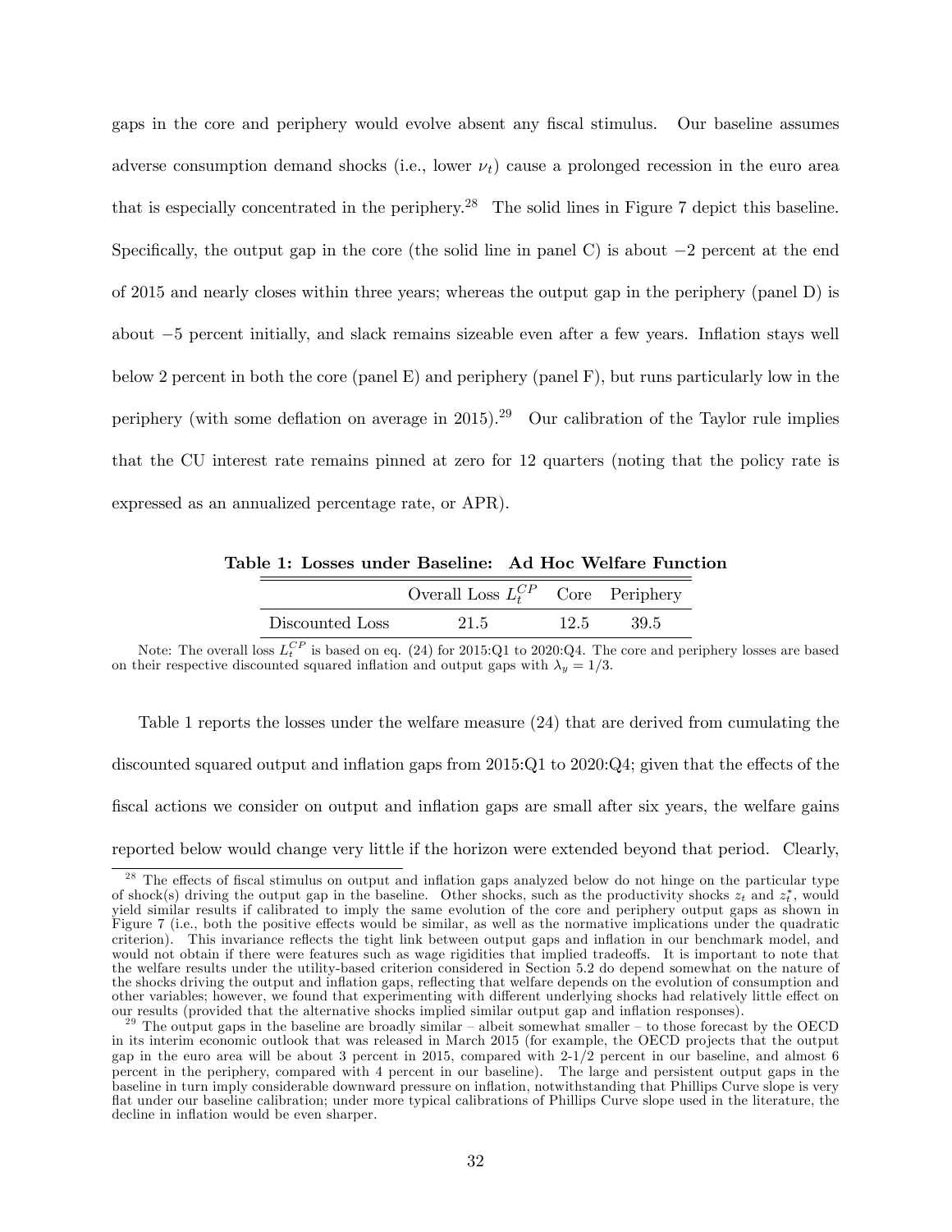gaps in the core and periphery would evolve absent any fiscal stimulus. Our baseline assumes adverse consumption demand shocks (i.e., lower $\nu_t$) cause a prolonged recession in the euro area that is especially concentrated in the periphery.[28] The solid lines in Figure 7 depict this baseline. Specifically, the output gap in the core (the solid line in panel C) is about $-2$ percent at the end of 2015 and nearly closes within three years; whereas the output gap in the periphery (panel D) is about $-5$ percent initially, and slack remains sizeable even after a few years. Inflation stays well below 2 percent in both the core (panel E) and periphery (panel F), but runs particularly low in the periphery (with some deflation on average in 2015).[29] Our calibration of the Taylor rule implies that the CU interest rate remains pinned at zero for 12 quarters (noting that the policy rate is expressed as an annualized percentage rate, or APR).

**Table 1: Losses under Baseline: Ad Hoc Welfare Function**

| | Overall Loss $L_t^{CP}$ | Core | Periphery |
|---|---|---|---|
| Discounted Loss | 21.5 | 12.5 | 39.5 |

Note: The overall loss $L_t^{CP}$ is based on eq. (24) for 2015:Q1 to 2020:Q4. The core and periphery losses are based on their respective discounted squared inflation and output gaps with $\lambda_y = 1/3$.

Table 1 reports the losses under the welfare measure (24) that are derived from cumulating the discounted squared output and inflation gaps from 2015:Q1 to 2020:Q4; given that the effects of the fiscal actions we consider on output and inflation gaps are small after six years, the welfare gains reported below would change very little if the horizon were extended beyond that period. Clearly,

[28] The effects of fiscal stimulus on output and inflation gaps analyzed below do not hinge on the particular type of shock(s) driving the output gap in the baseline. Other shocks, such as the productivity shocks $z_t$ and $z_t^*$, would yield similar results if calibrated to imply the same evolution of the core and periphery output gaps as shown in Figure 7 (i.e., both the positive effects would be similar, as well as the normative implications under the quadratic criterion). This invariance reflects the tight link between output gaps and inflation in our benchmark model, and would not obtain if there were features such as wage rigidities that implied tradeoffs. It is important to note that the welfare results under the utility-based criterion considered in Section 5.2 do depend somewhat on the nature of the shocks driving the output and inflation gaps, reflecting that welfare depends on the evolution of consumption and other variables; however, we found that experimenting with different underlying shocks had relatively little effect on our results (provided that the alternative shocks implied similar output gap and inflation responses).

[29] The output gaps in the baseline are broadly similar – albeit somewhat smaller – to those forecast by the OECD in its interim economic outlook that was released in March 2015 (for example, the OECD projects that the output gap in the euro area will be about 3 percent in 2015, compared with 2-1/2 percent in our baseline, and almost 6 percent in the periphery, compared with 4 percent in our baseline). The large and persistent output gaps in the baseline in turn imply considerable downward pressure on inflation, notwithstanding that Phillips Curve slope is very flat under our baseline calibration; under more typical calibrations of Phillips Curve slope used in the literature, the decline in inflation would be even sharper.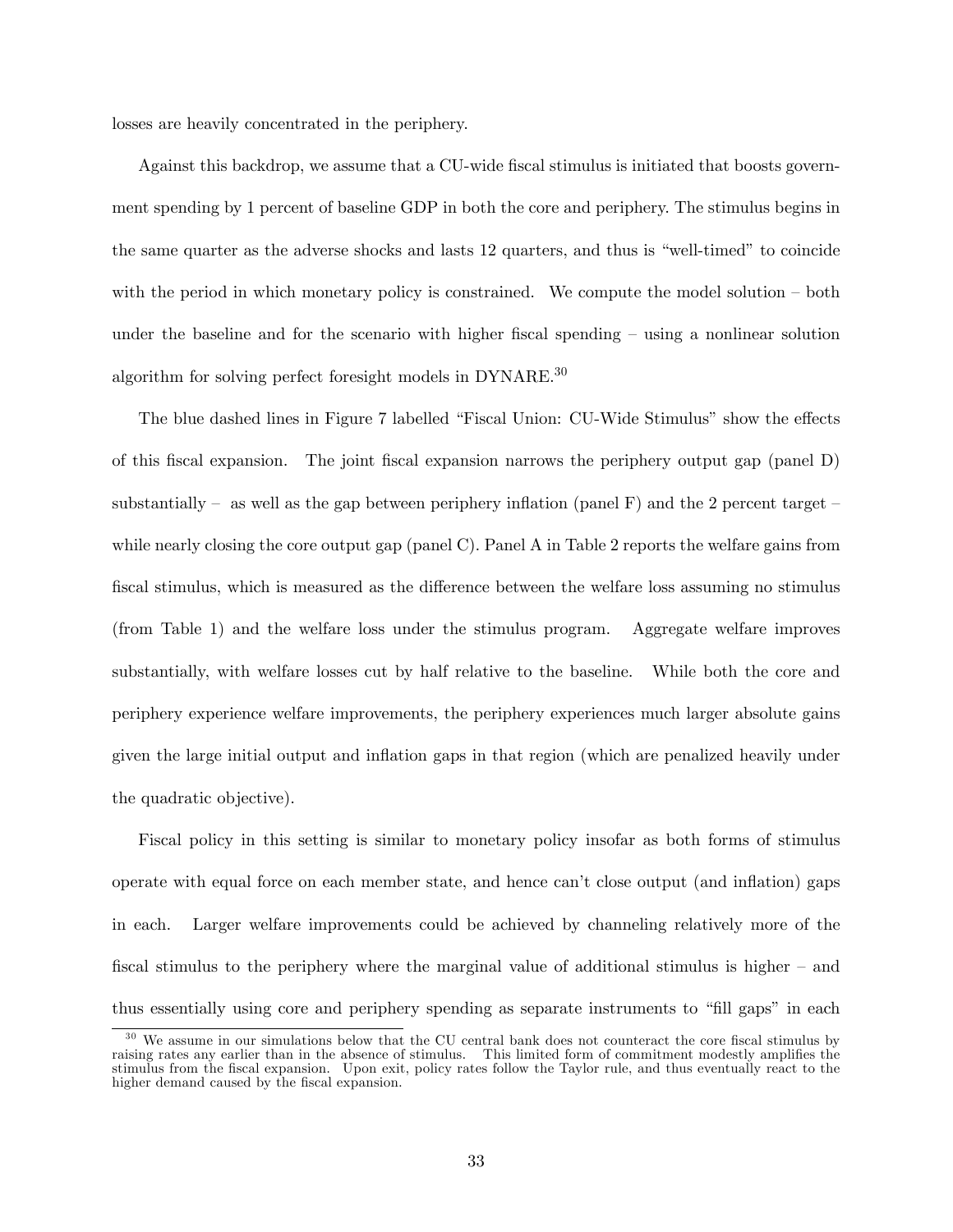losses are heavily concentrated in the periphery.

Against this backdrop, we assume that a CU-wide fiscal stimulus is initiated that boosts government spending by 1 percent of baseline GDP in both the core and periphery. The stimulus begins in the same quarter as the adverse shocks and lasts 12 quarters, and thus is "well-timed" to coincide with the period in which monetary policy is constrained. We compute the model solution – both under the baseline and for the scenario with higher fiscal spending – using a nonlinear solution algorithm for solving perfect foresight models in DYNARE.[30]

The blue dashed lines in Figure 7 labelled "Fiscal Union: CU-Wide Stimulus" show the effects of this fiscal expansion. The joint fiscal expansion narrows the periphery output gap (panel D) substantially – as well as the gap between periphery inflation (panel F) and the 2 percent target – while nearly closing the core output gap (panel C). Panel A in Table 2 reports the welfare gains from fiscal stimulus, which is measured as the difference between the welfare loss assuming no stimulus (from Table 1) and the welfare loss under the stimulus program. Aggregate welfare improves substantially, with welfare losses cut by half relative to the baseline. While both the core and periphery experience welfare improvements, the periphery experiences much larger absolute gains given the large initial output and inflation gaps in that region (which are penalized heavily under the quadratic objective).

Fiscal policy in this setting is similar to monetary policy insofar as both forms of stimulus operate with equal force on each member state, and hence can't close output (and inflation) gaps in each. Larger welfare improvements could be achieved by channeling relatively more of the fiscal stimulus to the periphery where the marginal value of additional stimulus is higher – and thus essentially using core and periphery spending as separate instruments to "fill gaps" in each

[30] We assume in our simulations below that the CU central bank does not counteract the core fiscal stimulus by raising rates any earlier than in the absence of stimulus. This limited form of commitment modestly amplifies the stimulus from the fiscal expansion. Upon exit, policy rates follow the Taylor rule, and thus eventually react to the higher demand caused by the fiscal expansion.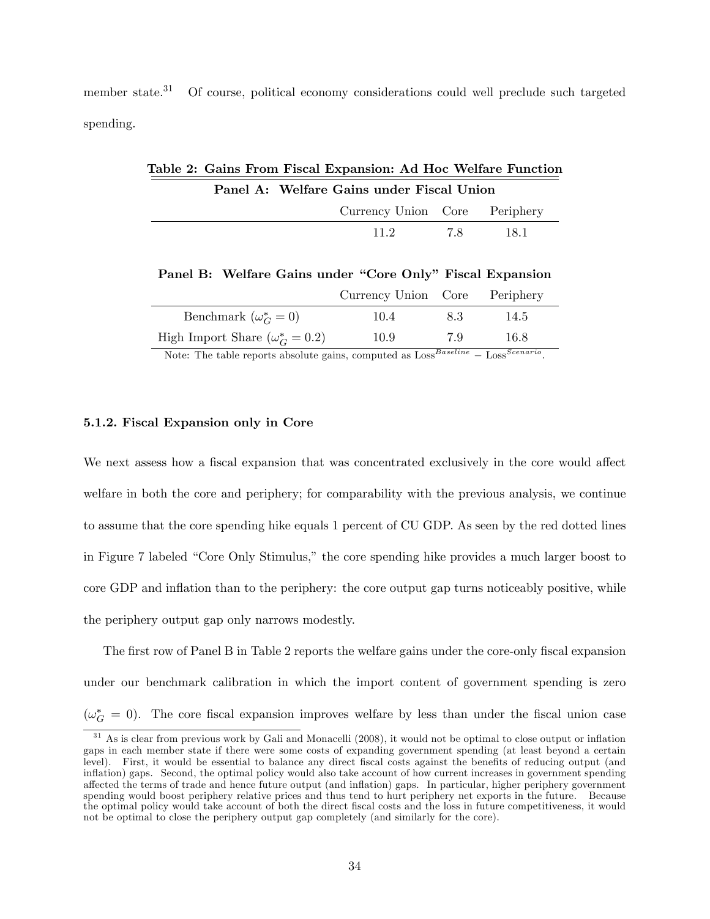member state.[31] Of course, political economy considerations could well preclude such targeted spending.

**Table 2: Gains From Fiscal Expansion: Ad Hoc Welfare Function**

**Panel A: Welfare Gains under Fiscal Union**

| | Currency Union | Core | Periphery |
|---|---|---|---|
| | 11.2 | 7.8 | 18.1 |

**Panel B: Welfare Gains under "Core Only" Fiscal Expansion**

| | Currency Union | Core | Periphery |
|---|---|---|---|
| Benchmark ($\omega_G^* = 0$) | 10.4 | 8.3 | 14.5 |
| High Import Share ($\omega_G^* = 0.2$) | 10.9 | 7.9 | 16.8 |

Note: The table reports absolute gains, computed as $\text{Loss}^{Baseline} - \text{Loss}^{Scenario}$.

#### 5.1.2. Fiscal Expansion only in Core

We next assess how a fiscal expansion that was concentrated exclusively in the core would affect welfare in both the core and periphery; for comparability with the previous analysis, we continue to assume that the core spending hike equals 1 percent of CU GDP. As seen by the red dotted lines in Figure 7 labeled "Core Only Stimulus," the core spending hike provides a much larger boost to core GDP and inflation than to the periphery: the core output gap turns noticeably positive, while the periphery output gap only narrows modestly.

The first row of Panel B in Table 2 reports the welfare gains under the core-only fiscal expansion under our benchmark calibration in which the import content of government spending is zero ($\omega_G^* = 0$). The core fiscal expansion improves welfare by less than under the fiscal union case

[31] As is clear from previous work by Gali and Monacelli (2008), it would not be optimal to close output or inflation gaps in each member state if there were some costs of expanding government spending (at least beyond a certain level). First, it would be essential to balance any direct fiscal costs against the benefits of reducing output (and inflation) gaps. Second, the optimal policy would also take account of how current increases in government spending affected the terms of trade and hence future output (and inflation) gaps. In particular, higher periphery government spending would boost periphery relative prices and thus tend to hurt periphery net exports in the future. Because the optimal policy would take account of both the direct fiscal costs and the loss in future competitiveness, it would not be optimal to close the periphery output gap completely (and similarly for the core).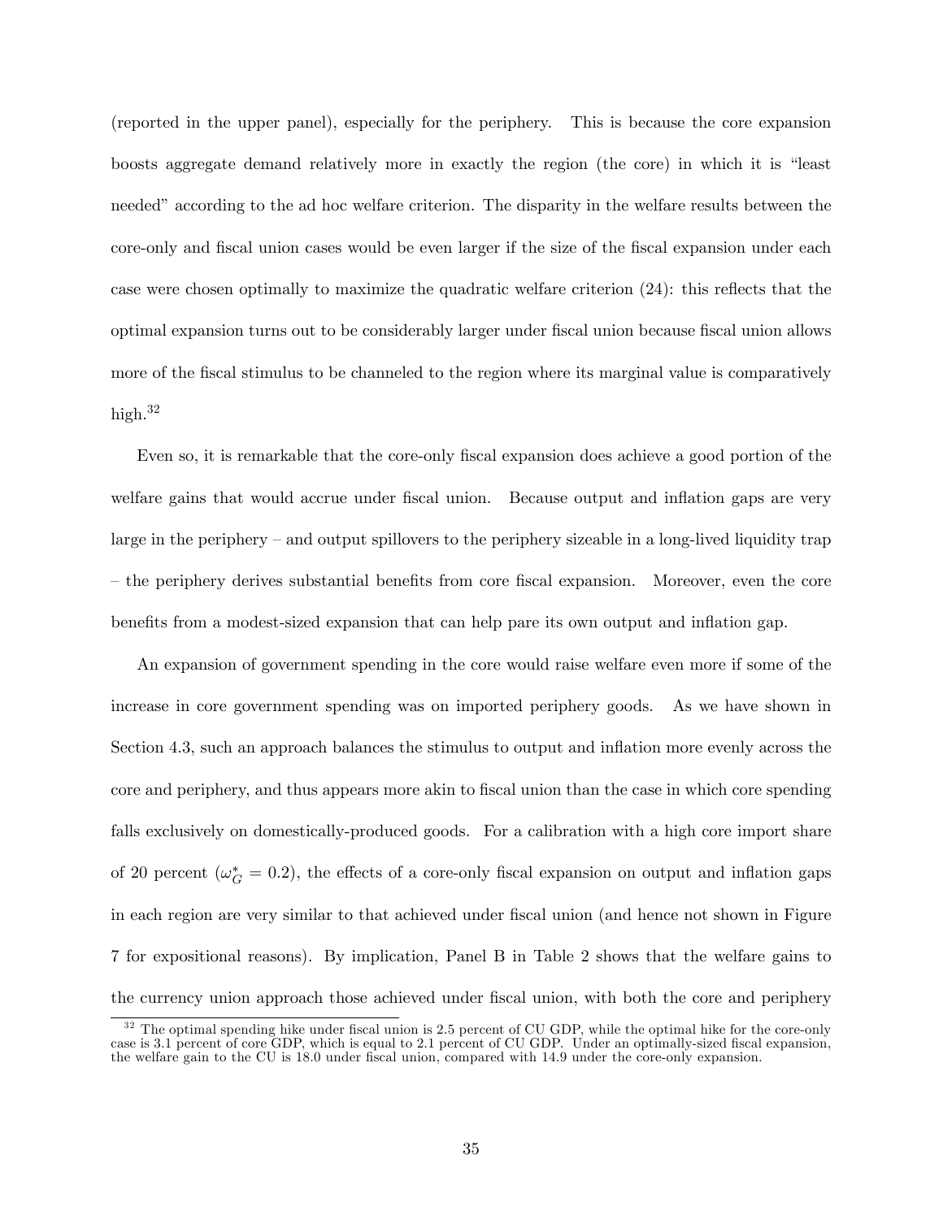(reported in the upper panel), especially for the periphery. This is because the core expansion boosts aggregate demand relatively more in exactly the region (the core) in which it is "least needed" according to the ad hoc welfare criterion. The disparity in the welfare results between the core-only and fiscal union cases would be even larger if the size of the fiscal expansion under each case were chosen optimally to maximize the quadratic welfare criterion (24): this reflects that the optimal expansion turns out to be considerably larger under fiscal union because fiscal union allows more of the fiscal stimulus to be channeled to the region where its marginal value is comparatively high.[32]

Even so, it is remarkable that the core-only fiscal expansion does achieve a good portion of the welfare gains that would accrue under fiscal union. Because output and inflation gaps are very large in the periphery – and output spillovers to the periphery sizeable in a long-lived liquidity trap – the periphery derives substantial benefits from core fiscal expansion. Moreover, even the core benefits from a modest-sized expansion that can help pare its own output and inflation gap.

An expansion of government spending in the core would raise welfare even more if some of the increase in core government spending was on imported periphery goods. As we have shown in Section 4.3, such an approach balances the stimulus to output and inflation more evenly across the core and periphery, and thus appears more akin to fiscal union than the case in which core spending falls exclusively on domestically-produced goods. For a calibration with a high core import share of 20 percent ($\omega_G^* = 0.2$), the effects of a core-only fiscal expansion on output and inflation gaps in each region are very similar to that achieved under fiscal union (and hence not shown in Figure 7 for expositional reasons). By implication, Panel B in Table 2 shows that the welfare gains to the currency union approach those achieved under fiscal union, with both the core and periphery

[32] The optimal spending hike under fiscal union is 2.5 percent of CU GDP, while the optimal hike for the core-only case is 3.1 percent of core GDP, which is equal to 2.1 percent of CU GDP. Under an optimally-sized fiscal expansion, the welfare gain to the CU is 18.0 under fiscal union, compared with 14.9 under the core-only expansion.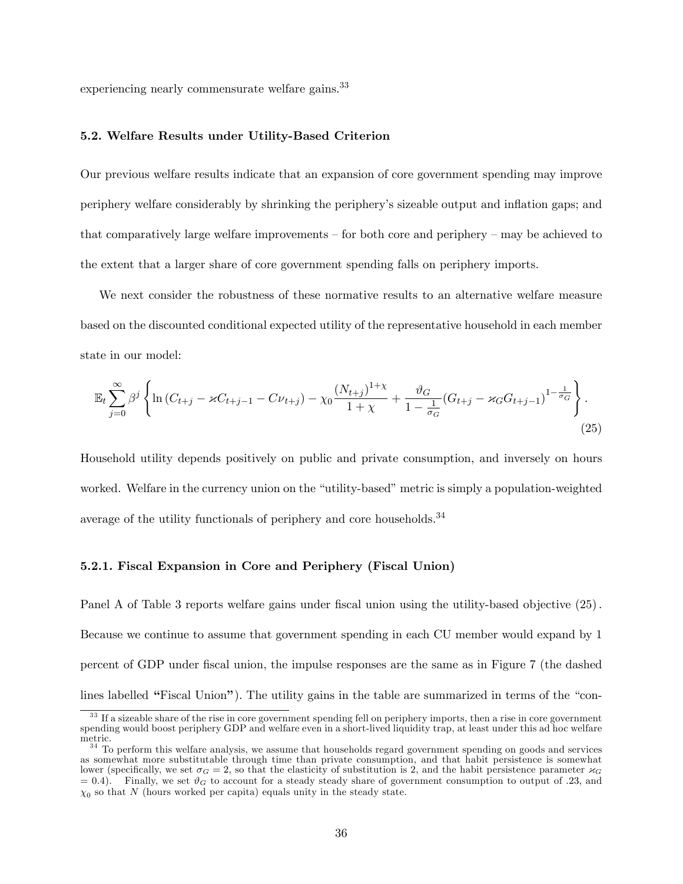experiencing nearly commensurate welfare gains.[33]

### 5.2. Welfare Results under Utility-Based Criterion

Our previous welfare results indicate that an expansion of core government spending may improve periphery welfare considerably by shrinking the periphery's sizeable output and inflation gaps; and that comparatively large welfare improvements – for both core and periphery – may be achieved to the extent that a larger share of core government spending falls on periphery imports.

We next consider the robustness of these normative results to an alternative welfare measure based on the discounted conditional expected utility of the representative household in each member state in our model:

$$\mathbb{E}_t \sum_{j=0}^{\infty} \beta^j \left\{ \ln\left(C_{t+j} - \varkappa C_{t+j-1} - C\nu_{t+j}\right) - \chi_0 \frac{(N_{t+j})^{1+\chi}}{1+\chi} + \frac{\vartheta_G}{1-\frac{1}{\sigma_G}} \left(G_{t+j} - \varkappa_G G_{t+j-1}\right)^{1-\frac{1}{\sigma_G}} \right\}. \tag{25}$$

Household utility depends positively on public and private consumption, and inversely on hours worked. Welfare in the currency union on the "utility-based" metric is simply a population-weighted average of the utility functionals of periphery and core households.[34]

#### 5.2.1. Fiscal Expansion in Core and Periphery (Fiscal Union)

Panel A of Table 3 reports welfare gains under fiscal union using the utility-based objective (25). Because we continue to assume that government spending in each CU member would expand by 1 percent of GDP under fiscal union, the impulse responses are the same as in Figure 7 (the dashed lines labelled **"Fiscal Union"**). The utility gains in the table are summarized in terms of the "con-

[33] If a sizeable share of the rise in core government spending fell on periphery imports, then a rise in core government spending would boost periphery GDP and welfare even in a short-lived liquidity trap, at least under this ad hoc welfare metric.

[34] To perform this welfare analysis, we assume that households regard government spending on goods and services as somewhat more substitutable through time than private consumption, and that habit persistence is somewhat lower (specifically, we set $\sigma_G = 2$, so that the elasticity of substitution is 2, and the habit persistence parameter $\varkappa_G = 0.4$). Finally, we set $\vartheta_G$ to account for a steady steady share of government consumption to output of .23, and $\chi_0$ so that $N$ (hours worked per capita) equals unity in the steady state.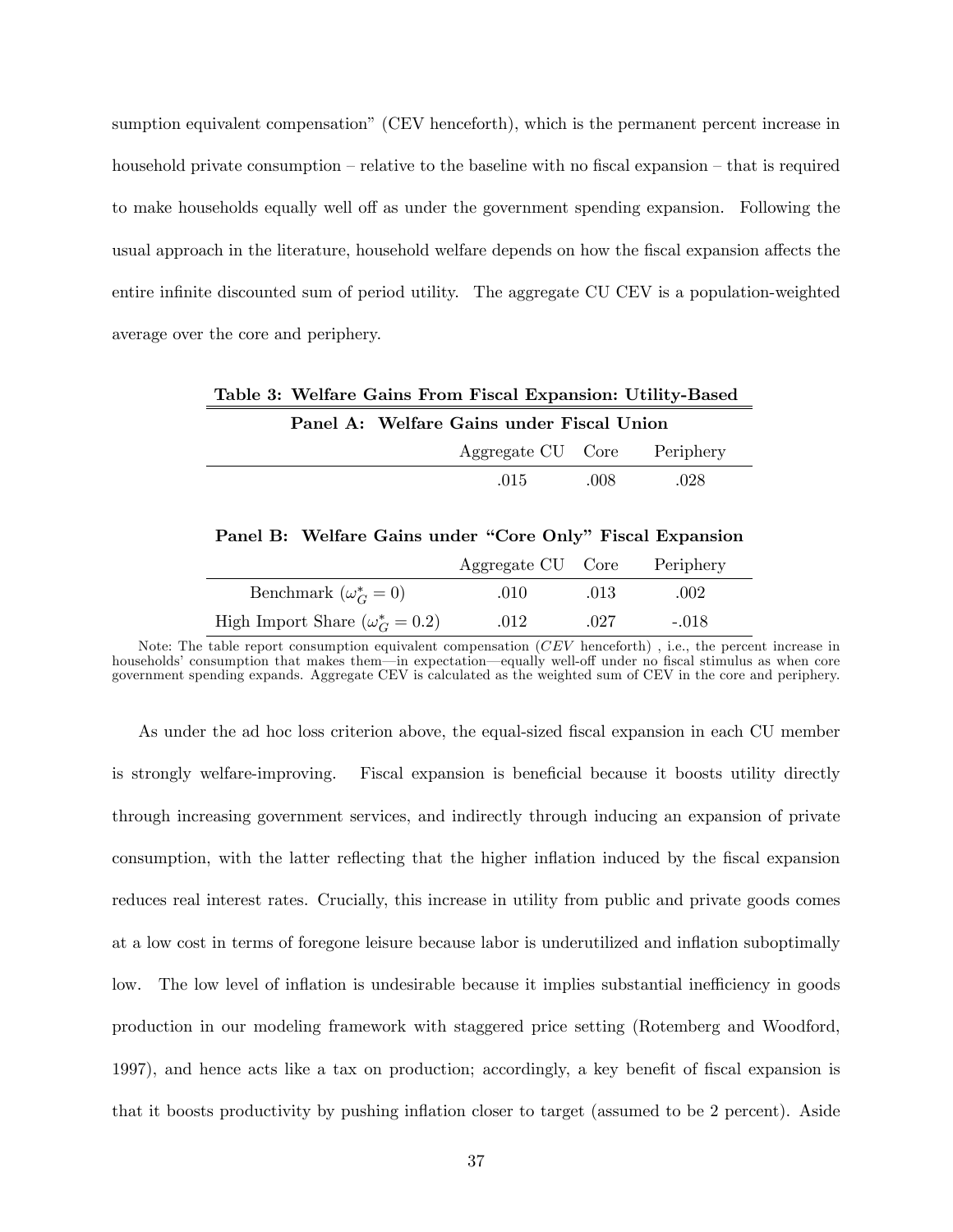sumption equivalent compensation" (CEV henceforth), which is the permanent percent increase in household private consumption – relative to the baseline with no fiscal expansion – that is required to make households equally well off as under the government spending expansion. Following the usual approach in the literature, household welfare depends on how the fiscal expansion affects the entire infinite discounted sum of period utility. The aggregate CU CEV is a population-weighted average over the core and periphery.

**Table 3: Welfare Gains From Fiscal Expansion: Utility-Based**

**Panel A: Welfare Gains under Fiscal Union**

| | Aggregate CU | Core | Periphery |
|---|---|---|---|
| | .015 | .008 | .028 |

**Panel B: Welfare Gains under "Core Only" Fiscal Expansion**

| | Aggregate CU | Core | Periphery |
|---|---|---|---|
| Benchmark ($\omega_G^* = 0$) | .010 | .013 | .002 |
| High Import Share ($\omega_G^* = 0.2$) | .012 | .027 | -.018 |

Note: The table report consumption equivalent compensation ($CEV$ henceforth) , i.e., the percent increase in households' consumption that makes them—in expectation—equally well-off under no fiscal stimulus as when core government spending expands. Aggregate CEV is calculated as the weighted sum of CEV in the core and periphery.

As under the ad hoc loss criterion above, the equal-sized fiscal expansion in each CU member is strongly welfare-improving. Fiscal expansion is beneficial because it boosts utility directly through increasing government services, and indirectly through inducing an expansion of private consumption, with the latter reflecting that the higher inflation induced by the fiscal expansion reduces real interest rates. Crucially, this increase in utility from public and private goods comes at a low cost in terms of foregone leisure because labor is underutilized and inflation suboptimally low. The low level of inflation is undesirable because it implies substantial inefficiency in goods production in our modeling framework with staggered price setting (Rotemberg and Woodford, 1997), and hence acts like a tax on production; accordingly, a key benefit of fiscal expansion is that it boosts productivity by pushing inflation closer to target (assumed to be 2 percent). Aside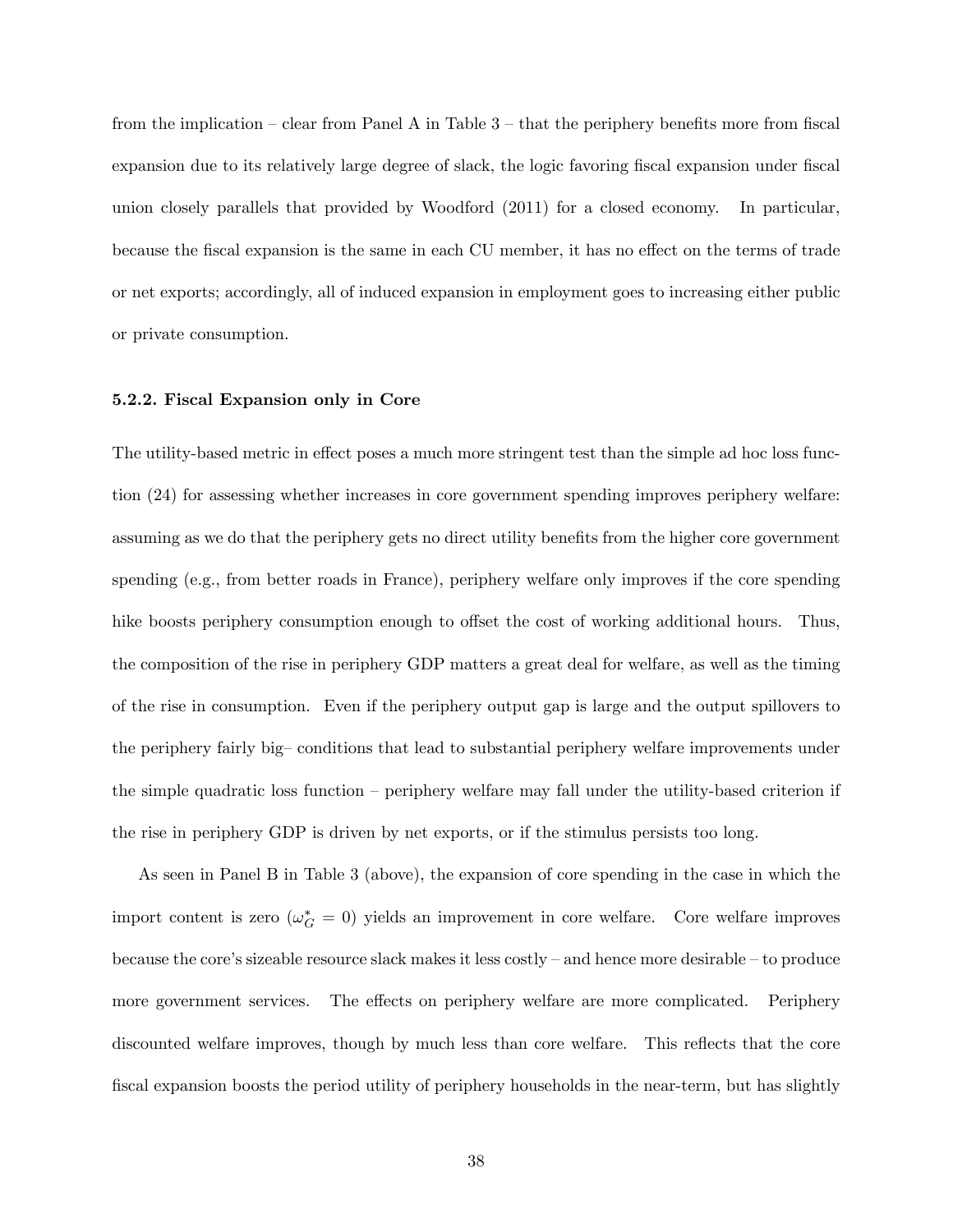from the implication – clear from Panel A in Table 3 – that the periphery benefits more from fiscal expansion due to its relatively large degree of slack, the logic favoring fiscal expansion under fiscal union closely parallels that provided by Woodford (2011) for a closed economy. In particular, because the fiscal expansion is the same in each CU member, it has no effect on the terms of trade or net exports; accordingly, all of induced expansion in employment goes to increasing either public or private consumption.

### 5.2.2. Fiscal Expansion only in Core

The utility-based metric in effect poses a much more stringent test than the simple ad hoc loss function (24) for assessing whether increases in core government spending improves periphery welfare: assuming as we do that the periphery gets no direct utility benefits from the higher core government spending (e.g., from better roads in France), periphery welfare only improves if the core spending hike boosts periphery consumption enough to offset the cost of working additional hours. Thus, the composition of the rise in periphery GDP matters a great deal for welfare, as well as the timing of the rise in consumption. Even if the periphery output gap is large and the output spillovers to the periphery fairly big– conditions that lead to substantial periphery welfare improvements under the simple quadratic loss function – periphery welfare may fall under the utility-based criterion if the rise in periphery GDP is driven by net exports, or if the stimulus persists too long.

As seen in Panel B in Table 3 (above), the expansion of core spending in the case in which the import content is zero ($\omega_G^* = 0$) yields an improvement in core welfare. Core welfare improves because the core's sizeable resource slack makes it less costly – and hence more desirable – to produce more government services. The effects on periphery welfare are more complicated. Periphery discounted welfare improves, though by much less than core welfare. This reflects that the core fiscal expansion boosts the period utility of periphery households in the near-term, but has slightly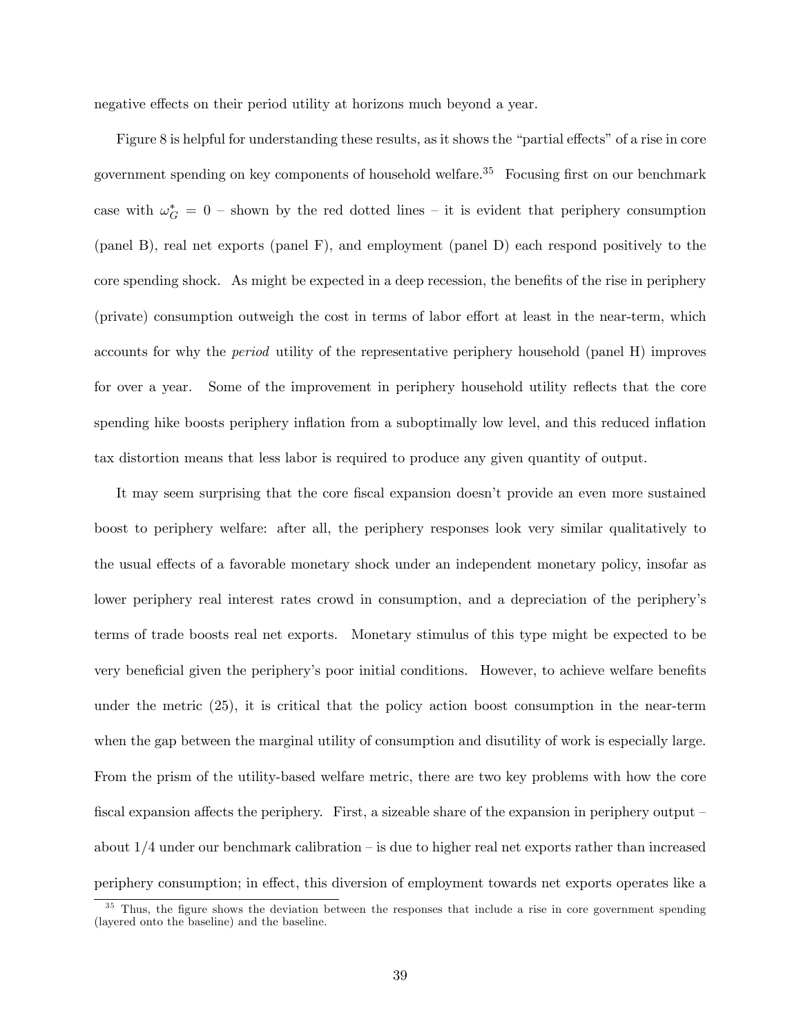negative effects on their period utility at horizons much beyond a year.

Figure 8 is helpful for understanding these results, as it shows the "partial effects" of a rise in core government spending on key components of household welfare.[35] Focusing first on our benchmark case with $\omega_G^* = 0$ – shown by the red dotted lines – it is evident that periphery consumption (panel B), real net exports (panel F), and employment (panel D) each respond positively to the core spending shock. As might be expected in a deep recession, the benefits of the rise in periphery (private) consumption outweigh the cost in terms of labor effort at least in the near-term, which accounts for why the *period* utility of the representative periphery household (panel H) improves for over a year. Some of the improvement in periphery household utility reflects that the core spending hike boosts periphery inflation from a suboptimally low level, and this reduced inflation tax distortion means that less labor is required to produce any given quantity of output.

It may seem surprising that the core fiscal expansion doesn't provide an even more sustained boost to periphery welfare: after all, the periphery responses look very similar qualitatively to the usual effects of a favorable monetary shock under an independent monetary policy, insofar as lower periphery real interest rates crowd in consumption, and a depreciation of the periphery's terms of trade boosts real net exports. Monetary stimulus of this type might be expected to be very beneficial given the periphery's poor initial conditions. However, to achieve welfare benefits under the metric (25), it is critical that the policy action boost consumption in the near-term when the gap between the marginal utility of consumption and disutility of work is especially large. From the prism of the utility-based welfare metric, there are two key problems with how the core fiscal expansion affects the periphery. First, a sizeable share of the expansion in periphery output – about 1/4 under our benchmark calibration – is due to higher real net exports rather than increased periphery consumption; in effect, this diversion of employment towards net exports operates like a

[35] Thus, the figure shows the deviation between the responses that include a rise in core government spending (layered onto the baseline) and the baseline.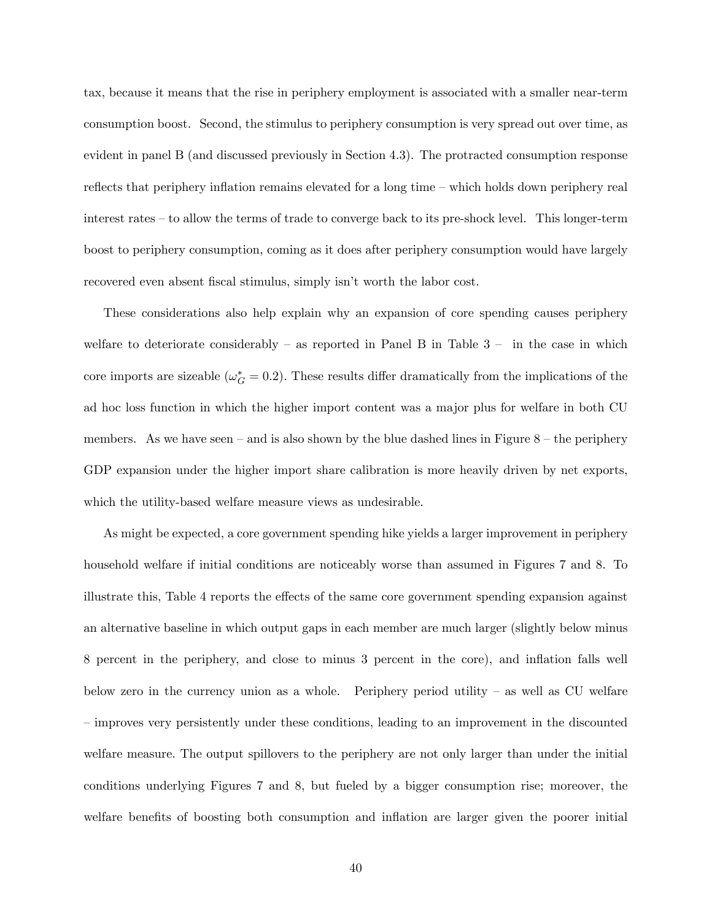tax, because it means that the rise in periphery employment is associated with a smaller near-term consumption boost. Second, the stimulus to periphery consumption is very spread out over time, as evident in panel B (and discussed previously in Section 4.3). The protracted consumption response reflects that periphery inflation remains elevated for a long time – which holds down periphery real interest rates – to allow the terms of trade to converge back to its pre-shock level. This longer-term boost to periphery consumption, coming as it does after periphery consumption would have largely recovered even absent fiscal stimulus, simply isn't worth the labor cost.

These considerations also help explain why an expansion of core spending causes periphery welfare to deteriorate considerably – as reported in Panel B in Table 3 – in the case in which core imports are sizeable ($\omega_G^* = 0.2$). These results differ dramatically from the implications of the ad hoc loss function in which the higher import content was a major plus for welfare in both CU members. As we have seen – and is also shown by the blue dashed lines in Figure 8 – the periphery GDP expansion under the higher import share calibration is more heavily driven by net exports, which the utility-based welfare measure views as undesirable.

As might be expected, a core government spending hike yields a larger improvement in periphery household welfare if initial conditions are noticeably worse than assumed in Figures 7 and 8. To illustrate this, Table 4 reports the effects of the same core government spending expansion against an alternative baseline in which output gaps in each member are much larger (slightly below minus 8 percent in the periphery, and close to minus 3 percent in the core), and inflation falls well below zero in the currency union as a whole. Periphery period utility – as well as CU welfare – improves very persistently under these conditions, leading to an improvement in the discounted welfare measure. The output spillovers to the periphery are not only larger than under the initial conditions underlying Figures 7 and 8, but fueled by a bigger consumption rise; moreover, the welfare benefits of boosting both consumption and inflation are larger given the poorer initial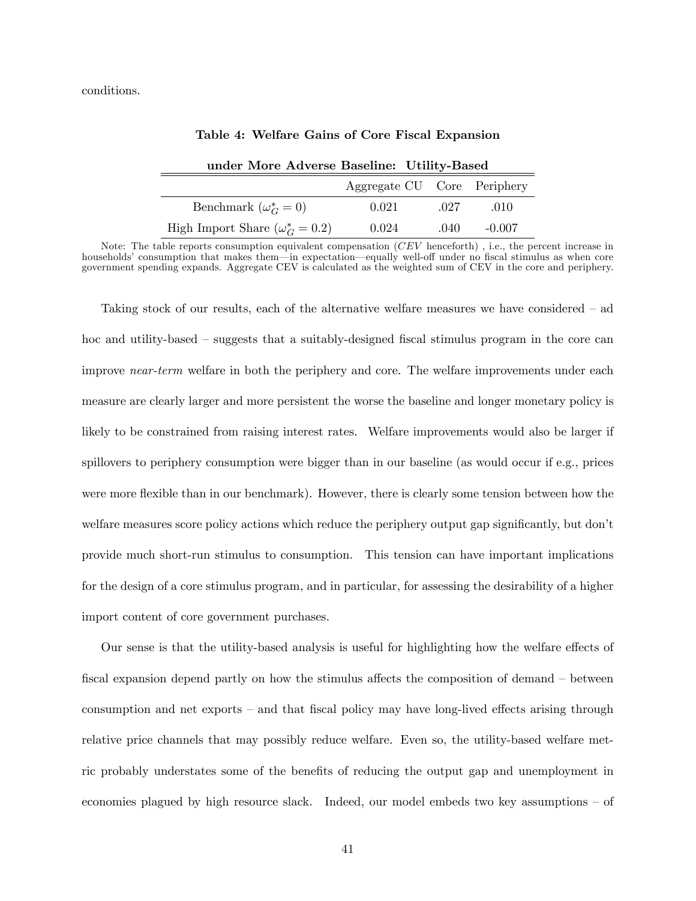conditions.

**Table 4: Welfare Gains of Core Fiscal Expansion under More Adverse Baseline: Utility-Based**

| | Aggregate CU | Core | Periphery |
|---|---|---|---|
| Benchmark ($\omega_G^* = 0$) | 0.021 | .027 | .010 |
| High Import Share ($\omega_G^* = 0.2$) | 0.024 | .040 | -0.007 |

Note: The table reports consumption equivalent compensation ($CEV$ henceforth) , i.e., the percent increase in households' consumption that makes them—in expectation—equally well-off under no fiscal stimulus as when core government spending expands. Aggregate CEV is calculated as the weighted sum of CEV in the core and periphery.

Taking stock of our results, each of the alternative welfare measures we have considered – ad hoc and utility-based – suggests that a suitably-designed fiscal stimulus program in the core can improve *near-term* welfare in both the periphery and core. The welfare improvements under each measure are clearly larger and more persistent the worse the baseline and longer monetary policy is likely to be constrained from raising interest rates. Welfare improvements would also be larger if spillovers to periphery consumption were bigger than in our baseline (as would occur if e.g., prices were more flexible than in our benchmark). However, there is clearly some tension between how the welfare measures score policy actions which reduce the periphery output gap significantly, but don't provide much short-run stimulus to consumption. This tension can have important implications for the design of a core stimulus program, and in particular, for assessing the desirability of a higher import content of core government purchases.

Our sense is that the utility-based analysis is useful for highlighting how the welfare effects of fiscal expansion depend partly on how the stimulus affects the composition of demand – between consumption and net exports – and that fiscal policy may have long-lived effects arising through relative price channels that may possibly reduce welfare. Even so, the utility-based welfare metric probably understates some of the benefits of reducing the output gap and unemployment in economies plagued by high resource slack. Indeed, our model embeds two key assumptions – of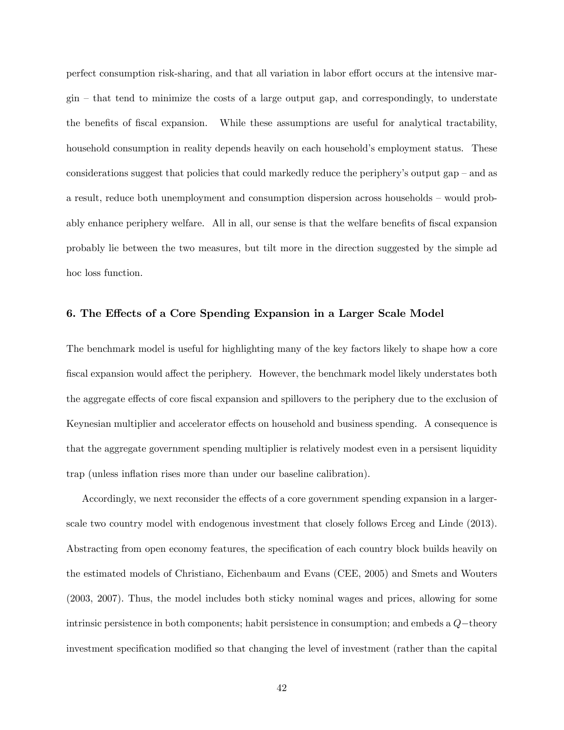perfect consumption risk-sharing, and that all variation in labor effort occurs at the intensive margin – that tend to minimize the costs of a large output gap, and correspondingly, to understate the benefits of fiscal expansion. While these assumptions are useful for analytical tractability, household consumption in reality depends heavily on each household's employment status. These considerations suggest that policies that could markedly reduce the periphery's output gap – and as a result, reduce both unemployment and consumption dispersion across households – would probably enhance periphery welfare. All in all, our sense is that the welfare benefits of fiscal expansion probably lie between the two measures, but tilt more in the direction suggested by the simple ad hoc loss function.

## 6. The Effects of a Core Spending Expansion in a Larger Scale Model

The benchmark model is useful for highlighting many of the key factors likely to shape how a core fiscal expansion would affect the periphery. However, the benchmark model likely understates both the aggregate effects of core fiscal expansion and spillovers to the periphery due to the exclusion of Keynesian multiplier and accelerator effects on household and business spending. A consequence is that the aggregate government spending multiplier is relatively modest even in a persisent liquidity trap (unless inflation rises more than under our baseline calibration).

Accordingly, we next reconsider the effects of a core government spending expansion in a larger-scale two country model with endogenous investment that closely follows Erceg and Linde (2013). Abstracting from open economy features, the specification of each country block builds heavily on the estimated models of Christiano, Eichenbaum and Evans (CEE, 2005) and Smets and Wouters (2003, 2007). Thus, the model includes both sticky nominal wages and prices, allowing for some intrinsic persistence in both components; habit persistence in consumption; and embeds a $Q-$theory investment specification modified so that changing the level of investment (rather than the capital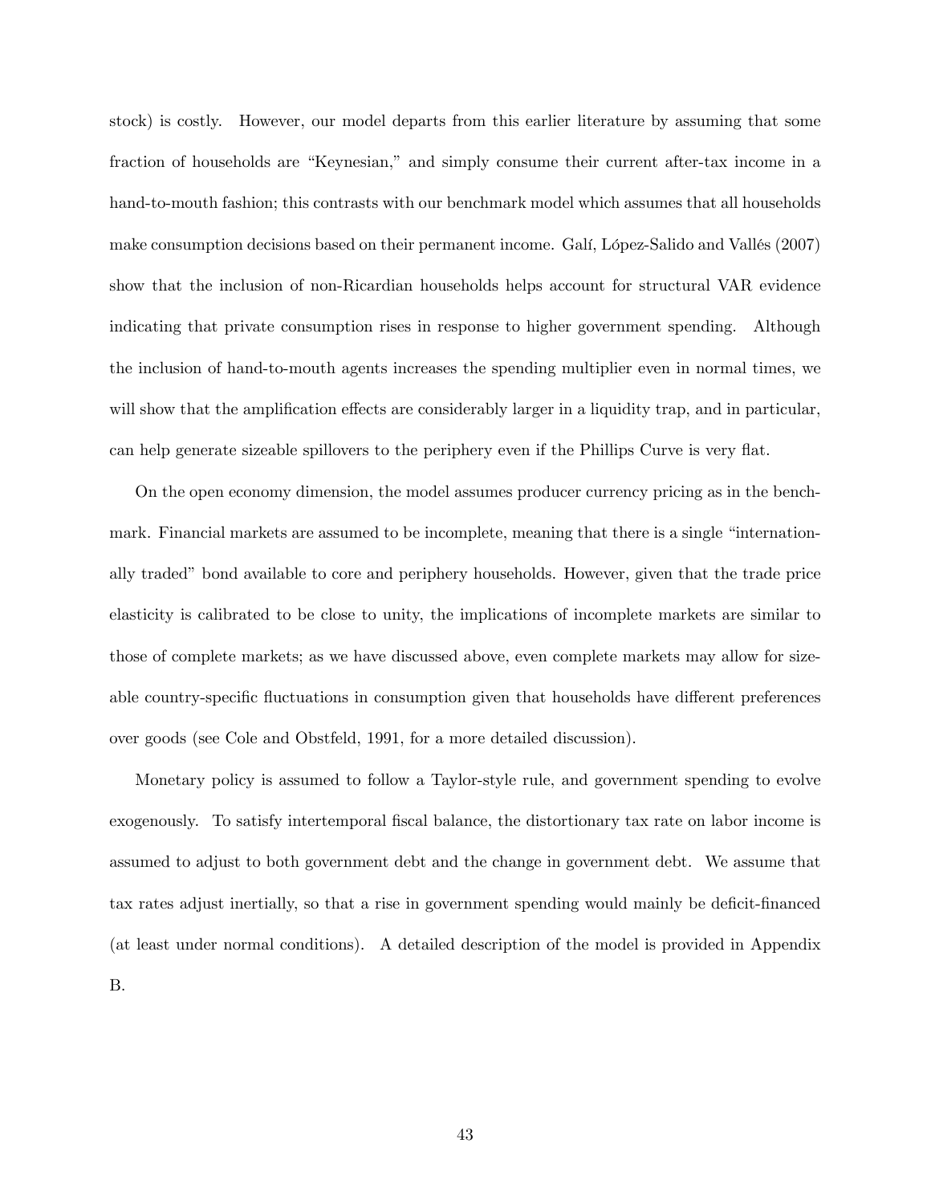stock) is costly. However, our model departs from this earlier literature by assuming that some fraction of households are "Keynesian," and simply consume their current after-tax income in a hand-to-mouth fashion; this contrasts with our benchmark model which assumes that all households make consumption decisions based on their permanent income. Galí, López-Salido and Vallés (2007) show that the inclusion of non-Ricardian households helps account for structural VAR evidence indicating that private consumption rises in response to higher government spending. Although the inclusion of hand-to-mouth agents increases the spending multiplier even in normal times, we will show that the amplification effects are considerably larger in a liquidity trap, and in particular, can help generate sizeable spillovers to the periphery even if the Phillips Curve is very flat.

On the open economy dimension, the model assumes producer currency pricing as in the benchmark. Financial markets are assumed to be incomplete, meaning that there is a single "internationally traded" bond available to core and periphery households. However, given that the trade price elasticity is calibrated to be close to unity, the implications of incomplete markets are similar to those of complete markets; as we have discussed above, even complete markets may allow for sizeable country-specific fluctuations in consumption given that households have different preferences over goods (see Cole and Obstfeld, 1991, for a more detailed discussion).

Monetary policy is assumed to follow a Taylor-style rule, and government spending to evolve exogenously. To satisfy intertemporal fiscal balance, the distortionary tax rate on labor income is assumed to adjust to both government debt and the change in government debt. We assume that tax rates adjust inertially, so that a rise in government spending would mainly be deficit-financed (at least under normal conditions). A detailed description of the model is provided in Appendix B.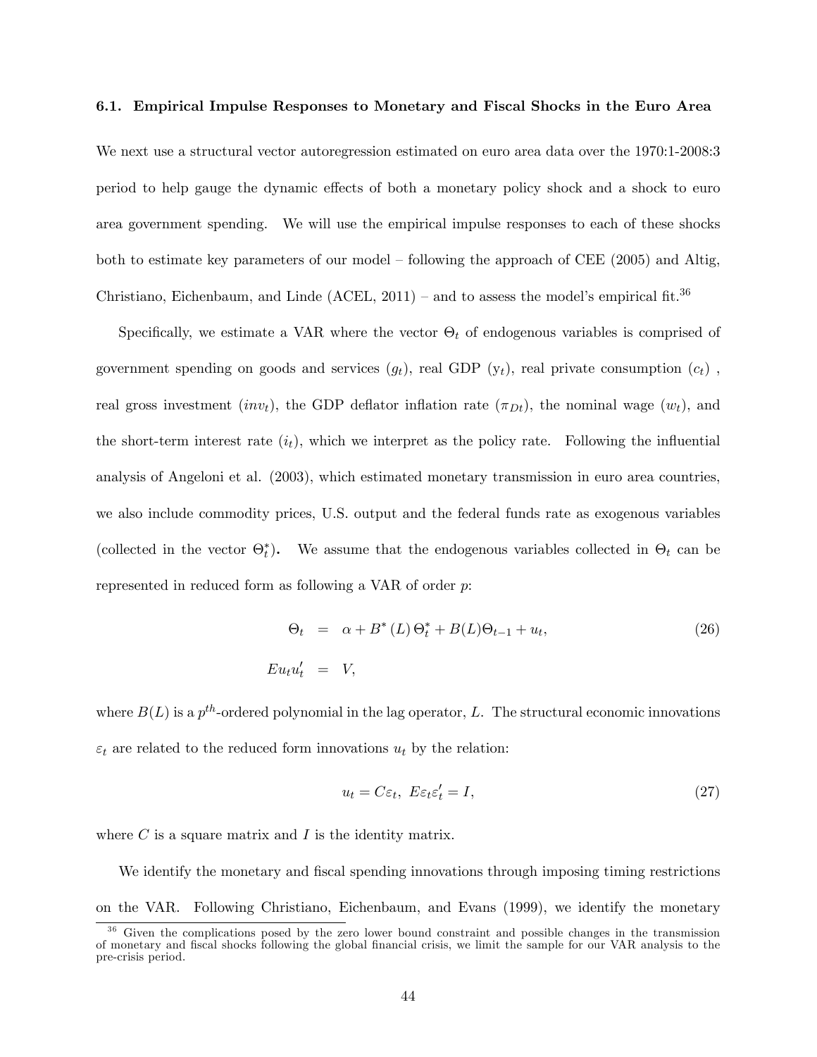### 6.1. Empirical Impulse Responses to Monetary and Fiscal Shocks in the Euro Area

We next use a structural vector autoregression estimated on euro area data over the 1970:1-2008:3 period to help gauge the dynamic effects of both a monetary policy shock and a shock to euro area government spending. We will use the empirical impulse responses to each of these shocks both to estimate key parameters of our model – following the approach of CEE (2005) and Altig, Christiano, Eichenbaum, and Linde (ACEL, 2011) – and to assess the model's empirical fit.[36]

Specifically, we estimate a VAR where the vector $\Theta_t$ of endogenous variables is comprised of government spending on goods and services ($g_t$), real GDP ($y_t$), real private consumption ($c_t$), real gross investment ($inv_t$), the GDP deflator inflation rate ($\pi_{Dt}$), the nominal wage ($w_t$), and the short-term interest rate ($i_t$), which we interpret as the policy rate. Following the influential analysis of Angeloni et al. (2003), which estimated monetary transmission in euro area countries, we also include commodity prices, U.S. output and the federal funds rate as exogenous variables (collected in the vector $\Theta_t^*$). We assume that the endogenous variables collected in $\Theta_t$ can be represented in reduced form as following a VAR of order $p$:

$$\Theta_t = \alpha + B^*(L)\Theta_t^* + B(L)\Theta_{t-1} + u_t, \tag{26}$$

$$Eu_t u_t' = V,$$

where $B(L)$ is a $p^{th}$-ordered polynomial in the lag operator, $L$. The structural economic innovations $\varepsilon_t$ are related to the reduced form innovations $u_t$ by the relation:

$$u_t = C\varepsilon_t, \; E\varepsilon_t\varepsilon_t' = I, \tag{27}$$

where $C$ is a square matrix and $I$ is the identity matrix.

We identify the monetary and fiscal spending innovations through imposing timing restrictions on the VAR. Following Christiano, Eichenbaum, and Evans (1999), we identify the monetary

[36] Given the complications posed by the zero lower bound constraint and possible changes in the transmission of monetary and fiscal shocks following the global financial crisis, we limit the sample for our VAR analysis to the pre-crisis period.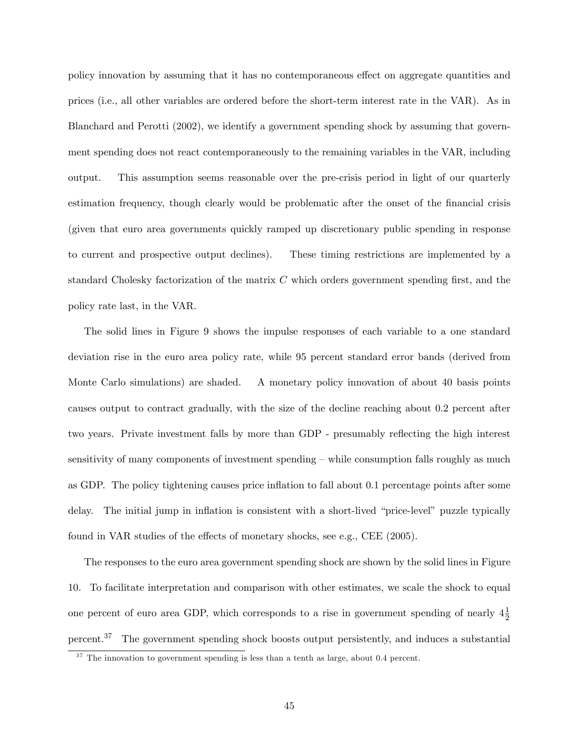policy innovation by assuming that it has no contemporaneous effect on aggregate quantities and prices (i.e., all other variables are ordered before the short-term interest rate in the VAR). As in Blanchard and Perotti (2002), we identify a government spending shock by assuming that government spending does not react contemporaneously to the remaining variables in the VAR, including output. This assumption seems reasonable over the pre-crisis period in light of our quarterly estimation frequency, though clearly would be problematic after the onset of the financial crisis (given that euro area governments quickly ramped up discretionary public spending in response to current and prospective output declines). These timing restrictions are implemented by a standard Cholesky factorization of the matrix $C$ which orders government spending first, and the policy rate last, in the VAR.

The solid lines in Figure 9 shows the impulse responses of each variable to a one standard deviation rise in the euro area policy rate, while 95 percent standard error bands (derived from Monte Carlo simulations) are shaded. A monetary policy innovation of about 40 basis points causes output to contract gradually, with the size of the decline reaching about 0.2 percent after two years. Private investment falls by more than GDP - presumably reflecting the high interest sensitivity of many components of investment spending – while consumption falls roughly as much as GDP. The policy tightening causes price inflation to fall about 0.1 percentage points after some delay. The initial jump in inflation is consistent with a short-lived "price-level" puzzle typically found in VAR studies of the effects of monetary shocks, see e.g., CEE (2005).

The responses to the euro area government spending shock are shown by the solid lines in Figure 10. To facilitate interpretation and comparison with other estimates, we scale the shock to equal one percent of euro area GDP, which corresponds to a rise in government spending of nearly $4\frac{1}{2}$ percent.[37] The government spending shock boosts output persistently, and induces a substantial

[37] The innovation to government spending is less than a tenth as large, about 0.4 percent.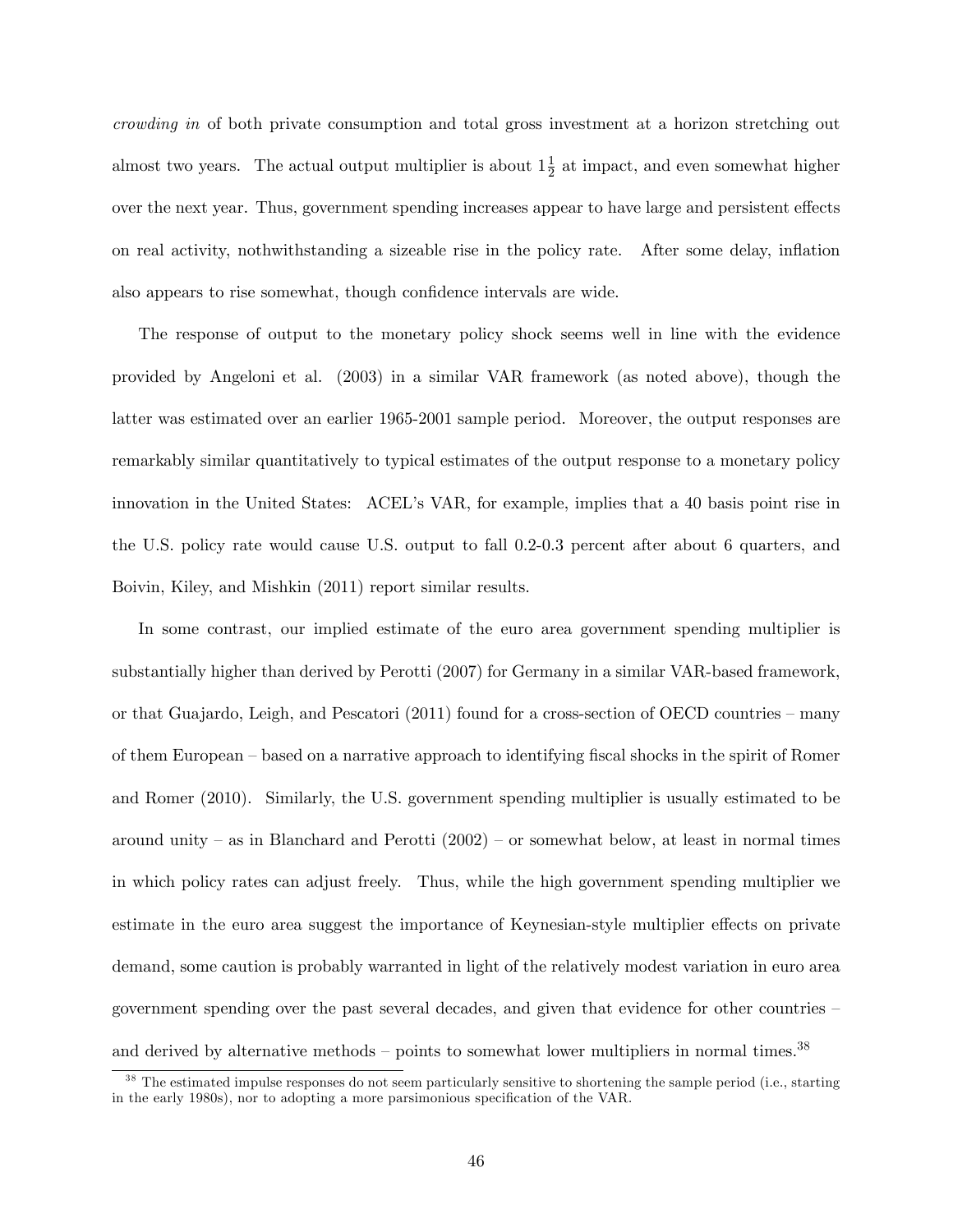*crowding in* of both private consumption and total gross investment at a horizon stretching out almost two years. The actual output multiplier is about $1\frac{1}{2}$ at impact, and even somewhat higher over the next year. Thus, government spending increases appear to have large and persistent effects on real activity, nothwithstanding a sizeable rise in the policy rate. After some delay, inflation also appears to rise somewhat, though confidence intervals are wide.

The response of output to the monetary policy shock seems well in line with the evidence provided by Angeloni et al. (2003) in a similar VAR framework (as noted above), though the latter was estimated over an earlier 1965-2001 sample period. Moreover, the output responses are remarkably similar quantitatively to typical estimates of the output response to a monetary policy innovation in the United States: ACEL's VAR, for example, implies that a 40 basis point rise in the U.S. policy rate would cause U.S. output to fall 0.2-0.3 percent after about 6 quarters, and Boivin, Kiley, and Mishkin (2011) report similar results.

In some contrast, our implied estimate of the euro area government spending multiplier is substantially higher than derived by Perotti (2007) for Germany in a similar VAR-based framework, or that Guajardo, Leigh, and Pescatori (2011) found for a cross-section of OECD countries – many of them European – based on a narrative approach to identifying fiscal shocks in the spirit of Romer and Romer (2010). Similarly, the U.S. government spending multiplier is usually estimated to be around unity – as in Blanchard and Perotti (2002) – or somewhat below, at least in normal times in which policy rates can adjust freely. Thus, while the high government spending multiplier we estimate in the euro area suggest the importance of Keynesian-style multiplier effects on private demand, some caution is probably warranted in light of the relatively modest variation in euro area government spending over the past several decades, and given that evidence for other countries – and derived by alternative methods – points to somewhat lower multipliers in normal times.[38]

[38] The estimated impulse responses do not seem particularly sensitive to shortening the sample period (i.e., starting in the early 1980s), nor to adopting a more parsimonious specification of the VAR.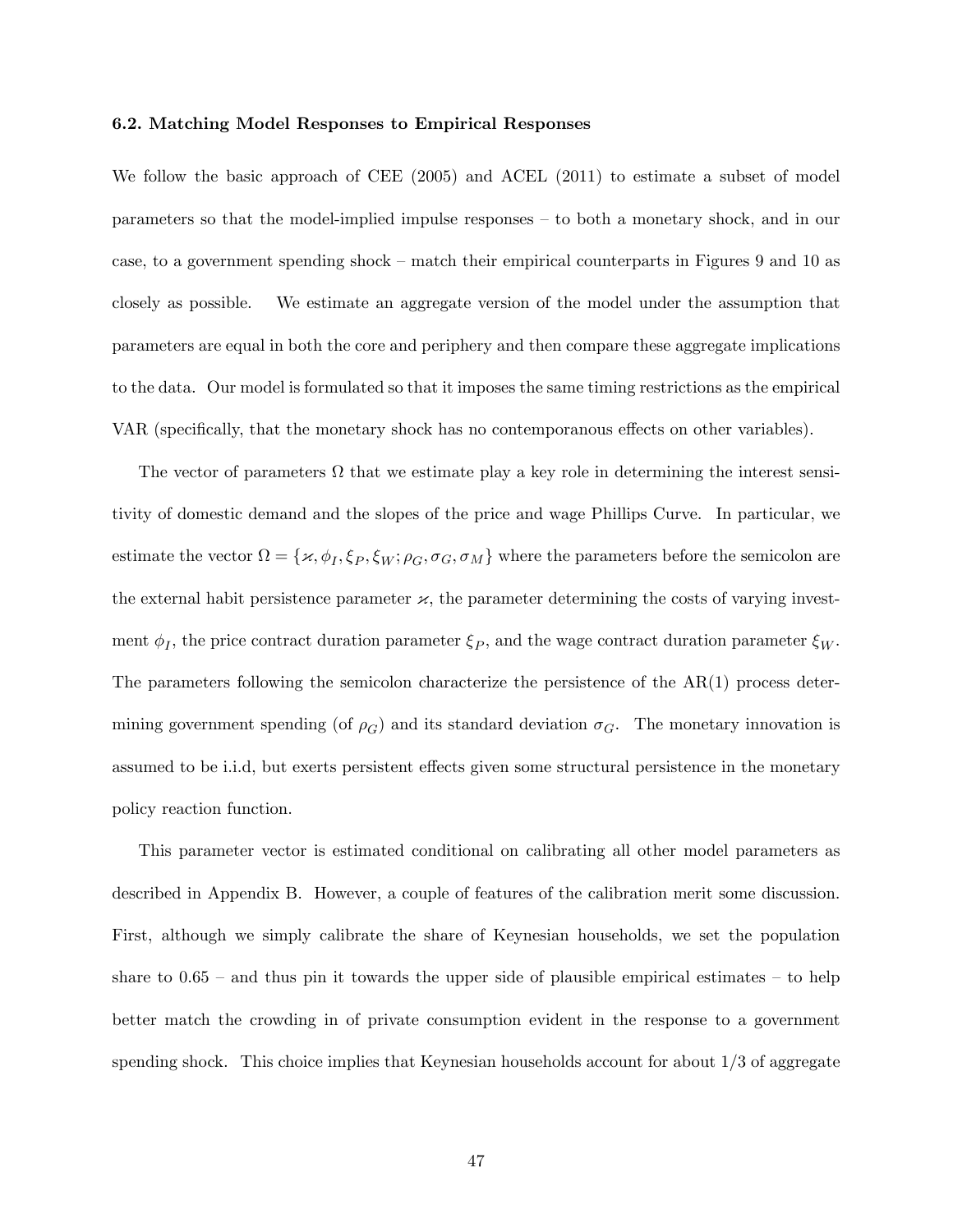### 6.2. Matching Model Responses to Empirical Responses

We follow the basic approach of CEE (2005) and ACEL (2011) to estimate a subset of model parameters so that the model-implied impulse responses – to both a monetary shock, and in our case, to a government spending shock – match their empirical counterparts in Figures 9 and 10 as closely as possible. We estimate an aggregate version of the model under the assumption that parameters are equal in both the core and periphery and then compare these aggregate implications to the data. Our model is formulated so that it imposes the same timing restrictions as the empirical VAR (specifically, that the monetary shock has no contemporanous effects on other variables).

The vector of parameters $\Omega$ that we estimate play a key role in determining the interest sensitivity of domestic demand and the slopes of the price and wage Phillips Curve. In particular, we estimate the vector $\Omega = \{\varkappa, \phi_I, \xi_P, \xi_W; \rho_G, \sigma_G, \sigma_M\}$ where the parameters before the semicolon are the external habit persistence parameter $\varkappa$, the parameter determining the costs of varying investment $\phi_I$, the price contract duration parameter $\xi_P$, and the wage contract duration parameter $\xi_W$. The parameters following the semicolon characterize the persistence of the AR(1) process determining government spending (of $\rho_G$) and its standard deviation $\sigma_G$. The monetary innovation is assumed to be i.i.d, but exerts persistent effects given some structural persistence in the monetary policy reaction function.

This parameter vector is estimated conditional on calibrating all other model parameters as described in Appendix B. However, a couple of features of the calibration merit some discussion. First, although we simply calibrate the share of Keynesian households, we set the population share to 0.65 – and thus pin it towards the upper side of plausible empirical estimates – to help better match the crowding in of private consumption evident in the response to a government spending shock. This choice implies that Keynesian households account for about 1/3 of aggregate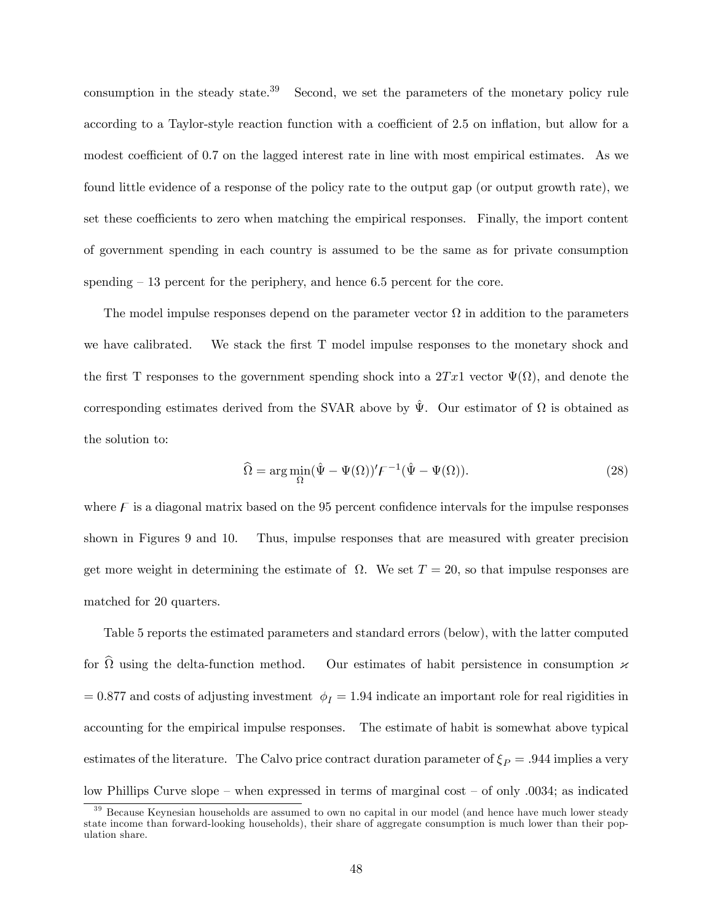consumption in the steady state.[39] Second, we set the parameters of the monetary policy rule according to a Taylor-style reaction function with a coefficient of 2.5 on inflation, but allow for a modest coefficient of 0.7 on the lagged interest rate in line with most empirical estimates. As we found little evidence of a response of the policy rate to the output gap (or output growth rate), we set these coefficients to zero when matching the empirical responses. Finally, the import content of government spending in each country is assumed to be the same as for private consumption spending – 13 percent for the periphery, and hence 6.5 percent for the core.

The model impulse responses depend on the parameter vector $\Omega$ in addition to the parameters we have calibrated. We stack the first T model impulse responses to the monetary shock and the first T responses to the government spending shock into a $2Tx1$ vector $\Psi(\Omega)$, and denote the corresponding estimates derived from the SVAR above by $\hat{\Psi}$. Our estimator of $\Omega$ is obtained as the solution to:

$$\widehat{\Omega} = \arg\min_{\Omega} (\hat{\Psi} - \Psi(\Omega))' F^{-1} (\hat{\Psi} - \Psi(\Omega)). \tag{28}$$

where $F$ is a diagonal matrix based on the 95 percent confidence intervals for the impulse responses shown in Figures 9 and 10. Thus, impulse responses that are measured with greater precision get more weight in determining the estimate of $\Omega$. We set $T = 20$, so that impulse responses are matched for 20 quarters.

Table 5 reports the estimated parameters and standard errors (below), with the latter computed for $\widehat{\Omega}$ using the delta-function method. Our estimates of habit persistence in consumption $\varkappa = 0.877$ and costs of adjusting investment $\phi_I = 1.94$ indicate an important role for real rigidities in accounting for the empirical impulse responses. The estimate of habit is somewhat above typical estimates of the literature. The Calvo price contract duration parameter of $\xi_P = .944$ implies a very low Phillips Curve slope – when expressed in terms of marginal cost – of only .0034; as indicated

[39] Because Keynesian households are assumed to own no capital in our model (and hence have much lower steady state income than forward-looking households), their share of aggregate consumption is much lower than their population share.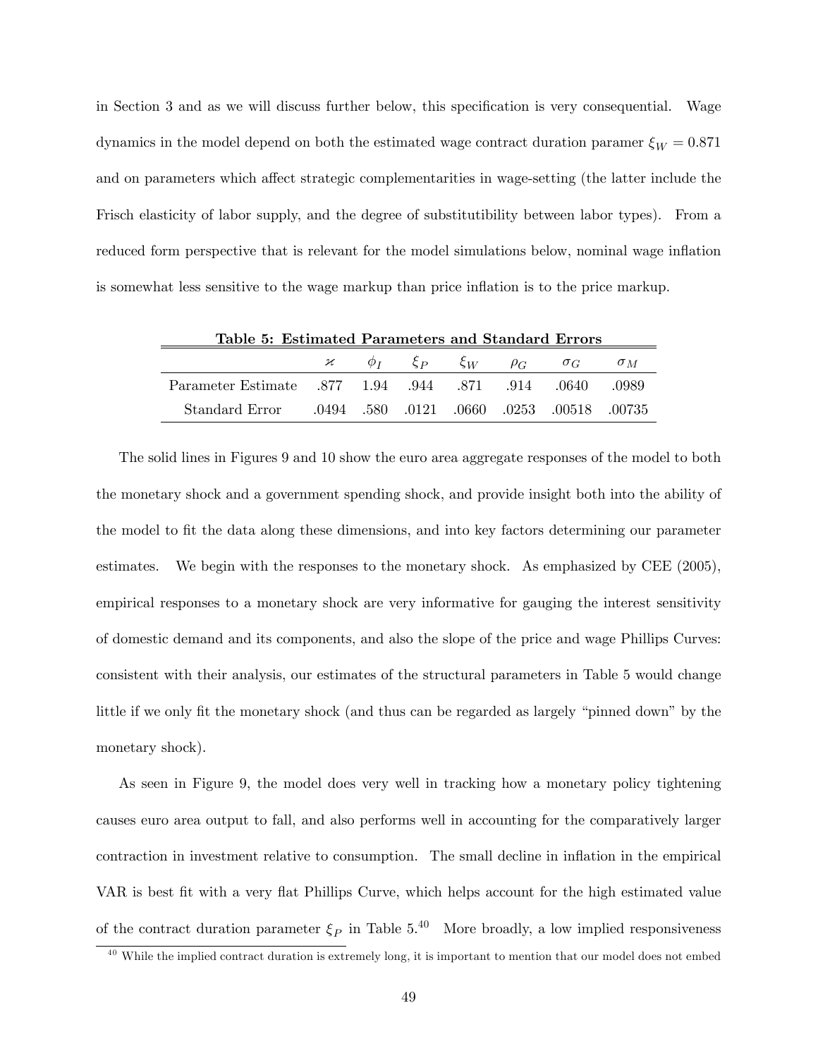in Section 3 and as we will discuss further below, this specification is very consequential. Wage dynamics in the model depend on both the estimated wage contract duration paramer $\xi_W = 0.871$ and on parameters which affect strategic complementarities in wage-setting (the latter include the Frisch elasticity of labor supply, and the degree of substitutibility between labor types). From a reduced form perspective that is relevant for the model simulations below, nominal wage inflation is somewhat less sensitive to the wage markup than price inflation is to the price markup.

**Table 5: Estimated Parameters and Standard Errors**

| | $\varkappa$ | $\phi_I$ | $\xi_P$ | $\xi_W$ | $\rho_G$ | $\sigma_G$ | $\sigma_M$ |
|---|---|---|---|---|---|---|---|
| Parameter Estimate | .877 | 1.94 | .944 | .871 | .914 | .0640 | .0989 |
| Standard Error | .0494 | .580 | .0121 | .0660 | .0253 | .00518 | .00735 |

The solid lines in Figures 9 and 10 show the euro area aggregate responses of the model to both the monetary shock and a government spending shock, and provide insight both into the ability of the model to fit the data along these dimensions, and into key factors determining our parameter estimates. We begin with the responses to the monetary shock. As emphasized by CEE (2005), empirical responses to a monetary shock are very informative for gauging the interest sensitivity of domestic demand and its components, and also the slope of the price and wage Phillips Curves: consistent with their analysis, our estimates of the structural parameters in Table 5 would change little if we only fit the monetary shock (and thus can be regarded as largely "pinned down" by the monetary shock).

As seen in Figure 9, the model does very well in tracking how a monetary policy tightening causes euro area output to fall, and also performs well in accounting for the comparatively larger contraction in investment relative to consumption. The small decline in inflation in the empirical VAR is best fit with a very flat Phillips Curve, which helps account for the high estimated value of the contract duration parameter $\xi_P$ in Table 5.[40] More broadly, a low implied responsiveness

[40] While the implied contract duration is extremely long, it is important to mention that our model does not embed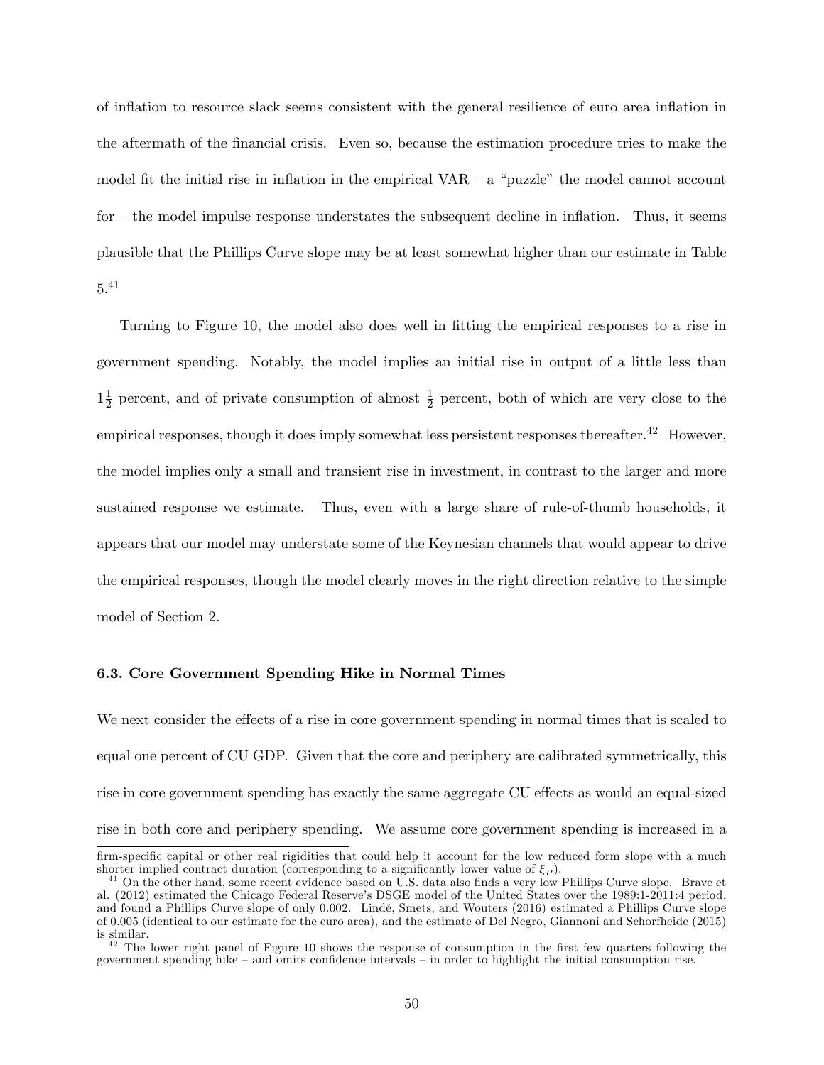of inflation to resource slack seems consistent with the general resilience of euro area inflation in the aftermath of the financial crisis. Even so, because the estimation procedure tries to make the model fit the initial rise in inflation in the empirical VAR – a "puzzle" the model cannot account for – the model impulse response understates the subsequent decline in inflation. Thus, it seems plausible that the Phillips Curve slope may be at least somewhat higher than our estimate in Table 5.[41]

Turning to Figure 10, the model also does well in fitting the empirical responses to a rise in government spending. Notably, the model implies an initial rise in output of a little less than $1\frac{1}{2}$ percent, and of private consumption of almost $\frac{1}{2}$ percent, both of which are very close to the empirical responses, though it does imply somewhat less persistent responses thereafter.[42] However, the model implies only a small and transient rise in investment, in contrast to the larger and more sustained response we estimate. Thus, even with a large share of rule-of-thumb households, it appears that our model may understate some of the Keynesian channels that would appear to drive the empirical responses, though the model clearly moves in the right direction relative to the simple model of Section 2.

### 6.3. Core Government Spending Hike in Normal Times

We next consider the effects of a rise in core government spending in normal times that is scaled to equal one percent of CU GDP. Given that the core and periphery are calibrated symmetrically, this rise in core government spending has exactly the same aggregate CU effects as would an equal-sized rise in both core and periphery spending. We assume core government spending is increased in a

---

firm-specific capital or other real rigidities that could help it account for the low reduced form slope with a much shorter implied contract duration (corresponding to a significantly lower value of $\xi_P$).

[41] On the other hand, some recent evidence based on U.S. data also finds a very low Phillips Curve slope. Brave et al. (2012) estimated the Chicago Federal Reserve's DSGE model of the United States over the 1989:1-2011:4 period, and found a Phillips Curve slope of only 0.002. Lindé, Smets, and Wouters (2016) estimated a Phillips Curve slope of 0.005 (identical to our estimate for the euro area), and the estimate of Del Negro, Giannoni and Schorfheide (2015) is similar.

[42] The lower right panel of Figure 10 shows the response of consumption in the first few quarters following the government spending hike – and omits confidence intervals – in order to highlight the initial consumption rise.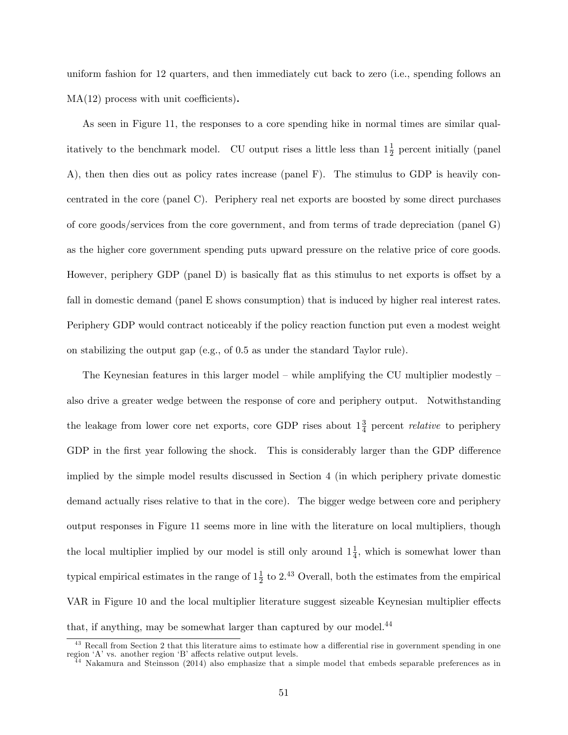uniform fashion for 12 quarters, and then immediately cut back to zero (i.e., spending follows an MA(12) process with unit coefficients).

As seen in Figure 11, the responses to a core spending hike in normal times are similar qualitatively to the benchmark model. CU output rises a little less than $1\frac{1}{2}$ percent initially (panel A), then then dies out as policy rates increase (panel F). The stimulus to GDP is heavily concentrated in the core (panel C). Periphery real net exports are boosted by some direct purchases of core goods/services from the core government, and from terms of trade depreciation (panel G) as the higher core government spending puts upward pressure on the relative price of core goods. However, periphery GDP (panel D) is basically flat as this stimulus to net exports is offset by a fall in domestic demand (panel E shows consumption) that is induced by higher real interest rates. Periphery GDP would contract noticeably if the policy reaction function put even a modest weight on stabilizing the output gap (e.g., of 0.5 as under the standard Taylor rule).

The Keynesian features in this larger model – while amplifying the CU multiplier modestly – also drive a greater wedge between the response of core and periphery output. Notwithstanding the leakage from lower core net exports, core GDP rises about $1\frac{3}{4}$ percent *relative* to periphery GDP in the first year following the shock. This is considerably larger than the GDP difference implied by the simple model results discussed in Section 4 (in which periphery private domestic demand actually rises relative to that in the core). The bigger wedge between core and periphery output responses in Figure 11 seems more in line with the literature on local multipliers, though the local multiplier implied by our model is still only around $1\frac{1}{4}$, which is somewhat lower than typical empirical estimates in the range of $1\frac{1}{2}$ to 2.[43] Overall, both the estimates from the empirical VAR in Figure 10 and the local multiplier literature suggest sizeable Keynesian multiplier effects that, if anything, may be somewhat larger than captured by our model.[44]

[43] Recall from Section 2 that this literature aims to estimate how a differential rise in government spending in one region 'A' vs. another region 'B' affects relative output levels.

[44] Nakamura and Steinsson (2014) also emphasize that a simple model that embeds separable preferences as in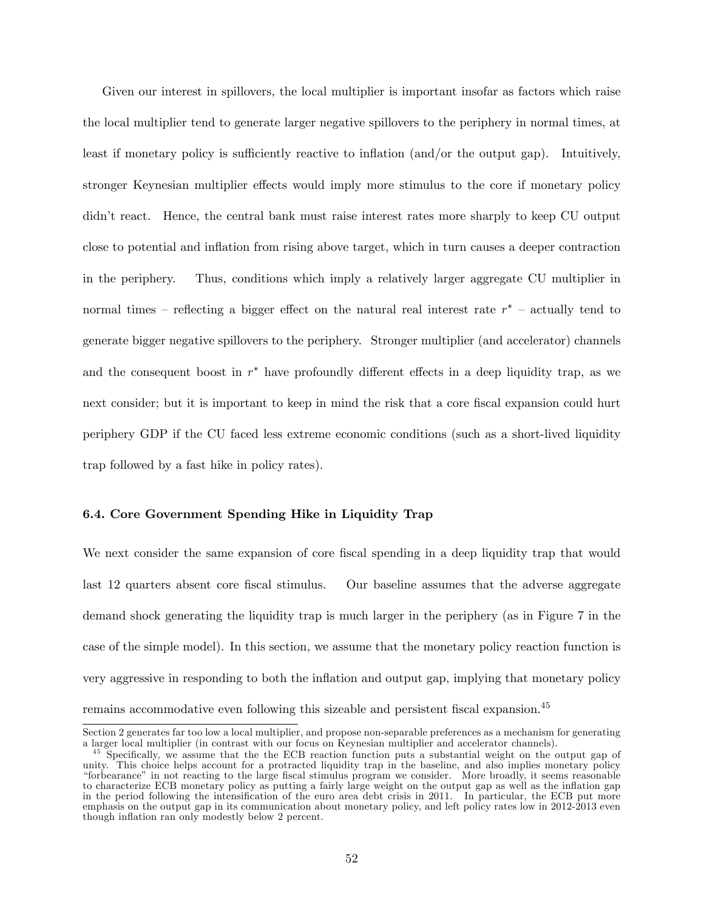Given our interest in spillovers, the local multiplier is important insofar as factors which raise the local multiplier tend to generate larger negative spillovers to the periphery in normal times, at least if monetary policy is sufficiently reactive to inflation (and/or the output gap). Intuitively, stronger Keynesian multiplier effects would imply more stimulus to the core if monetary policy didn't react. Hence, the central bank must raise interest rates more sharply to keep CU output close to potential and inflation from rising above target, which in turn causes a deeper contraction in the periphery. Thus, conditions which imply a relatively larger aggregate CU multiplier in normal times – reflecting a bigger effect on the natural real interest rate $r^*$ – actually tend to generate bigger negative spillovers to the periphery. Stronger multiplier (and accelerator) channels and the consequent boost in $r^*$ have profoundly different effects in a deep liquidity trap, as we next consider; but it is important to keep in mind the risk that a core fiscal expansion could hurt periphery GDP if the CU faced less extreme economic conditions (such as a short-lived liquidity trap followed by a fast hike in policy rates).

### 6.4. Core Government Spending Hike in Liquidity Trap

We next consider the same expansion of core fiscal spending in a deep liquidity trap that would last 12 quarters absent core fiscal stimulus. Our baseline assumes that the adverse aggregate demand shock generating the liquidity trap is much larger in the periphery (as in Figure 7 in the case of the simple model). In this section, we assume that the monetary policy reaction function is very aggressive in responding to both the inflation and output gap, implying that monetary policy remains accommodative even following this sizeable and persistent fiscal expansion.[45]

---

Section 2 generates far too low a local multiplier, and propose non-separable preferences as a mechanism for generating a larger local multiplier (in contrast with our focus on Keynesian multiplier and accelerator channels).

[45] Specifically, we assume that the the ECB reaction function puts a substantial weight on the output gap of unity. This choice helps account for a protracted liquidity trap in the baseline, and also implies monetary policy "forbearance" in not reacting to the large fiscal stimulus program we consider. More broadly, it seems reasonable to characterize ECB monetary policy as putting a fairly large weight on the output gap as well as the inflation gap in the period following the intensification of the euro area debt crisis in 2011. In particular, the ECB put more emphasis on the output gap in its communication about monetary policy, and left policy rates low in 2012-2013 even though inflation ran only modestly below 2 percent.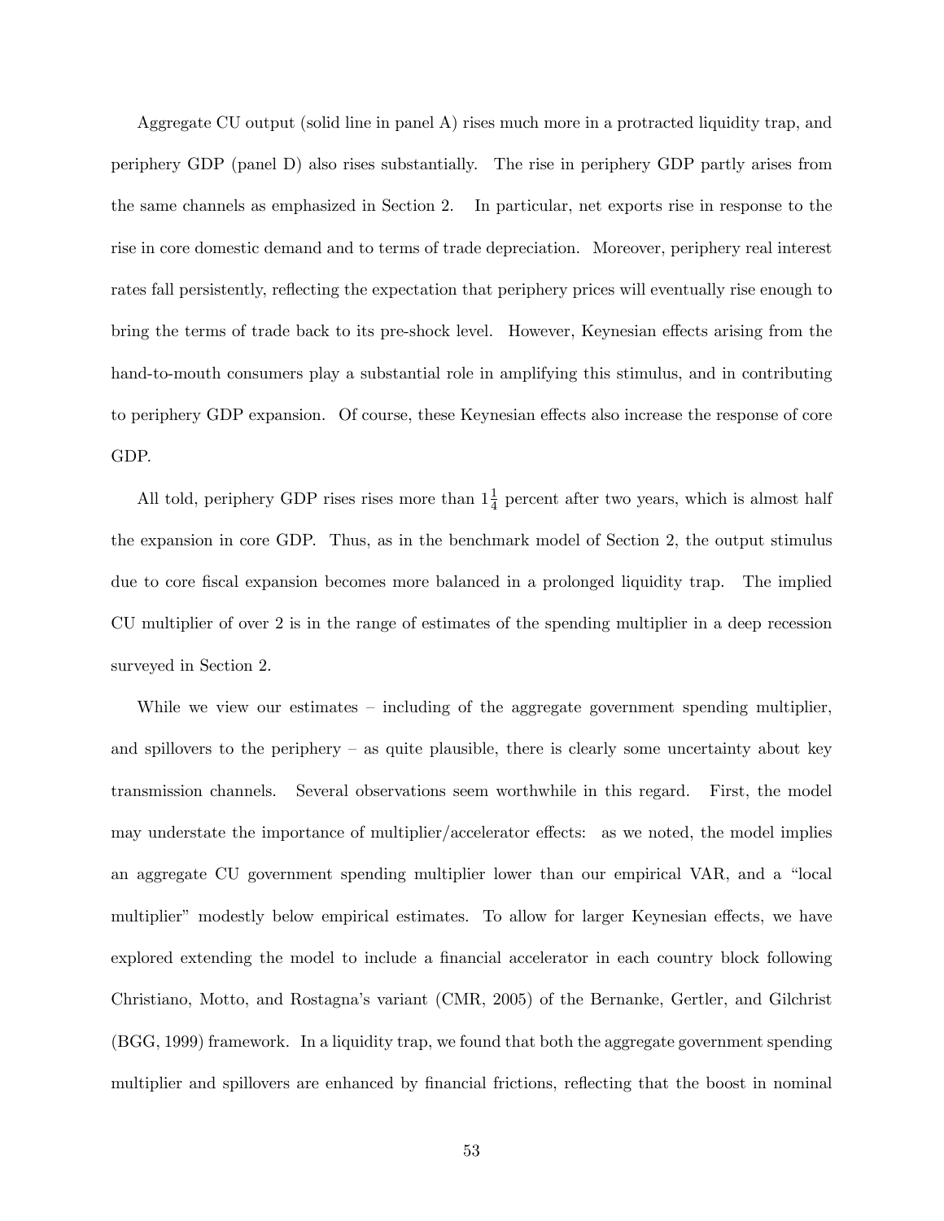Aggregate CU output (solid line in panel A) rises much more in a protracted liquidity trap, and periphery GDP (panel D) also rises substantially. The rise in periphery GDP partly arises from the same channels as emphasized in Section 2. In particular, net exports rise in response to the rise in core domestic demand and to terms of trade depreciation. Moreover, periphery real interest rates fall persistently, reflecting the expectation that periphery prices will eventually rise enough to bring the terms of trade back to its pre-shock level. However, Keynesian effects arising from the hand-to-mouth consumers play a substantial role in amplifying this stimulus, and in contributing to periphery GDP expansion. Of course, these Keynesian effects also increase the response of core GDP.

All told, periphery GDP rises rises more than $1\frac{1}{4}$ percent after two years, which is almost half the expansion in core GDP. Thus, as in the benchmark model of Section 2, the output stimulus due to core fiscal expansion becomes more balanced in a prolonged liquidity trap. The implied CU multiplier of over 2 is in the range of estimates of the spending multiplier in a deep recession surveyed in Section 2.

While we view our estimates – including of the aggregate government spending multiplier, and spillovers to the periphery – as quite plausible, there is clearly some uncertainty about key transmission channels. Several observations seem worthwhile in this regard. First, the model may understate the importance of multiplier/accelerator effects: as we noted, the model implies an aggregate CU government spending multiplier lower than our empirical VAR, and a "local multiplier" modestly below empirical estimates. To allow for larger Keynesian effects, we have explored extending the model to include a financial accelerator in each country block following Christiano, Motto, and Rostagna's variant (CMR, 2005) of the Bernanke, Gertler, and Gilchrist (BGG, 1999) framework. In a liquidity trap, we found that both the aggregate government spending multiplier and spillovers are enhanced by financial frictions, reflecting that the boost in nominal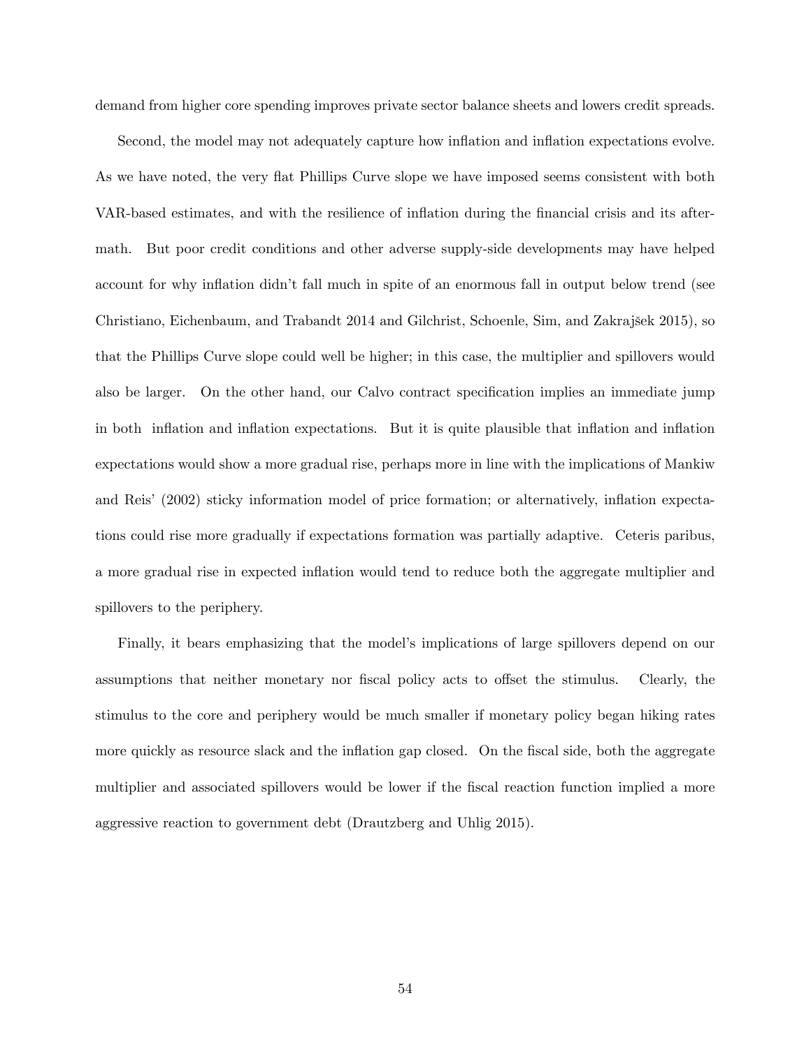demand from higher core spending improves private sector balance sheets and lowers credit spreads.

Second, the model may not adequately capture how inflation and inflation expectations evolve. As we have noted, the very flat Phillips Curve slope we have imposed seems consistent with both VAR-based estimates, and with the resilience of inflation during the financial crisis and its aftermath. But poor credit conditions and other adverse supply-side developments may have helped account for why inflation didn't fall much in spite of an enormous fall in output below trend (see Christiano, Eichenbaum, and Trabandt 2014 and Gilchrist, Schoenle, Sim, and Zakrajšek 2015), so that the Phillips Curve slope could well be higher; in this case, the multiplier and spillovers would also be larger. On the other hand, our Calvo contract specification implies an immediate jump in both inflation and inflation expectations. But it is quite plausible that inflation and inflation expectations would show a more gradual rise, perhaps more in line with the implications of Mankiw and Reis' (2002) sticky information model of price formation; or alternatively, inflation expectations could rise more gradually if expectations formation was partially adaptive. Ceteris paribus, a more gradual rise in expected inflation would tend to reduce both the aggregate multiplier and spillovers to the periphery.

Finally, it bears emphasizing that the model's implications of large spillovers depend on our assumptions that neither monetary nor fiscal policy acts to offset the stimulus. Clearly, the stimulus to the core and periphery would be much smaller if monetary policy began hiking rates more quickly as resource slack and the inflation gap closed. On the fiscal side, both the aggregate multiplier and associated spillovers would be lower if the fiscal reaction function implied a more aggressive reaction to government debt (Drautzberg and Uhlig 2015).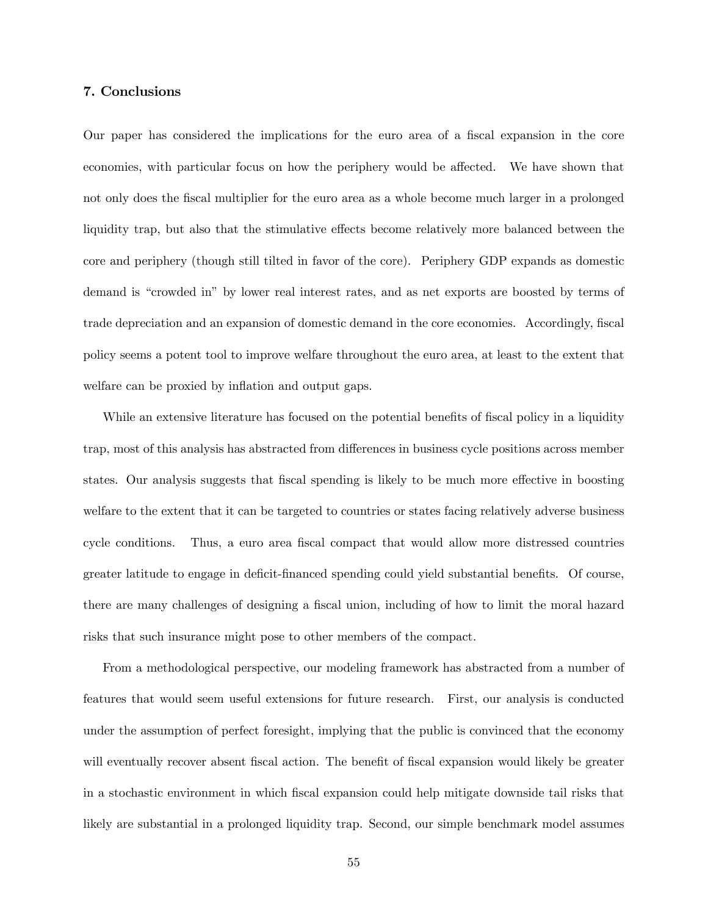## 7. Conclusions

Our paper has considered the implications for the euro area of a fiscal expansion in the core economies, with particular focus on how the periphery would be affected. We have shown that not only does the fiscal multiplier for the euro area as a whole become much larger in a prolonged liquidity trap, but also that the stimulative effects become relatively more balanced between the core and periphery (though still tilted in favor of the core). Periphery GDP expands as domestic demand is "crowded in" by lower real interest rates, and as net exports are boosted by terms of trade depreciation and an expansion of domestic demand in the core economies. Accordingly, fiscal policy seems a potent tool to improve welfare throughout the euro area, at least to the extent that welfare can be proxied by inflation and output gaps.

While an extensive literature has focused on the potential benefits of fiscal policy in a liquidity trap, most of this analysis has abstracted from differences in business cycle positions across member states. Our analysis suggests that fiscal spending is likely to be much more effective in boosting welfare to the extent that it can be targeted to countries or states facing relatively adverse business cycle conditions. Thus, a euro area fiscal compact that would allow more distressed countries greater latitude to engage in deficit-financed spending could yield substantial benefits. Of course, there are many challenges of designing a fiscal union, including of how to limit the moral hazard risks that such insurance might pose to other members of the compact.

From a methodological perspective, our modeling framework has abstracted from a number of features that would seem useful extensions for future research. First, our analysis is conducted under the assumption of perfect foresight, implying that the public is convinced that the economy will eventually recover absent fiscal action. The benefit of fiscal expansion would likely be greater in a stochastic environment in which fiscal expansion could help mitigate downside tail risks that likely are substantial in a prolonged liquidity trap. Second, our simple benchmark model assumes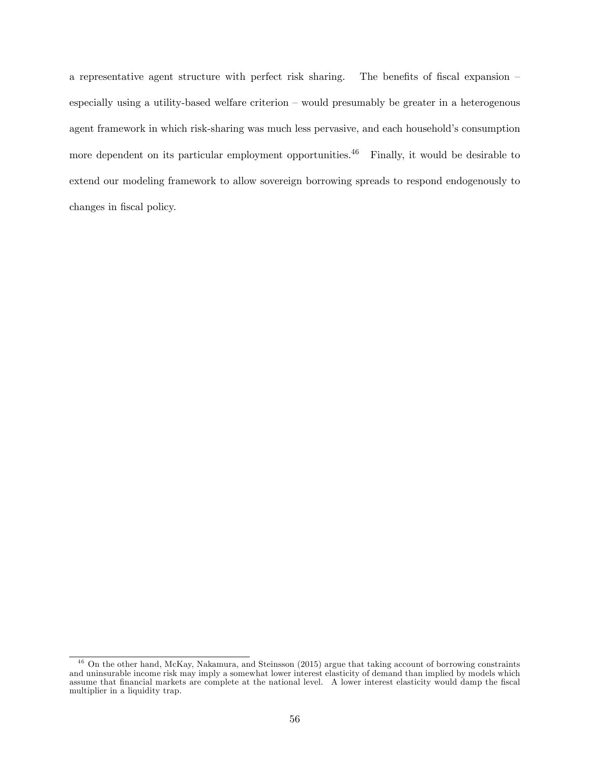a representative agent structure with perfect risk sharing. The benefits of fiscal expansion – especially using a utility-based welfare criterion – would presumably be greater in a heterogenous agent framework in which risk-sharing was much less pervasive, and each household's consumption more dependent on its particular employment opportunities.[46] Finally, it would be desirable to extend our modeling framework to allow sovereign borrowing spreads to respond endogenously to changes in fiscal policy.

[46] On the other hand, McKay, Nakamura, and Steinsson (2015) argue that taking account of borrowing constraints and uninsurable income risk may imply a somewhat lower interest elasticity of demand than implied by models which assume that financial markets are complete at the national level. A lower interest elasticity would damp the fiscal multiplier in a liquidity trap.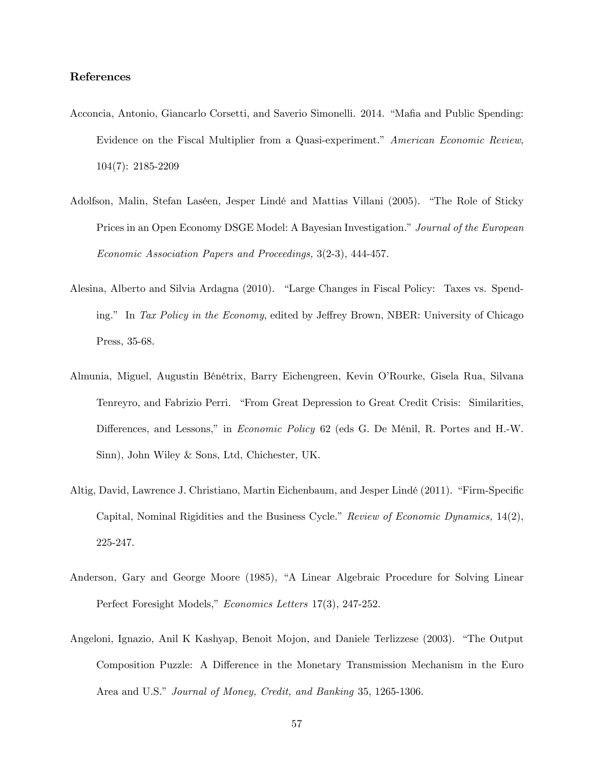### References

Acconcia, Antonio, Giancarlo Corsetti, and Saverio Simonelli. 2014. "Mafia and Public Spending: Evidence on the Fiscal Multiplier from a Quasi-experiment." *American Economic Review*, 104(7): 2185-2209

Adolfson, Malin, Stefan Laséen, Jesper Lindé and Mattias Villani (2005). "The Role of Sticky Prices in an Open Economy DSGE Model: A Bayesian Investigation." *Journal of the European Economic Association Papers and Proceedings,* 3(2-3), 444-457.

Alesina, Alberto and Silvia Ardagna (2010). "Large Changes in Fiscal Policy: Taxes vs. Spending." In *Tax Policy in the Economy*, edited by Jeffrey Brown, NBER: University of Chicago Press, 35-68.

Almunia, Miguel, Augustin Bénétrix, Barry Eichengreen, Kevin O'Rourke, Gisela Rua, Silvana Tenreyro, and Fabrizio Perri. "From Great Depression to Great Credit Crisis: Similarities, Differences, and Lessons," in *Economic Policy* 62 (eds G. De Ménil, R. Portes and H.-W. Sinn), John Wiley & Sons, Ltd, Chichester, UK.

Altig, David, Lawrence J. Christiano, Martin Eichenbaum, and Jesper Lindé (2011). "Firm-Specific Capital, Nominal Rigidities and the Business Cycle." *Review of Economic Dynamics,* 14(2), 225-247.

Anderson, Gary and George Moore (1985), "A Linear Algebraic Procedure for Solving Linear Perfect Foresight Models," *Economics Letters* 17(3), 247-252.

Angeloni, Ignazio, Anil K Kashyap, Benoit Mojon, and Daniele Terlizzese (2003). "The Output Composition Puzzle: A Difference in the Monetary Transmission Mechanism in the Euro Area and U.S." *Journal of Money, Credit, and Banking* 35, 1265-1306.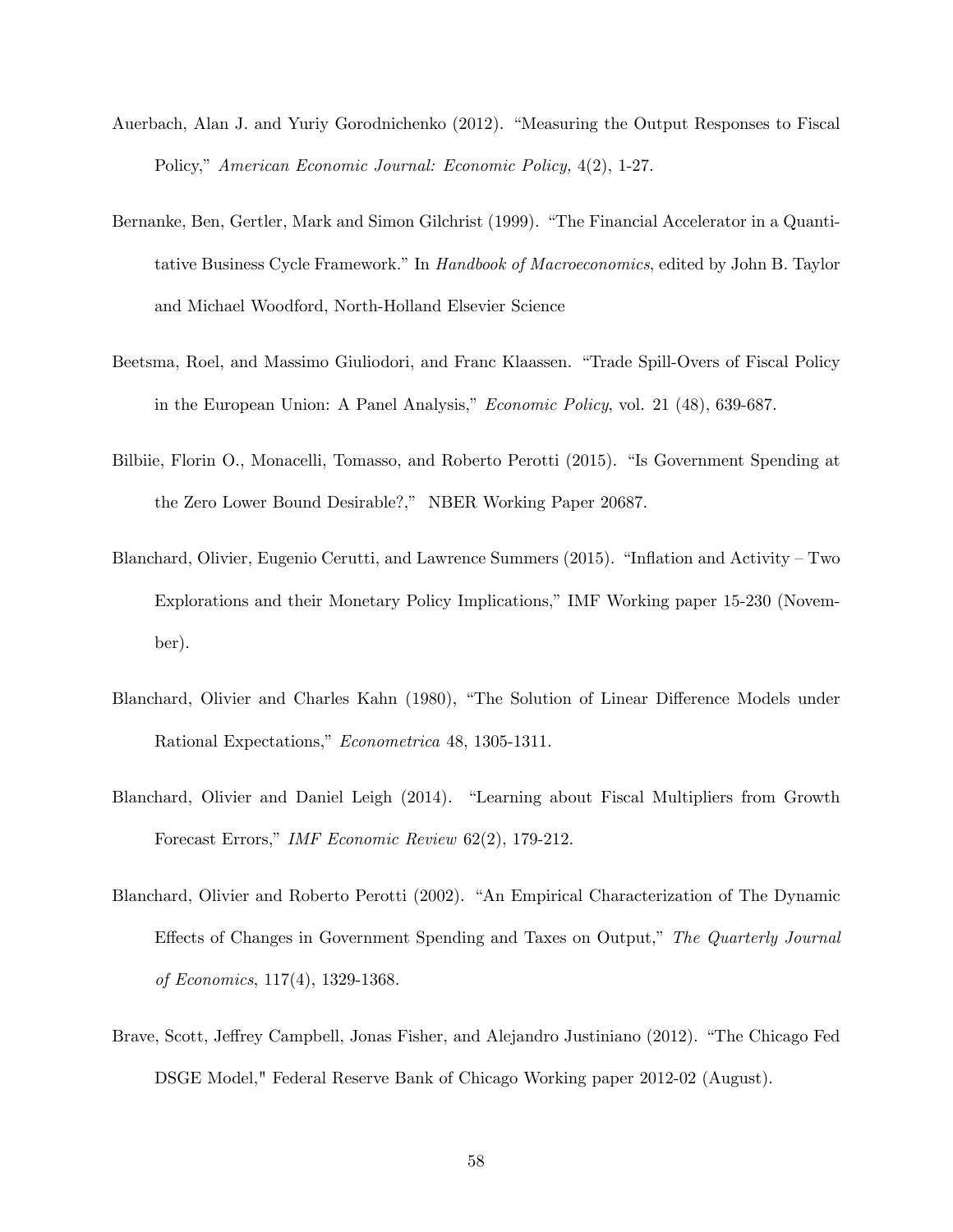Auerbach, Alan J. and Yuriy Gorodnichenko (2012). "Measuring the Output Responses to Fiscal Policy," *American Economic Journal: Economic Policy,* 4(2), 1-27.

Bernanke, Ben, Gertler, Mark and Simon Gilchrist (1999). "The Financial Accelerator in a Quantitative Business Cycle Framework." In *Handbook of Macroeconomics*, edited by John B. Taylor and Michael Woodford, North-Holland Elsevier Science

Beetsma, Roel, and Massimo Giuliodori, and Franc Klaassen. "Trade Spill-Overs of Fiscal Policy in the European Union: A Panel Analysis," *Economic Policy*, vol. 21 (48), 639-687.

Bilbiie, Florin O., Monacelli, Tomasso, and Roberto Perotti (2015). "Is Government Spending at the Zero Lower Bound Desirable?," NBER Working Paper 20687.

Blanchard, Olivier, Eugenio Cerutti, and Lawrence Summers (2015). "Inflation and Activity – Two Explorations and their Monetary Policy Implications," IMF Working paper 15-230 (November).

Blanchard, Olivier and Charles Kahn (1980), "The Solution of Linear Difference Models under Rational Expectations," *Econometrica* 48, 1305-1311.

Blanchard, Olivier and Daniel Leigh (2014). "Learning about Fiscal Multipliers from Growth Forecast Errors," *IMF Economic Review* 62(2), 179-212.

Blanchard, Olivier and Roberto Perotti (2002). "An Empirical Characterization of The Dynamic Effects of Changes in Government Spending and Taxes on Output," *The Quarterly Journal of Economics*, 117(4), 1329-1368.

Brave, Scott, Jeffrey Campbell, Jonas Fisher, and Alejandro Justiniano (2012). "The Chicago Fed DSGE Model," Federal Reserve Bank of Chicago Working paper 2012-02 (August).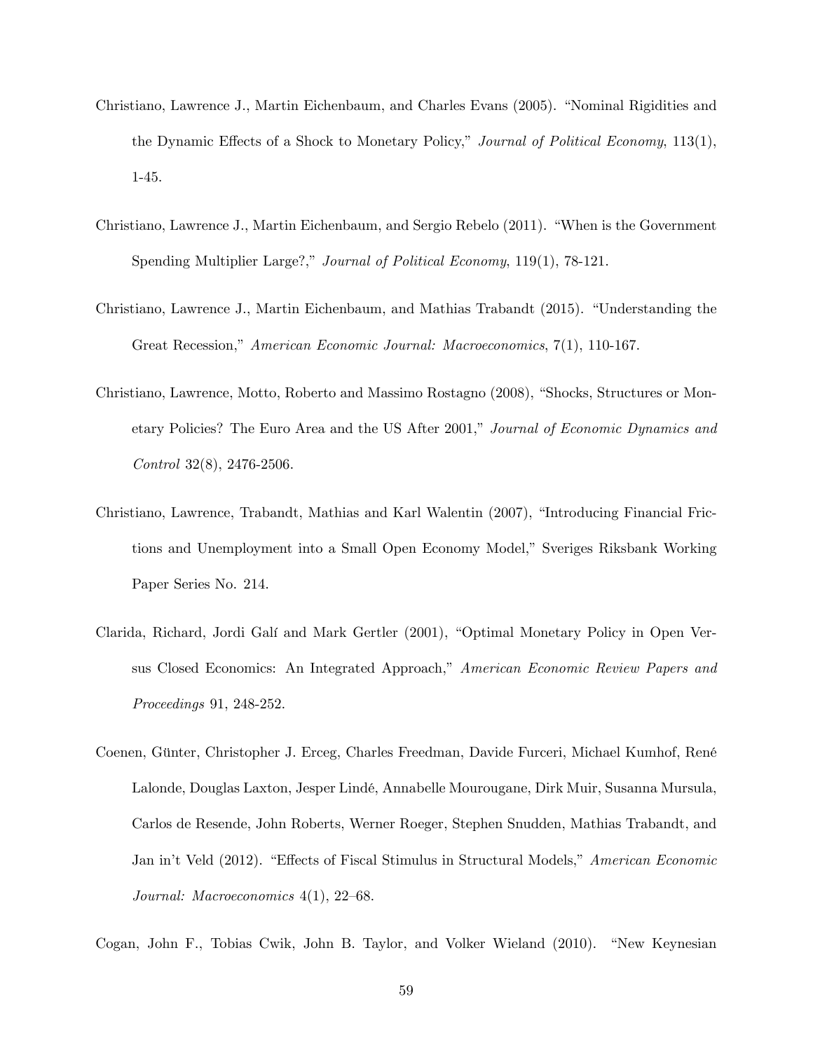Christiano, Lawrence J., Martin Eichenbaum, and Charles Evans (2005). "Nominal Rigidities and the Dynamic Effects of a Shock to Monetary Policy," *Journal of Political Economy*, 113(1), 1-45.

Christiano, Lawrence J., Martin Eichenbaum, and Sergio Rebelo (2011). "When is the Government Spending Multiplier Large?," *Journal of Political Economy*, 119(1), 78-121.

Christiano, Lawrence J., Martin Eichenbaum, and Mathias Trabandt (2015). "Understanding the Great Recession," *American Economic Journal: Macroeconomics*, 7(1), 110-167.

Christiano, Lawrence, Motto, Roberto and Massimo Rostagno (2008), "Shocks, Structures or Monetary Policies? The Euro Area and the US After 2001," *Journal of Economic Dynamics and Control* 32(8), 2476-2506.

Christiano, Lawrence, Trabandt, Mathias and Karl Walentin (2007), "Introducing Financial Frictions and Unemployment into a Small Open Economy Model," Sveriges Riksbank Working Paper Series No. 214.

Clarida, Richard, Jordi Galí and Mark Gertler (2001), "Optimal Monetary Policy in Open Versus Closed Economics: An Integrated Approach," *American Economic Review Papers and Proceedings* 91, 248-252.

Coenen, Günter, Christopher J. Erceg, Charles Freedman, Davide Furceri, Michael Kumhof, René Lalonde, Douglas Laxton, Jesper Lindé, Annabelle Mourougane, Dirk Muir, Susanna Mursula, Carlos de Resende, John Roberts, Werner Roeger, Stephen Snudden, Mathias Trabandt, and Jan in't Veld (2012). "Effects of Fiscal Stimulus in Structural Models," *American Economic Journal: Macroeconomics* 4(1), 22–68.

Cogan, John F., Tobias Cwik, John B. Taylor, and Volker Wieland (2010). "New Keynesian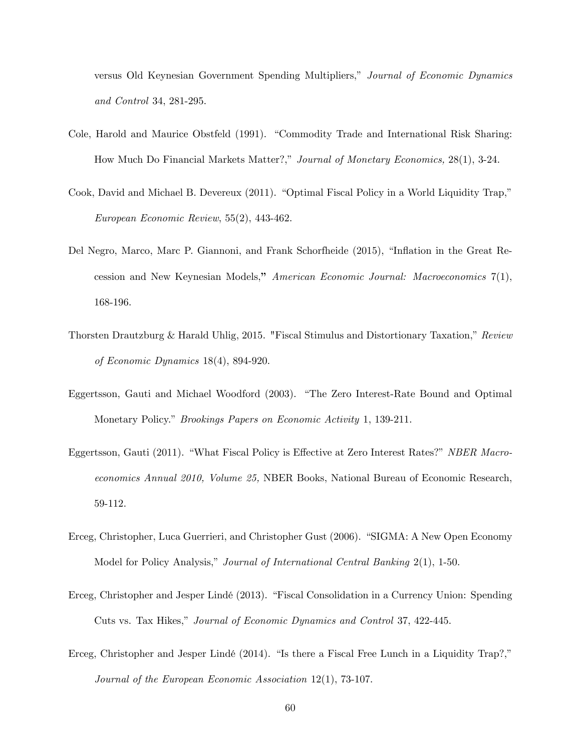versus Old Keynesian Government Spending Multipliers," *Journal of Economic Dynamics and Control* 34, 281-295.

Cole, Harold and Maurice Obstfeld (1991). "Commodity Trade and International Risk Sharing: How Much Do Financial Markets Matter?," *Journal of Monetary Economics,* 28(1), 3-24.

Cook, David and Michael B. Devereux (2011). "Optimal Fiscal Policy in a World Liquidity Trap," *European Economic Review*, 55(2), 443-462.

Del Negro, Marco, Marc P. Giannoni, and Frank Schorfheide (2015), "Inflation in the Great Recession and New Keynesian Models," *American Economic Journal: Macroeconomics* 7(1), 168-196.

Thorsten Drautzburg & Harald Uhlig, 2015. "Fiscal Stimulus and Distortionary Taxation," *Review of Economic Dynamics* 18(4), 894-920.

Eggertsson, Gauti and Michael Woodford (2003). "The Zero Interest-Rate Bound and Optimal Monetary Policy." *Brookings Papers on Economic Activity* 1, 139-211.

Eggertsson, Gauti (2011). "What Fiscal Policy is Effective at Zero Interest Rates?" *NBER Macroeconomics Annual 2010, Volume 25,* NBER Books, National Bureau of Economic Research, 59-112.

Erceg, Christopher, Luca Guerrieri, and Christopher Gust (2006). "SIGMA: A New Open Economy Model for Policy Analysis," *Journal of International Central Banking* 2(1), 1-50.

Erceg, Christopher and Jesper Lindé (2013). "Fiscal Consolidation in a Currency Union: Spending Cuts vs. Tax Hikes," *Journal of Economic Dynamics and Control* 37, 422-445.

Erceg, Christopher and Jesper Lindé (2014). "Is there a Fiscal Free Lunch in a Liquidity Trap?," *Journal of the European Economic Association* 12(1), 73-107.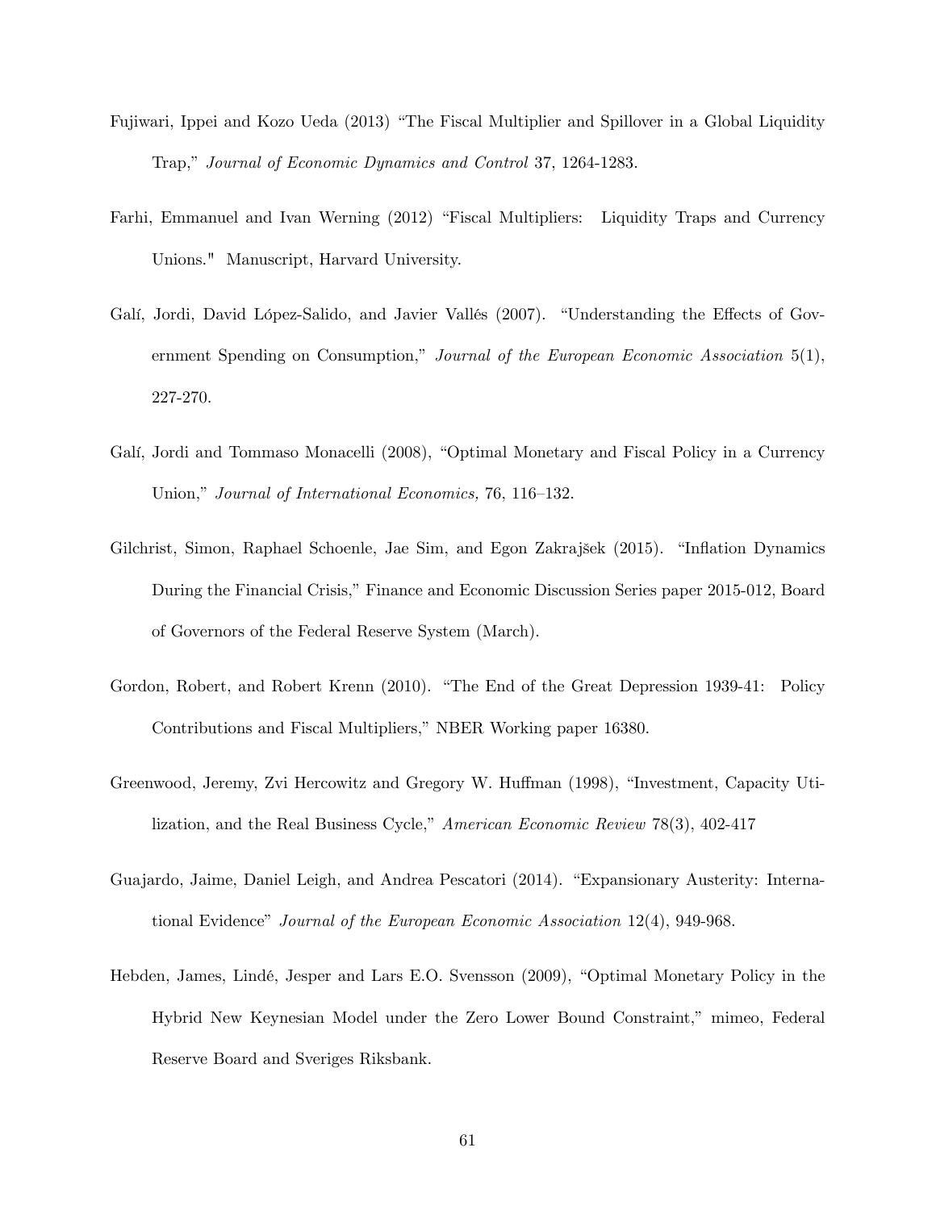Fujiwari, Ippei and Kozo Ueda (2013) "The Fiscal Multiplier and Spillover in a Global Liquidity Trap," *Journal of Economic Dynamics and Control* 37, 1264-1283.

Farhi, Emmanuel and Ivan Werning (2012) "Fiscal Multipliers: Liquidity Traps and Currency Unions." Manuscript, Harvard University.

Galí, Jordi, David López-Salido, and Javier Vallés (2007). "Understanding the Effects of Government Spending on Consumption," *Journal of the European Economic Association* 5(1), 227-270.

Galí, Jordi and Tommaso Monacelli (2008), "Optimal Monetary and Fiscal Policy in a Currency Union," *Journal of International Economics,* 76, 116–132.

Gilchrist, Simon, Raphael Schoenle, Jae Sim, and Egon Zakrajšek (2015). "Inflation Dynamics During the Financial Crisis," Finance and Economic Discussion Series paper 2015-012, Board of Governors of the Federal Reserve System (March).

Gordon, Robert, and Robert Krenn (2010). "The End of the Great Depression 1939-41: Policy Contributions and Fiscal Multipliers," NBER Working paper 16380.

Greenwood, Jeremy, Zvi Hercowitz and Gregory W. Huffman (1998), "Investment, Capacity Utilization, and the Real Business Cycle," *American Economic Review* 78(3), 402-417

Guajardo, Jaime, Daniel Leigh, and Andrea Pescatori (2014). "Expansionary Austerity: International Evidence" *Journal of the European Economic Association* 12(4), 949-968.

Hebden, James, Lindé, Jesper and Lars E.O. Svensson (2009), "Optimal Monetary Policy in the Hybrid New Keynesian Model under the Zero Lower Bound Constraint," mimeo, Federal Reserve Board and Sveriges Riksbank.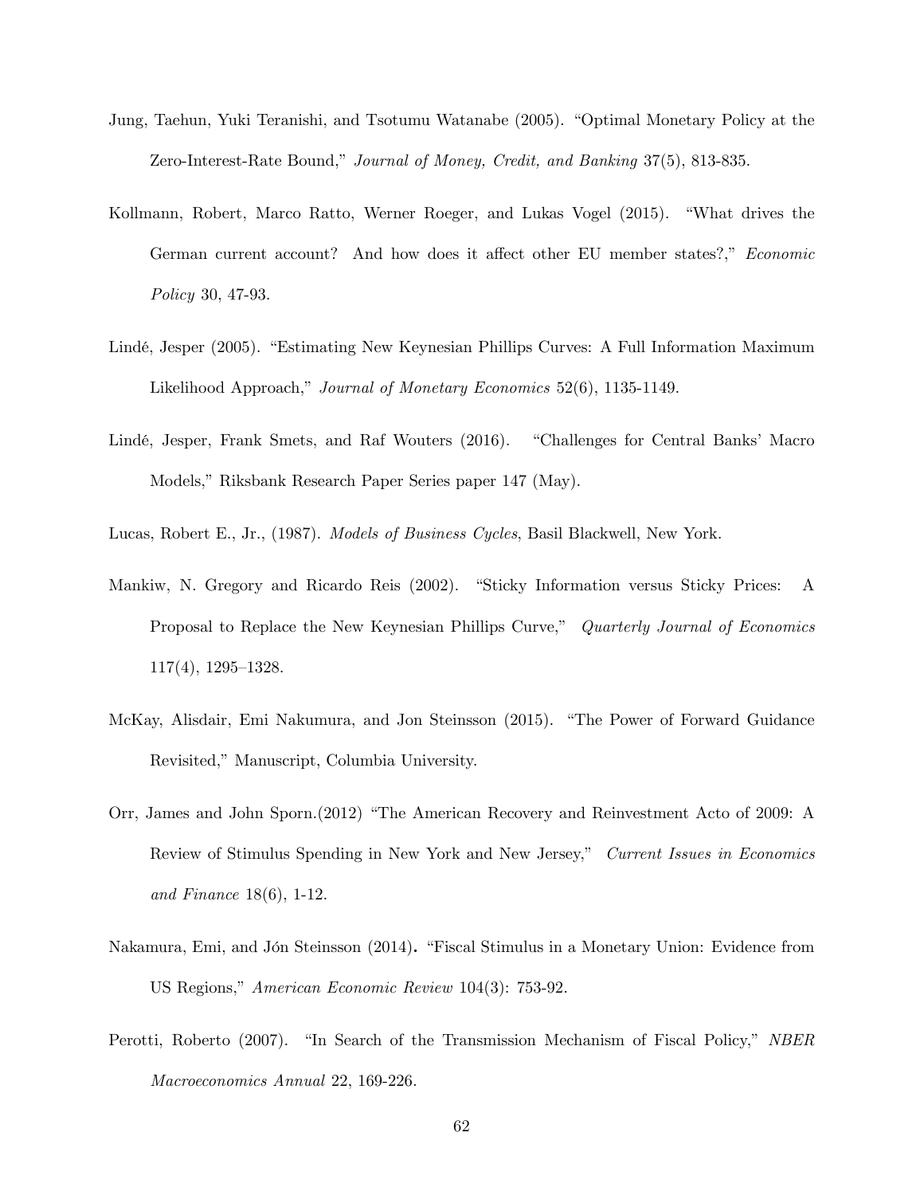Jung, Taehun, Yuki Teranishi, and Tsotumu Watanabe (2005). "Optimal Monetary Policy at the Zero-Interest-Rate Bound," *Journal of Money, Credit, and Banking* 37(5), 813-835.

Kollmann, Robert, Marco Ratto, Werner Roeger, and Lukas Vogel (2015). "What drives the German current account? And how does it affect other EU member states?," *Economic Policy* 30, 47-93.

Lindé, Jesper (2005). "Estimating New Keynesian Phillips Curves: A Full Information Maximum Likelihood Approach," *Journal of Monetary Economics* 52(6), 1135-1149.

Lindé, Jesper, Frank Smets, and Raf Wouters (2016). "Challenges for Central Banks' Macro Models," Riksbank Research Paper Series paper 147 (May).

Lucas, Robert E., Jr., (1987). *Models of Business Cycles*, Basil Blackwell, New York.

Mankiw, N. Gregory and Ricardo Reis (2002). "Sticky Information versus Sticky Prices: A Proposal to Replace the New Keynesian Phillips Curve," *Quarterly Journal of Economics* 117(4), 1295–1328.

McKay, Alisdair, Emi Nakumura, and Jon Steinsson (2015). "The Power of Forward Guidance Revisited," Manuscript, Columbia University.

Orr, James and John Sporn.(2012) "The American Recovery and Reinvestment Acto of 2009: A Review of Stimulus Spending in New York and New Jersey," *Current Issues in Economics and Finance* 18(6), 1-12.

Nakamura, Emi, and Jón Steinsson (2014). "Fiscal Stimulus in a Monetary Union: Evidence from US Regions," *American Economic Review* 104(3): 753-92.

Perotti, Roberto (2007). "In Search of the Transmission Mechanism of Fiscal Policy," *NBER Macroeconomics Annual* 22, 169-226.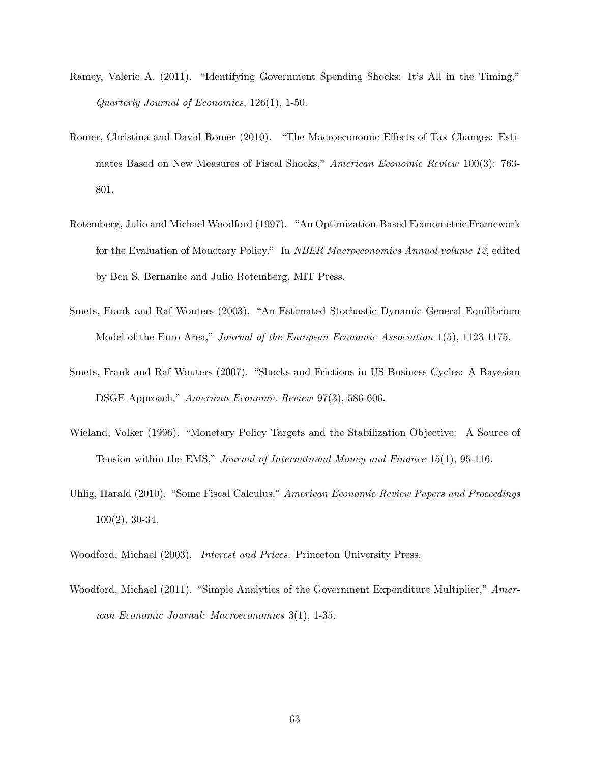Ramey, Valerie A. (2011). "Identifying Government Spending Shocks: It's All in the Timing," *Quarterly Journal of Economics*, 126(1), 1-50.

Romer, Christina and David Romer (2010). "The Macroeconomic Effects of Tax Changes: Estimates Based on New Measures of Fiscal Shocks," *American Economic Review* 100(3): 763-801.

Rotemberg, Julio and Michael Woodford (1997). "An Optimization-Based Econometric Framework for the Evaluation of Monetary Policy." In *NBER Macroeconomics Annual volume 12*, edited by Ben S. Bernanke and Julio Rotemberg, MIT Press.

Smets, Frank and Raf Wouters (2003). "An Estimated Stochastic Dynamic General Equilibrium Model of the Euro Area," *Journal of the European Economic Association* 1(5), 1123-1175.

Smets, Frank and Raf Wouters (2007). "Shocks and Frictions in US Business Cycles: A Bayesian DSGE Approach," *American Economic Review* 97(3), 586-606.

Wieland, Volker (1996). "Monetary Policy Targets and the Stabilization Objective: A Source of Tension within the EMS," *Journal of International Money and Finance* 15(1), 95-116.

Uhlig, Harald (2010). "Some Fiscal Calculus." *American Economic Review Papers and Proceedings* 100(2), 30-34.

Woodford, Michael (2003). *Interest and Prices.* Princeton University Press.

Woodford, Michael (2011). "Simple Analytics of the Government Expenditure Multiplier," *American Economic Journal: Macroeconomics* 3(1), 1-35.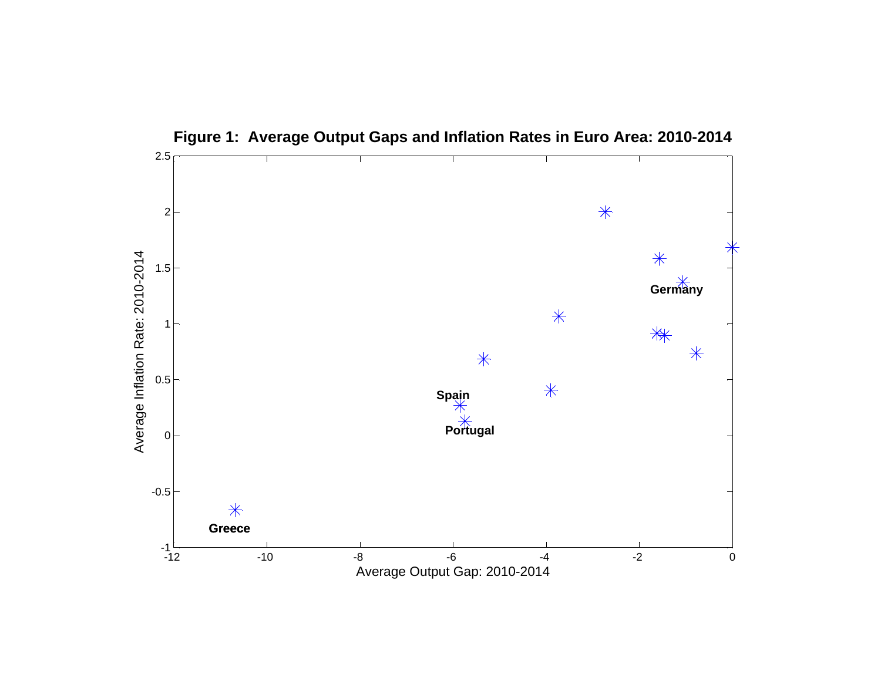**Figure 1: Average Output Gaps and Inflation Rates in Euro Area: 2010-2014**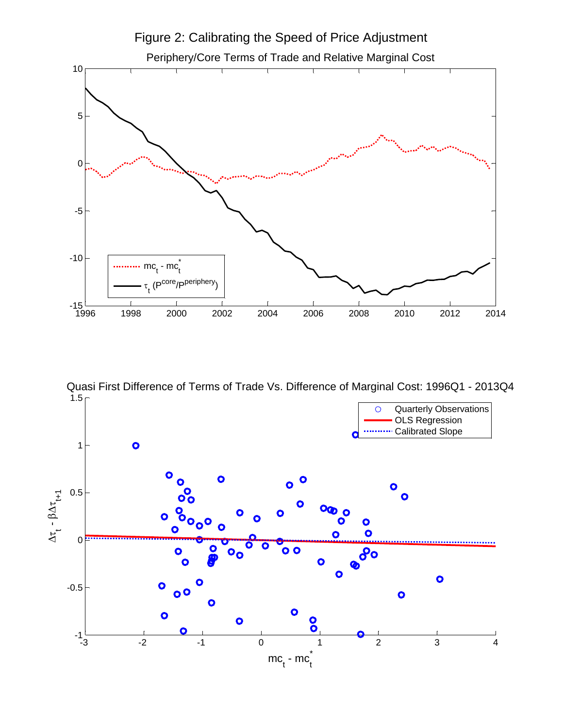# Figure 2: Calibrating the Speed of Price Adjustment

Periphery/Core Terms of Trade and Relative Marginal Cost

Quasi First Difference of Terms of Trade Vs. Difference of Marginal Cost: 1996Q1 - 2013Q4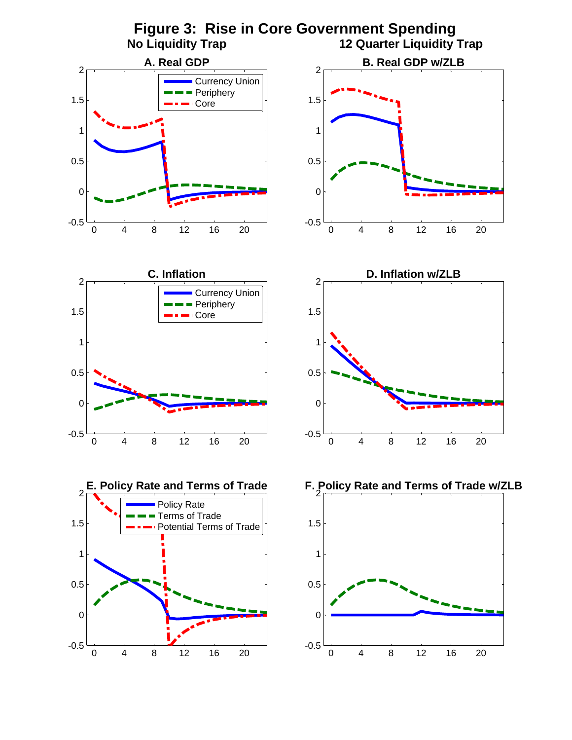# Figure 3: Rise in Core Government Spending

**No Liquidity Trap** | **12 Quarter Liquidity Trap**

**A. Real GDP**

**B. Real GDP w/ZLB**

**C. Inflation**

**D. Inflation w/ZLB**

**E. Policy Rate and Terms of Trade**

**F. Policy Rate and Terms of Trade w/ZLB**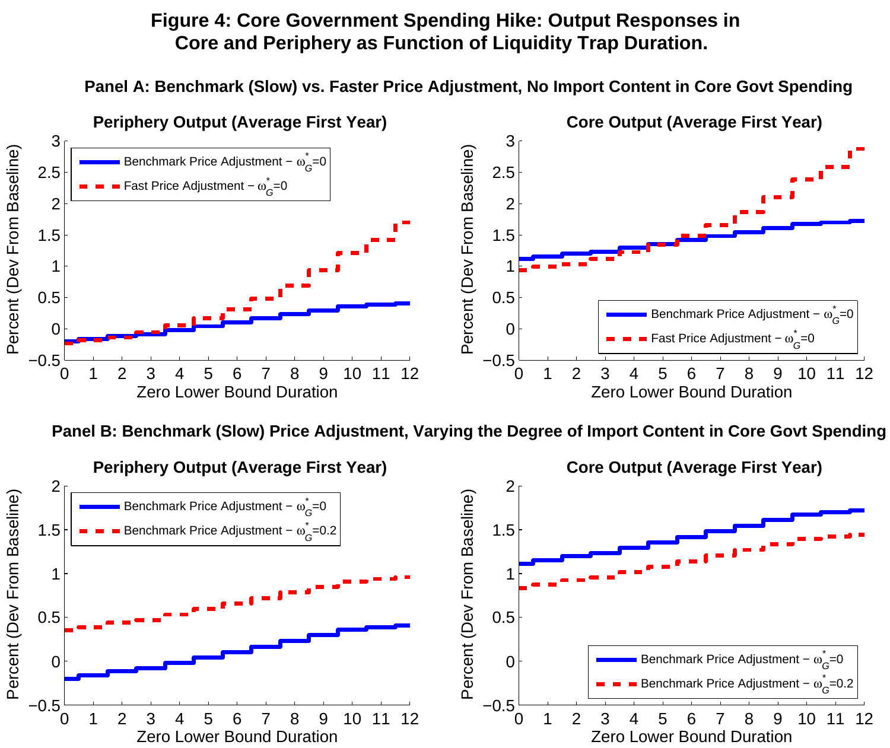# Figure 4: Core Government Spending Hike: Output Responses in Core and Periphery as Function of Liquidity Trap Duration.

## Panel A: Benchmark (Slow) vs. Faster Price Adjustment, No Import Content in Core Govt Spending

### Periphery Output (Average First Year)

Percent (Dev From Baseline)

Zero Lower Bound Duration

- Benchmark Price Adjustment − $\omega_G^*=0$
- Fast Price Adjustment − $\omega_G^*=0$

### Core Output (Average First Year)

Percent (Dev From Baseline)

Zero Lower Bound Duration

- Benchmark Price Adjustment − $\omega_G^*=0$
- Fast Price Adjustment − $\omega_G^*=0$

## Panel B: Benchmark (Slow) Price Adjustment, Varying the Degree of Import Content in Core Govt Spending

### Periphery Output (Average First Year)

Percent (Dev From Baseline)

Zero Lower Bound Duration

- Benchmark Price Adjustment − $\omega_G^*=0$
- Benchmark Price Adjustment − $\omega_G^*=0.2$

### Core Output (Average First Year)

Percent (Dev From Baseline)

Zero Lower Bound Duration

- Benchmark Price Adjustment − $\omega_G^*=0$
- Benchmark Price Adjustment − $\omega_G^*=0.2$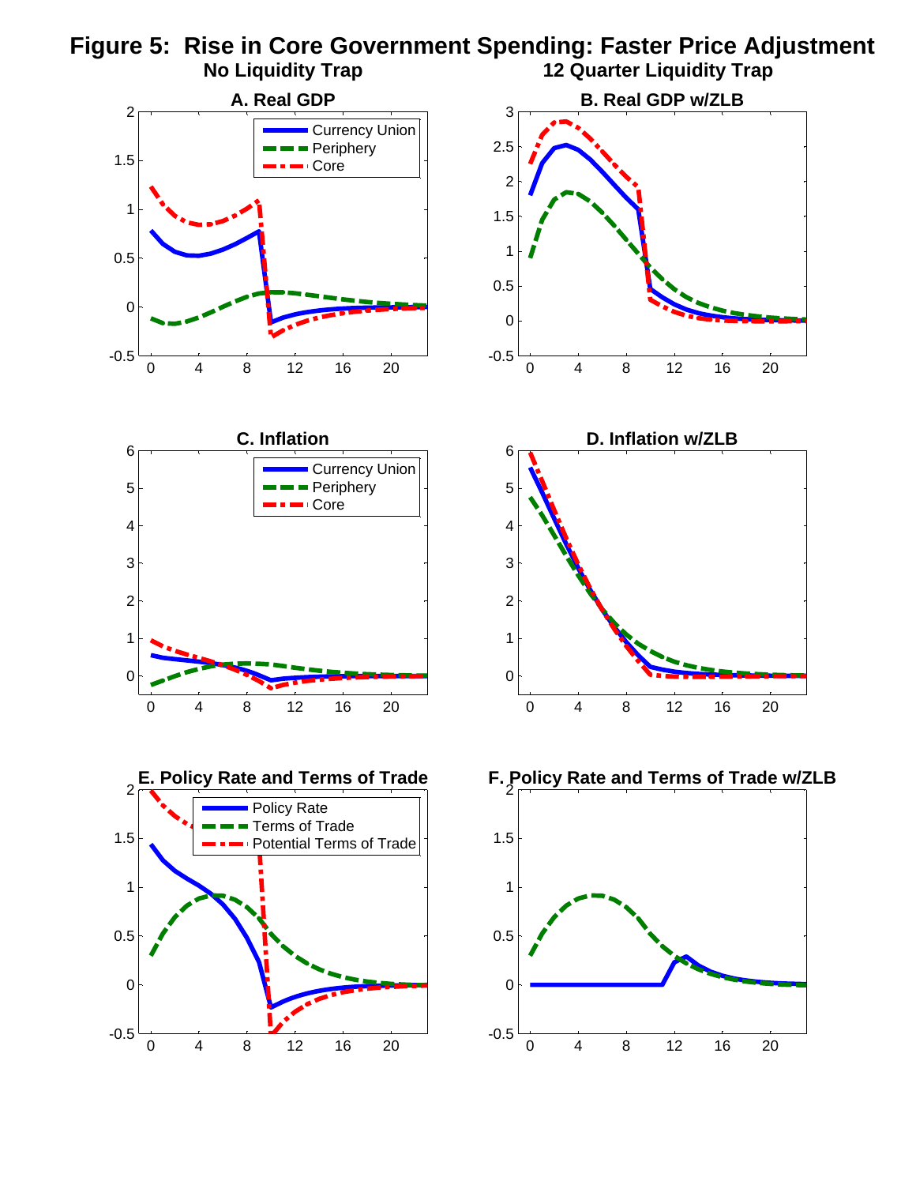# Figure 5: Rise in Core Government Spending: Faster Price Adjustment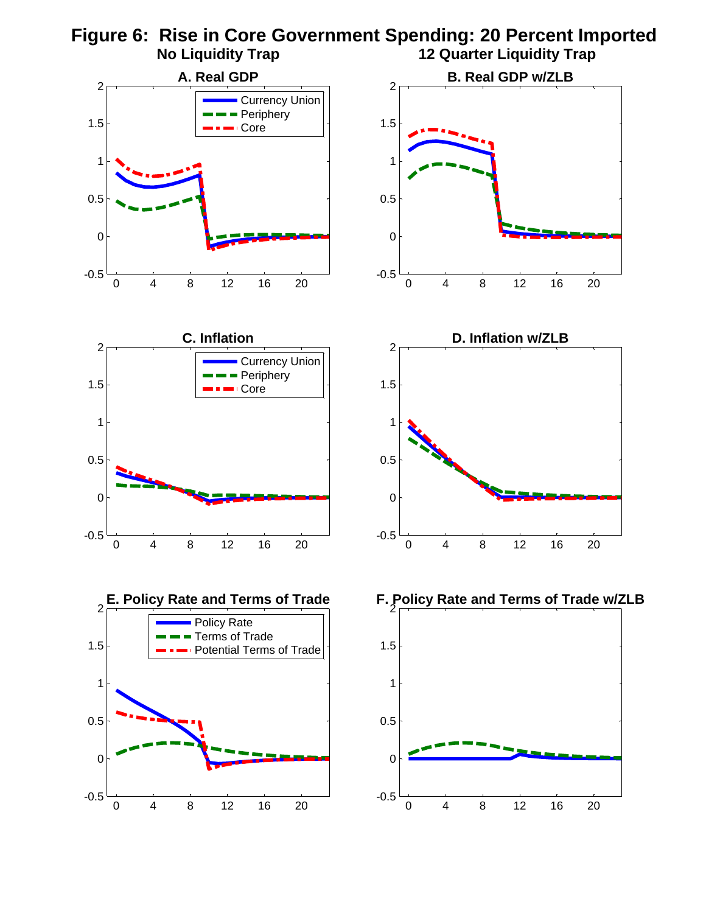# Figure 6: Rise in Core Government Spending: 20 Percent Imported

**No Liquidity Trap** | **12 Quarter Liquidity Trap**

**A. Real GDP**

Currency Union
Periphery
Core

**B. Real GDP w/ZLB**

**C. Inflation**

Currency Union
Periphery
Core

**D. Inflation w/ZLB**

**E. Policy Rate and Terms of Trade**

Policy Rate
Terms of Trade
Potential Terms of Trade

**F. Policy Rate and Terms of Trade w/ZLB**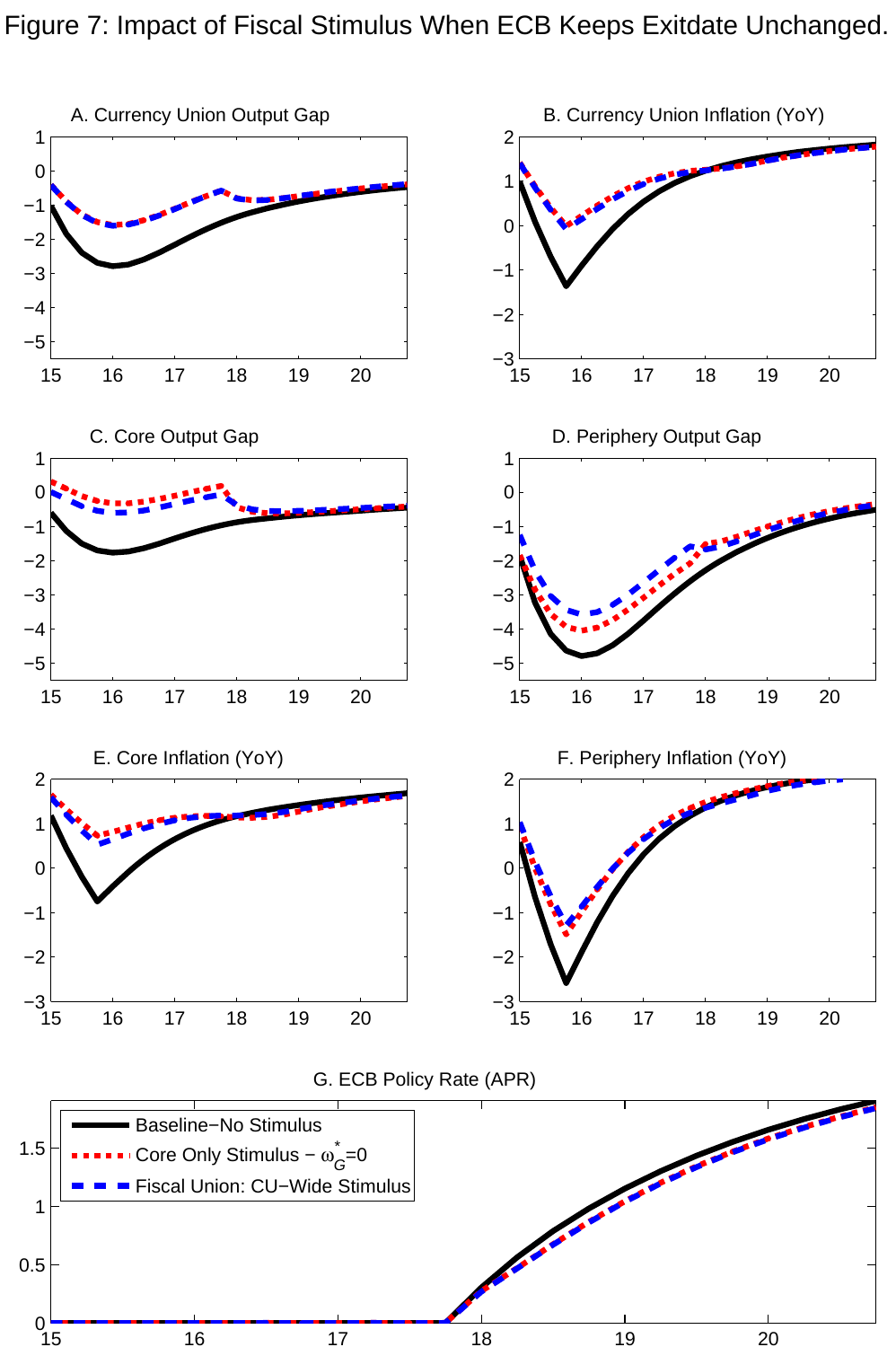Figure 7: Impact of Fiscal Stimulus When ECB Keeps Exitdate Unchanged.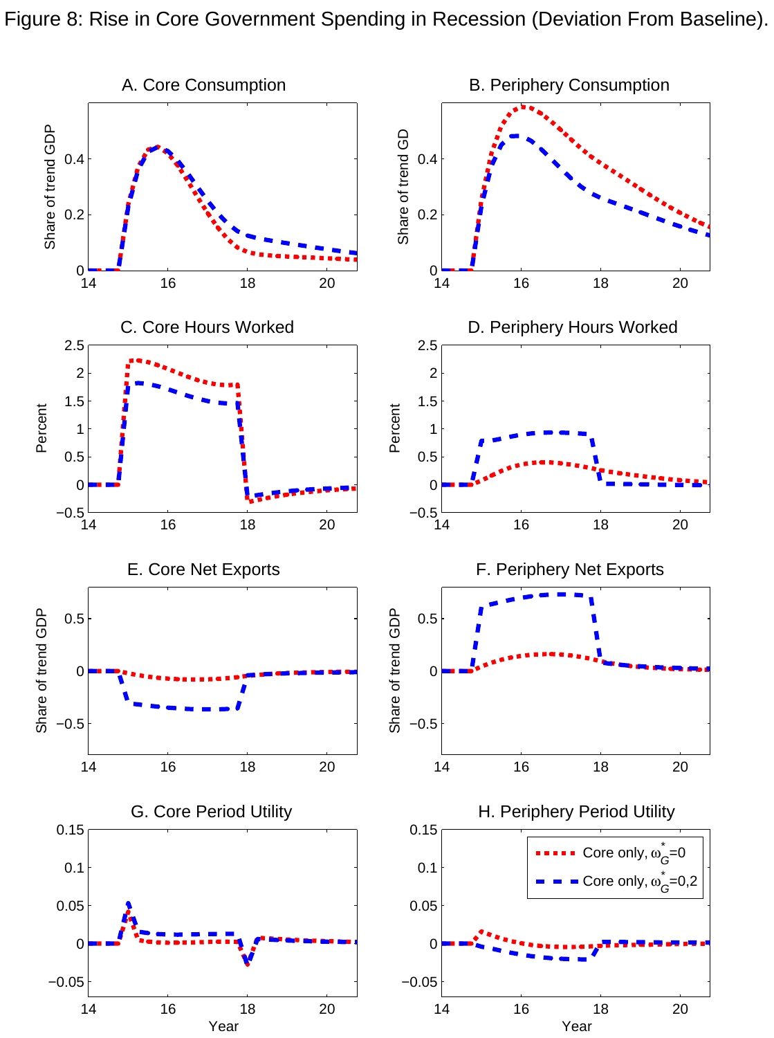Figure 8: Rise in Core Government Spending in Recession (Deviation From Baseline).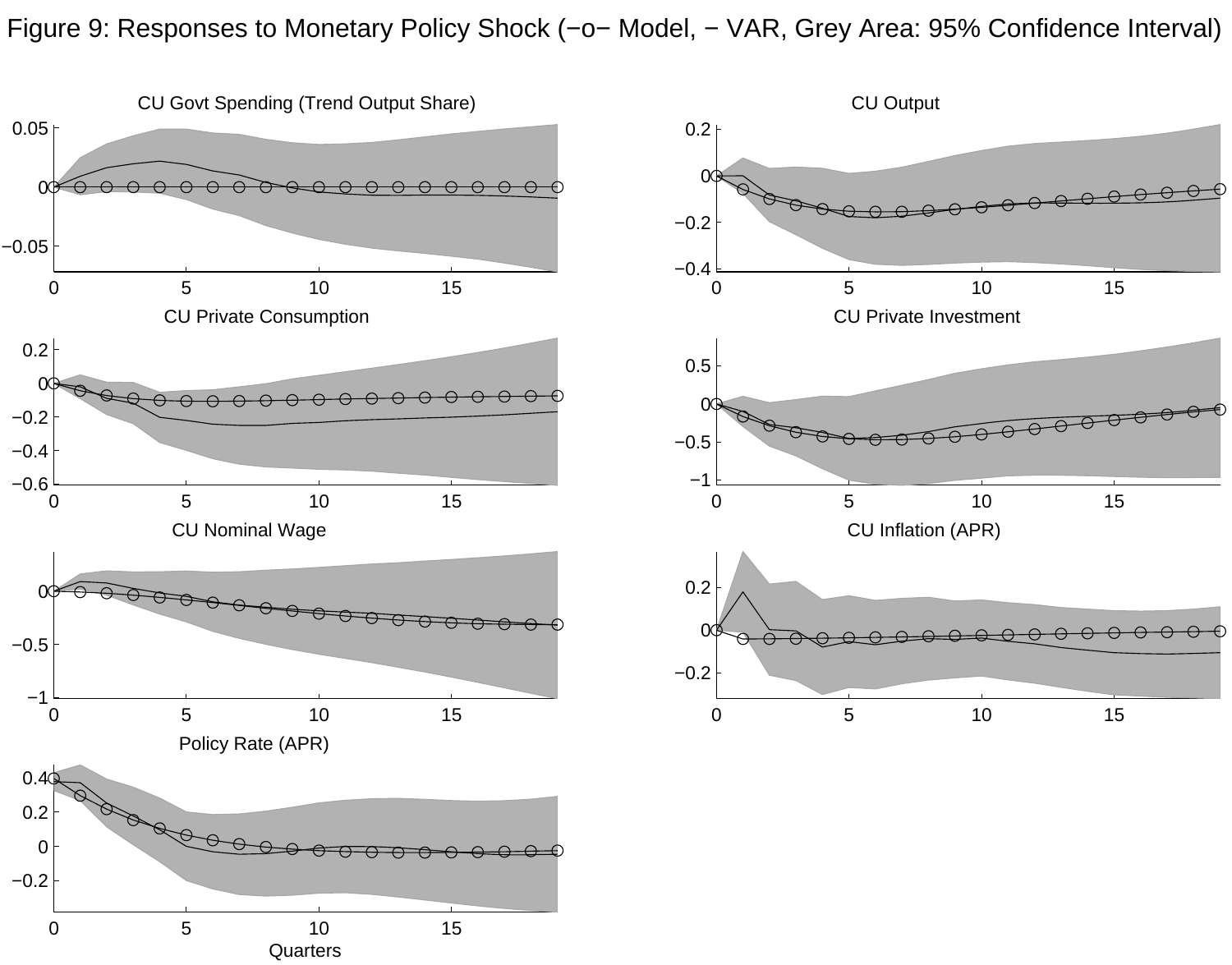Figure 9: Responses to Monetary Policy Shock (−o− Model, − VAR, Grey Area: 95% Confidence Interval)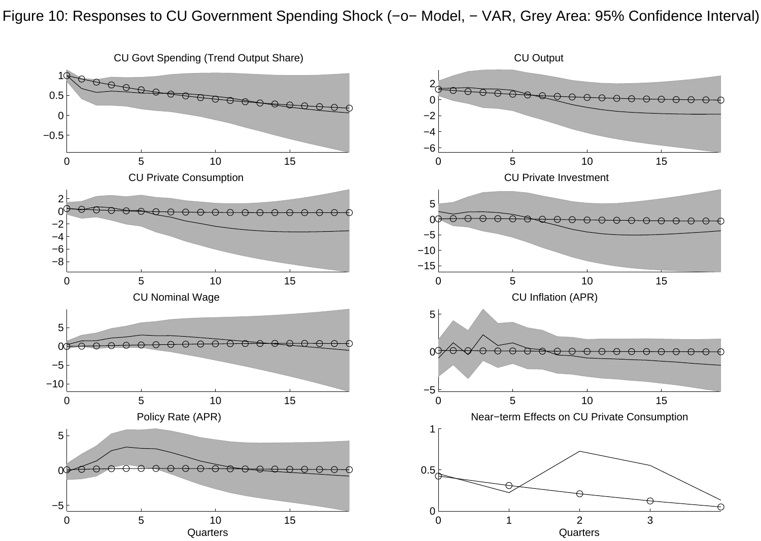Figure 10: Responses to CU Government Spending Shock (−o− Model, − VAR, Grey Area: 95% Confidence Interval)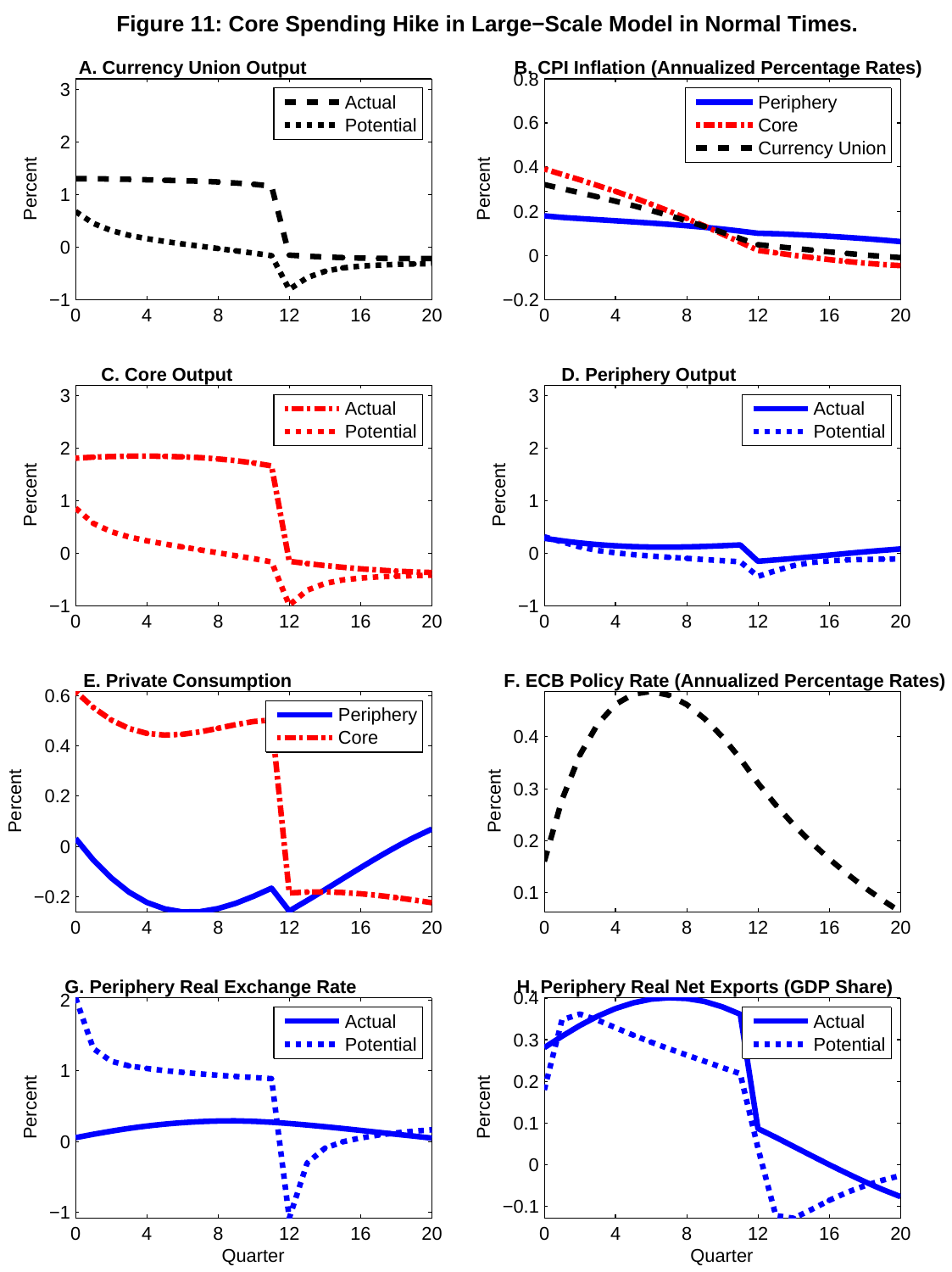# Figure 11: Core Spending Hike in Large−Scale Model in Normal Times.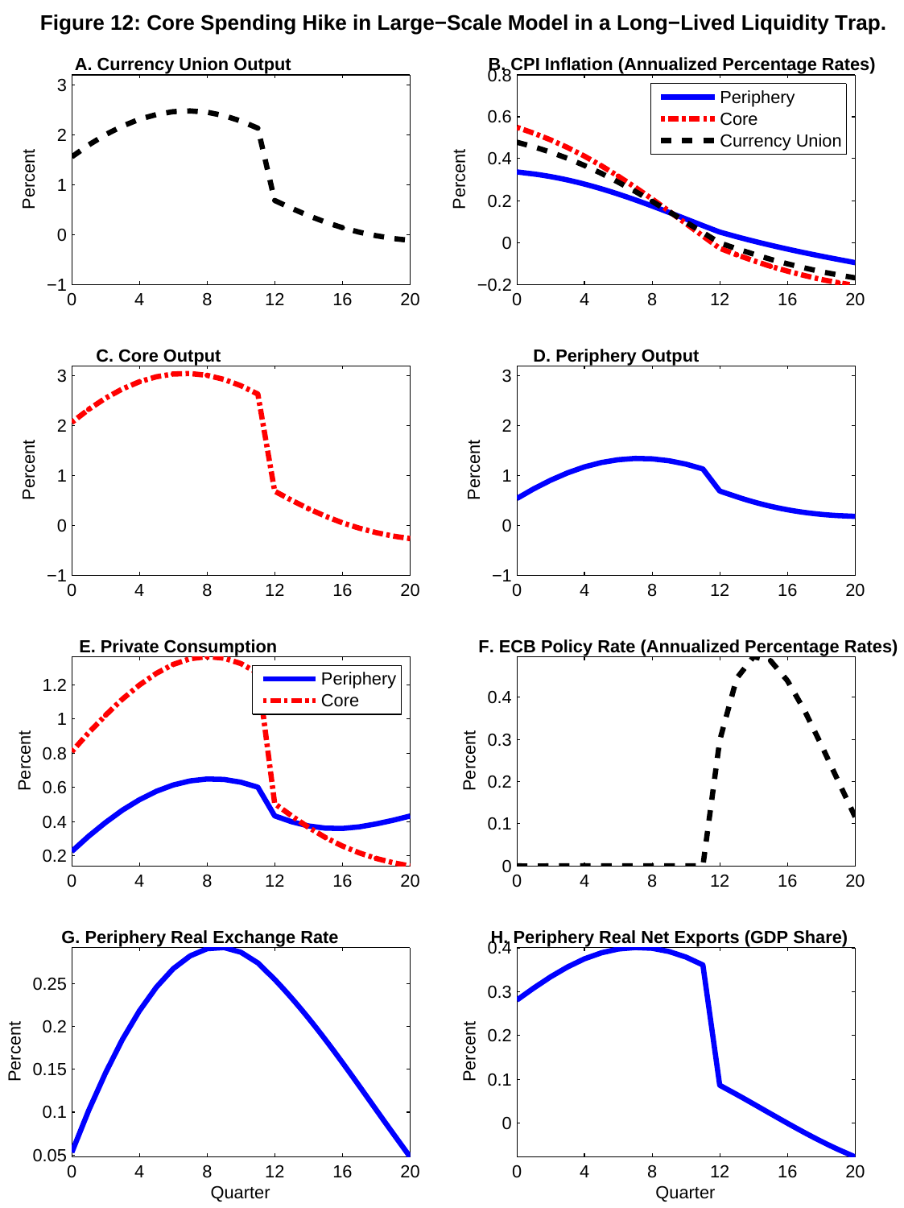**Figure 12: Core Spending Hike in Large−Scale Model in a Long−Lived Liquidity Trap.**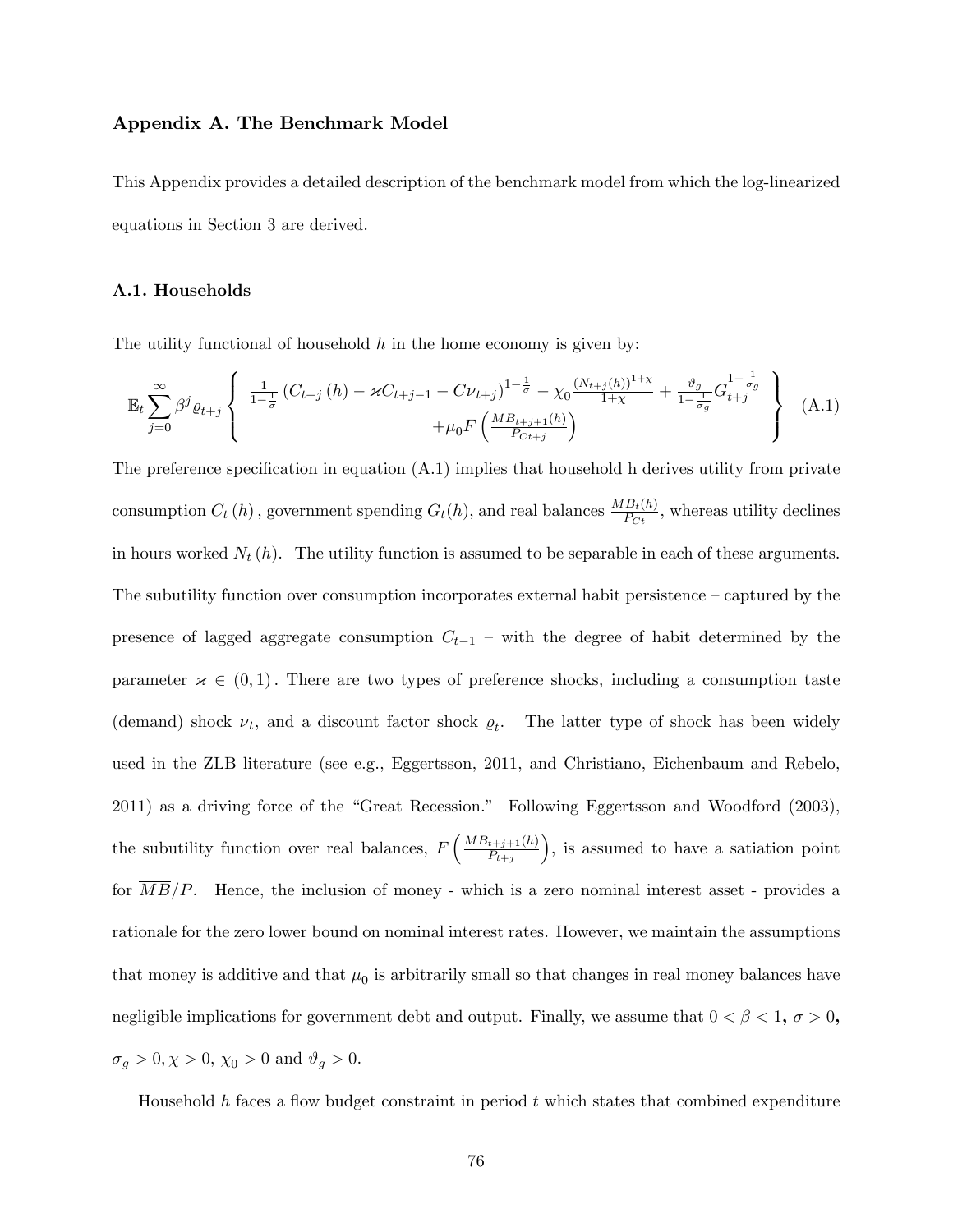### Appendix A. The Benchmark Model

This Appendix provides a detailed description of the benchmark model from which the log-linearized equations in Section 3 are derived.

#### A.1. Households

The utility functional of household $h$ in the home economy is given by:

$$\mathbb{E}_t \sum_{j=0}^{\infty} \beta^j \varrho_{t+j} \left\{ \begin{array}{c} \frac{1}{1-\frac{1}{\sigma}} \left( C_{t+j}(h) - \varkappa C_{t+j-1} - C\nu_{t+j} \right)^{1-\frac{1}{\sigma}} - \chi_0 \frac{(N_{t+j}(h))^{1+\chi}}{1+\chi} + \frac{\vartheta_g}{1-\frac{1}{\sigma_g}} G_{t+j}^{1-\frac{1}{\sigma_g}} \\ +\mu_0 F\left( \frac{MB_{t+j+1}(h)}{P_{Ct+j}} \right) \end{array} \right\} \quad \text{(A.1)}$$

The preference specification in equation (A.1) implies that household h derives utility from private consumption $C_t(h)$, government spending $G_t(h)$, and real balances $\frac{MB_t(h)}{P_{Ct}}$, whereas utility declines in hours worked $N_t(h)$. The utility function is assumed to be separable in each of these arguments. The subutility function over consumption incorporates external habit persistence – captured by the presence of lagged aggregate consumption $C_{t-1}$ – with the degree of habit determined by the parameter $\varkappa \in (0,1)$. There are two types of preference shocks, including a consumption taste (demand) shock $\nu_t$, and a discount factor shock $\varrho_t$. The latter type of shock has been widely used in the ZLB literature (see e.g., Eggertsson, 2011, and Christiano, Eichenbaum and Rebelo, 2011) as a driving force of the "Great Recession." Following Eggertsson and Woodford (2003), the subutility function over real balances, $F\left(\frac{MB_{t+j+1}(h)}{P_{t+j}}\right)$, is assumed to have a satiation point for $\overline{MB}/P$. Hence, the inclusion of money - which is a zero nominal interest asset - provides a rationale for the zero lower bound on nominal interest rates. However, we maintain the assumptions that money is additive and that $\mu_0$ is arbitrarily small so that changes in real money balances have negligible implications for government debt and output. Finally, we assume that $0 < \beta < 1$, $\sigma > 0$, $\sigma_g > 0, \chi > 0$, $\chi_0 > 0$ and $\vartheta_g > 0$.

Household $h$ faces a flow budget constraint in period $t$ which states that combined expenditure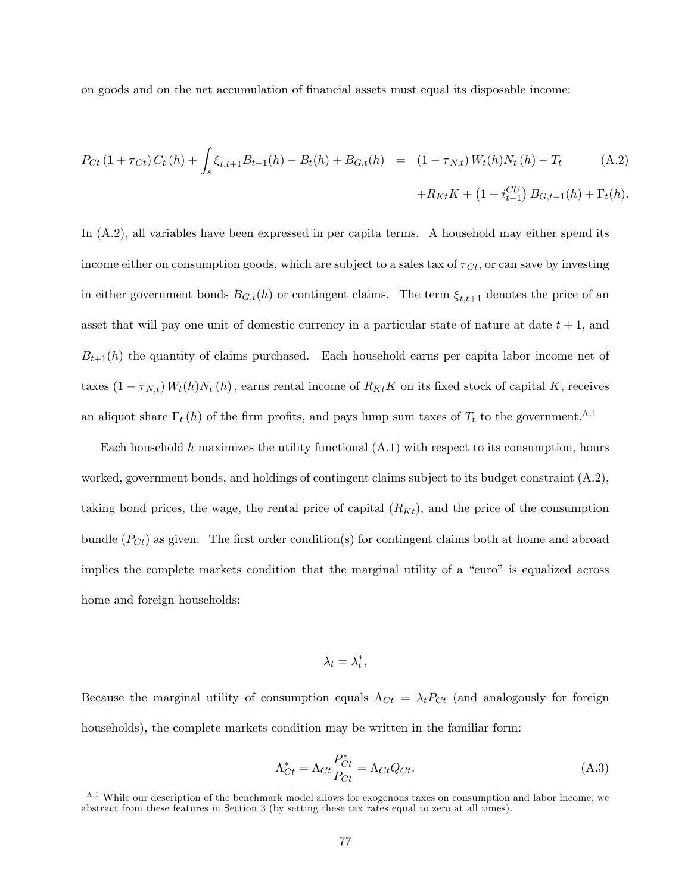on goods and on the net accumulation of financial assets must equal its disposable income:

$$
\begin{aligned}
P_{Ct}\left(1+\tau_{Ct}\right)C_t\left(h\right)+\int_s \xi_{t,t+1}B_{t+1}(h)-B_t(h)+B_{G,t}(h) &= \left(1-\tau_{N,t}\right)W_t(h)N_t\left(h\right)-T_t \qquad \text{(A.2)}\\
&\quad +R_{Kt}K+\left(1+i_{t-1}^{CU}\right)B_{G,t-1}(h)+\Gamma_t(h).
\end{aligned}
$$

In (A.2), all variables have been expressed in per capita terms. A household may either spend its income either on consumption goods, which are subject to a sales tax of $\tau_{Ct}$, or can save by investing in either government bonds $B_{G,t}(h)$ or contingent claims. The term $\xi_{t,t+1}$ denotes the price of an asset that will pay one unit of domestic currency in a particular state of nature at date $t+1$, and $B_{t+1}(h)$ the quantity of claims purchased. Each household earns per capita labor income net of taxes $\left(1-\tau_{N,t}\right)W_t(h)N_t\left(h\right)$, earns rental income of $R_{Kt}K$ on its fixed stock of capital $K$, receives an aliquot share $\Gamma_t\left(h\right)$ of the firm profits, and pays lump sum taxes of $T_t$ to the government.[A.1]

Each household $h$ maximizes the utility functional (A.1) with respect to its consumption, hours worked, government bonds, and holdings of contingent claims subject to its budget constraint (A.2), taking bond prices, the wage, the rental price of capital ($R_{Kt}$), and the price of the consumption bundle ($P_{Ct}$) as given. The first order condition(s) for contingent claims both at home and abroad implies the complete markets condition that the marginal utility of a "euro" is equalized across home and foreign households:

$$
\lambda_t = \lambda_t^*,
$$

Because the marginal utility of consumption equals $\Lambda_{Ct} = \lambda_t P_{Ct}$ (and analogously for foreign households), the complete markets condition may be written in the familiar form:

$$
\Lambda_{Ct}^* = \Lambda_{Ct}\frac{P_{Ct}^*}{P_{Ct}} = \Lambda_{Ct}Q_{Ct}. \tag{A.3}
$$

[A.1] While our description of the benchmark model allows for exogenous taxes on consumption and labor income, we abstract from these features in Section 3 (by setting these tax rates equal to zero at all times).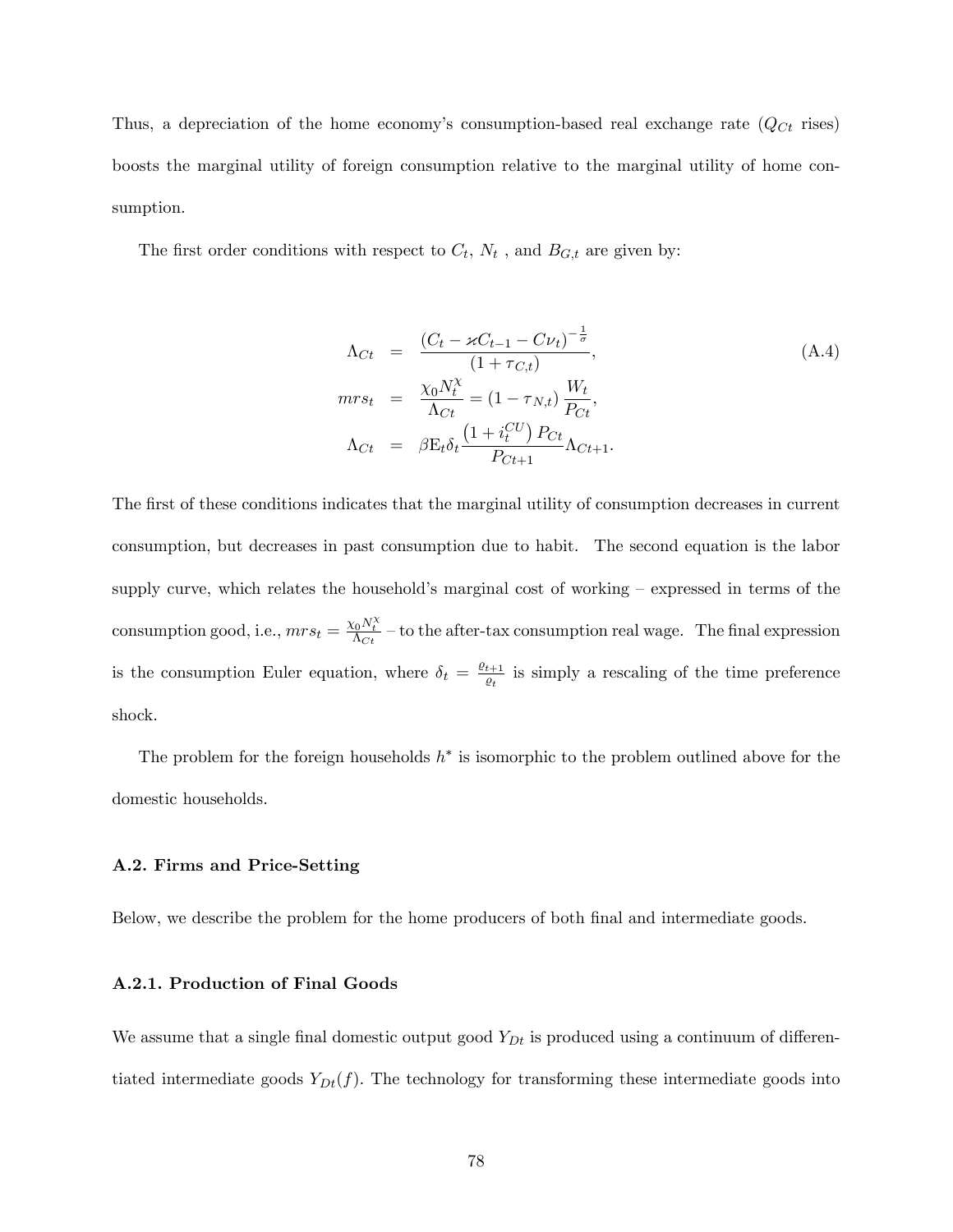Thus, a depreciation of the home economy's consumption-based real exchange rate ($Q_{Ct}$ rises) boosts the marginal utility of foreign consumption relative to the marginal utility of home consumption.

The first order conditions with respect to $C_t$, $N_t$ , and $B_{G,t}$ are given by:

$$
\begin{aligned}
\Lambda_{Ct} &= \frac{\left(C_t - \varkappa C_{t-1} - C\nu_t\right)^{-\frac{1}{\sigma}}}{(1+\tau_{C,t})}, \\
mrs_t &= \frac{\chi_0 N_t^{\chi}}{\Lambda_{Ct}} = (1-\tau_{N,t})\,\frac{W_t}{P_{Ct}}, \\
\Lambda_{Ct} &= \beta \mathrm{E}_t \delta_t \frac{\left(1+i_t^{CU}\right) P_{Ct}}{P_{Ct+1}} \Lambda_{Ct+1}.
\end{aligned}
\tag{A.4}
$$

The first of these conditions indicates that the marginal utility of consumption decreases in current consumption, but decreases in past consumption due to habit. The second equation is the labor supply curve, which relates the household's marginal cost of working – expressed in terms of the consumption good, i.e., $mrs_t = \frac{\chi_0 N_t^{\chi}}{\Lambda_{Ct}}$ – to the after-tax consumption real wage. The final expression is the consumption Euler equation, where $\delta_t = \frac{\varrho_{t+1}}{\varrho_t}$ is simply a rescaling of the time preference shock.

The problem for the foreign households $h^*$ is isomorphic to the problem outlined above for the domestic households.

### A.2. Firms and Price-Setting

Below, we describe the problem for the home producers of both final and intermediate goods.

#### A.2.1. Production of Final Goods

We assume that a single final domestic output good $Y_{Dt}$ is produced using a continuum of differentiated intermediate goods $Y_{Dt}(f)$. The technology for transforming these intermediate goods into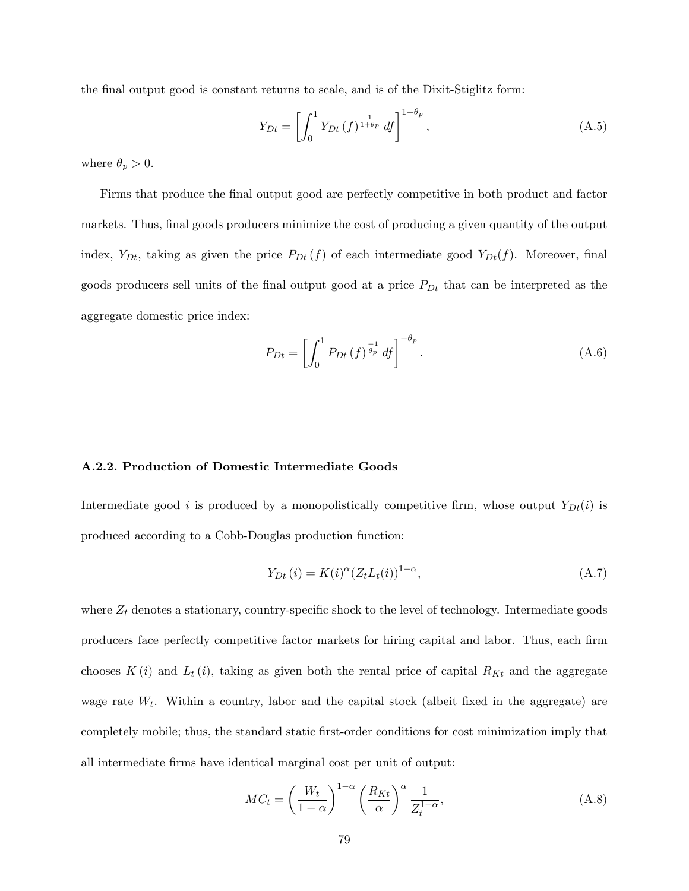the final output good is constant returns to scale, and is of the Dixit-Stiglitz form:

$$Y_{Dt} = \left[ \int_0^1 Y_{Dt}(f)^{\frac{1}{1+\theta_p}} \, df \right]^{1+\theta_p}, \tag{A.5}$$

where $\theta_p > 0$.

Firms that produce the final output good are perfectly competitive in both product and factor markets. Thus, final goods producers minimize the cost of producing a given quantity of the output index, $Y_{Dt}$, taking as given the price $P_{Dt}(f)$ of each intermediate good $Y_{Dt}(f)$. Moreover, final goods producers sell units of the final output good at a price $P_{Dt}$ that can be interpreted as the aggregate domestic price index:

$$P_{Dt} = \left[ \int_0^1 P_{Dt}(f)^{\frac{-1}{\theta_p}} \, df \right]^{-\theta_p}. \tag{A.6}$$

### A.2.2. Production of Domestic Intermediate Goods

Intermediate good $i$ is produced by a monopolistically competitive firm, whose output $Y_{Dt}(i)$ is produced according to a Cobb-Douglas production function:

$$Y_{Dt}(i) = K(i)^{\alpha} (Z_t L_t(i))^{1-\alpha}, \tag{A.7}$$

where $Z_t$ denotes a stationary, country-specific shock to the level of technology. Intermediate goods producers face perfectly competitive factor markets for hiring capital and labor. Thus, each firm chooses $K(i)$ and $L_t(i)$, taking as given both the rental price of capital $R_{Kt}$ and the aggregate wage rate $W_t$. Within a country, labor and the capital stock (albeit fixed in the aggregate) are completely mobile; thus, the standard static first-order conditions for cost minimization imply that all intermediate firms have identical marginal cost per unit of output:

$$MC_t = \left( \frac{W_t}{1-\alpha} \right)^{1-\alpha} \left( \frac{R_{Kt}}{\alpha} \right)^{\alpha} \frac{1}{Z_t^{1-\alpha}}, \tag{A.8}$$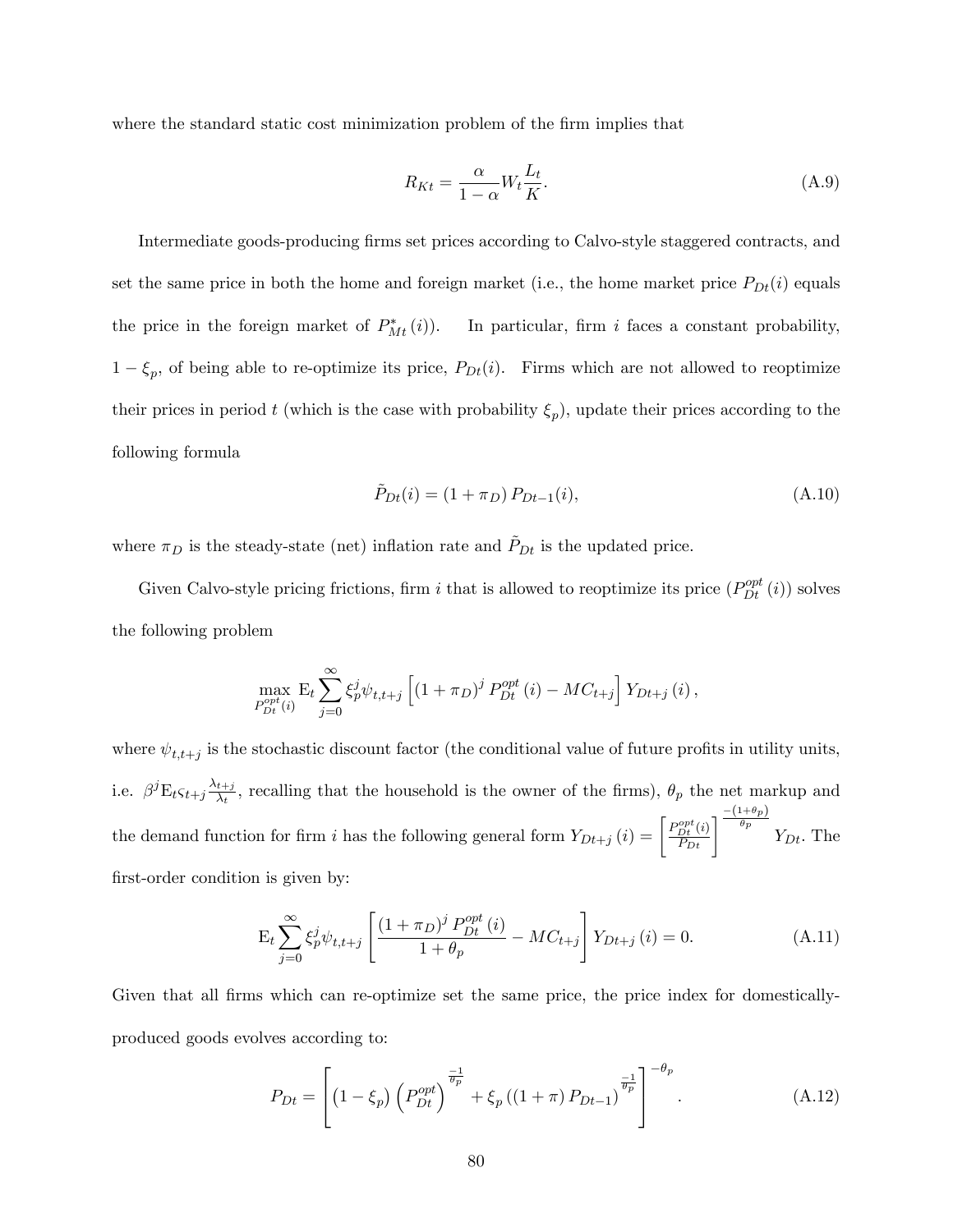where the standard static cost minimization problem of the firm implies that

$$R_{Kt} = \frac{\alpha}{1-\alpha} W_t \frac{L_t}{K}. \tag{A.9}$$

Intermediate goods-producing firms set prices according to Calvo-style staggered contracts, and set the same price in both the home and foreign market (i.e., the home market price $P_{Dt}(i)$ equals the price in the foreign market of $P^{*}_{Mt}(i)$). In particular, firm $i$ faces a constant probability, $1-\xi_p$, of being able to re-optimize its price, $P_{Dt}(i)$. Firms which are not allowed to reoptimize their prices in period $t$ (which is the case with probability $\xi_p$), update their prices according to the following formula

$$\tilde{P}_{Dt}(i) = (1+\pi_D) P_{Dt-1}(i), \tag{A.10}$$

where $\pi_D$ is the steady-state (net) inflation rate and $\tilde{P}_{Dt}$ is the updated price.

Given Calvo-style pricing frictions, firm $i$ that is allowed to reoptimize its price ($P^{opt}_{Dt}(i)$) solves the following problem

$$\max_{P^{opt}_{Dt}(i)} \mathrm{E}_t \sum_{j=0}^{\infty} \xi_p^j \psi_{t,t+j} \left[ (1+\pi_D)^j P^{opt}_{Dt}(i) - MC_{t+j} \right] Y_{Dt+j}(i),$$

where $\psi_{t,t+j}$ is the stochastic discount factor (the conditional value of future profits in utility units, i.e. $\beta^j \mathrm{E}_t \varsigma_{t+j} \frac{\lambda_{t+j}}{\lambda_t}$, recalling that the household is the owner of the firms), $\theta_p$ the net markup and the demand function for firm $i$ has the following general form $Y_{Dt+j}(i) = \left[ \frac{P^{opt}_{Dt}(i)}{P_{Dt}} \right]^{\frac{-(1+\theta_p)}{\theta_p}} Y_{Dt}$. The first-order condition is given by:

$$\mathrm{E}_t \sum_{j=0}^{\infty} \xi_p^j \psi_{t,t+j} \left[ \frac{(1+\pi_D)^j P^{opt}_{Dt}(i)}{1+\theta_p} - MC_{t+j} \right] Y_{Dt+j}(i) = 0. \tag{A.11}$$

Given that all firms which can re-optimize set the same price, the price index for domestically-produced goods evolves according to:

$$P_{Dt} = \left[ \left(1-\xi_p\right) \left(P^{opt}_{Dt}\right)^{\frac{-1}{\theta_p}} + \xi_p \left( (1+\pi) P_{Dt-1} \right)^{\frac{-1}{\theta_p}} \right]^{-\theta_p}. \tag{A.12}$$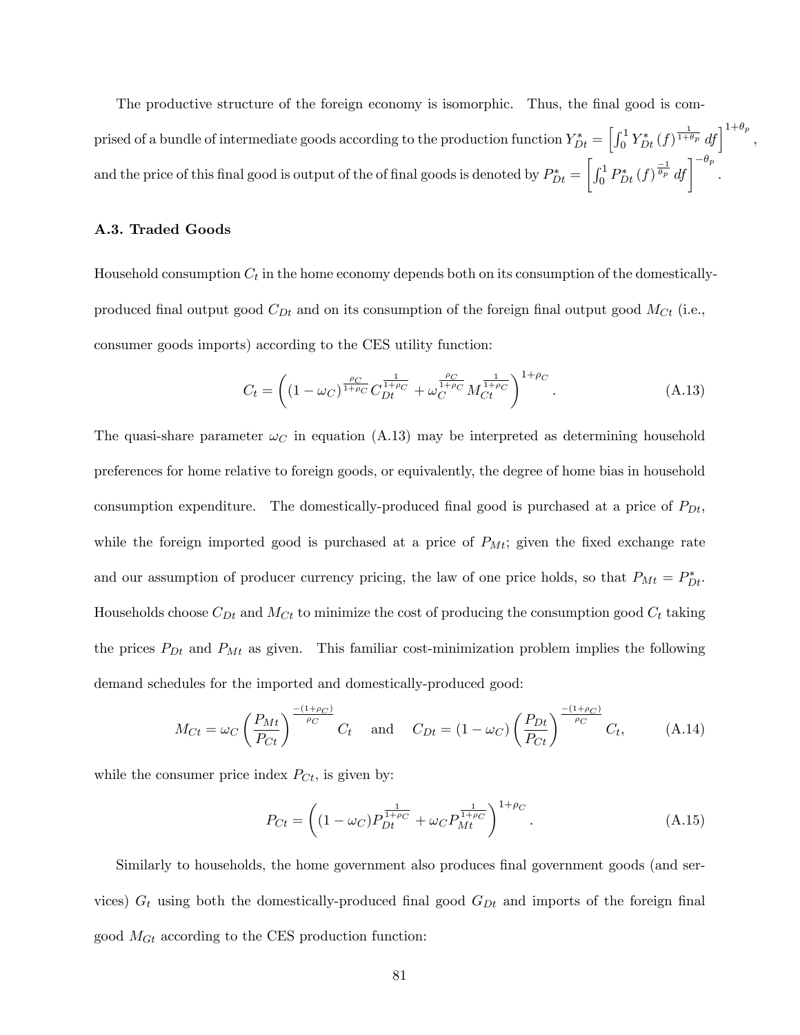The productive structure of the foreign economy is isomorphic. Thus, the final good is comprised of a bundle of intermediate goods according to the production function $Y_{Dt}^{*} = \left[\int_0^1 Y_{Dt}^{*}(f)^{\frac{1}{1+\theta_p}}\, df\right]^{1+\theta_p}$, and the price of this final good is output of the of final goods is denoted by $P_{Dt}^{*} = \left[\int_0^1 P_{Dt}^{*}(f)^{\frac{-1}{\theta_p}}\, df\right]^{-\theta_p}$.

### A.3. Traded Goods

Household consumption $C_t$ in the home economy depends both on its consumption of the domestically-produced final output good $C_{Dt}$ and on its consumption of the foreign final output good $M_{Ct}$ (i.e., consumer goods imports) according to the CES utility function:

$$C_t = \left( (1-\omega_C)^{\frac{\rho_C}{1+\rho_C}} C_{Dt}^{\frac{1}{1+\rho_C}} + \omega_C^{\frac{\rho_C}{1+\rho_C}} M_{Ct}^{\frac{1}{1+\rho_C}} \right)^{1+\rho_C}. \tag{A.13}$$

The quasi-share parameter $\omega_C$ in equation (A.13) may be interpreted as determining household preferences for home relative to foreign goods, or equivalently, the degree of home bias in household consumption expenditure. The domestically-produced final good is purchased at a price of $P_{Dt}$, while the foreign imported good is purchased at a price of $P_{Mt}$; given the fixed exchange rate and our assumption of producer currency pricing, the law of one price holds, so that $P_{Mt} = P_{Dt}^{*}$. Households choose $C_{Dt}$ and $M_{Ct}$ to minimize the cost of producing the consumption good $C_t$ taking the prices $P_{Dt}$ and $P_{Mt}$ as given. This familiar cost-minimization problem implies the following demand schedules for the imported and domestically-produced good:

$$M_{Ct} = \omega_C \left(\frac{P_{Mt}}{P_{Ct}}\right)^{\frac{-(1+\rho_C)}{\rho_C}} C_t \quad \text{and} \quad C_{Dt} = (1-\omega_C) \left(\frac{P_{Dt}}{P_{Ct}}\right)^{\frac{-(1+\rho_C)}{\rho_C}} C_t, \tag{A.14}$$

while the consumer price index $P_{Ct}$, is given by:

$$P_{Ct} = \left( (1-\omega_C) P_{Dt}^{\frac{1}{1+\rho_C}} + \omega_C P_{Mt}^{\frac{1}{1+\rho_C}} \right)^{1+\rho_C}. \tag{A.15}$$

Similarly to households, the home government also produces final government goods (and services) $G_t$ using both the domestically-produced final good $G_{Dt}$ and imports of the foreign final good $M_{Gt}$ according to the CES production function: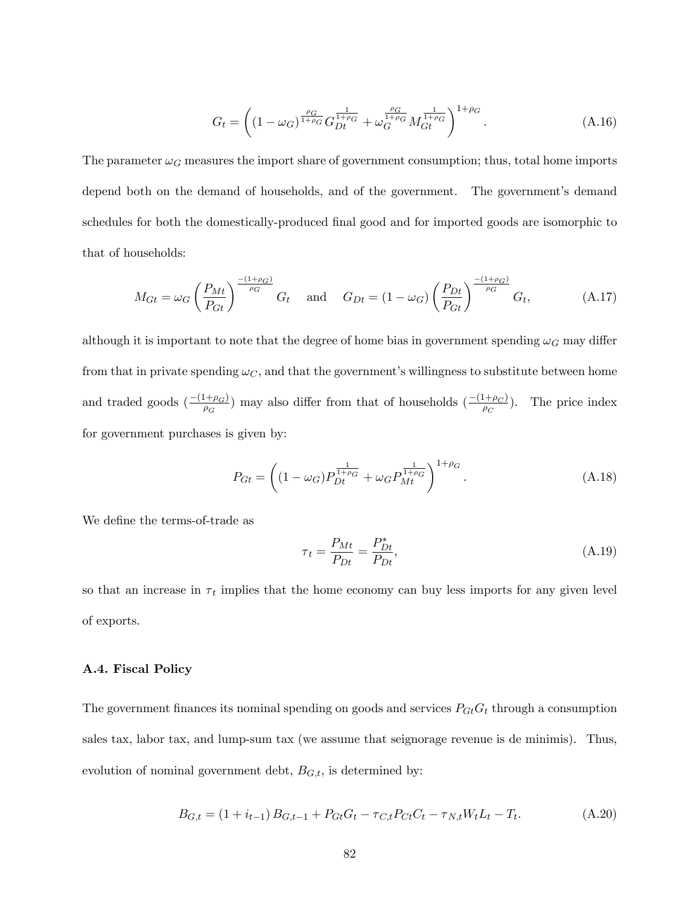$$G_t = \left( (1-\omega_G)^{\frac{\rho_G}{1+\rho_G}} G_{Dt}^{\frac{1}{1+\rho_G}} + \omega_G^{\frac{\rho_G}{1+\rho_G}} M_{Gt}^{\frac{1}{1+\rho_G}} \right)^{1+\rho_G}. \tag{A.16}$$

The parameter $\omega_G$ measures the import share of government consumption; thus, total home imports depend both on the demand of households, and of the government. The government's demand schedules for both the domestically-produced final good and for imported goods are isomorphic to that of households:

$$M_{Gt} = \omega_G \left( \frac{P_{Mt}}{P_{Gt}} \right)^{\frac{-(1+\rho_G)}{\rho_G}} G_t \quad \text{and} \quad G_{Dt} = (1-\omega_G) \left( \frac{P_{Dt}}{P_{Gt}} \right)^{\frac{-(1+\rho_G)}{\rho_G}} G_t, \tag{A.17}$$

although it is important to note that the degree of home bias in government spending $\omega_G$ may differ from that in private spending $\omega_C$, and that the government's willingness to substitute between home and traded goods ($\frac{-(1+\rho_G)}{\rho_G}$) may also differ from that of households ($\frac{-(1+\rho_C)}{\rho_C}$). The price index for government purchases is given by:

$$P_{Gt} = \left( (1-\omega_G) P_{Dt}^{\frac{1}{1+\rho_G}} + \omega_G P_{Mt}^{\frac{1}{1+\rho_G}} \right)^{1+\rho_G}. \tag{A.18}$$

We define the terms-of-trade as

$$\tau_t = \frac{P_{Mt}}{P_{Dt}} = \frac{P_{Dt}^*}{P_{Dt}}, \tag{A.19}$$

so that an increase in $\tau_t$ implies that the home economy can buy less imports for any given level of exports.

### A.4. Fiscal Policy

The government finances its nominal spending on goods and services $P_{Gt}G_t$ through a consumption sales tax, labor tax, and lump-sum tax (we assume that seignorage revenue is de minimis). Thus, evolution of nominal government debt, $B_{G,t}$, is determined by:

$$B_{G,t} = (1 + i_{t-1}) B_{G,t-1} + P_{Gt}G_t - \tau_{C,t} P_{Ct} C_t - \tau_{N,t} W_t L_t - T_t. \tag{A.20}$$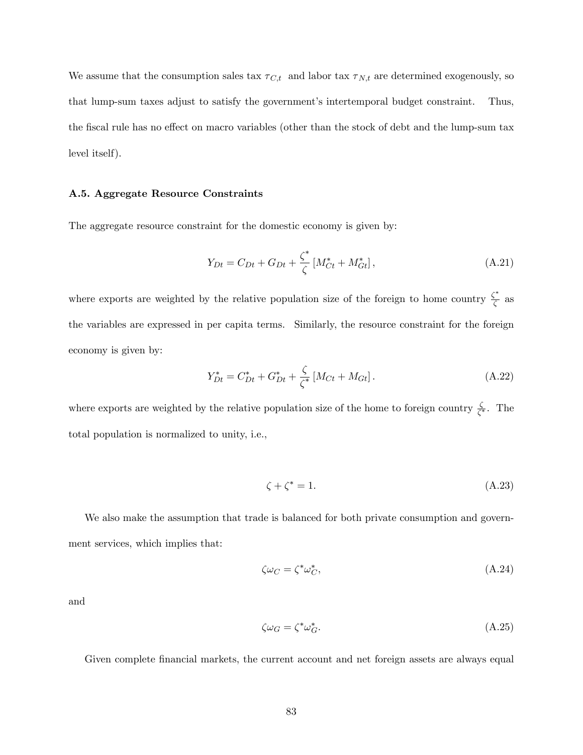We assume that the consumption sales tax $\tau_{C,t}$ and labor tax $\tau_{N,t}$ are determined exogenously, so that lump-sum taxes adjust to satisfy the government's intertemporal budget constraint. Thus, the fiscal rule has no effect on macro variables (other than the stock of debt and the lump-sum tax level itself).

### A.5. Aggregate Resource Constraints

The aggregate resource constraint for the domestic economy is given by:

$$Y_{Dt} = C_{Dt} + G_{Dt} + \frac{\zeta^*}{\zeta}\left[M_{Ct}^* + M_{Gt}^*\right], \tag{A.21}$$

where exports are weighted by the relative population size of the foreign to home country $\frac{\zeta^*}{\zeta}$ as the variables are expressed in per capita terms. Similarly, the resource constraint for the foreign economy is given by:

$$Y_{Dt}^* = C_{Dt}^* + G_{Dt}^* + \frac{\zeta}{\zeta^*}\left[M_{Ct} + M_{Gt}\right]. \tag{A.22}$$

where exports are weighted by the relative population size of the home to foreign country $\frac{\zeta}{\zeta^*}$. The total population is normalized to unity, i.e.,

$$\zeta + \zeta^* = 1. \tag{A.23}$$

We also make the assumption that trade is balanced for both private consumption and government services, which implies that:

$$\zeta\omega_C = \zeta^*\omega_C^*, \tag{A.24}$$

and

$$\zeta\omega_G = \zeta^*\omega_G^*. \tag{A.25}$$

Given complete financial markets, the current account and net foreign assets are always equal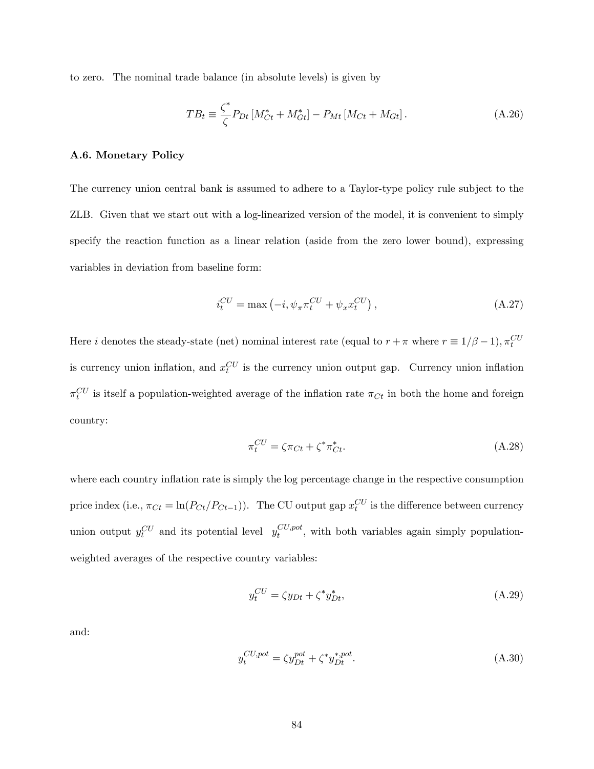to zero. The nominal trade balance (in absolute levels) is given by

$$TB_t \equiv \frac{\zeta^*}{\zeta} P_{Dt} \left[ M^*_{Ct} + M^*_{Gt} \right] - P_{Mt} \left[ M_{Ct} + M_{Gt} \right]. \tag{A.26}$$

### A.6. Monetary Policy

The currency union central bank is assumed to adhere to a Taylor-type policy rule subject to the ZLB. Given that we start out with a log-linearized version of the model, it is convenient to simply specify the reaction function as a linear relation (aside from the zero lower bound), expressing variables in deviation from baseline form:

$$i_t^{CU} = \max\left(-i, \psi_\pi \pi_t^{CU} + \psi_x x_t^{CU}\right), \tag{A.27}$$

Here $i$ denotes the steady-state (net) nominal interest rate (equal to $r + \pi$ where $r \equiv 1/\beta - 1$), $\pi_t^{CU}$ is currency union inflation, and $x_t^{CU}$ is the currency union output gap. Currency union inflation $\pi_t^{CU}$ is itself a population-weighted average of the inflation rate $\pi_{Ct}$ in both the home and foreign country:

$$\pi_t^{CU} = \zeta \pi_{Ct} + \zeta^* \pi^*_{Ct}. \tag{A.28}$$

where each country inflation rate is simply the log percentage change in the respective consumption price index (i.e., $\pi_{Ct} = \ln(P_{Ct}/P_{Ct-1})$). The CU output gap $x_t^{CU}$ is the difference between currency union output $y_t^{CU}$ and its potential level $y_t^{CU,pot}$, with both variables again simply population-weighted averages of the respective country variables:

$$y_t^{CU} = \zeta y_{Dt} + \zeta^* y^*_{Dt}, \tag{A.29}$$

and:

$$y_t^{CU,pot} = \zeta y_{Dt}^{pot} + \zeta^* y_{Dt}^{*,pot}. \tag{A.30}$$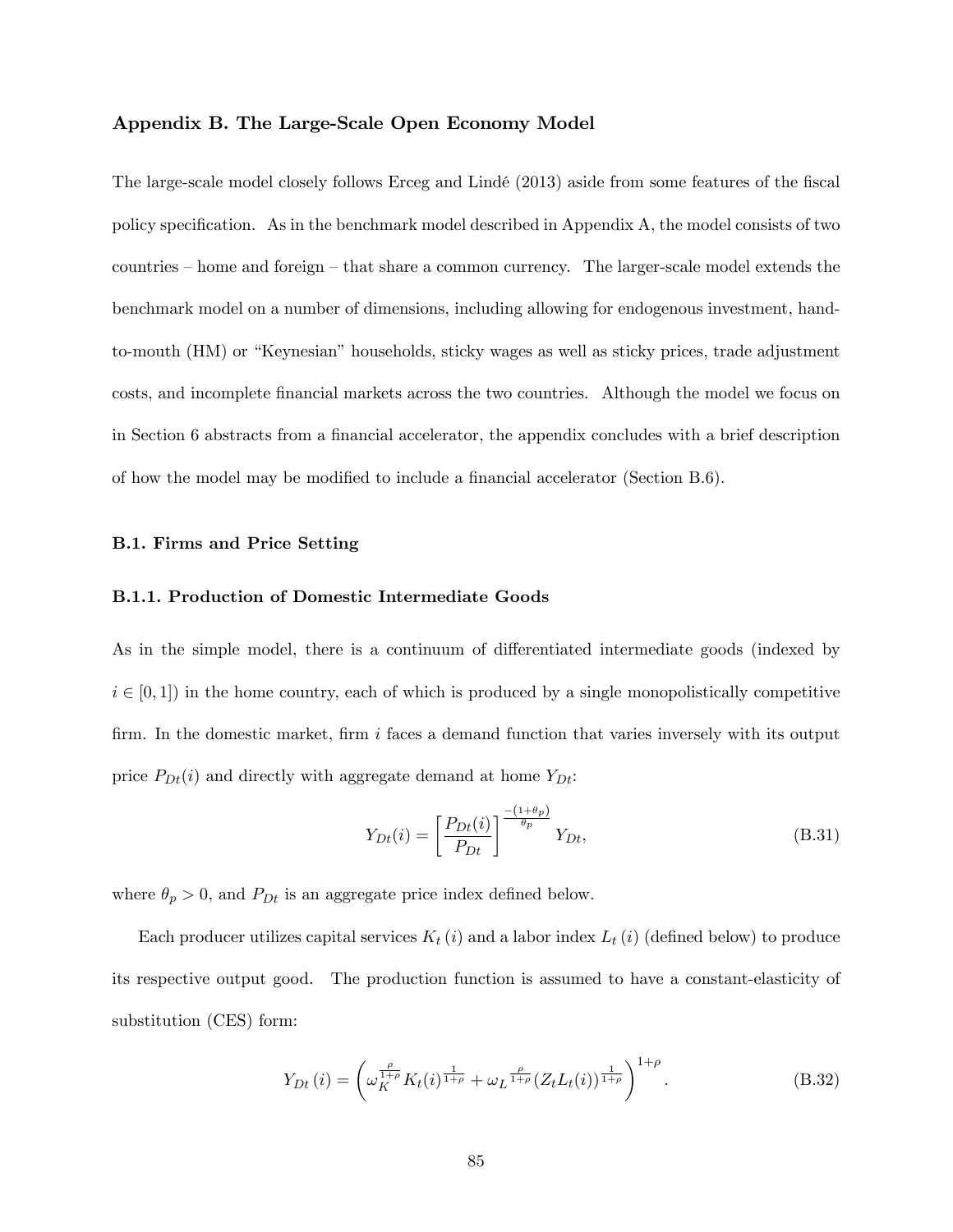## Appendix B. The Large-Scale Open Economy Model

The large-scale model closely follows Erceg and Lindé (2013) aside from some features of the fiscal policy specification. As in the benchmark model described in Appendix A, the model consists of two countries – home and foreign – that share a common currency. The larger-scale model extends the benchmark model on a number of dimensions, including allowing for endogenous investment, hand-to-mouth (HM) or "Keynesian" households, sticky wages as well as sticky prices, trade adjustment costs, and incomplete financial markets across the two countries. Although the model we focus on in Section 6 abstracts from a financial accelerator, the appendix concludes with a brief description of how the model may be modified to include a financial accelerator (Section B.6).

### B.1. Firms and Price Setting

#### B.1.1. Production of Domestic Intermediate Goods

As in the simple model, there is a continuum of differentiated intermediate goods (indexed by $i \in [0,1]$) in the home country, each of which is produced by a single monopolistically competitive firm. In the domestic market, firm $i$ faces a demand function that varies inversely with its output price $P_{Dt}(i)$ and directly with aggregate demand at home $Y_{Dt}$:

$$Y_{Dt}(i) = \left[\frac{P_{Dt}(i)}{P_{Dt}}\right]^{\frac{-(1+\theta_p)}{\theta_p}} Y_{Dt}, \tag{B.31}$$

where $\theta_p > 0$, and $P_{Dt}$ is an aggregate price index defined below.

Each producer utilizes capital services $K_t(i)$ and a labor index $L_t(i)$ (defined below) to produce its respective output good. The production function is assumed to have a constant-elasticity of substitution (CES) form:

$$Y_{Dt}(i) = \left(\omega_K^{\frac{\rho}{1+\rho}} K_t(i)^{\frac{1}{1+\rho}} + \omega_L^{\frac{\rho}{1+\rho}} (Z_t L_t(i))^{\frac{1}{1+\rho}}\right)^{1+\rho}. \tag{B.32}$$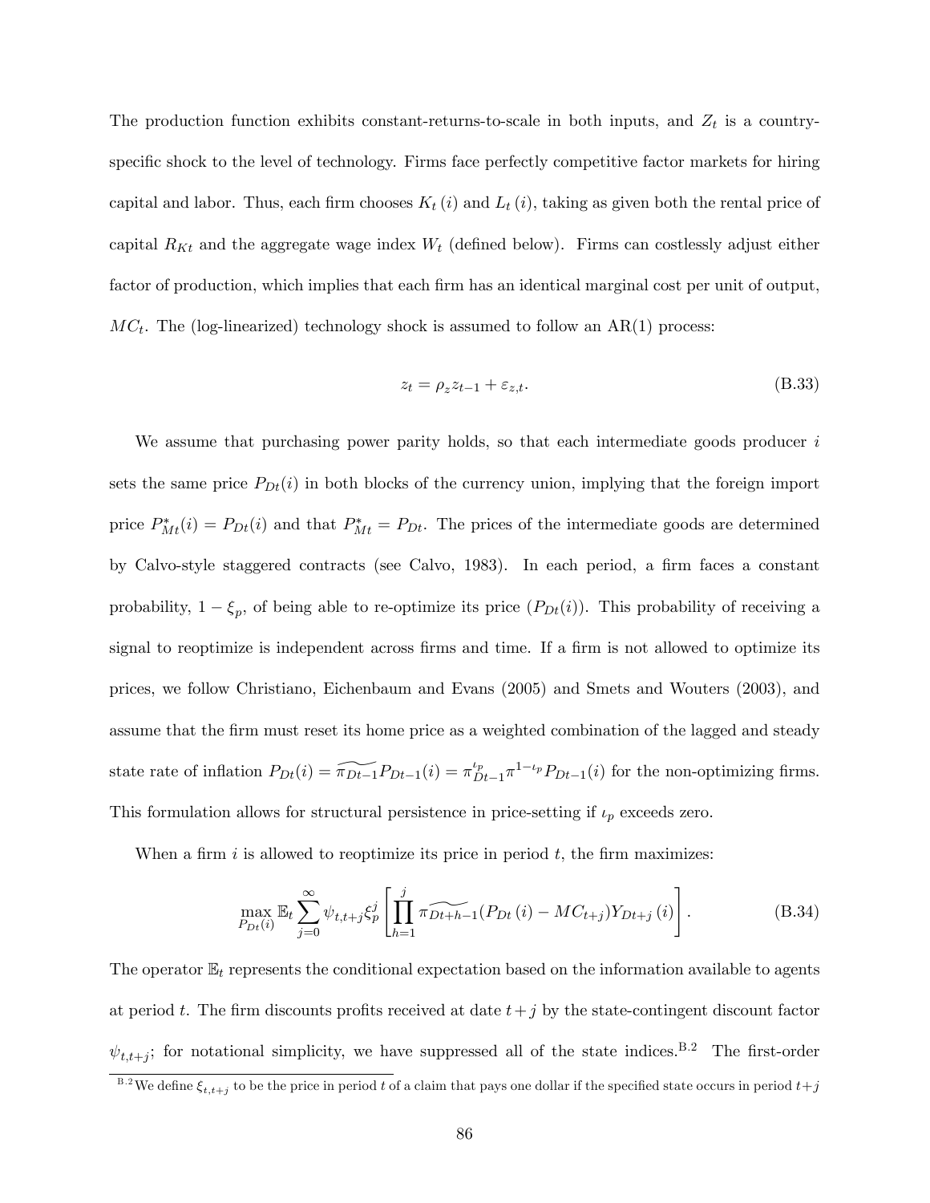The production function exhibits constant-returns-to-scale in both inputs, and $Z_t$ is a country-specific shock to the level of technology. Firms face perfectly competitive factor markets for hiring capital and labor. Thus, each firm chooses $K_t(i)$ and $L_t(i)$, taking as given both the rental price of capital $R_{Kt}$ and the aggregate wage index $W_t$ (defined below). Firms can costlessly adjust either factor of production, which implies that each firm has an identical marginal cost per unit of output, $MC_t$. The (log-linearized) technology shock is assumed to follow an AR(1) process:

$$z_t = \rho_z z_{t-1} + \varepsilon_{z,t}. \tag{B.33}$$

We assume that purchasing power parity holds, so that each intermediate goods producer $i$ sets the same price $P_{Dt}(i)$ in both blocks of the currency union, implying that the foreign import price $P^*_{Mt}(i) = P_{Dt}(i)$ and that $P^*_{Mt} = P_{Dt}$. The prices of the intermediate goods are determined by Calvo-style staggered contracts (see Calvo, 1983). In each period, a firm faces a constant probability, $1 - \xi_p$, of being able to re-optimize its price ($P_{Dt}(i)$). This probability of receiving a signal to reoptimize is independent across firms and time. If a firm is not allowed to optimize its prices, we follow Christiano, Eichenbaum and Evans (2005) and Smets and Wouters (2003), and assume that the firm must reset its home price as a weighted combination of the lagged and steady state rate of inflation $P_{Dt}(i) = \widetilde{\pi_{Dt-1}} P_{Dt-1}(i) = \pi_{Dt-1}^{\iota_p} \pi^{1-\iota_p} P_{Dt-1}(i)$ for the non-optimizing firms. This formulation allows for structural persistence in price-setting if $\iota_p$ exceeds zero.

When a firm $i$ is allowed to reoptimize its price in period $t$, the firm maximizes:

$$\max_{P_{Dt}(i)} \mathbb{E}_t \sum_{j=0}^{\infty} \psi_{t,t+j} \xi_p^j \left[ \prod_{h=1}^{j} \widetilde{\pi_{Dt+h-1}} (P_{Dt}(i) - MC_{t+j}) Y_{Dt+j}(i) \right]. \tag{B.34}$$

The operator $\mathbb{E}_t$ represents the conditional expectation based on the information available to agents at period $t$. The firm discounts profits received at date $t+j$ by the state-contingent discount factor $\psi_{t,t+j}$; for notational simplicity, we have suppressed all of the state indices.[B.2] The first-order

[B.2] We define $\xi_{t,t+j}$ to be the price in period $t$ of a claim that pays one dollar if the specified state occurs in period $t+j$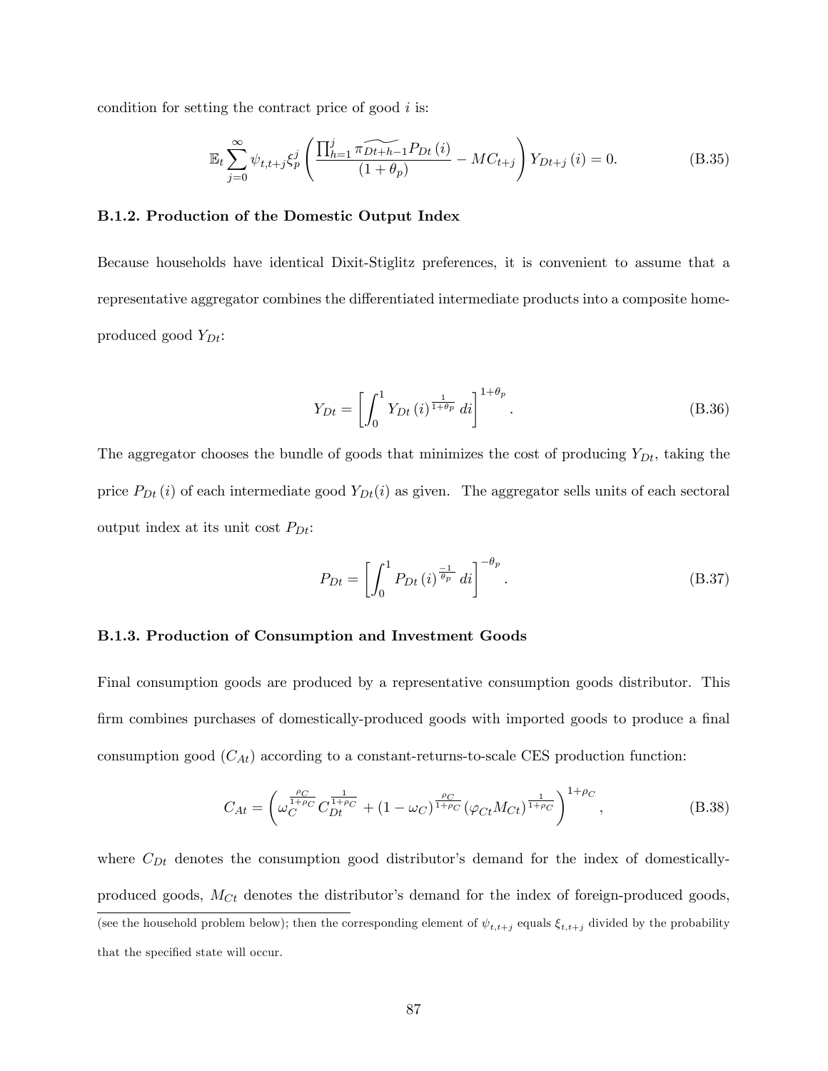condition for setting the contract price of good $i$ is:

$$\mathbb{E}_t \sum_{j=0}^{\infty} \psi_{t,t+j} \xi_p^j \left( \frac{\prod_{h=1}^{j} \widetilde{\pi_{Dt+h-1}} P_{Dt}(i)}{(1+\theta_p)} - MC_{t+j} \right) Y_{Dt+j}(i) = 0. \tag{B.35}$$

### B.1.2. Production of the Domestic Output Index

Because households have identical Dixit-Stiglitz preferences, it is convenient to assume that a representative aggregator combines the differentiated intermediate products into a composite home-produced good $Y_{Dt}$:

$$Y_{Dt} = \left[ \int_0^1 Y_{Dt}(i)^{\frac{1}{1+\theta_p}} \, di \right]^{1+\theta_p}. \tag{B.36}$$

The aggregator chooses the bundle of goods that minimizes the cost of producing $Y_{Dt}$, taking the price $P_{Dt}(i)$ of each intermediate good $Y_{Dt}(i)$ as given. The aggregator sells units of each sectoral output index at its unit cost $P_{Dt}$:

$$P_{Dt} = \left[ \int_0^1 P_{Dt}(i)^{\frac{-1}{\theta_p}} \, di \right]^{-\theta_p}. \tag{B.37}$$

### B.1.3. Production of Consumption and Investment Goods

Final consumption goods are produced by a representative consumption goods distributor. This firm combines purchases of domestically-produced goods with imported goods to produce a final consumption good ($C_{At}$) according to a constant-returns-to-scale CES production function:

$$C_{At} = \left( \omega_C^{\frac{\rho_C}{1+\rho_C}} C_{Dt}^{\frac{1}{1+\rho_C}} + (1-\omega_C)^{\frac{\rho_C}{1+\rho_C}} (\varphi_{Ct} M_{Ct})^{\frac{1}{1+\rho_C}} \right)^{1+\rho_C}, \tag{B.38}$$

where $C_{Dt}$ denotes the consumption good distributor's demand for the index of domestically-produced goods, $M_{Ct}$ denotes the distributor's demand for the index of foreign-produced goods,

(see the household problem below); then the corresponding element of $\psi_{t,t+j}$ equals $\xi_{t,t+j}$ divided by the probability that the specified state will occur.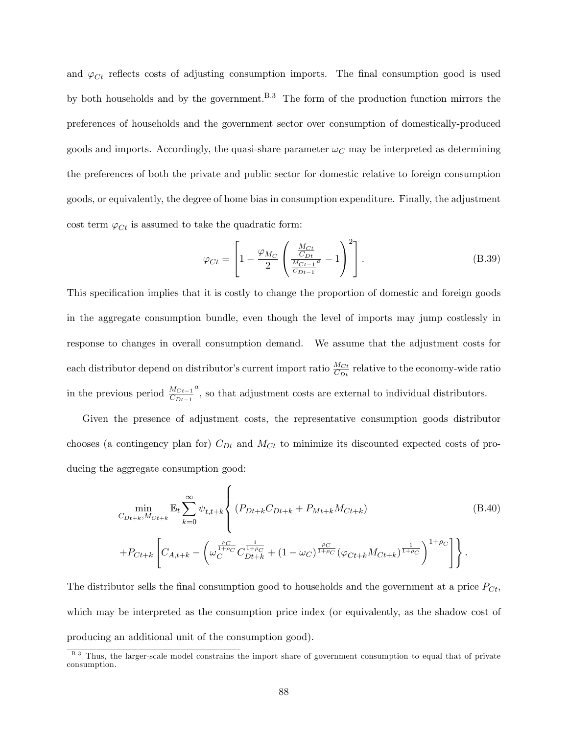and $\varphi_{Ct}$ reflects costs of adjusting consumption imports. The final consumption good is used by both households and by the government.[B.3] The form of the production function mirrors the preferences of households and the government sector over consumption of domestically-produced goods and imports. Accordingly, the quasi-share parameter $\omega_C$ may be interpreted as determining the preferences of both the private and public sector for domestic relative to foreign consumption goods, or equivalently, the degree of home bias in consumption expenditure. Finally, the adjustment cost term $\varphi_{Ct}$ is assumed to take the quadratic form:

$$\varphi_{Ct} = \left[ 1 - \frac{\varphi_{M_C}}{2} \left( \frac{\frac{M_{Ct}}{C_{Dt}}}{\frac{M_{Ct-1}}{C_{Dt-1}}^a} - 1 \right)^2 \right]. \tag{B.39}$$

This specification implies that it is costly to change the proportion of domestic and foreign goods in the aggregate consumption bundle, even though the level of imports may jump costlessly in response to changes in overall consumption demand. We assume that the adjustment costs for each distributor depend on distributor's current import ratio $\frac{M_{Ct}}{C_{Dt}}$ relative to the economy-wide ratio in the previous period $\frac{M_{Ct-1}}{C_{Dt-1}}^a$, so that adjustment costs are external to individual distributors.

Given the presence of adjustment costs, the representative consumption goods distributor chooses (a contingency plan for) $C_{Dt}$ and $M_{Ct}$ to minimize its discounted expected costs of producing the aggregate consumption good:

$$\min_{C_{Dt+k}, M_{Ct+k}} \mathbb{E}_t \sum_{k=0}^{\infty} \psi_{t,t+k} \Bigg\{ \left( P_{Dt+k} C_{Dt+k} + P_{Mt+k} M_{Ct+k} \right) \tag{B.40}$$
$$+ P_{Ct+k} \left[ C_{A,t+k} - \left( \omega_C^{\frac{\rho_C}{1+\rho_C}} C_{Dt+k}^{\frac{1}{1+\rho_C}} + (1-\omega_C)^{\frac{\rho_C}{1+\rho_C}} \left( \varphi_{Ct+k} M_{Ct+k} \right)^{\frac{1}{1+\rho_C}} \right)^{1+\rho_C} \right] \Bigg\}.$$

The distributor sells the final consumption good to households and the government at a price $P_{Ct}$, which may be interpreted as the consumption price index (or equivalently, as the shadow cost of producing an additional unit of the consumption good).

[B.3] Thus, the larger-scale model constrains the import share of government consumption to equal that of private consumption.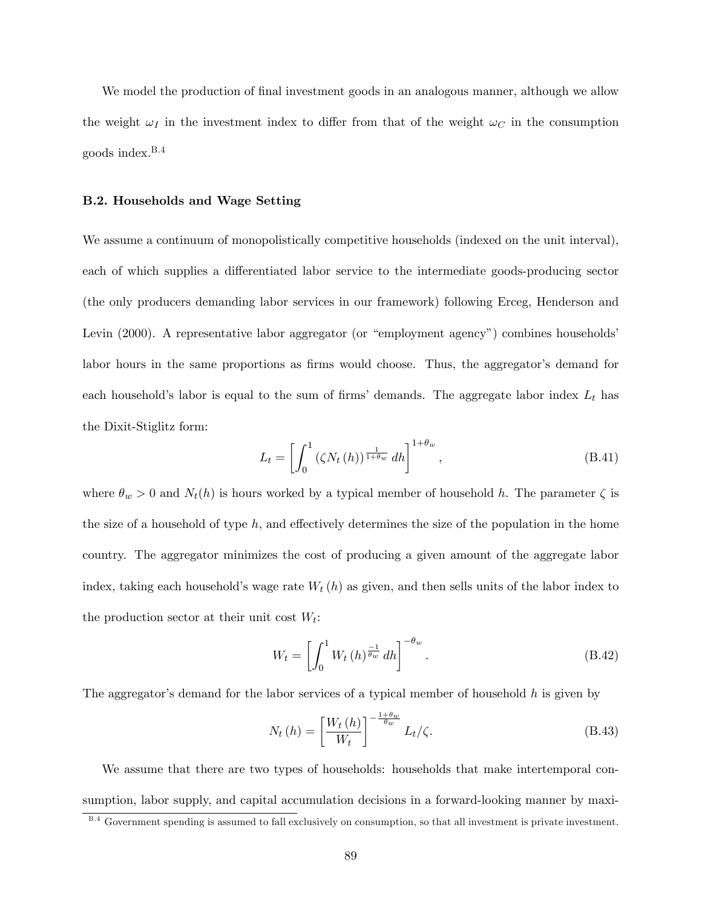We model the production of final investment goods in an analogous manner, although we allow the weight $\omega_I$ in the investment index to differ from that of the weight $\omega_C$ in the consumption goods index.[B.4]

### B.2. Households and Wage Setting

We assume a continuum of monopolistically competitive households (indexed on the unit interval), each of which supplies a differentiated labor service to the intermediate goods-producing sector (the only producers demanding labor services in our framework) following Erceg, Henderson and Levin (2000). A representative labor aggregator (or "employment agency") combines households' labor hours in the same proportions as firms would choose. Thus, the aggregator's demand for each household's labor is equal to the sum of firms' demands. The aggregate labor index $L_t$ has the Dixit-Stiglitz form:

$$L_t = \left[ \int_0^1 (\zeta N_t(h))^{\frac{1}{1+\theta_w}} \, dh \right]^{1+\theta_w}, \tag{B.41}$$

where $\theta_w > 0$ and $N_t(h)$ is hours worked by a typical member of household $h$. The parameter $\zeta$ is the size of a household of type $h$, and effectively determines the size of the population in the home country. The aggregator minimizes the cost of producing a given amount of the aggregate labor index, taking each household's wage rate $W_t(h)$ as given, and then sells units of the labor index to the production sector at their unit cost $W_t$:

$$W_t = \left[ \int_0^1 W_t(h)^{\frac{-1}{\theta_w}} \, dh \right]^{-\theta_w}. \tag{B.42}$$

The aggregator's demand for the labor services of a typical member of household $h$ is given by

$$N_t(h) = \left[ \frac{W_t(h)}{W_t} \right]^{-\frac{1+\theta_w}{\theta_w}} L_t / \zeta. \tag{B.43}$$

We assume that there are two types of households: households that make intertemporal consumption, labor supply, and capital accumulation decisions in a forward-looking manner by maxi-

[B.4] Government spending is assumed to fall exclusively on consumption, so that all investment is private investment.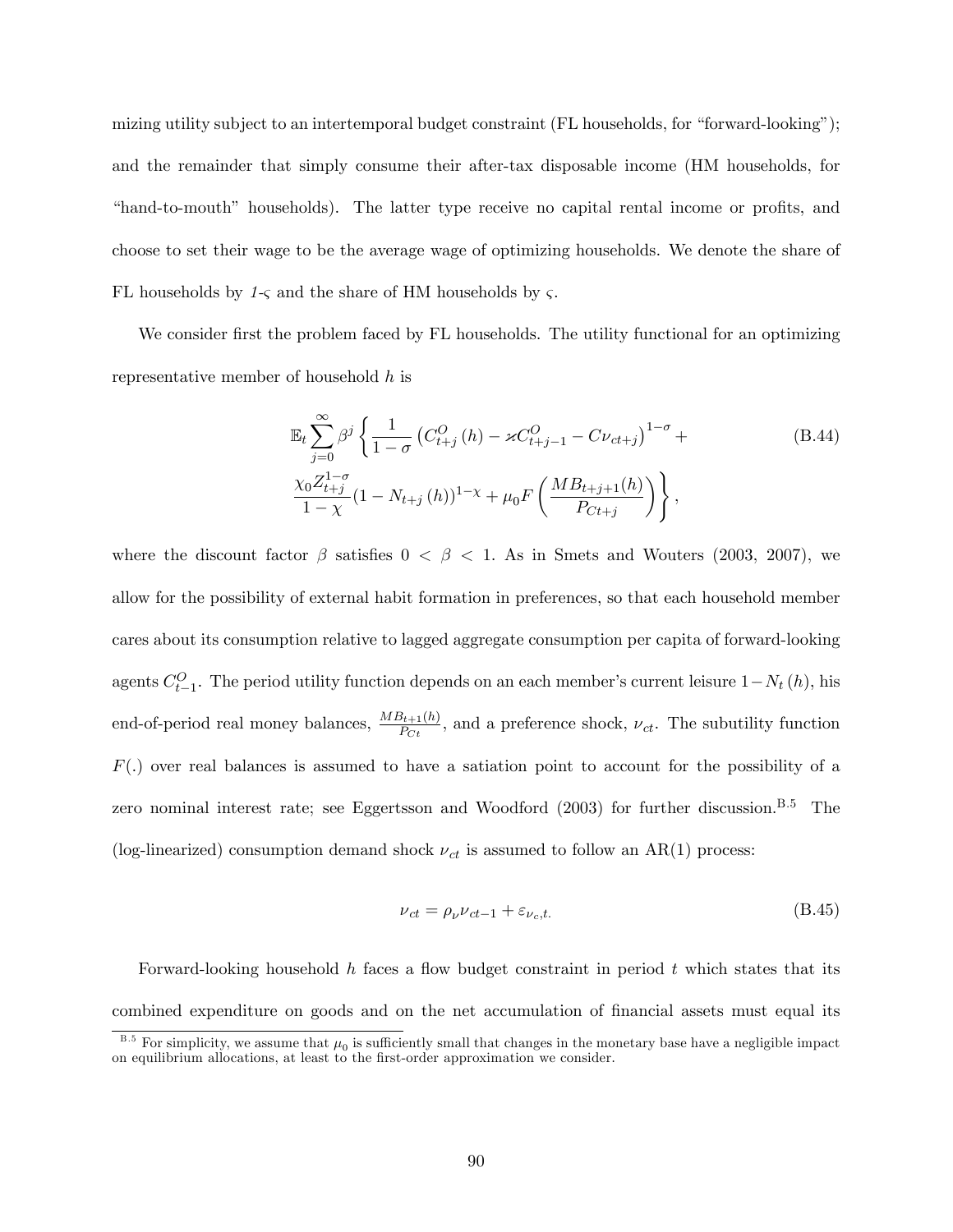mizing utility subject to an intertemporal budget constraint (FL households, for "forward-looking"); and the remainder that simply consume their after-tax disposable income (HM households, for "hand-to-mouth" households). The latter type receive no capital rental income or profits, and choose to set their wage to be the average wage of optimizing households. We denote the share of FL households by $1$-$\varsigma$ and the share of HM households by $\varsigma$.

We consider first the problem faced by FL households. The utility functional for an optimizing representative member of household $h$ is

$$\mathbb{E}_t \sum_{j=0}^{\infty} \beta^j \left\{ \frac{1}{1-\sigma} \left( C^O_{t+j}(h) - \varkappa C^O_{t+j-1} - C\nu_{ct+j} \right)^{1-\sigma} + \frac{\chi_0 Z^{1-\sigma}_{t+j}}{1-\chi} (1 - N_{t+j}(h))^{1-\chi} + \mu_0 F\left( \frac{MB_{t+j+1}(h)}{P_{Ct+j}} \right) \right\}, \tag{B.44}$$

where the discount factor $\beta$ satisfies $0 < \beta < 1$. As in Smets and Wouters (2003, 2007), we allow for the possibility of external habit formation in preferences, so that each household member cares about its consumption relative to lagged aggregate consumption per capita of forward-looking agents $C^O_{t-1}$. The period utility function depends on an each member's current leisure $1-N_t(h)$, his end-of-period real money balances, $\frac{MB_{t+1}(h)}{P_{Ct}}$, and a preference shock, $\nu_{ct}$. The subutility function $F(.)$ over real balances is assumed to have a satiation point to account for the possibility of a zero nominal interest rate; see Eggertsson and Woodford (2003) for further discussion.[B.5] The (log-linearized) consumption demand shock $\nu_{ct}$ is assumed to follow an AR(1) process:

$$\nu_{ct} = \rho_\nu \nu_{ct-1} + \varepsilon_{\nu_c,t.} \tag{B.45}$$

Forward-looking household $h$ faces a flow budget constraint in period $t$ which states that its combined expenditure on goods and on the net accumulation of financial assets must equal its

[B.5] For simplicity, we assume that $\mu_0$ is sufficiently small that changes in the monetary base have a negligible impact on equilibrium allocations, at least to the first-order approximation we consider.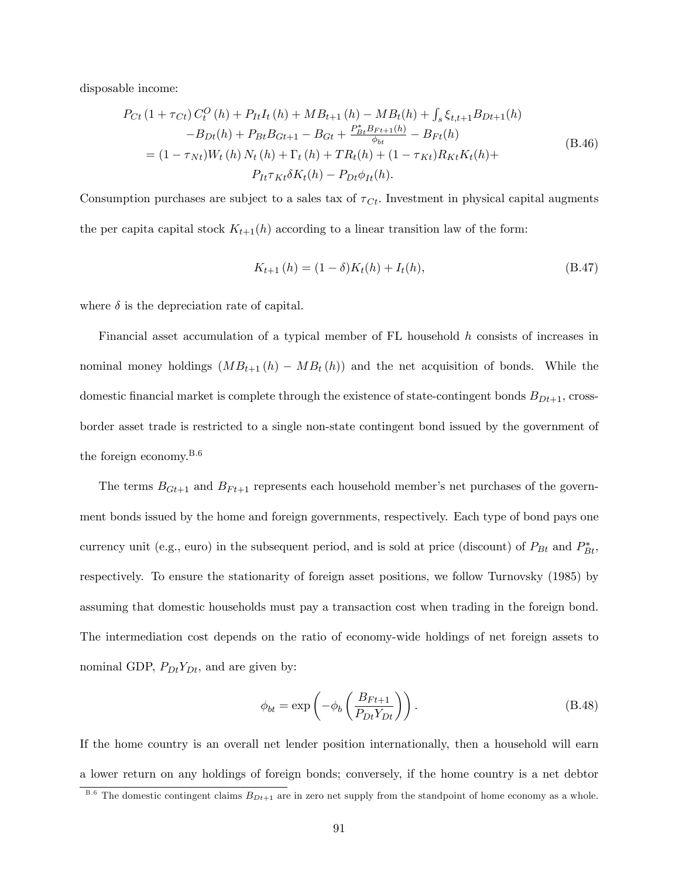disposable income:

$$
\begin{gathered}
P_{Ct}\left(1+\tau_{Ct}\right)C_t^O\left(h\right)+P_{It}I_t\left(h\right)+MB_{t+1}\left(h\right)-MB_t(h)+\int_s \xi_{t,t+1}B_{Dt+1}(h) \\
-B_{Dt}(h)+P_{Bt}B_{Gt+1}-B_{Gt}+\frac{P_{Bt}^*B_{Ft+1}(h)}{\phi_{bt}}-B_{Ft}(h) \\
=(1-\tau_{Nt})W_t\left(h\right)N_t\left(h\right)+\Gamma_t\left(h\right)+TR_t(h)+(1-\tau_{Kt})R_{Kt}K_t(h)+ \\
P_{It}\tau_{Kt}\delta K_t(h)-P_{Dt}\phi_{It}(h).
\end{gathered}
\tag{B.46}
$$

Consumption purchases are subject to a sales tax of $\tau_{Ct}$. Investment in physical capital augments the per capita capital stock $K_{t+1}(h)$ according to a linear transition law of the form:

$$
K_{t+1}\left(h\right)=(1-\delta)K_t(h)+I_t(h),
\tag{B.47}
$$

where $\delta$ is the depreciation rate of capital.

Financial asset accumulation of a typical member of FL household $h$ consists of increases in nominal money holdings $(MB_{t+1}\left(h\right)-MB_t\left(h\right))$ and the net acquisition of bonds. While the domestic financial market is complete through the existence of state-contingent bonds $B_{Dt+1}$, cross-border asset trade is restricted to a single non-state contingent bond issued by the government of the foreign economy.[B.6]

The terms $B_{Gt+1}$ and $B_{Ft+1}$ represents each household member's net purchases of the government bonds issued by the home and foreign governments, respectively. Each type of bond pays one currency unit (e.g., euro) in the subsequent period, and is sold at price (discount) of $P_{Bt}$ and $P_{Bt}^*$, respectively. To ensure the stationarity of foreign asset positions, we follow Turnovsky (1985) by assuming that domestic households must pay a transaction cost when trading in the foreign bond. The intermediation cost depends on the ratio of economy-wide holdings of net foreign assets to nominal GDP, $P_{Dt}Y_{Dt}$, and are given by:

$$
\phi_{bt}=\exp\left(-\phi_b\left(\frac{B_{Ft+1}}{P_{Dt}Y_{Dt}}\right)\right).
\tag{B.48}
$$

If the home country is an overall net lender position internationally, then a household will earn a lower return on any holdings of foreign bonds; conversely, if the home country is a net debtor

[B.6] The domestic contingent claims $B_{Dt+1}$ are in zero net supply from the standpoint of home economy as a whole.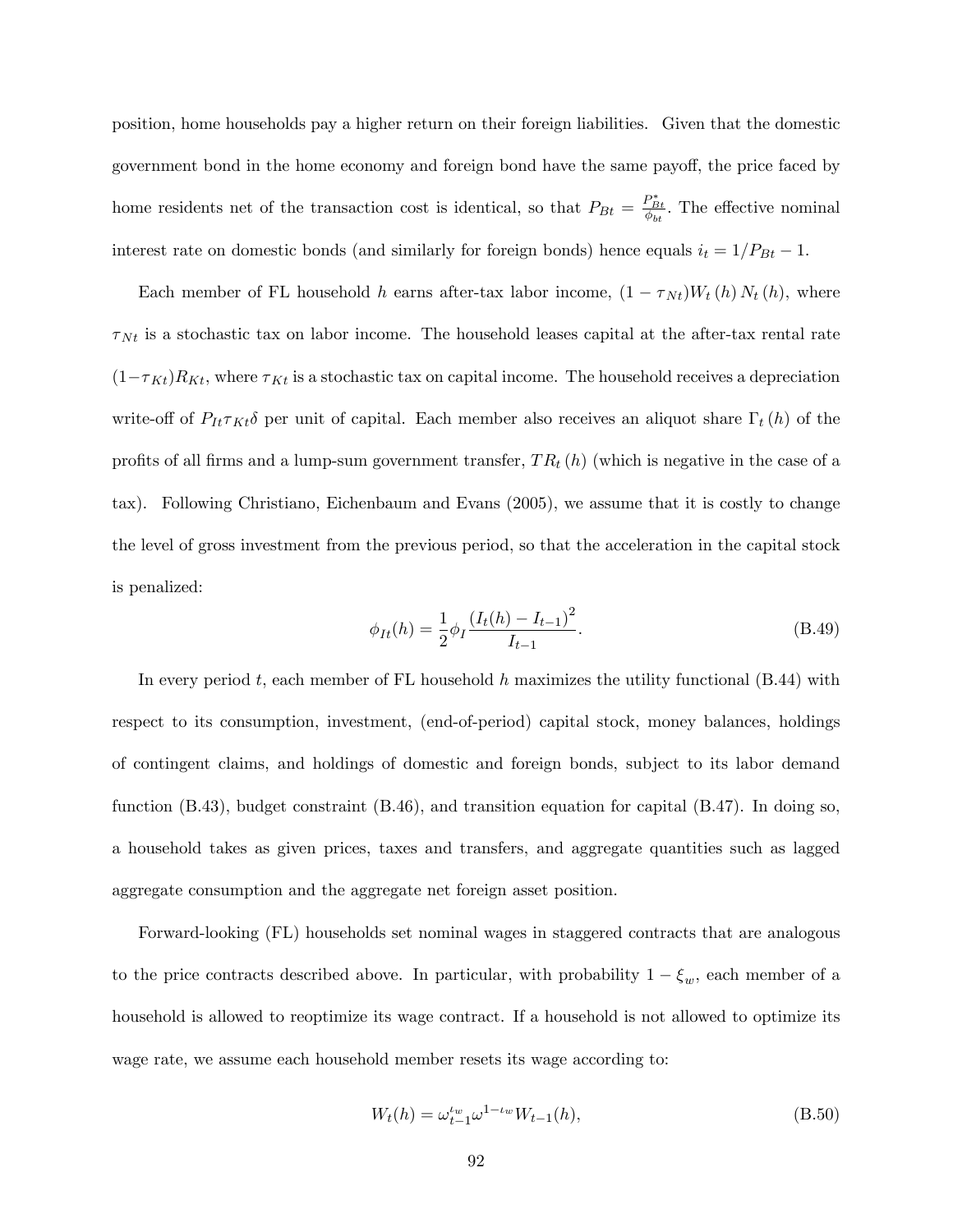position, home households pay a higher return on their foreign liabilities. Given that the domestic government bond in the home economy and foreign bond have the same payoff, the price faced by home residents net of the transaction cost is identical, so that $P_{Bt} = \frac{P^*_{Bt}}{\phi_{bt}}$. The effective nominal interest rate on domestic bonds (and similarly for foreign bonds) hence equals $i_t = 1/P_{Bt} - 1$.

Each member of FL household $h$ earns after-tax labor income, $(1 - \tau_{Nt})W_t(h)N_t(h)$, where $\tau_{Nt}$ is a stochastic tax on labor income. The household leases capital at the after-tax rental rate $(1-\tau_{Kt})R_{Kt}$, where $\tau_{Kt}$ is a stochastic tax on capital income. The household receives a depreciation write-off of $P_{It}\tau_{Kt}\delta$ per unit of capital. Each member also receives an aliquot share $\Gamma_t(h)$ of the profits of all firms and a lump-sum government transfer, $TR_t(h)$ (which is negative in the case of a tax). Following Christiano, Eichenbaum and Evans (2005), we assume that it is costly to change the level of gross investment from the previous period, so that the acceleration in the capital stock is penalized:

$$\phi_{It}(h) = \frac{1}{2}\phi_I \frac{(I_t(h) - I_{t-1})^2}{I_{t-1}}. \tag{B.49}$$

In every period $t$, each member of FL household $h$ maximizes the utility functional (B.44) with respect to its consumption, investment, (end-of-period) capital stock, money balances, holdings of contingent claims, and holdings of domestic and foreign bonds, subject to its labor demand function (B.43), budget constraint (B.46), and transition equation for capital (B.47). In doing so, a household takes as given prices, taxes and transfers, and aggregate quantities such as lagged aggregate consumption and the aggregate net foreign asset position.

Forward-looking (FL) households set nominal wages in staggered contracts that are analogous to the price contracts described above. In particular, with probability $1 - \xi_w$, each member of a household is allowed to reoptimize its wage contract. If a household is not allowed to optimize its wage rate, we assume each household member resets its wage according to:

$$W_t(h) = \omega_{t-1}^{\iota_w}\omega^{1-\iota_w}W_{t-1}(h), \tag{B.50}$$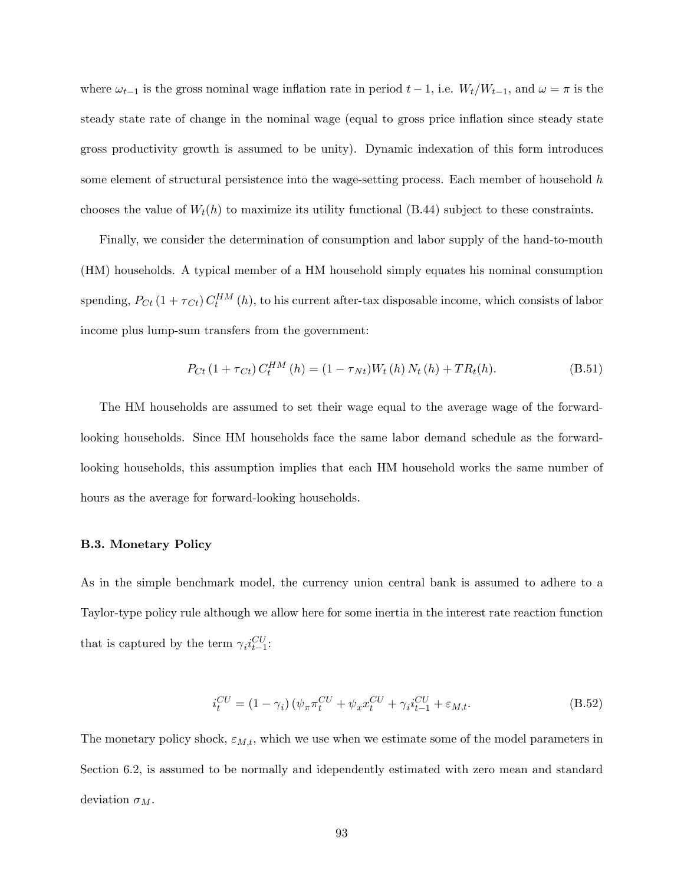where $\omega_{t-1}$ is the gross nominal wage inflation rate in period $t-1$, i.e. $W_t/W_{t-1}$, and $\omega = \pi$ is the steady state rate of change in the nominal wage (equal to gross price inflation since steady state gross productivity growth is assumed to be unity). Dynamic indexation of this form introduces some element of structural persistence into the wage-setting process. Each member of household $h$ chooses the value of $W_t(h)$ to maximize its utility functional (B.44) subject to these constraints.

Finally, we consider the determination of consumption and labor supply of the hand-to-mouth (HM) households. A typical member of a HM household simply equates his nominal consumption spending, $P_{Ct}\left(1+\tau_{Ct}\right)C_t^{HM}\left(h\right)$, to his current after-tax disposable income, which consists of labor income plus lump-sum transfers from the government:

$$P_{Ct}\left(1+\tau_{Ct}\right)C_t^{HM}\left(h\right) = (1-\tau_{Nt})W_t\left(h\right)N_t\left(h\right) + TR_t(h). \tag{B.51}$$

The HM households are assumed to set their wage equal to the average wage of the forward-looking households. Since HM households face the same labor demand schedule as the forward-looking households, this assumption implies that each HM household works the same number of hours as the average for forward-looking households.

### B.3. Monetary Policy

As in the simple benchmark model, the currency union central bank is assumed to adhere to a Taylor-type policy rule although we allow here for some inertia in the interest rate reaction function that is captured by the term $\gamma_i i_{t-1}^{CU}$:

$$i_t^{CU} = \left(1-\gamma_i\right)\left(\psi_\pi \pi_t^{CU} + \psi_x x_t^{CU} + \gamma_i i_{t-1}^{CU} + \varepsilon_{M,t}. \tag{B.52}$$

The monetary policy shock, $\varepsilon_{M,t}$, which we use when we estimate some of the model parameters in Section 6.2, is assumed to be normally and idependently estimated with zero mean and standard deviation $\sigma_M$.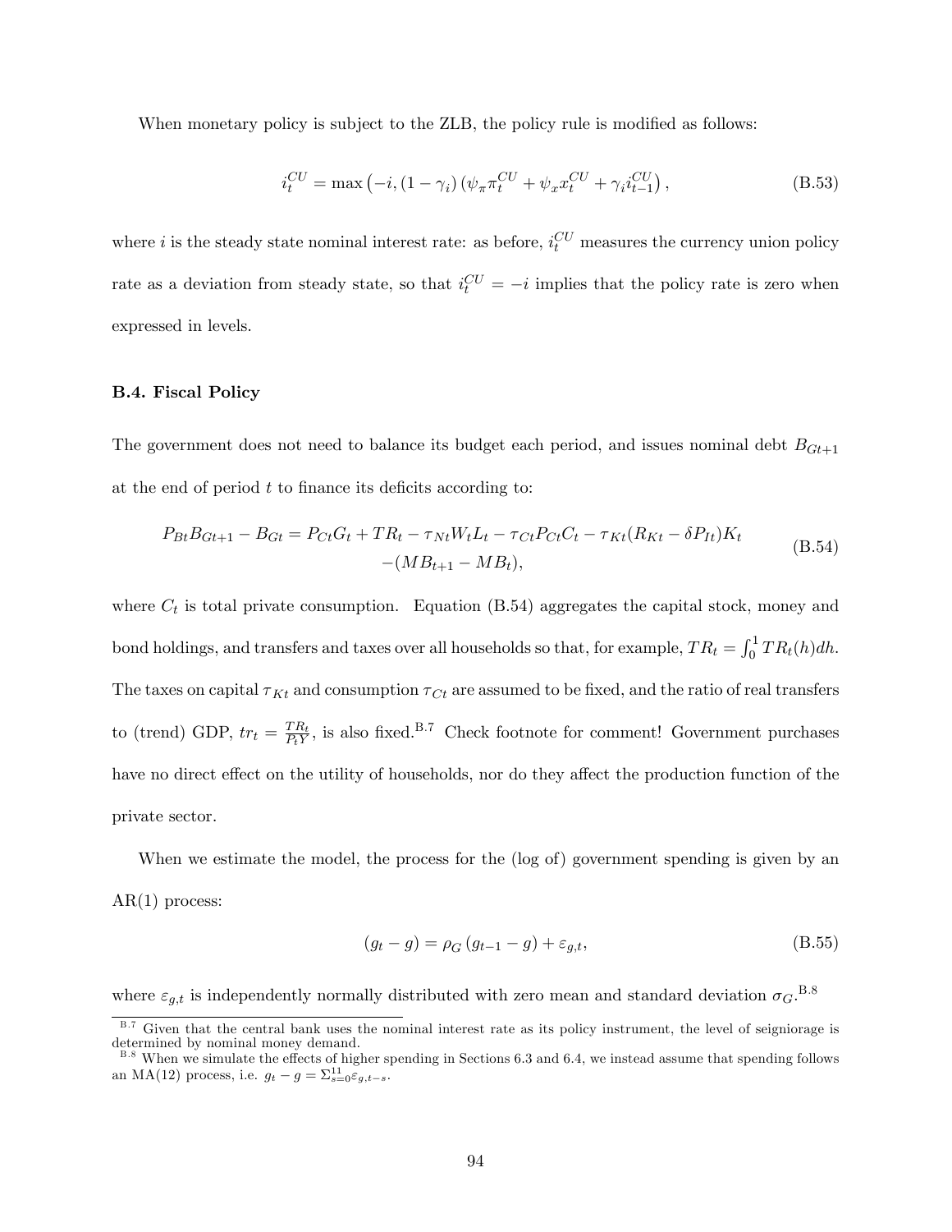When monetary policy is subject to the ZLB, the policy rule is modified as follows:

$$i_t^{CU} = \max\left(-i, (1-\gamma_i)\left(\psi_\pi \pi_t^{CU} + \psi_x x_t^{CU} + \gamma_i i_{t-1}^{CU}\right)\right), \tag{B.53}$$

where $i$ is the steady state nominal interest rate: as before, $i_t^{CU}$ measures the currency union policy rate as a deviation from steady state, so that $i_t^{CU} = -i$ implies that the policy rate is zero when expressed in levels.

#### B.4. Fiscal Policy

The government does not need to balance its budget each period, and issues nominal debt $B_{Gt+1}$ at the end of period $t$ to finance its deficits according to:

$$\begin{aligned} P_{Bt}B_{Gt+1} - B_{Gt} = P_{Ct}G_t + TR_t - \tau_{Nt}W_tL_t - \tau_{Ct}P_{Ct}C_t - \tau_{Kt}(R_{Kt} - \delta P_{It})K_t \\ -(MB_{t+1} - MB_t), \end{aligned} \tag{B.54}$$

where $C_t$ is total private consumption. Equation (B.54) aggregates the capital stock, money and bond holdings, and transfers and taxes over all households so that, for example, $TR_t = \int_0^1 TR_t(h)dh$. The taxes on capital $\tau_{Kt}$ and consumption $\tau_{Ct}$ are assumed to be fixed, and the ratio of real transfers to (trend) GDP, $tr_t = \frac{TR_t}{P_tY}$, is also fixed.[B.7] Check footnote for comment! Government purchases have no direct effect on the utility of households, nor do they affect the production function of the private sector.

When we estimate the model, the process for the (log of) government spending is given by an AR(1) process:

$$(g_t - g) = \rho_G (g_{t-1} - g) + \varepsilon_{g,t}, \tag{B.55}$$

where $\varepsilon_{g,t}$ is independently normally distributed with zero mean and standard deviation $\sigma_G$.[B.8]

[B.7] Given that the central bank uses the nominal interest rate as its policy instrument, the level of seigniorage is determined by nominal money demand.

[B.8] When we simulate the effects of higher spending in Sections 6.3 and 6.4, we instead assume that spending follows an MA(12) process, i.e. $g_t - g = \Sigma_{s=0}^{11}\varepsilon_{g,t-s}$.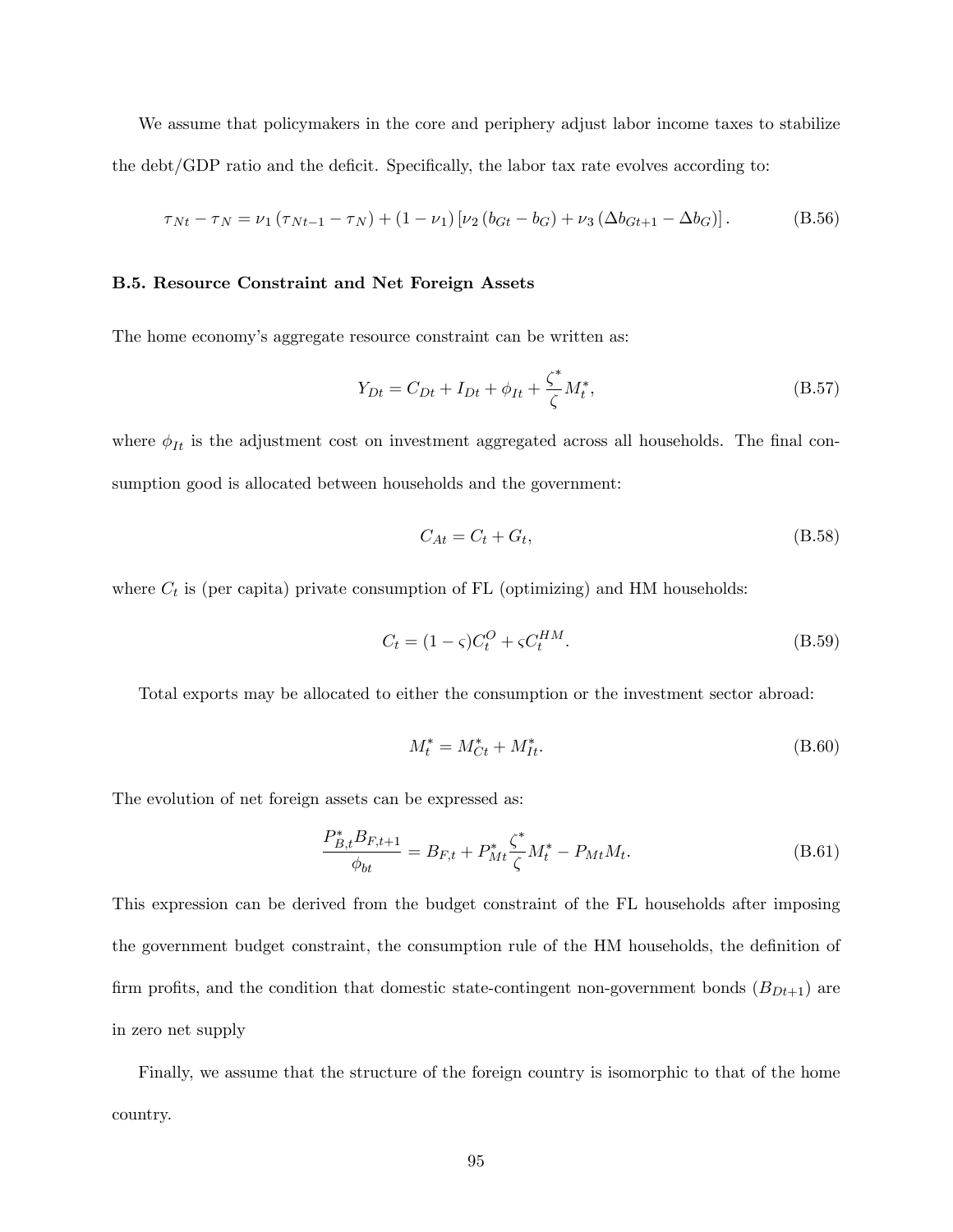We assume that policymakers in the core and periphery adjust labor income taxes to stabilize the debt/GDP ratio and the deficit. Specifically, the labor tax rate evolves according to:

$$\tau_{Nt} - \tau_N = \nu_1 \left(\tau_{Nt-1} - \tau_N\right) + (1 - \nu_1) \left[\nu_2 \left(b_{Gt} - b_G\right) + \nu_3 \left(\Delta b_{Gt+1} - \Delta b_G\right)\right]. \tag{B.56}$$

### B.5. Resource Constraint and Net Foreign Assets

The home economy's aggregate resource constraint can be written as:

$$Y_{Dt} = C_{Dt} + I_{Dt} + \phi_{It} + \frac{\zeta^*}{\zeta} M_t^*, \tag{B.57}$$

where $\phi_{It}$ is the adjustment cost on investment aggregated across all households. The final consumption good is allocated between households and the government:

$$C_{At} = C_t + G_t, \tag{B.58}$$

where $C_t$ is (per capita) private consumption of FL (optimizing) and HM households:

$$C_t = (1 - \varsigma) C_t^O + \varsigma C_t^{HM}. \tag{B.59}$$

Total exports may be allocated to either the consumption or the investment sector abroad:

$$M_t^* = M_{Ct}^* + M_{It}^*. \tag{B.60}$$

The evolution of net foreign assets can be expressed as:

$$\frac{P_{B,t}^* B_{F,t+1}}{\phi_{bt}} = B_{F,t} + P_{Mt}^* \frac{\zeta^*}{\zeta} M_t^* - P_{Mt} M_t. \tag{B.61}$$

This expression can be derived from the budget constraint of the FL households after imposing the government budget constraint, the consumption rule of the HM households, the definition of firm profits, and the condition that domestic state-contingent non-government bonds ($B_{Dt+1}$) are in zero net supply

Finally, we assume that the structure of the foreign country is isomorphic to that of the home country.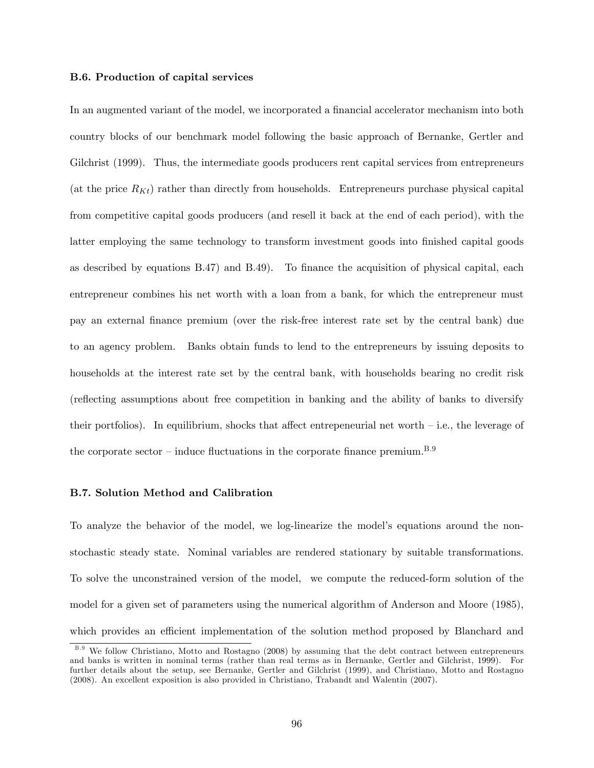### B.6. Production of capital services

In an augmented variant of the model, we incorporated a financial accelerator mechanism into both country blocks of our benchmark model following the basic approach of Bernanke, Gertler and Gilchrist (1999). Thus, the intermediate goods producers rent capital services from entrepreneurs (at the price $R_{Kt}$) rather than directly from households. Entrepreneurs purchase physical capital from competitive capital goods producers (and resell it back at the end of each period), with the latter employing the same technology to transform investment goods into finished capital goods as described by equations B.47) and B.49). To finance the acquisition of physical capital, each entrepreneur combines his net worth with a loan from a bank, for which the entrepreneur must pay an external finance premium (over the risk-free interest rate set by the central bank) due to an agency problem. Banks obtain funds to lend to the entrepreneurs by issuing deposits to households at the interest rate set by the central bank, with households bearing no credit risk (reflecting assumptions about free competition in banking and the ability of banks to diversify their portfolios). In equilibrium, shocks that affect entrepeneurial net worth – i.e., the leverage of the corporate sector – induce fluctuations in the corporate finance premium.[B.9]

### B.7. Solution Method and Calibration

To analyze the behavior of the model, we log-linearize the model's equations around the non-stochastic steady state. Nominal variables are rendered stationary by suitable transformations. To solve the unconstrained version of the model, we compute the reduced-form solution of the model for a given set of parameters using the numerical algorithm of Anderson and Moore (1985), which provides an efficient implementation of the solution method proposed by Blanchard and

[B.9] We follow Christiano, Motto and Rostagno (2008) by assuming that the debt contract between entrepreneurs and banks is written in nominal terms (rather than real terms as in Bernanke, Gertler and Gilchrist, 1999). For further details about the setup, see Bernanke, Gertler and Gilchrist (1999), and Christiano, Motto and Rostagno (2008). An excellent exposition is also provided in Christiano, Trabandt and Walentin (2007).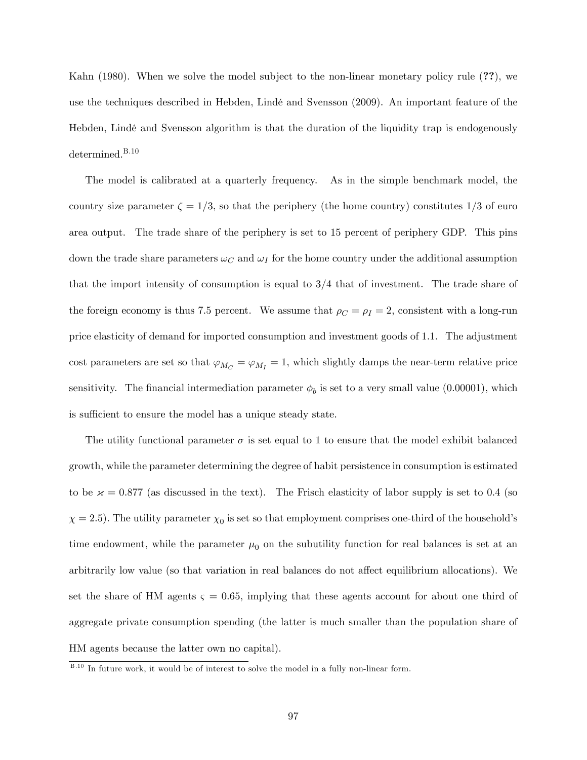Kahn (1980). When we solve the model subject to the non-linear monetary policy rule (**??**), we use the techniques described in Hebden, Lindé and Svensson (2009). An important feature of the Hebden, Lindé and Svensson algorithm is that the duration of the liquidity trap is endogenously determined.[B.10]

The model is calibrated at a quarterly frequency. As in the simple benchmark model, the country size parameter $\zeta = 1/3$, so that the periphery (the home country) constitutes 1/3 of euro area output. The trade share of the periphery is set to 15 percent of periphery GDP. This pins down the trade share parameters $\omega_C$ and $\omega_I$ for the home country under the additional assumption that the import intensity of consumption is equal to 3/4 that of investment. The trade share of the foreign economy is thus 7.5 percent. We assume that $\rho_C = \rho_I = 2$, consistent with a long-run price elasticity of demand for imported consumption and investment goods of 1.1. The adjustment cost parameters are set so that $\varphi_{M_C} = \varphi_{M_I} = 1$, which slightly damps the near-term relative price sensitivity. The financial intermediation parameter $\phi_b$ is set to a very small value (0.00001), which is sufficient to ensure the model has a unique steady state.

The utility functional parameter $\sigma$ is set equal to 1 to ensure that the model exhibit balanced growth, while the parameter determining the degree of habit persistence in consumption is estimated to be $\varkappa = 0.877$ (as discussed in the text). The Frisch elasticity of labor supply is set to 0.4 (so $\chi = 2.5$). The utility parameter $\chi_0$ is set so that employment comprises one-third of the household's time endowment, while the parameter $\mu_0$ on the subutility function for real balances is set at an arbitrarily low value (so that variation in real balances do not affect equilibrium allocations). We set the share of HM agents $\varsigma = 0.65$, implying that these agents account for about one third of aggregate private consumption spending (the latter is much smaller than the population share of HM agents because the latter own no capital).

[B.10] In future work, it would be of interest to solve the model in a fully non-linear form.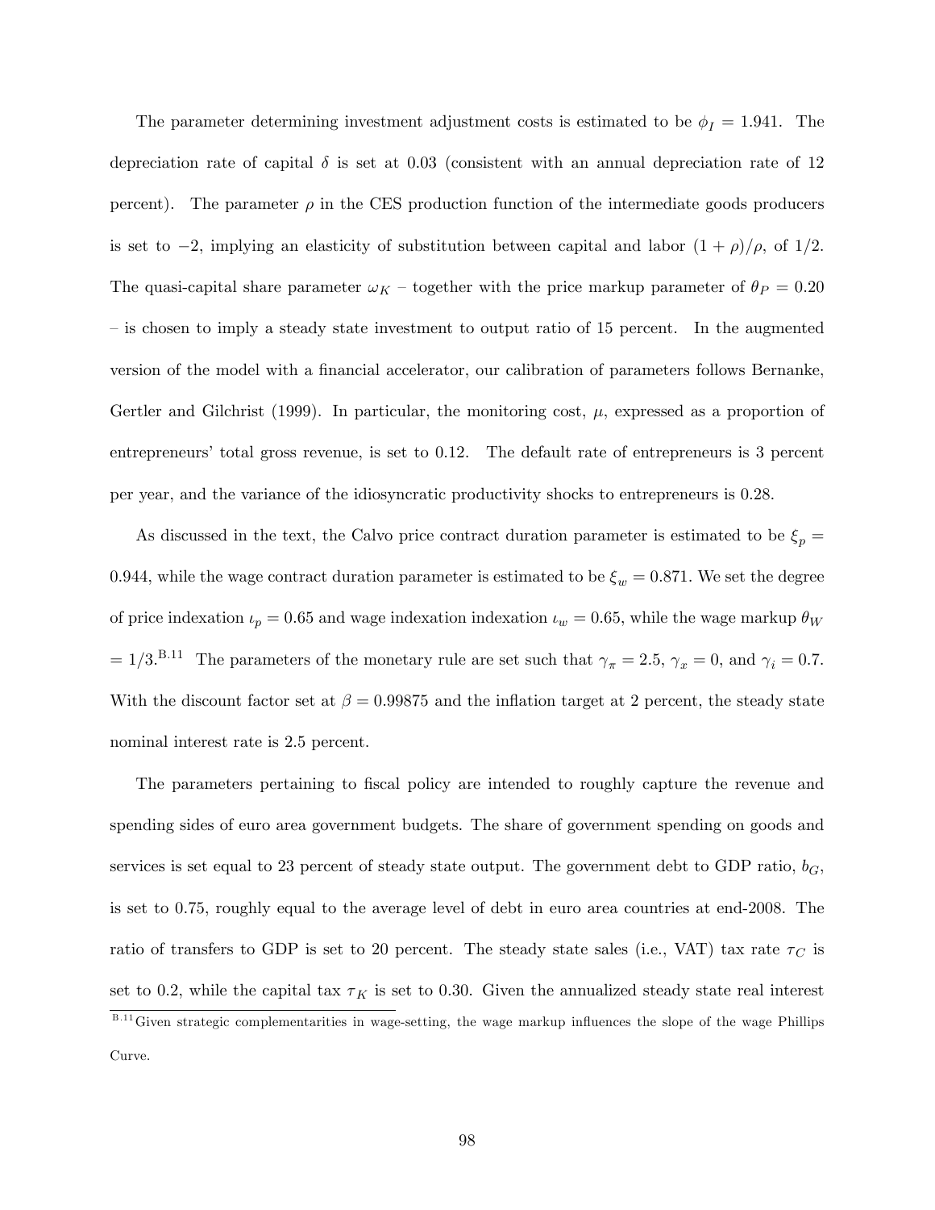The parameter determining investment adjustment costs is estimated to be $\phi_I = 1.941$. The depreciation rate of capital $\delta$ is set at 0.03 (consistent with an annual depreciation rate of 12 percent). The parameter $\rho$ in the CES production function of the intermediate goods producers is set to $-2$, implying an elasticity of substitution between capital and labor $(1 + \rho)/\rho$, of 1/2. The quasi-capital share parameter $\omega_K$ – together with the price markup parameter of $\theta_P = 0.20$ – is chosen to imply a steady state investment to output ratio of 15 percent. In the augmented version of the model with a financial accelerator, our calibration of parameters follows Bernanke, Gertler and Gilchrist (1999). In particular, the monitoring cost, $\mu$, expressed as a proportion of entrepreneurs' total gross revenue, is set to 0.12. The default rate of entrepreneurs is 3 percent per year, and the variance of the idiosyncratic productivity shocks to entrepreneurs is 0.28.

As discussed in the text, the Calvo price contract duration parameter is estimated to be $\xi_p = 0.944$, while the wage contract duration parameter is estimated to be $\xi_w = 0.871$. We set the degree of price indexation $\iota_p = 0.65$ and wage indexation indexation $\iota_w = 0.65$, while the wage markup $\theta_W = 1/3$.[B.11] The parameters of the monetary rule are set such that $\gamma_\pi = 2.5$, $\gamma_x = 0$, and $\gamma_i = 0.7$. With the discount factor set at $\beta = 0.99875$ and the inflation target at 2 percent, the steady state nominal interest rate is 2.5 percent.

The parameters pertaining to fiscal policy are intended to roughly capture the revenue and spending sides of euro area government budgets. The share of government spending on goods and services is set equal to 23 percent of steady state output. The government debt to GDP ratio, $b_G$, is set to 0.75, roughly equal to the average level of debt in euro area countries at end-2008. The ratio of transfers to GDP is set to 20 percent. The steady state sales (i.e., VAT) tax rate $\tau_C$ is set to 0.2, while the capital tax $\tau_K$ is set to 0.30. Given the annualized steady state real interest

[B.11] Given strategic complementarities in wage-setting, the wage markup influences the slope of the wage Phillips Curve.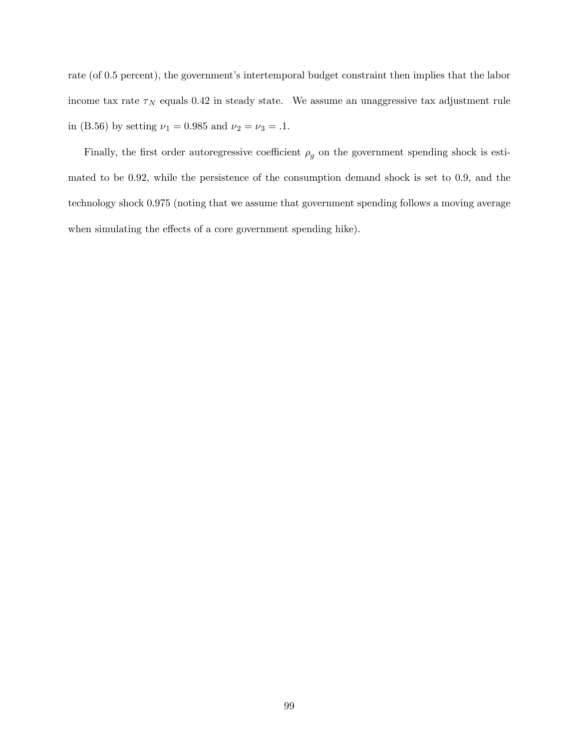rate (of 0.5 percent), the government's intertemporal budget constraint then implies that the labor income tax rate $\tau_N$ equals 0.42 in steady state. We assume an unaggressive tax adjustment rule in (B.56) by setting $\nu_1 = 0.985$ and $\nu_2 = \nu_3 = .1$.

Finally, the first order autoregressive coefficient $\rho_g$ on the government spending shock is estimated to be 0.92, while the persistence of the consumption demand shock is set to 0.9, and the technology shock 0.975 (noting that we assume that government spending follows a moving average when simulating the effects of a core government spending hike).